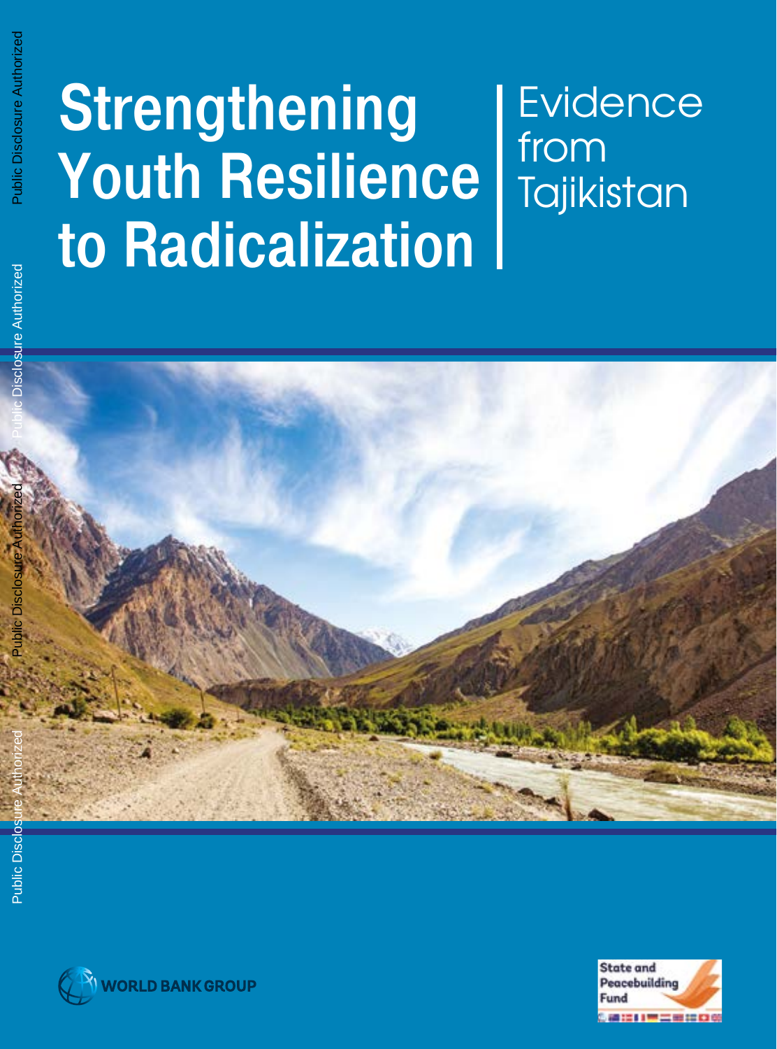# Strengthening Youth Resilience to Radicalization

## Evidence from Tajikistan

WORLD BANK GROUP

State and Peacebuilding Fund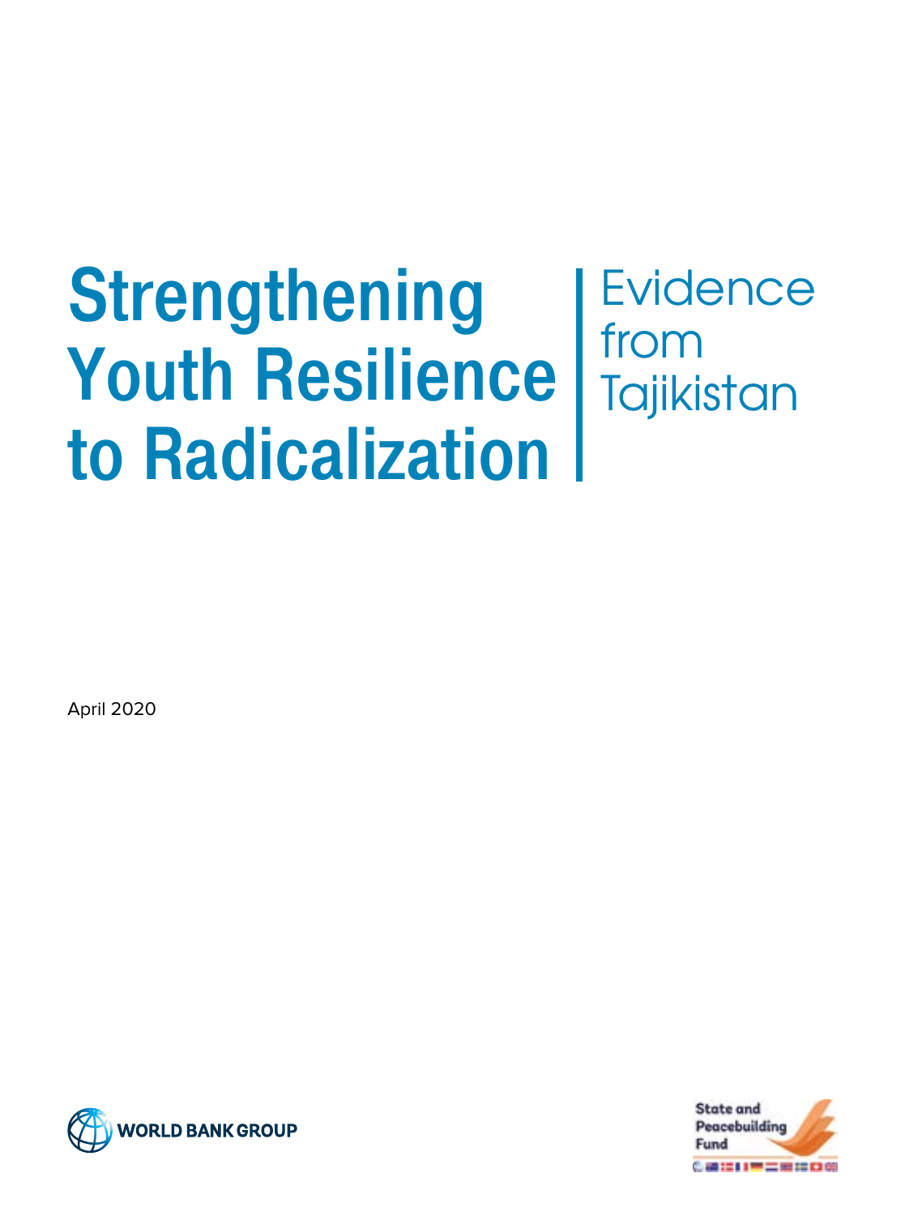# Strengthening Youth Resilience to Radicalization

## Evidence from Tajikistan

April 2020

WORLD BANK GROUP

State and Peacebuilding Fund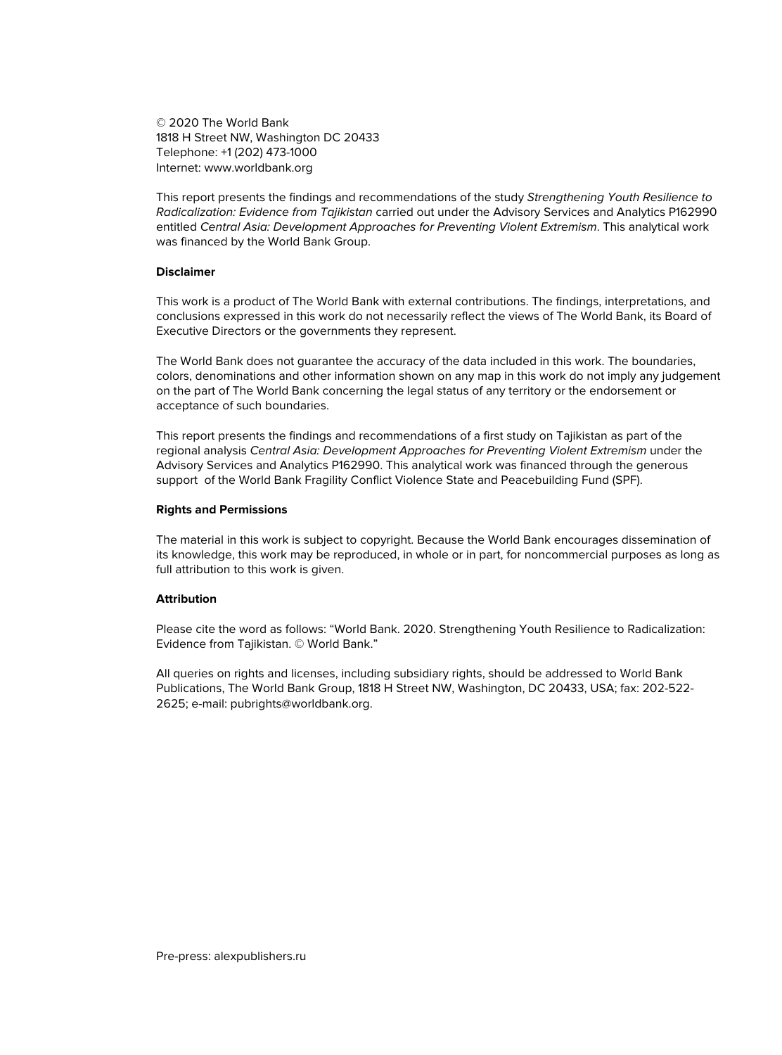© 2020 The World Bank
1818 H Street NW, Washington DC 20433
Telephone: +1 (202) 473-1000
Internet: www.worldbank.org

This report presents the findings and recommendations of the study *Strengthening Youth Resilience to Radicalization: Evidence from Tajikistan* carried out under the Advisory Services and Analytics P162990 entitled *Central Asia: Development Approaches for Preventing Violent Extremism*. This analytical work was financed by the World Bank Group.

**Disclaimer**

This work is a product of The World Bank with external contributions. The findings, interpretations, and conclusions expressed in this work do not necessarily reflect the views of The World Bank, its Board of Executive Directors or the governments they represent.

The World Bank does not guarantee the accuracy of the data included in this work. The boundaries, colors, denominations and other information shown on any map in this work do not imply any judgement on the part of The World Bank concerning the legal status of any territory or the endorsement or acceptance of such boundaries.

This report presents the findings and recommendations of a first study on Tajikistan as part of the regional analysis *Central Asia: Development Approaches for Preventing Violent Extremism* under the Advisory Services and Analytics P162990. This analytical work was financed through the generous support of the World Bank Fragility Conflict Violence State and Peacebuilding Fund (SPF).

**Rights and Permissions**

The material in this work is subject to copyright. Because the World Bank encourages dissemination of its knowledge, this work may be reproduced, in whole or in part, for noncommercial purposes as long as full attribution to this work is given.

**Attribution**

Please cite the word as follows: "World Bank. 2020. Strengthening Youth Resilience to Radicalization: Evidence from Tajikistan. © World Bank."

All queries on rights and licenses, including subsidiary rights, should be addressed to World Bank Publications, The World Bank Group, 1818 H Street NW, Washington, DC 20433, USA; fax: 202-522-2625; e-mail: pubrights@worldbank.org.

Pre-press: alexpublishers.ru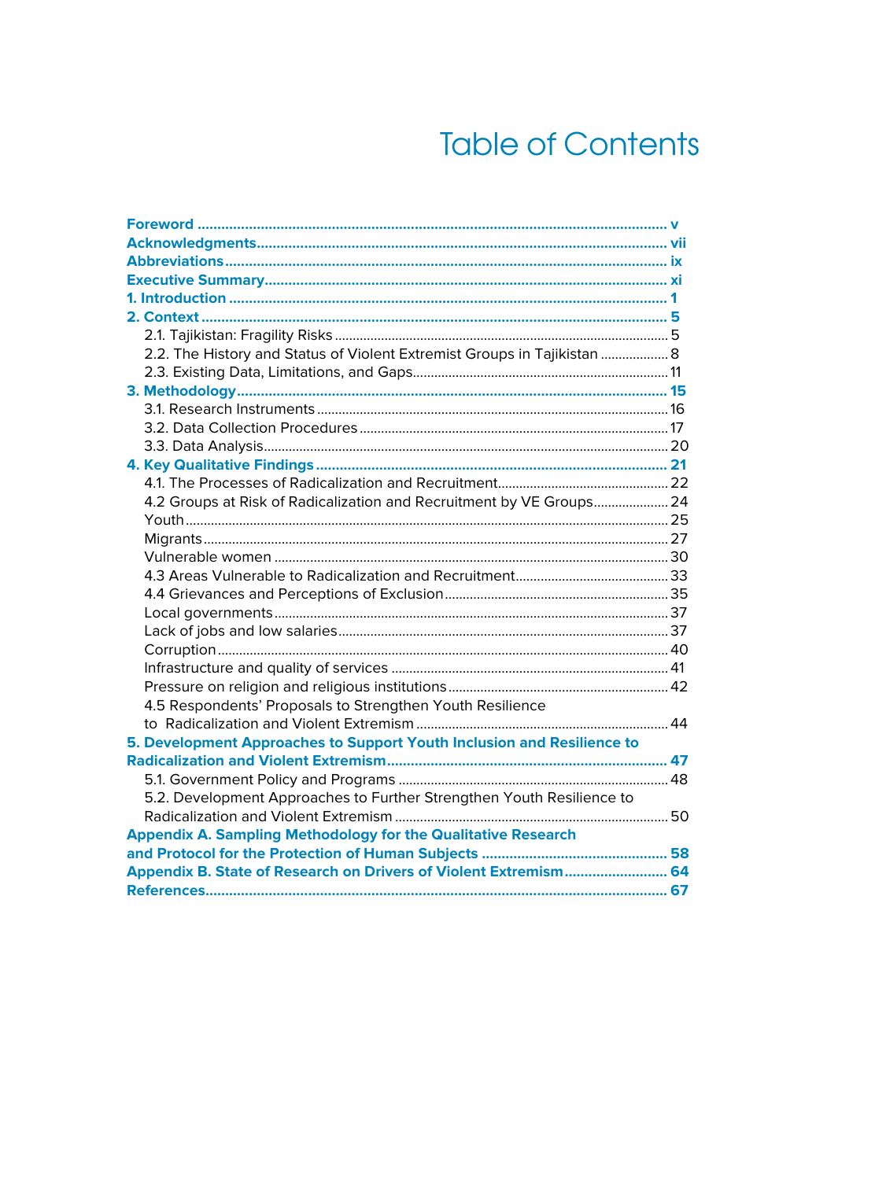# Table of Contents

**Foreword** ..... v
**Acknowledgments** ..... vii
**Abbreviations** ..... ix
**Executive Summary** ..... xi
**1. Introduction** ..... 1
**2. Context** ..... 5
- 2.1. Tajikistan: Fragility Risks ..... 5
- 2.2. The History and Status of Violent Extremist Groups in Tajikistan ..... 8
- 2.3. Existing Data, Limitations, and Gaps ..... 11

**3. Methodology** ..... 15
- 3.1. Research Instruments ..... 16
- 3.2. Data Collection Procedures ..... 17
- 3.3. Data Analysis ..... 20

**4. Key Qualitative Findings** ..... 21
- 4.1. The Processes of Radicalization and Recruitment ..... 22
- 4.2 Groups at Risk of Radicalization and Recruitment by VE Groups ..... 24
- Youth ..... 25
- Migrants ..... 27
- Vulnerable women ..... 30
- 4.3 Areas Vulnerable to Radicalization and Recruitment ..... 33
- 4.4 Grievances and Perceptions of Exclusion ..... 35
- Local governments ..... 37
- Lack of jobs and low salaries ..... 37
- Corruption ..... 40
- Infrastructure and quality of services ..... 41
- Pressure on religion and religious institutions ..... 42
- 4.5 Respondents' Proposals to Strengthen Youth Resilience to Radicalization and Violent Extremism ..... 44

**5. Development Approaches to Support Youth Inclusion and Resilience to Radicalization and Violent Extremism** ..... 47
- 5.1. Government Policy and Programs ..... 48
- 5.2. Development Approaches to Further Strengthen Youth Resilience to Radicalization and Violent Extremism ..... 50

**Appendix A. Sampling Methodology for the Qualitative Research and Protocol for the Protection of Human Subjects** ..... 58
**Appendix B. State of Research on Drivers of Violent Extremism** ..... 64
**References** ..... 67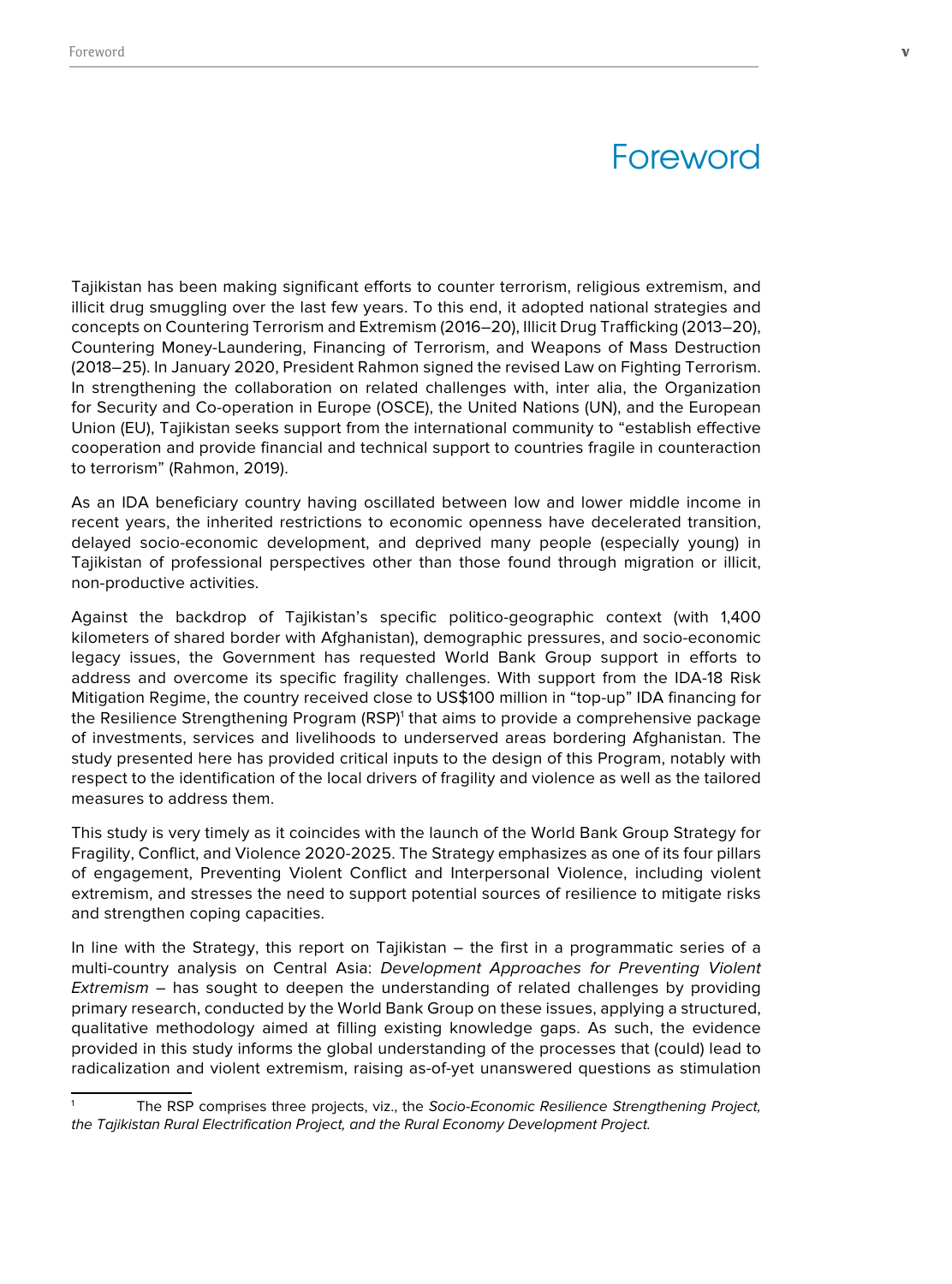# Foreword

Tajikistan has been making significant efforts to counter terrorism, religious extremism, and illicit drug smuggling over the last few years. To this end, it adopted national strategies and concepts on Countering Terrorism and Extremism (2016–20), Illicit Drug Trafficking (2013–20), Countering Money-Laundering, Financing of Terrorism, and Weapons of Mass Destruction (2018–25). In January 2020, President Rahmon signed the revised Law on Fighting Terrorism. In strengthening the collaboration on related challenges with, inter alia, the Organization for Security and Co-operation in Europe (OSCE), the United Nations (UN), and the European Union (EU), Tajikistan seeks support from the international community to "establish effective cooperation and provide financial and technical support to countries fragile in counteraction to terrorism" (Rahmon, 2019).

As an IDA beneficiary country having oscillated between low and lower middle income in recent years, the inherited restrictions to economic openness have decelerated transition, delayed socio-economic development, and deprived many people (especially young) in Tajikistan of professional perspectives other than those found through migration or illicit, non-productive activities.

Against the backdrop of Tajikistan's specific politico-geographic context (with 1,400 kilometers of shared border with Afghanistan), demographic pressures, and socio-economic legacy issues, the Government has requested World Bank Group support in efforts to address and overcome its specific fragility challenges. With support from the IDA-18 Risk Mitigation Regime, the country received close to US$100 million in "top-up" IDA financing for the Resilience Strengthening Program (RSP)[1] that aims to provide a comprehensive package of investments, services and livelihoods to underserved areas bordering Afghanistan. The study presented here has provided critical inputs to the design of this Program, notably with respect to the identification of the local drivers of fragility and violence as well as the tailored measures to address them.

This study is very timely as it coincides with the launch of the World Bank Group Strategy for Fragility, Conflict, and Violence 2020-2025. The Strategy emphasizes as one of its four pillars of engagement, Preventing Violent Conflict and Interpersonal Violence, including violent extremism, and stresses the need to support potential sources of resilience to mitigate risks and strengthen coping capacities.

In line with the Strategy, this report on Tajikistan – the first in a programmatic series of a multi-country analysis on Central Asia: *Development Approaches for Preventing Violent Extremism* – has sought to deepen the understanding of related challenges by providing primary research, conducted by the World Bank Group on these issues, applying a structured, qualitative methodology aimed at filling existing knowledge gaps. As such, the evidence provided in this study informs the global understanding of the processes that (could) lead to radicalization and violent extremism, raising as-of-yet unanswered questions as stimulation

---

[1] The RSP comprises three projects, viz., the *Socio-Economic Resilience Strengthening Project, the Tajikistan Rural Electrification Project, and the Rural Economy Development Project.*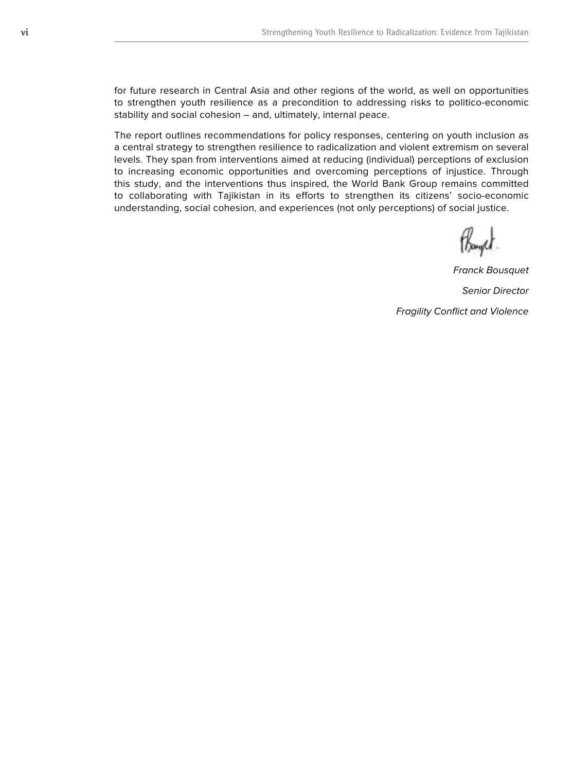for future research in Central Asia and other regions of the world, as well on opportunities to strengthen youth resilience as a precondition to addressing risks to politico-economic stability and social cohesion – and, ultimately, internal peace.

The report outlines recommendations for policy responses, centering on youth inclusion as a central strategy to strengthen resilience to radicalization and violent extremism on several levels. They span from interventions aimed at reducing (individual) perceptions of exclusion to increasing economic opportunities and overcoming perceptions of injustice. Through this study, and the interventions thus inspired, the World Bank Group remains committed to collaborating with Tajikistan in its efforts to strengthen its citizens' socio-economic understanding, social cohesion, and experiences (not only perceptions) of social justice.

*Franck Bousquet*

*Senior Director*

*Fragility Conflict and Violence*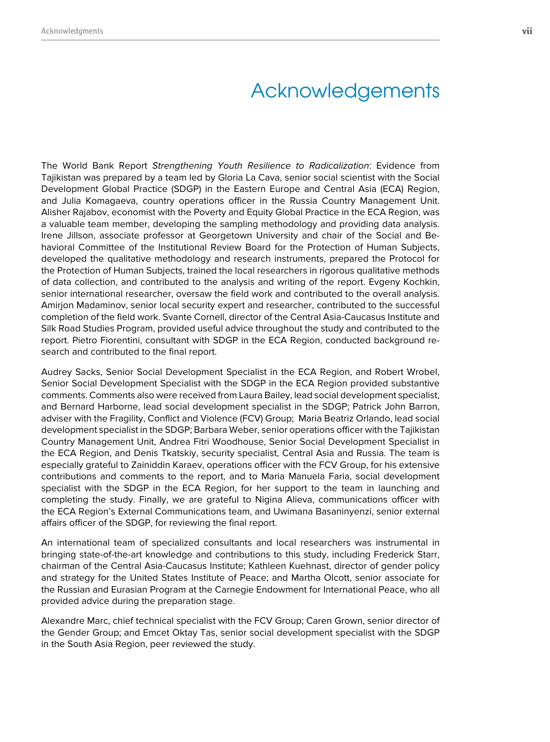# Acknowledgements

The World Bank Report *Strengthening Youth Resilience to Radicalization*: Evidence from Tajikistan was prepared by a team led by Gloria La Cava, senior social scientist with the Social Development Global Practice (SDGP) in the Eastern Europe and Central Asia (ECA) Region, and Julia Komagaeva, country operations officer in the Russia Country Management Unit. Alisher Rajabov, economist with the Poverty and Equity Global Practice in the ECA Region, was a valuable team member, developing the sampling methodology and providing data analysis. Irene Jillson, associate professor at Georgetown University and chair of the Social and Behavioral Committee of the Institutional Review Board for the Protection of Human Subjects, developed the qualitative methodology and research instruments, prepared the Protocol for the Protection of Human Subjects, trained the local researchers in rigorous qualitative methods of data collection, and contributed to the analysis and writing of the report. Evgeny Kochkin, senior international researcher, oversaw the field work and contributed to the overall analysis. Amirjon Madaminov, senior local security expert and researcher, contributed to the successful completion of the field work. Svante Cornell, director of the Central Asia-Caucasus Institute and Silk Road Studies Program, provided useful advice throughout the study and contributed to the report. Pietro Fiorentini, consultant with SDGP in the ECA Region, conducted background research and contributed to the final report.

Audrey Sacks, Senior Social Development Specialist in the ECA Region, and Robert Wrobel, Senior Social Development Specialist with the SDGP in the ECA Region provided substantive comments. Comments also were received from Laura Bailey, lead social development specialist, and Bernard Harborne, lead social development specialist in the SDGP; Patrick John Barron, adviser with the Fragility, Conflict and Violence (FCV) Group; Maria Beatriz Orlando, lead social development specialist in the SDGP; Barbara Weber, senior operations officer with the Tajikistan Country Management Unit, Andrea Fitri Woodhouse, Senior Social Development Specialist in the ECA Region, and Denis Tkatskiy, security specialist, Central Asia and Russia. The team is especially grateful to Zainiddin Karaev, operations officer with the FCV Group, for his extensive contributions and comments to the report, and to Maria Manuela Faria, social development specialist with the SDGP in the ECA Region, for her support to the team in launching and completing the study. Finally, we are grateful to Nigina Alieva, communications officer with the ECA Region's External Communications team, and Uwimana Basaninyenzi, senior external affairs officer of the SDGP, for reviewing the final report.

An international team of specialized consultants and local researchers was instrumental in bringing state-of-the-art knowledge and contributions to this study, including Frederick Starr, chairman of the Central Asia-Caucasus Institute; Kathleen Kuehnast, director of gender policy and strategy for the United States Institute of Peace; and Martha Olcott, senior associate for the Russian and Eurasian Program at the Carnegie Endowment for International Peace, who all provided advice during the preparation stage.

Alexandre Marc, chief technical specialist with the FCV Group; Caren Grown, senior director of the Gender Group; and Emcet Oktay Tas, senior social development specialist with the SDGP in the South Asia Region, peer reviewed the study.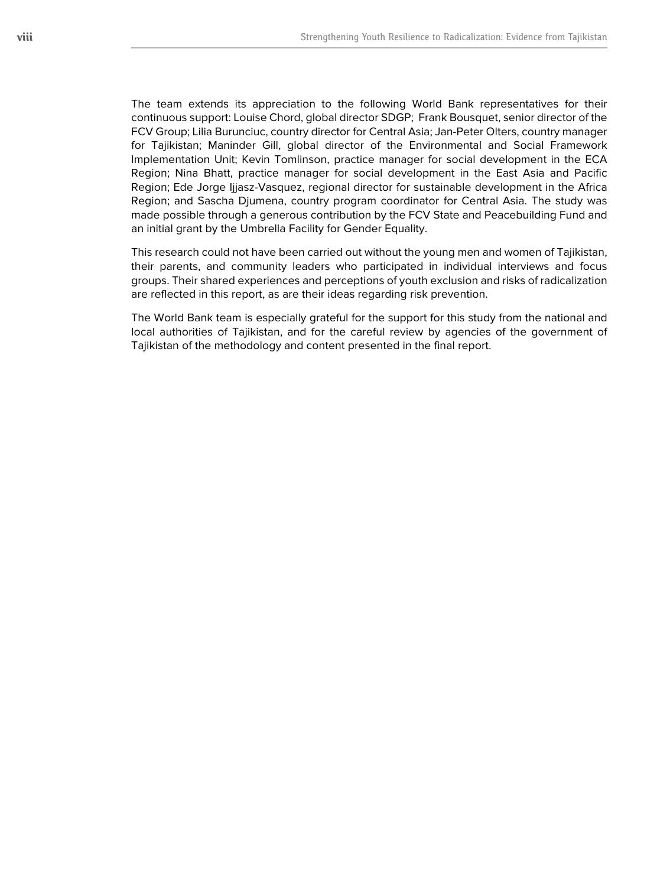The team extends its appreciation to the following World Bank representatives for their continuous support: Louise Chord, global director SDGP; Frank Bousquet, senior director of the FCV Group; Lilia Burunciuc, country director for Central Asia; Jan-Peter Olters, country manager for Tajikistan; Maninder Gill, global director of the Environmental and Social Framework Implementation Unit; Kevin Tomlinson, practice manager for social development in the ECA Region; Nina Bhatt, practice manager for social development in the East Asia and Pacific Region; Ede Jorge Ijjasz-Vasquez, regional director for sustainable development in the Africa Region; and Sascha Djumena, country program coordinator for Central Asia. The study was made possible through a generous contribution by the FCV State and Peacebuilding Fund and an initial grant by the Umbrella Facility for Gender Equality.

This research could not have been carried out without the young men and women of Tajikistan, their parents, and community leaders who participated in individual interviews and focus groups. Their shared experiences and perceptions of youth exclusion and risks of radicalization are reflected in this report, as are their ideas regarding risk prevention.

The World Bank team is especially grateful for the support for this study from the national and local authorities of Tajikistan, and for the careful review by agencies of the government of Tajikistan of the methodology and content presented in the final report.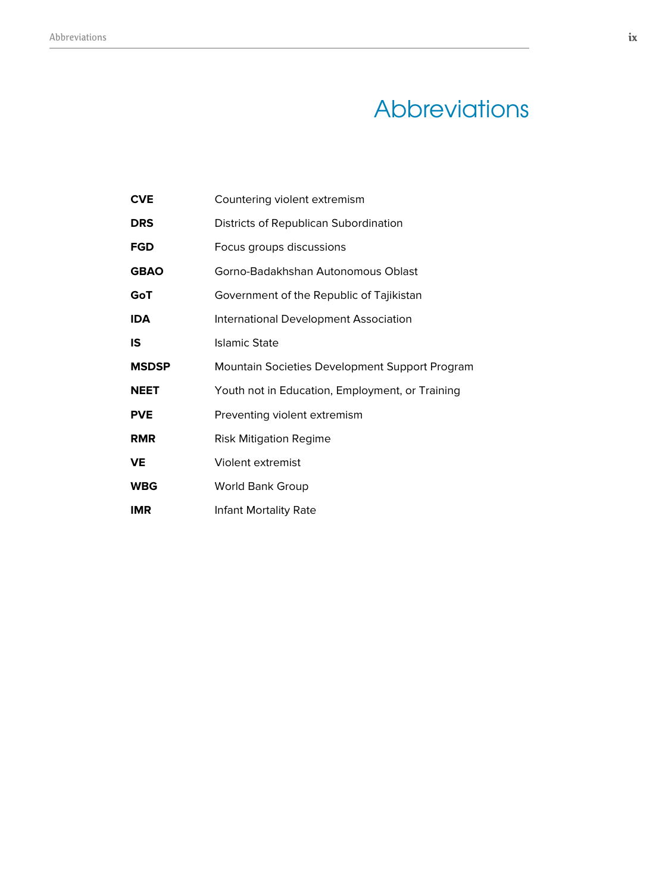# Abbreviations

| | |
|---|---|
| **CVE** | Countering violent extremism |
| **DRS** | Districts of Republican Subordination |
| **FGD** | Focus groups discussions |
| **GBAO** | Gorno-Badakhshan Autonomous Oblast |
| **GoT** | Government of the Republic of Tajikistan |
| **IDA** | International Development Association |
| **IS** | Islamic State |
| **MSDSP** | Mountain Societies Development Support Program |
| **NEET** | Youth not in Education, Employment, or Training |
| **PVE** | Preventing violent extremism |
| **RMR** | Risk Mitigation Regime |
| **VE** | Violent extremist |
| **WBG** | World Bank Group |
| **IMR** | Infant Mortality Rate |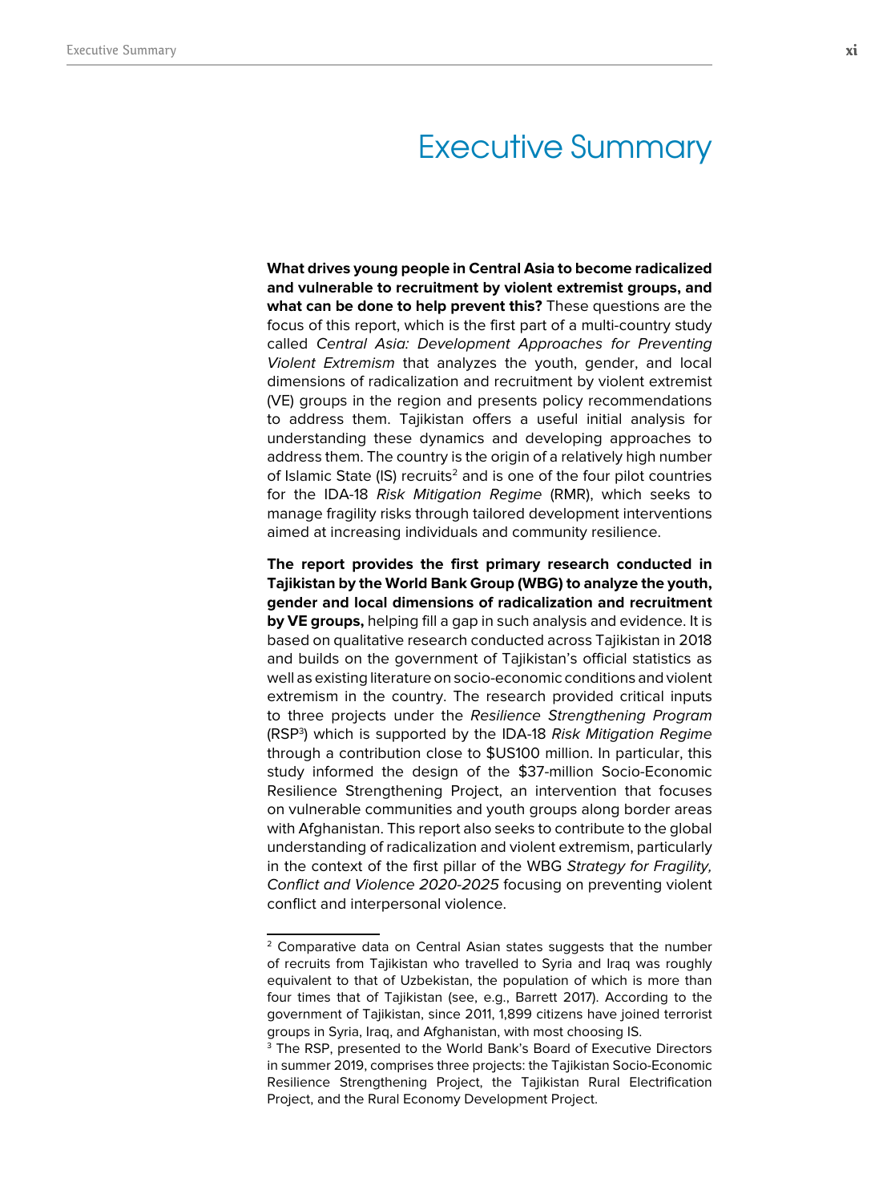# Executive Summary

**What drives young people in Central Asia to become radicalized and vulnerable to recruitment by violent extremist groups, and what can be done to help prevent this?** These questions are the focus of this report, which is the first part of a multi-country study called *Central Asia: Development Approaches for Preventing Violent Extremism* that analyzes the youth, gender, and local dimensions of radicalization and recruitment by violent extremist (VE) groups in the region and presents policy recommendations to address them. Tajikistan offers a useful initial analysis for understanding these dynamics and developing approaches to address them. The country is the origin of a relatively high number of Islamic State (IS) recruits[2] and is one of the four pilot countries for the IDA-18 *Risk Mitigation Regime* (RMR), which seeks to manage fragility risks through tailored development interventions aimed at increasing individuals and community resilience.

**The report provides the first primary research conducted in Tajikistan by the World Bank Group (WBG) to analyze the youth, gender and local dimensions of radicalization and recruitment by VE groups,** helping fill a gap in such analysis and evidence. It is based on qualitative research conducted across Tajikistan in 2018 and builds on the government of Tajikistan's official statistics as well as existing literature on socio-economic conditions and violent extremism in the country. The research provided critical inputs to three projects under the *Resilience Strengthening Program* (RSP[3]) which is supported by the IDA-18 *Risk Mitigation Regime* through a contribution close to $US100 million. In particular, this study informed the design of the $37-million Socio-Economic Resilience Strengthening Project, an intervention that focuses on vulnerable communities and youth groups along border areas with Afghanistan. This report also seeks to contribute to the global understanding of radicalization and violent extremism, particularly in the context of the first pillar of the WBG *Strategy for Fragility, Conflict and Violence 2020-2025* focusing on preventing violent conflict and interpersonal violence.

---

[2] Comparative data on Central Asian states suggests that the number of recruits from Tajikistan who travelled to Syria and Iraq was roughly equivalent to that of Uzbekistan, the population of which is more than four times that of Tajikistan (see, e.g., Barrett 2017). According to the government of Tajikistan, since 2011, 1,899 citizens have joined terrorist groups in Syria, Iraq, and Afghanistan, with most choosing IS.

[3] The RSP, presented to the World Bank's Board of Executive Directors in summer 2019, comprises three projects: the Tajikistan Socio-Economic Resilience Strengthening Project, the Tajikistan Rural Electrification Project, and the Rural Economy Development Project.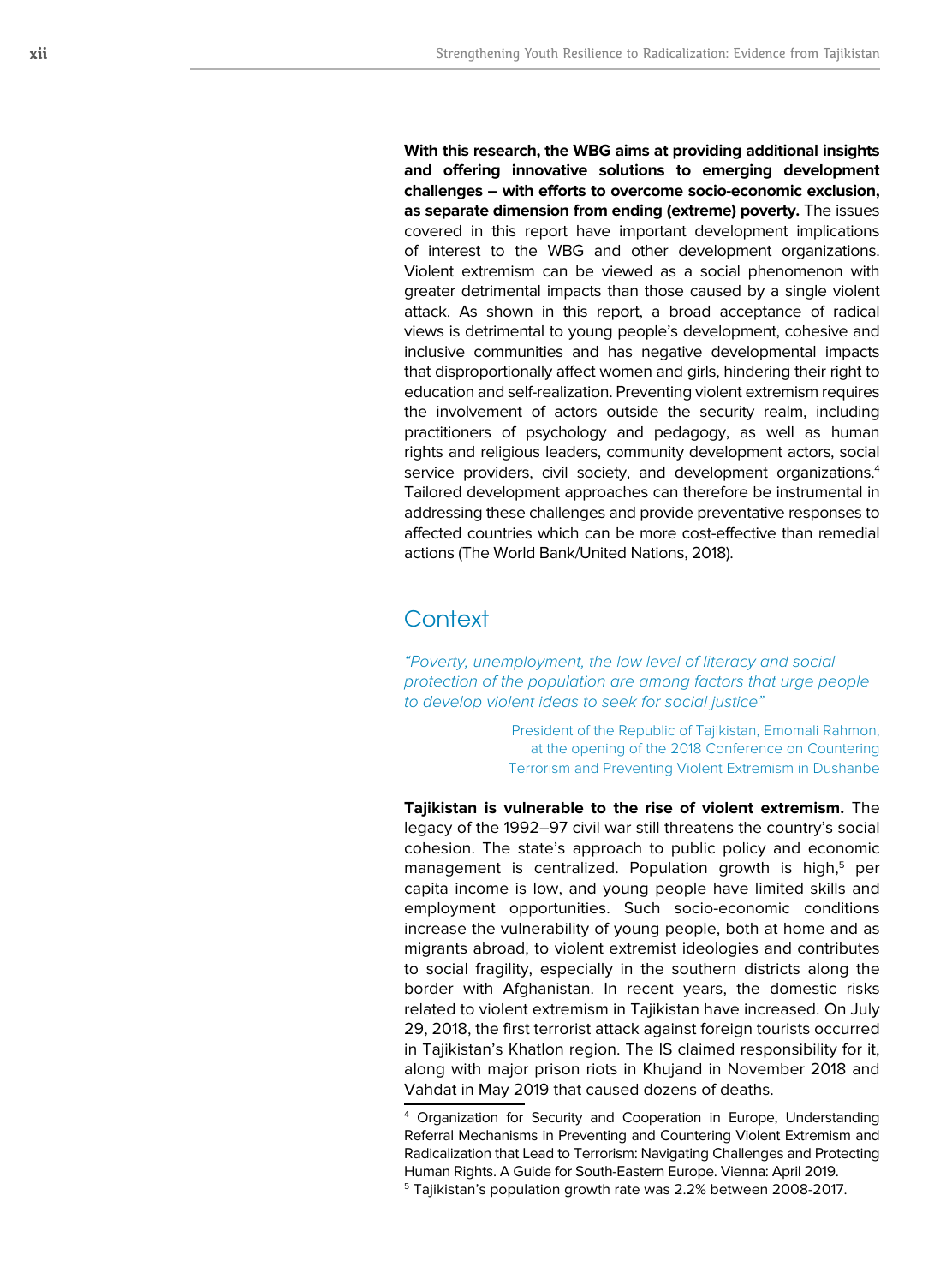**With this research, the WBG aims at providing additional insights and offering innovative solutions to emerging development challenges – with efforts to overcome socio-economic exclusion, as separate dimension from ending (extreme) poverty.** The issues covered in this report have important development implications of interest to the WBG and other development organizations. Violent extremism can be viewed as a social phenomenon with greater detrimental impacts than those caused by a single violent attack. As shown in this report, a broad acceptance of radical views is detrimental to young people's development, cohesive and inclusive communities and has negative developmental impacts that disproportionally affect women and girls, hindering their right to education and self-realization. Preventing violent extremism requires the involvement of actors outside the security realm, including practitioners of psychology and pedagogy, as well as human rights and religious leaders, community development actors, social service providers, civil society, and development organizations.[4] Tailored development approaches can therefore be instrumental in addressing these challenges and provide preventative responses to affected countries which can be more cost-effective than remedial actions (The World Bank/United Nations, 2018).

## Context

*"Poverty, unemployment, the low level of literacy and social protection of the population are among factors that urge people to develop violent ideas to seek for social justice"*

President of the Republic of Tajikistan, Emomali Rahmon, at the opening of the 2018 Conference on Countering Terrorism and Preventing Violent Extremism in Dushanbe

**Tajikistan is vulnerable to the rise of violent extremism.** The legacy of the 1992–97 civil war still threatens the country's social cohesion. The state's approach to public policy and economic management is centralized. Population growth is high,[5] per capita income is low, and young people have limited skills and employment opportunities. Such socio-economic conditions increase the vulnerability of young people, both at home and as migrants abroad, to violent extremist ideologies and contributes to social fragility, especially in the southern districts along the border with Afghanistan. In recent years, the domestic risks related to violent extremism in Tajikistan have increased. On July 29, 2018, the first terrorist attack against foreign tourists occurred in Tajikistan's Khatlon region. The IS claimed responsibility for it, along with major prison riots in Khujand in November 2018 and Vahdat in May 2019 that caused dozens of deaths.

[4] Organization for Security and Cooperation in Europe, Understanding Referral Mechanisms in Preventing and Countering Violent Extremism and Radicalization that Lead to Terrorism: Navigating Challenges and Protecting Human Rights. A Guide for South-Eastern Europe. Vienna: April 2019.

[5] Tajikistan's population growth rate was 2.2% between 2008-2017.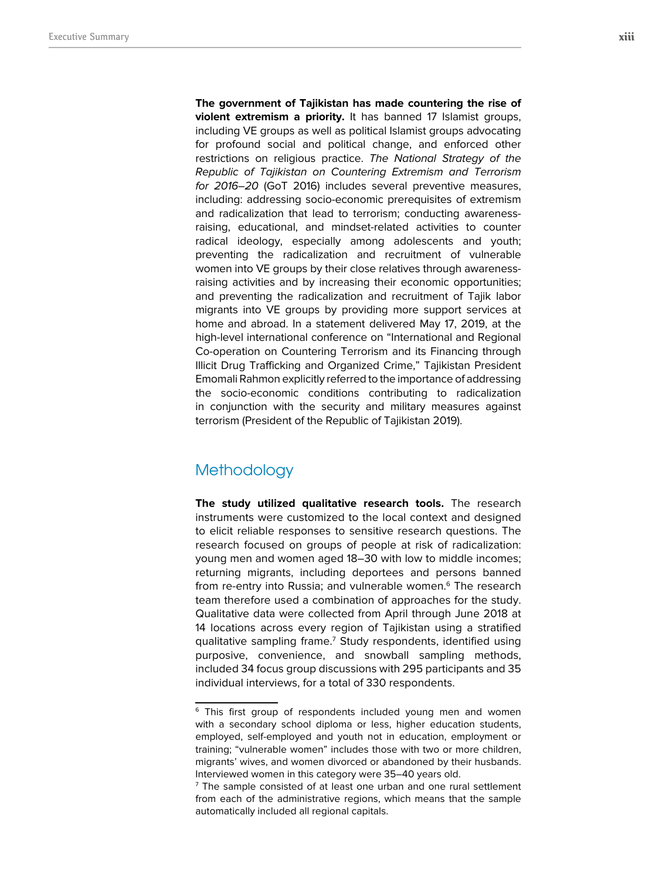**The government of Tajikistan has made countering the rise of violent extremism a priority.** It has banned 17 Islamist groups, including VE groups as well as political Islamist groups advocating for profound social and political change, and enforced other restrictions on religious practice. *The National Strategy of the Republic of Tajikistan on Countering Extremism and Terrorism for 2016–20* (GoT 2016) includes several preventive measures, including: addressing socio-economic prerequisites of extremism and radicalization that lead to terrorism; conducting awareness-raising, educational, and mindset-related activities to counter radical ideology, especially among adolescents and youth; preventing the radicalization and recruitment of vulnerable women into VE groups by their close relatives through awareness-raising activities and by increasing their economic opportunities; and preventing the radicalization and recruitment of Tajik labor migrants into VE groups by providing more support services at home and abroad. In a statement delivered May 17, 2019, at the high-level international conference on "International and Regional Co-operation on Countering Terrorism and its Financing through Illicit Drug Trafficking and Organized Crime," Tajikistan President Emomali Rahmon explicitly referred to the importance of addressing the socio-economic conditions contributing to radicalization in conjunction with the security and military measures against terrorism (President of the Republic of Tajikistan 2019).

## Methodology

**The study utilized qualitative research tools.** The research instruments were customized to the local context and designed to elicit reliable responses to sensitive research questions. The research focused on groups of people at risk of radicalization: young men and women aged 18–30 with low to middle incomes; returning migrants, including deportees and persons banned from re-entry into Russia; and vulnerable women.[6] The research team therefore used a combination of approaches for the study. Qualitative data were collected from April through June 2018 at 14 locations across every region of Tajikistan using a stratified qualitative sampling frame.[7] Study respondents, identified using purposive, convenience, and snowball sampling methods, included 34 focus group discussions with 295 participants and 35 individual interviews, for a total of 330 respondents.

---

[6] This first group of respondents included young men and women with a secondary school diploma or less, higher education students, employed, self-employed and youth not in education, employment or training; "vulnerable women" includes those with two or more children, migrants' wives, and women divorced or abandoned by their husbands. Interviewed women in this category were 35–40 years old.

[7] The sample consisted of at least one urban and one rural settlement from each of the administrative regions, which means that the sample automatically included all regional capitals.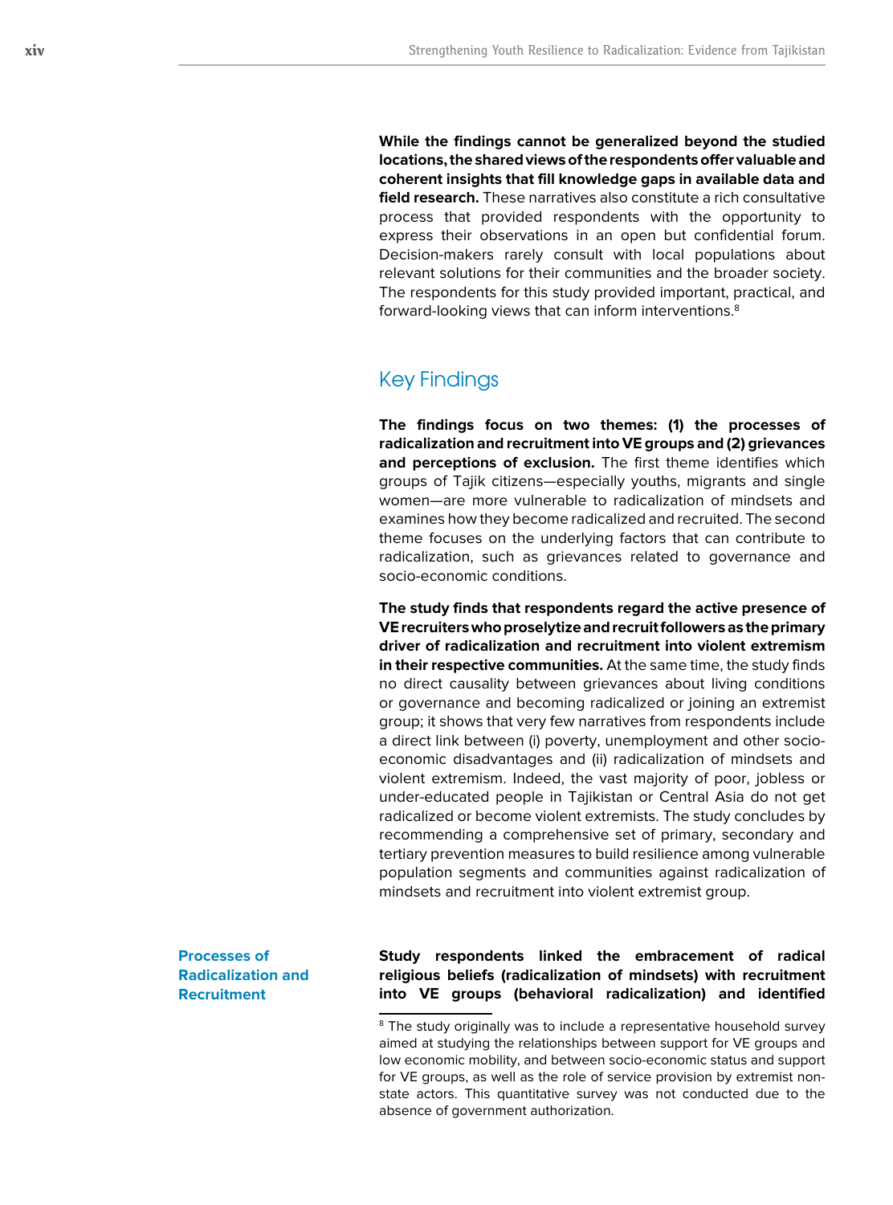**While the findings cannot be generalized beyond the studied locations, the shared views of the respondents offer valuable and coherent insights that fill knowledge gaps in available data and field research.** These narratives also constitute a rich consultative process that provided respondents with the opportunity to express their observations in an open but confidential forum. Decision-makers rarely consult with local populations about relevant solutions for their communities and the broader society. The respondents for this study provided important, practical, and forward-looking views that can inform interventions.[8]

## Key Findings

**The findings focus on two themes: (1) the processes of radicalization and recruitment into VE groups and (2) grievances and perceptions of exclusion.** The first theme identifies which groups of Tajik citizens—especially youths, migrants and single women—are more vulnerable to radicalization of mindsets and examines how they become radicalized and recruited. The second theme focuses on the underlying factors that can contribute to radicalization, such as grievances related to governance and socio-economic conditions.

**The study finds that respondents regard the active presence of VE recruiters who proselytize and recruit followers as the primary driver of radicalization and recruitment into violent extremism in their respective communities.** At the same time, the study finds no direct causality between grievances about living conditions or governance and becoming radicalized or joining an extremist group; it shows that very few narratives from respondents include a direct link between (i) poverty, unemployment and other socio-economic disadvantages and (ii) radicalization of mindsets and violent extremism. Indeed, the vast majority of poor, jobless or under-educated people in Tajikistan or Central Asia do not get radicalized or become violent extremists. The study concludes by recommending a comprehensive set of primary, secondary and tertiary prevention measures to build resilience among vulnerable population segments and communities against radicalization of mindsets and recruitment into violent extremist group.

### Processes of Radicalization and Recruitment

**Study respondents linked the embracement of radical religious beliefs (radicalization of mindsets) with recruitment into VE groups (behavioral radicalization) and identified**

[8] The study originally was to include a representative household survey aimed at studying the relationships between support for VE groups and low economic mobility, and between socio-economic status and support for VE groups, as well as the role of service provision by extremist non-state actors. This quantitative survey was not conducted due to the absence of government authorization.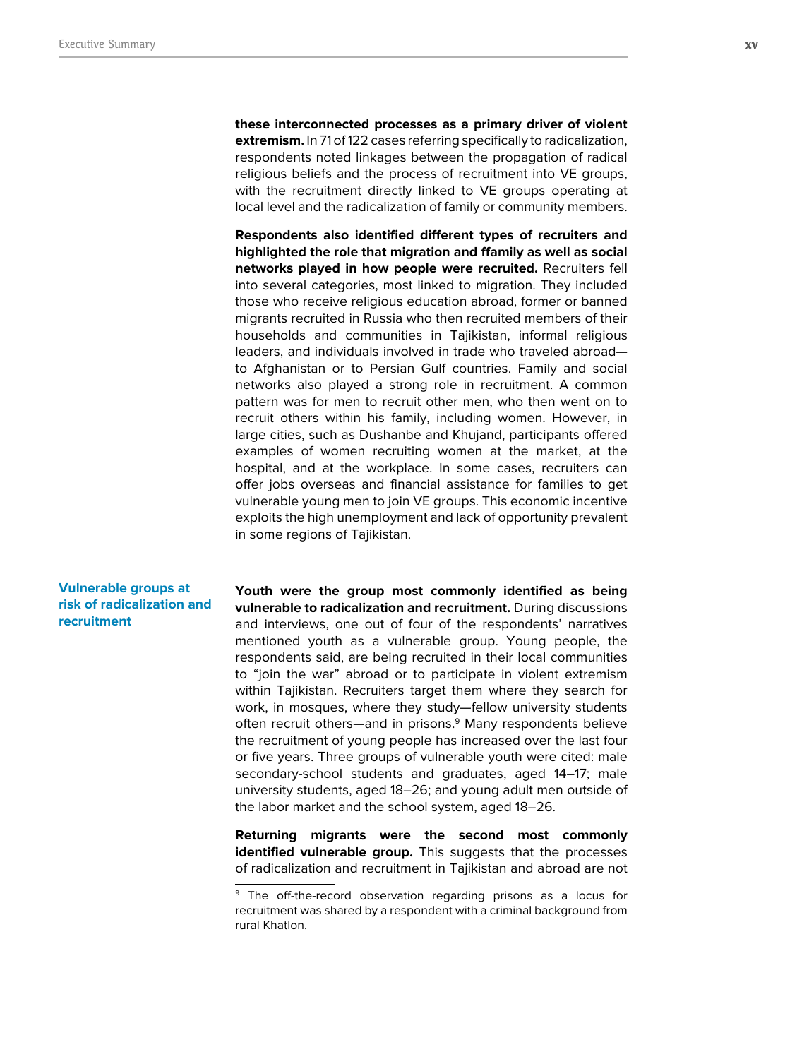**these interconnected processes as a primary driver of violent extremism.** In 71 of 122 cases referring specifically to radicalization, respondents noted linkages between the propagation of radical religious beliefs and the process of recruitment into VE groups, with the recruitment directly linked to VE groups operating at local level and the radicalization of family or community members.

**Respondents also identified different types of recruiters and highlighted the role that migration and ffamily as well as social networks played in how people were recruited.** Recruiters fell into several categories, most linked to migration. They included those who receive religious education abroad, former or banned migrants recruited in Russia who then recruited members of their households and communities in Tajikistan, informal religious leaders, and individuals involved in trade who traveled abroad—to Afghanistan or to Persian Gulf countries. Family and social networks also played a strong role in recruitment. A common pattern was for men to recruit other men, who then went on to recruit others within his family, including women. However, in large cities, such as Dushanbe and Khujand, participants offered examples of women recruiting women at the market, at the hospital, and at the workplace. In some cases, recruiters can offer jobs overseas and financial assistance for families to get vulnerable young men to join VE groups. This economic incentive exploits the high unemployment and lack of opportunity prevalent in some regions of Tajikistan.

## Vulnerable groups at risk of radicalization and recruitment

**Youth were the group most commonly identified as being vulnerable to radicalization and recruitment.** During discussions and interviews, one out of four of the respondents' narratives mentioned youth as a vulnerable group. Young people, the respondents said, are being recruited in their local communities to "join the war" abroad or to participate in violent extremism within Tajikistan. Recruiters target them where they search for work, in mosques, where they study—fellow university students often recruit others—and in prisons.[9] Many respondents believe the recruitment of young people has increased over the last four or five years. Three groups of vulnerable youth were cited: male secondary-school students and graduates, aged 14–17; male university students, aged 18–26; and young adult men outside of the labor market and the school system, aged 18–26.

**Returning migrants were the second most commonly identified vulnerable group.** This suggests that the processes of radicalization and recruitment in Tajikistan and abroad are not

[9] The off-the-record observation regarding prisons as a locus for recruitment was shared by a respondent with a criminal background from rural Khatlon.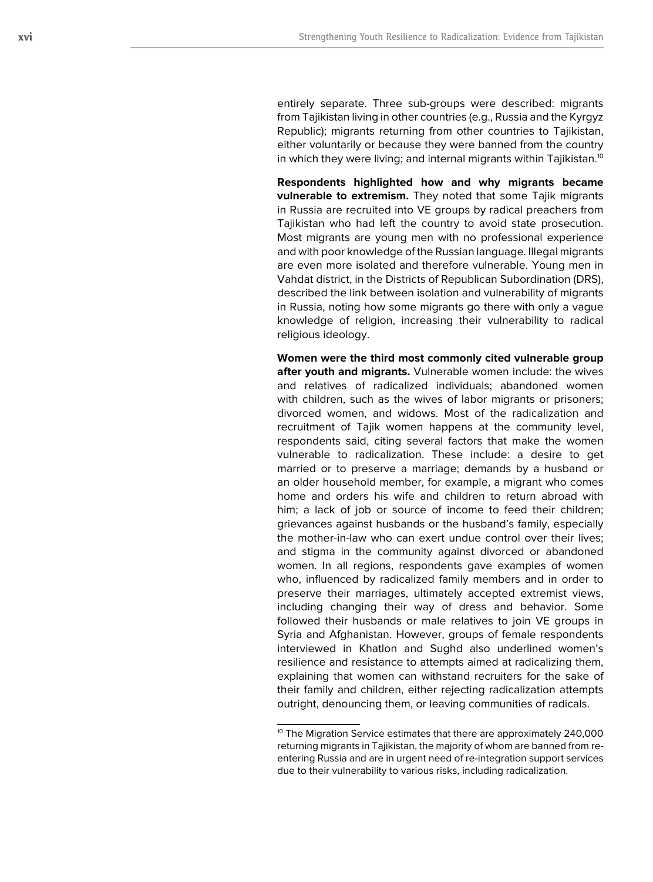entirely separate. Three sub-groups were described: migrants from Tajikistan living in other countries (e.g., Russia and the Kyrgyz Republic); migrants returning from other countries to Tajikistan, either voluntarily or because they were banned from the country in which they were living; and internal migrants within Tajikistan.[10]

**Respondents highlighted how and why migrants became vulnerable to extremism.** They noted that some Tajik migrants in Russia are recruited into VE groups by radical preachers from Tajikistan who had left the country to avoid state prosecution. Most migrants are young men with no professional experience and with poor knowledge of the Russian language. Illegal migrants are even more isolated and therefore vulnerable. Young men in Vahdat district, in the Districts of Republican Subordination (DRS), described the link between isolation and vulnerability of migrants in Russia, noting how some migrants go there with only a vague knowledge of religion, increasing their vulnerability to radical religious ideology.

**Women were the third most commonly cited vulnerable group after youth and migrants.** Vulnerable women include: the wives and relatives of radicalized individuals; abandoned women with children, such as the wives of labor migrants or prisoners; divorced women, and widows. Most of the radicalization and recruitment of Tajik women happens at the community level, respondents said, citing several factors that make the women vulnerable to radicalization. These include: a desire to get married or to preserve a marriage; demands by a husband or an older household member, for example, a migrant who comes home and orders his wife and children to return abroad with him; a lack of job or source of income to feed their children; grievances against husbands or the husband's family, especially the mother-in-law who can exert undue control over their lives; and stigma in the community against divorced or abandoned women. In all regions, respondents gave examples of women who, influenced by radicalized family members and in order to preserve their marriages, ultimately accepted extremist views, including changing their way of dress and behavior. Some followed their husbands or male relatives to join VE groups in Syria and Afghanistan. However, groups of female respondents interviewed in Khatlon and Sughd also underlined women's resilience and resistance to attempts aimed at radicalizing them, explaining that women can withstand recruiters for the sake of their family and children, either rejecting radicalization attempts outright, denouncing them, or leaving communities of radicals.

---

[10] The Migration Service estimates that there are approximately 240,000 returning migrants in Tajikistan, the majority of whom are banned from re-entering Russia and are in urgent need of re-integration support services due to their vulnerability to various risks, including radicalization.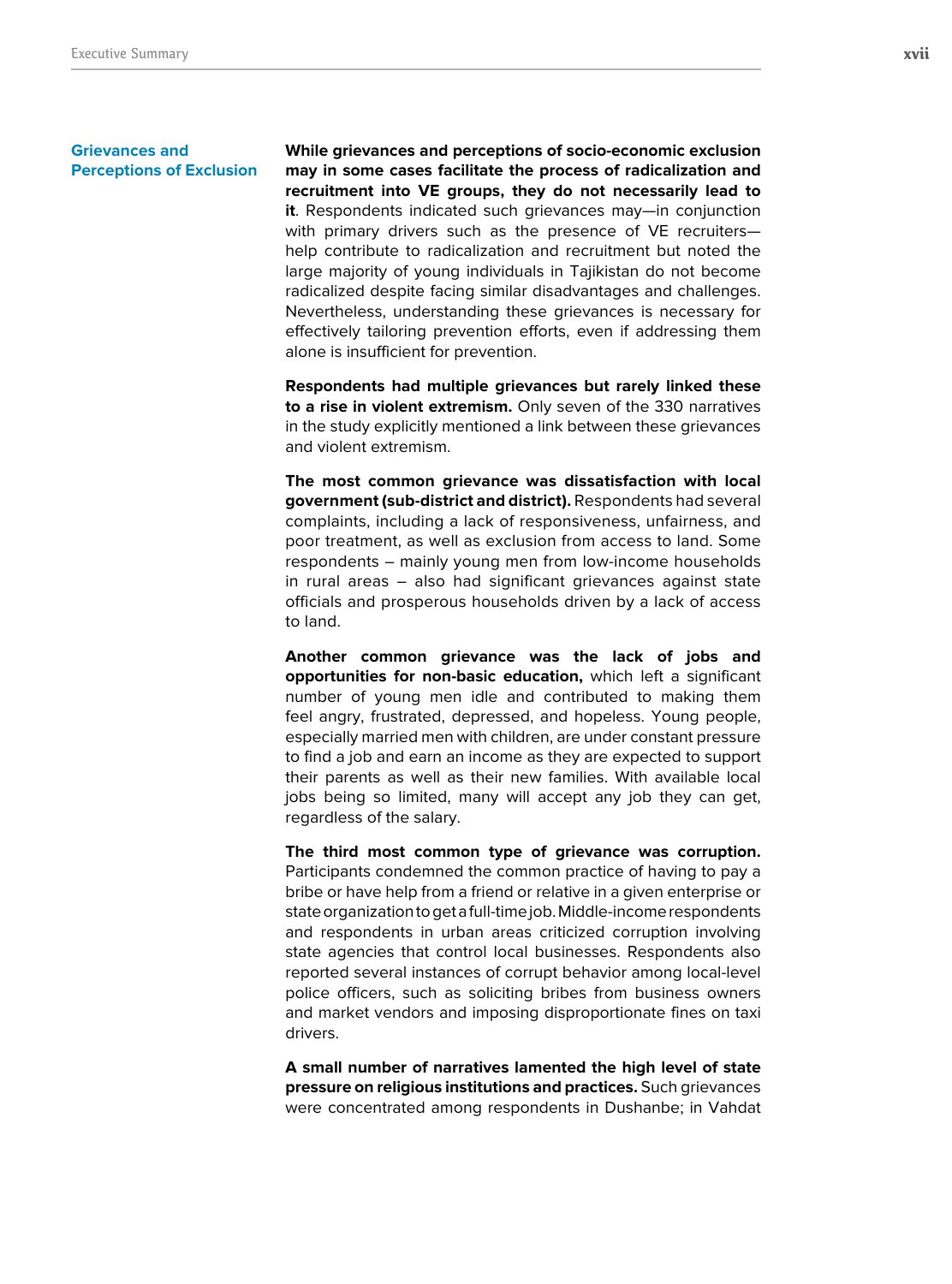### Grievances and Perceptions of Exclusion

**While grievances and perceptions of socio-economic exclusion may in some cases facilitate the process of radicalization and recruitment into VE groups, they do not necessarily lead to it**. Respondents indicated such grievances may—in conjunction with primary drivers such as the presence of VE recruiters—help contribute to radicalization and recruitment but noted the large majority of young individuals in Tajikistan do not become radicalized despite facing similar disadvantages and challenges. Nevertheless, understanding these grievances is necessary for effectively tailoring prevention efforts, even if addressing them alone is insufficient for prevention.

**Respondents had multiple grievances but rarely linked these to a rise in violent extremism.** Only seven of the 330 narratives in the study explicitly mentioned a link between these grievances and violent extremism.

**The most common grievance was dissatisfaction with local government (sub-district and district).** Respondents had several complaints, including a lack of responsiveness, unfairness, and poor treatment, as well as exclusion from access to land. Some respondents – mainly young men from low-income households in rural areas – also had significant grievances against state officials and prosperous households driven by a lack of access to land.

**Another common grievance was the lack of jobs and opportunities for non-basic education,** which left a significant number of young men idle and contributed to making them feel angry, frustrated, depressed, and hopeless. Young people, especially married men with children, are under constant pressure to find a job and earn an income as they are expected to support their parents as well as their new families. With available local jobs being so limited, many will accept any job they can get, regardless of the salary.

**The third most common type of grievance was corruption.** Participants condemned the common practice of having to pay a bribe or have help from a friend or relative in a given enterprise or state organization to get a full-time job. Middle-income respondents and respondents in urban areas criticized corruption involving state agencies that control local businesses. Respondents also reported several instances of corrupt behavior among local-level police officers, such as soliciting bribes from business owners and market vendors and imposing disproportionate fines on taxi drivers.

**A small number of narratives lamented the high level of state pressure on religious institutions and practices.** Such grievances were concentrated among respondents in Dushanbe; in Vahdat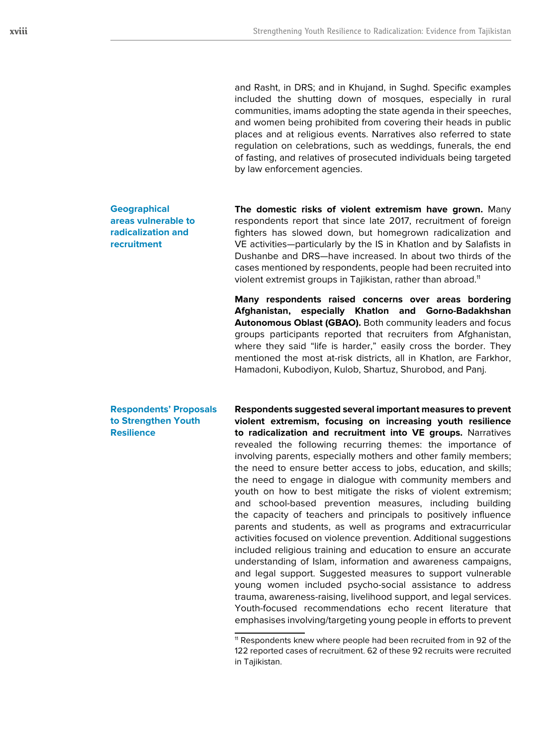and Rasht, in DRS; and in Khujand, in Sughd. Specific examples included the shutting down of mosques, especially in rural communities, imams adopting the state agenda in their speeches, and women being prohibited from covering their heads in public places and at religious events. Narratives also referred to state regulation on celebrations, such as weddings, funerals, the end of fasting, and relatives of prosecuted individuals being targeted by law enforcement agencies.

### Geographical areas vulnerable to radicalization and recruitment

**The domestic risks of violent extremism have grown.** Many respondents report that since late 2017, recruitment of foreign fighters has slowed down, but homegrown radicalization and VE activities—particularly by the IS in Khatlon and by Salafists in Dushanbe and DRS—have increased. In about two thirds of the cases mentioned by respondents, people had been recruited into violent extremist groups in Tajikistan, rather than abroad.[11]

**Many respondents raised concerns over areas bordering Afghanistan, especially Khatlon and Gorno-Badakhshan Autonomous Oblast (GBAO).** Both community leaders and focus groups participants reported that recruiters from Afghanistan, where they said "life is harder," easily cross the border. They mentioned the most at-risk districts, all in Khatlon, are Farkhor, Hamadoni, Kubodiyon, Kulob, Shartuz, Shurobod, and Panj.

### Respondents' Proposals to Strengthen Youth Resilience

**Respondents suggested several important measures to prevent violent extremism, focusing on increasing youth resilience to radicalization and recruitment into VE groups.** Narratives revealed the following recurring themes: the importance of involving parents, especially mothers and other family members; the need to ensure better access to jobs, education, and skills; the need to engage in dialogue with community members and youth on how to best mitigate the risks of violent extremism; and school-based prevention measures, including building the capacity of teachers and principals to positively influence parents and students, as well as programs and extracurricular activities focused on violence prevention. Additional suggestions included religious training and education to ensure an accurate understanding of Islam, information and awareness campaigns, and legal support. Suggested measures to support vulnerable young women included psycho-social assistance to address trauma, awareness-raising, livelihood support, and legal services. Youth-focused recommendations echo recent literature that emphasises involving/targeting young people in efforts to prevent

[11] Respondents knew where people had been recruited from in 92 of the 122 reported cases of recruitment. 62 of these 92 recruits were recruited in Tajikistan.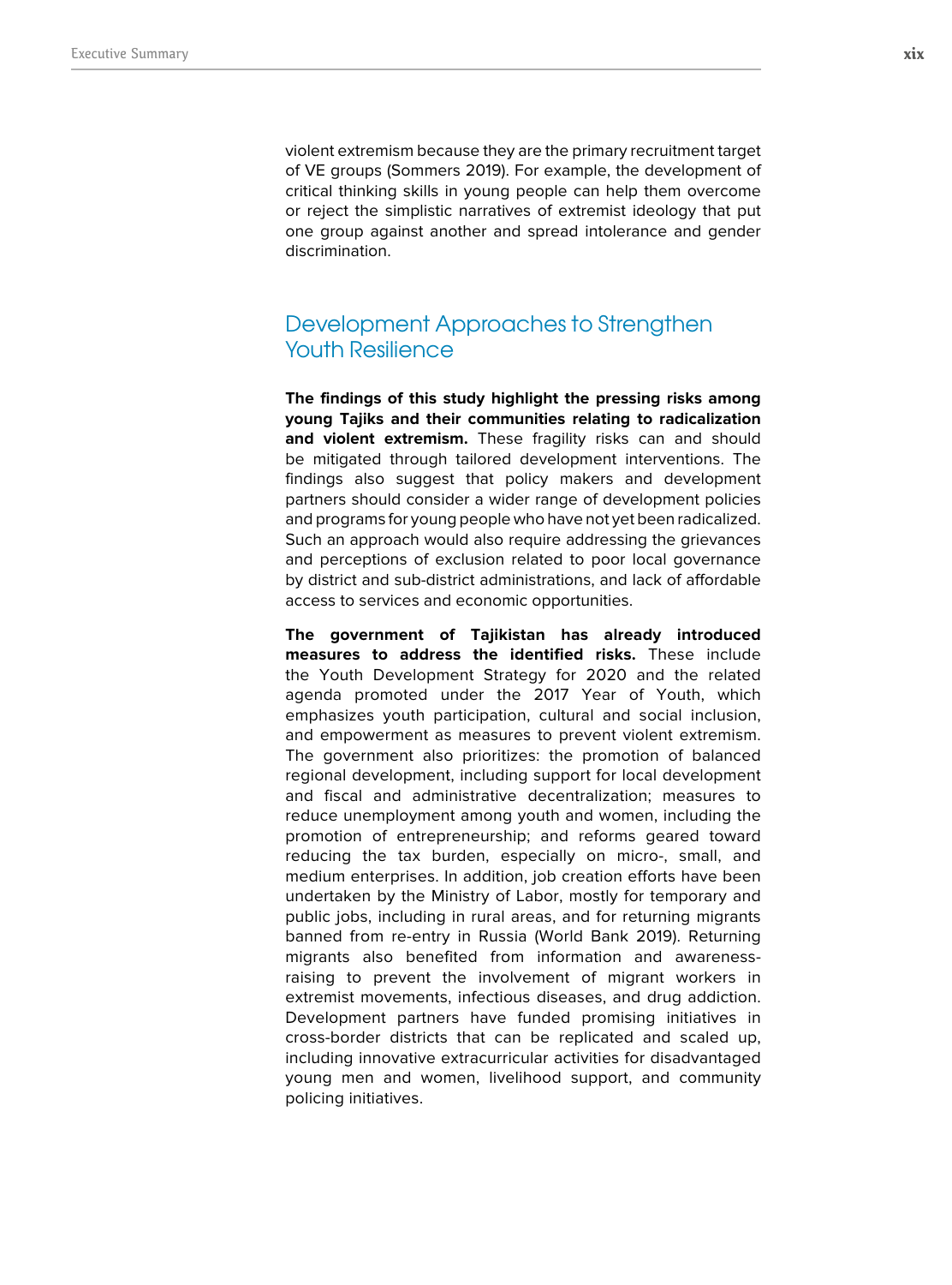violent extremism because they are the primary recruitment target of VE groups (Sommers 2019). For example, the development of critical thinking skills in young people can help them overcome or reject the simplistic narratives of extremist ideology that put one group against another and spread intolerance and gender discrimination.

## Development Approaches to Strengthen Youth Resilience

**The findings of this study highlight the pressing risks among young Tajiks and their communities relating to radicalization and violent extremism.** These fragility risks can and should be mitigated through tailored development interventions. The findings also suggest that policy makers and development partners should consider a wider range of development policies and programs for young people who have not yet been radicalized. Such an approach would also require addressing the grievances and perceptions of exclusion related to poor local governance by district and sub-district administrations, and lack of affordable access to services and economic opportunities.

**The government of Tajikistan has already introduced measures to address the identified risks.** These include the Youth Development Strategy for 2020 and the related agenda promoted under the 2017 Year of Youth, which emphasizes youth participation, cultural and social inclusion, and empowerment as measures to prevent violent extremism. The government also prioritizes: the promotion of balanced regional development, including support for local development and fiscal and administrative decentralization; measures to reduce unemployment among youth and women, including the promotion of entrepreneurship; and reforms geared toward reducing the tax burden, especially on micro-, small, and medium enterprises. In addition, job creation efforts have been undertaken by the Ministry of Labor, mostly for temporary and public jobs, including in rural areas, and for returning migrants banned from re-entry in Russia (World Bank 2019). Returning migrants also benefited from information and awareness-raising to prevent the involvement of migrant workers in extremist movements, infectious diseases, and drug addiction. Development partners have funded promising initiatives in cross-border districts that can be replicated and scaled up, including innovative extracurricular activities for disadvantaged young men and women, livelihood support, and community policing initiatives.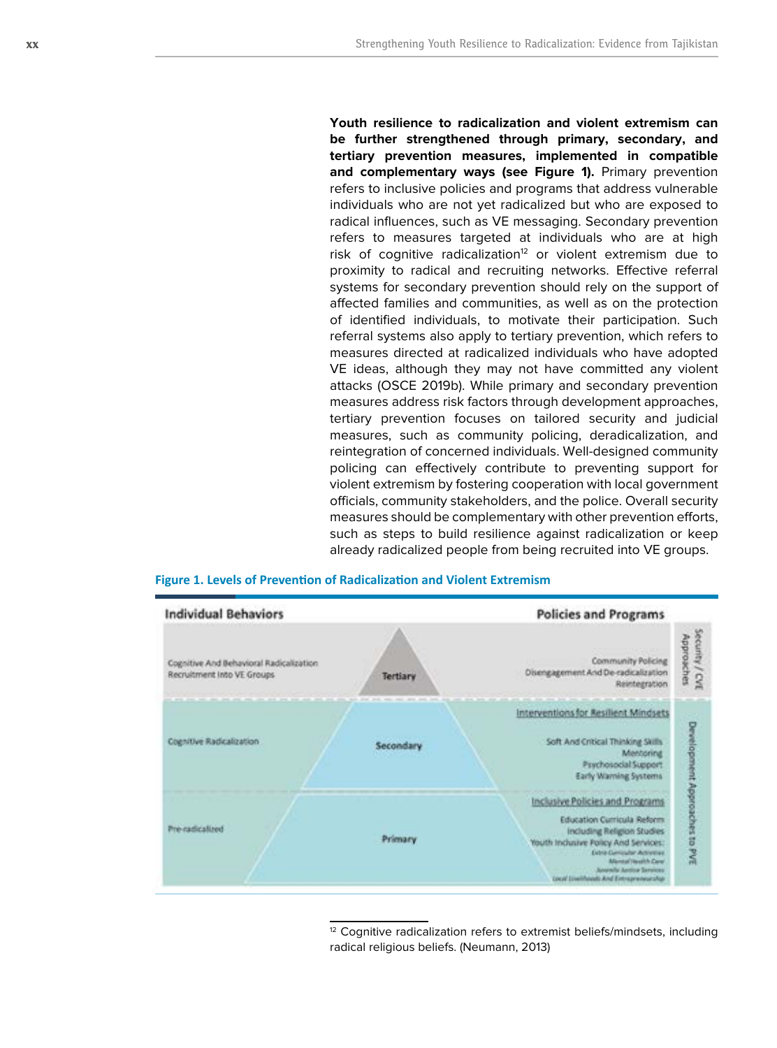**Youth resilience to radicalization and violent extremism can be further strengthened through primary, secondary, and tertiary prevention measures, implemented in compatible and complementary ways (see Figure 1).** Primary prevention refers to inclusive policies and programs that address vulnerable individuals who are not yet radicalized but who are exposed to radical influences, such as VE messaging. Secondary prevention refers to measures targeted at individuals who are at high risk of cognitive radicalization[12] or violent extremism due to proximity to radical and recruiting networks. Effective referral systems for secondary prevention should rely on the support of affected families and communities, as well as on the protection of identified individuals, to motivate their participation. Such referral systems also apply to tertiary prevention, which refers to measures directed at radicalized individuals who have adopted VE ideas, although they may not have committed any violent attacks (OSCE 2019b). While primary and secondary prevention measures address risk factors through development approaches, tertiary prevention focuses on tailored security and judicial measures, such as community policing, deradicalization, and reintegration of concerned individuals. Well-designed community policing can effectively contribute to preventing support for violent extremism by fostering cooperation with local government officials, community stakeholders, and the police. Overall security measures should be complementary with other prevention efforts, such as steps to build resilience against radicalization or keep already radicalized people from being recruited into VE groups.

**Figure 1. Levels of Prevention of Radicalization and Violent Extremism**

| Individual Behaviors | Level | Policies and Programs | |
|---|---|---|---|
| Cognitive And Behavioral Radicalization<br>Recruitment Into VE Groups | Tertiary | Community Policing<br>Disengagement And De-radicalization<br>Reintegration | Security / CVE Approaches |
| Cognitive Radicalization | Secondary | Interventions for Resilient Mindsets<br>Soft And Critical Thinking Skills<br>Mentoring<br>Psychosocial Support<br>Early Warning Systems | Development Approaches to PVE |
| Pre-radicalized | Primary | Inclusive Policies and Programs<br>Education Curricula Reform<br>Including Religion Studies<br>Youth Inclusive Policy And Services:<br>Extra Curricular Activities<br>Mental Health Care<br>Juvenile Justice Services<br>Local Livelihoods And Entrepreneurship | Development Approaches to PVE |

[12] Cognitive radicalization refers to extremist beliefs/mindsets, including radical religious beliefs. (Neumann, 2013)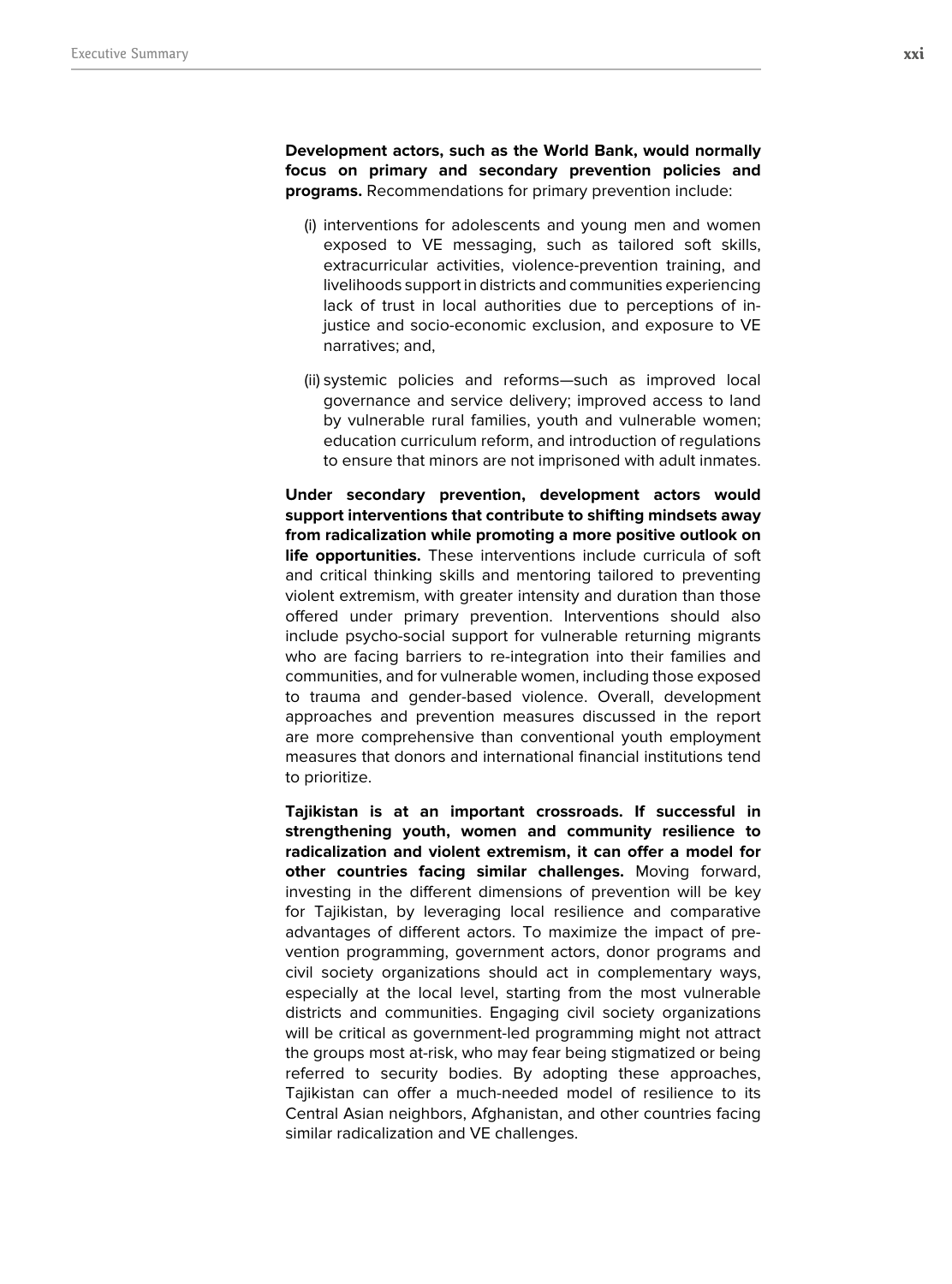**Development actors, such as the World Bank, would normally focus on primary and secondary prevention policies and programs.** Recommendations for primary prevention include:

(i) interventions for adolescents and young men and women exposed to VE messaging, such as tailored soft skills, extracurricular activities, violence-prevention training, and livelihoods support in districts and communities experiencing lack of trust in local authorities due to perceptions of in-justice and socio-economic exclusion, and exposure to VE narratives; and,

(ii) systemic policies and reforms—such as improved local governance and service delivery; improved access to land by vulnerable rural families, youth and vulnerable women; education curriculum reform, and introduction of regulations to ensure that minors are not imprisoned with adult inmates.

**Under secondary prevention, development actors would support interventions that contribute to shifting mindsets away from radicalization while promoting a more positive outlook on life opportunities.** These interventions include curricula of soft and critical thinking skills and mentoring tailored to preventing violent extremism, with greater intensity and duration than those offered under primary prevention. Interventions should also include psycho-social support for vulnerable returning migrants who are facing barriers to re-integration into their families and communities, and for vulnerable women, including those exposed to trauma and gender-based violence. Overall, development approaches and prevention measures discussed in the report are more comprehensive than conventional youth employment measures that donors and international financial institutions tend to prioritize.

**Tajikistan is at an important crossroads. If successful in strengthening youth, women and community resilience to radicalization and violent extremism, it can offer a model for other countries facing similar challenges.** Moving forward, investing in the different dimensions of prevention will be key for Tajikistan, by leveraging local resilience and comparative advantages of different actors. To maximize the impact of pre-vention programming, government actors, donor programs and civil society organizations should act in complementary ways, especially at the local level, starting from the most vulnerable districts and communities. Engaging civil society organizations will be critical as government-led programming might not attract the groups most at-risk, who may fear being stigmatized or being referred to security bodies. By adopting these approaches, Tajikistan can offer a much-needed model of resilience to its Central Asian neighbors, Afghanistan, and other countries facing similar radicalization and VE challenges.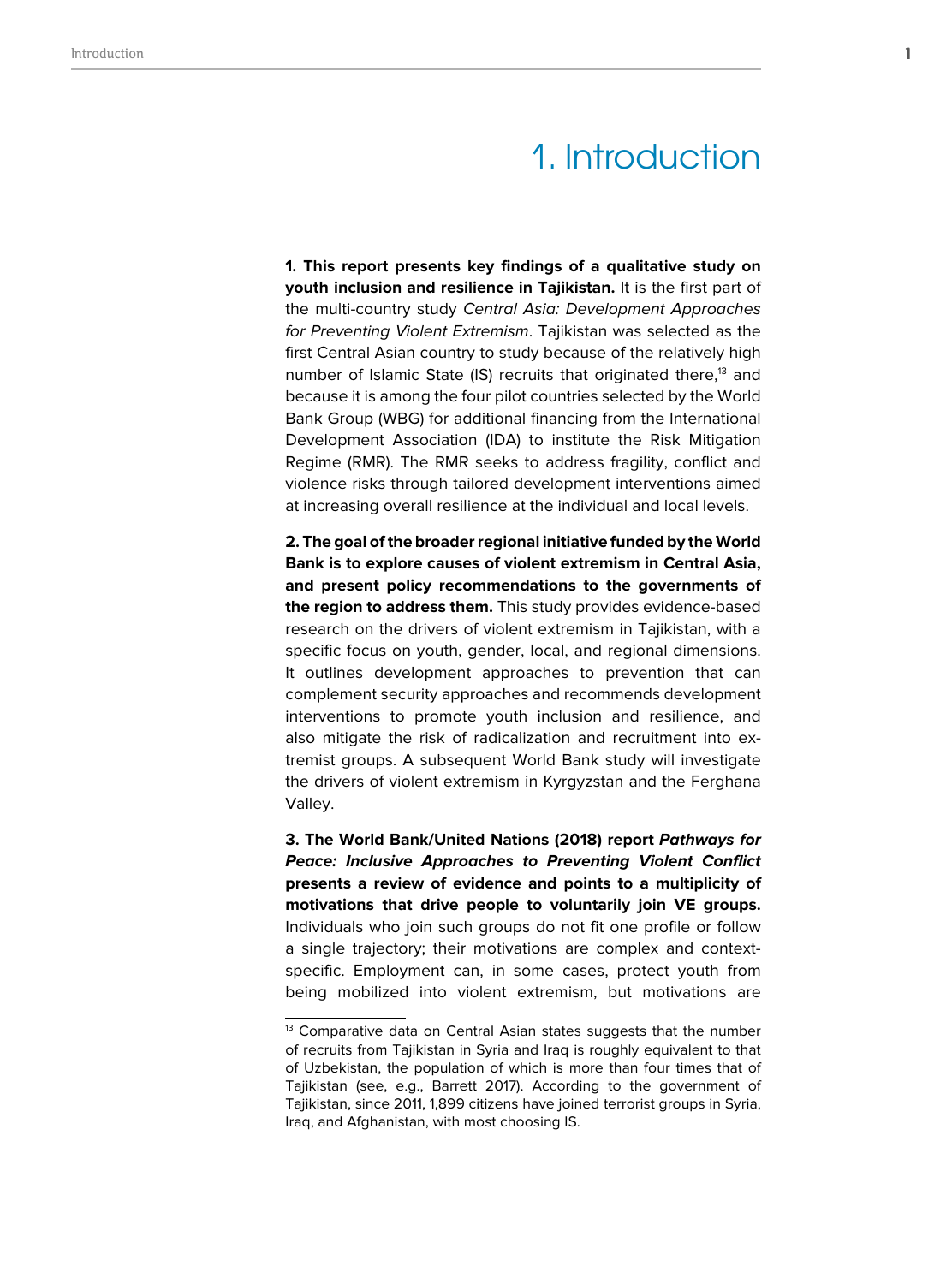# 1. Introduction

**1. This report presents key findings of a qualitative study on youth inclusion and resilience in Tajikistan.** It is the first part of the multi-country study *Central Asia: Development Approaches for Preventing Violent Extremism*. Tajikistan was selected as the first Central Asian country to study because of the relatively high number of Islamic State (IS) recruits that originated there,[13] and because it is among the four pilot countries selected by the World Bank Group (WBG) for additional financing from the International Development Association (IDA) to institute the Risk Mitigation Regime (RMR). The RMR seeks to address fragility, conflict and violence risks through tailored development interventions aimed at increasing overall resilience at the individual and local levels.

**2. The goal of the broader regional initiative funded by the World Bank is to explore causes of violent extremism in Central Asia, and present policy recommendations to the governments of the region to address them.** This study provides evidence-based research on the drivers of violent extremism in Tajikistan, with a specific focus on youth, gender, local, and regional dimensions. It outlines development approaches to prevention that can complement security approaches and recommends development interventions to promote youth inclusion and resilience, and also mitigate the risk of radicalization and recruitment into extremist groups. A subsequent World Bank study will investigate the drivers of violent extremism in Kyrgyzstan and the Ferghana Valley.

**3. The World Bank/United Nations (2018) report *Pathways for Peace: Inclusive Approaches to Preventing Violent Conflict* presents a review of evidence and points to a multiplicity of motivations that drive people to voluntarily join VE groups.** Individuals who join such groups do not fit one profile or follow a single trajectory; their motivations are complex and context-specific. Employment can, in some cases, protect youth from being mobilized into violent extremism, but motivations are

[13] Comparative data on Central Asian states suggests that the number of recruits from Tajikistan in Syria and Iraq is roughly equivalent to that of Uzbekistan, the population of which is more than four times that of Tajikistan (see, e.g., Barrett 2017). According to the government of Tajikistan, since 2011, 1,899 citizens have joined terrorist groups in Syria, Iraq, and Afghanistan, with most choosing IS.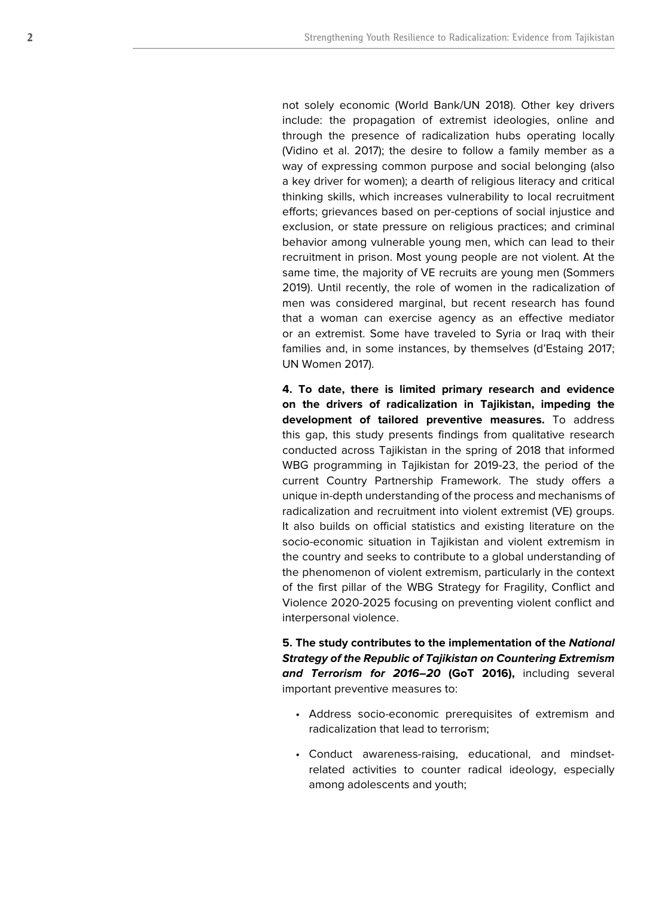not solely economic (World Bank/UN 2018). Other key drivers include: the propagation of extremist ideologies, online and through the presence of radicalization hubs operating locally (Vidino et al. 2017); the desire to follow a family member as a way of expressing common purpose and social belonging (also a key driver for women); a dearth of religious literacy and critical thinking skills, which increases vulnerability to local recruitment efforts; grievances based on per-ceptions of social injustice and exclusion, or state pressure on religious practices; and criminal behavior among vulnerable young men, which can lead to their recruitment in prison. Most young people are not violent. At the same time, the majority of VE recruits are young men (Sommers 2019). Until recently, the role of women in the radicalization of men was considered marginal, but recent research has found that a woman can exercise agency as an effective mediator or an extremist. Some have traveled to Syria or Iraq with their families and, in some instances, by themselves (d'Estaing 2017; UN Women 2017).

**4. To date, there is limited primary research and evidence on the drivers of radicalization in Tajikistan, impeding the development of tailored preventive measures.** To address this gap, this study presents findings from qualitative research conducted across Tajikistan in the spring of 2018 that informed WBG programming in Tajikistan for 2019-23, the period of the current Country Partnership Framework. The study offers a unique in-depth understanding of the process and mechanisms of radicalization and recruitment into violent extremist (VE) groups. It also builds on official statistics and existing literature on the socio-economic situation in Tajikistan and violent extremism in the country and seeks to contribute to a global understanding of the phenomenon of violent extremism, particularly in the context of the first pillar of the WBG Strategy for Fragility, Conflict and Violence 2020-2025 focusing on preventing violent conflict and interpersonal violence.

**5. The study contributes to the implementation of the *National Strategy of the Republic of Tajikistan on Countering Extremism and Terrorism for 2016–20* (GoT 2016),** including several important preventive measures to:

- Address socio-economic prerequisites of extremism and radicalization that lead to terrorism;
- Conduct awareness-raising, educational, and mindset-related activities to counter radical ideology, especially among adolescents and youth;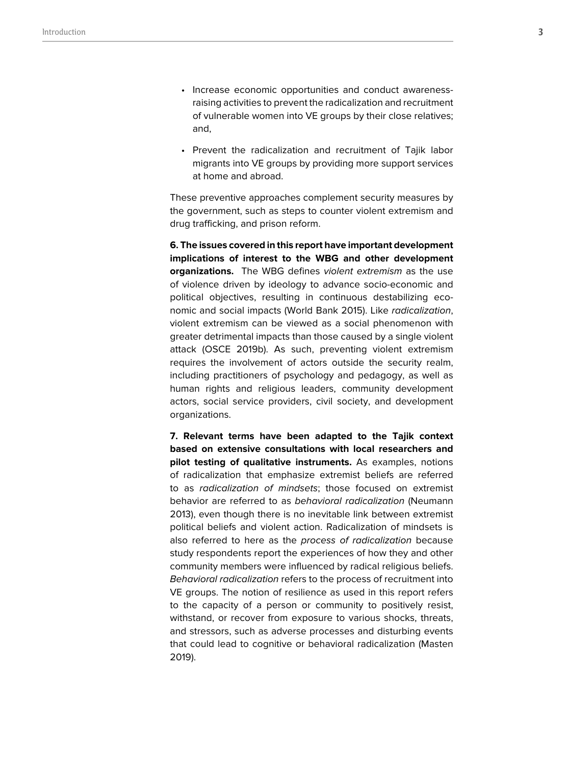- Increase economic opportunities and conduct awareness-raising activities to prevent the radicalization and recruitment of vulnerable women into VE groups by their close relatives; and,

- Prevent the radicalization and recruitment of Tajik labor migrants into VE groups by providing more support services at home and abroad.

These preventive approaches complement security measures by the government, such as steps to counter violent extremism and drug trafficking, and prison reform.

**6. The issues covered in this report have important development implications of interest to the WBG and other development organizations.** The WBG defines *violent extremism* as the use of violence driven by ideology to advance socio-economic and political objectives, resulting in continuous destabilizing economic and social impacts (World Bank 2015). Like *radicalization*, violent extremism can be viewed as a social phenomenon with greater detrimental impacts than those caused by a single violent attack (OSCE 2019b). As such, preventing violent extremism requires the involvement of actors outside the security realm, including practitioners of psychology and pedagogy, as well as human rights and religious leaders, community development actors, social service providers, civil society, and development organizations.

**7. Relevant terms have been adapted to the Tajik context based on extensive consultations with local researchers and pilot testing of qualitative instruments.** As examples, notions of radicalization that emphasize extremist beliefs are referred to as *radicalization of mindsets*; those focused on extremist behavior are referred to as *behavioral radicalization* (Neumann 2013), even though there is no inevitable link between extremist political beliefs and violent action. Radicalization of mindsets is also referred to here as the *process of radicalization* because study respondents report the experiences of how they and other community members were influenced by radical religious beliefs. *Behavioral radicalization* refers to the process of recruitment into VE groups. The notion of resilience as used in this report refers to the capacity of a person or community to positively resist, withstand, or recover from exposure to various shocks, threats, and stressors, such as adverse processes and disturbing events that could lead to cognitive or behavioral radicalization (Masten 2019).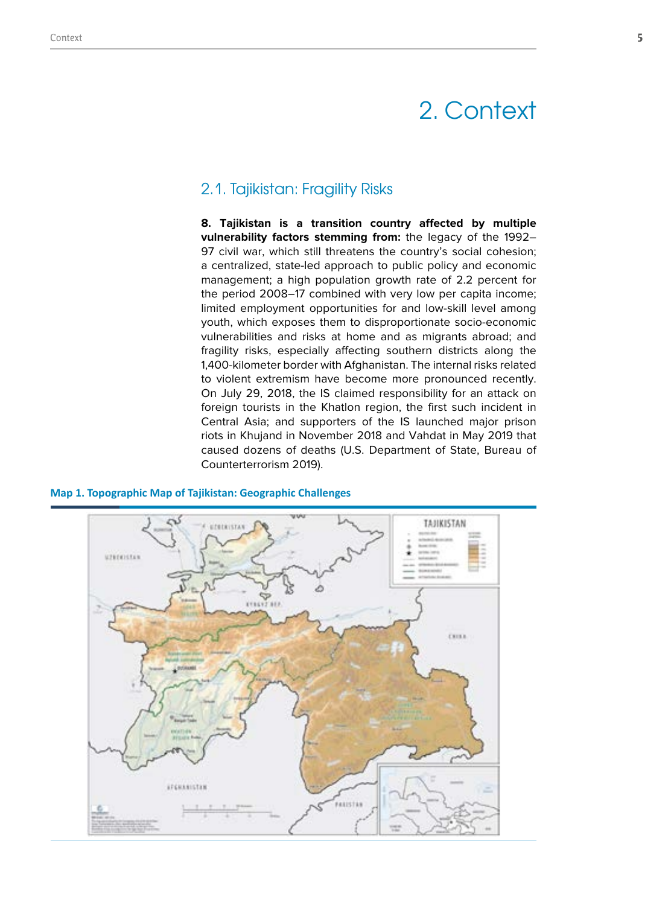# 2. Context

## 2.1. Tajikistan: Fragility Risks

**8. Tajikistan is a transition country affected by multiple vulnerability factors stemming from:** the legacy of the 1992–97 civil war, which still threatens the country's social cohesion; a centralized, state-led approach to public policy and economic management; a high population growth rate of 2.2 percent for the period 2008–17 combined with very low per capita income; limited employment opportunities for and low-skill level among youth, which exposes them to disproportionate socio-economic vulnerabilities and risks at home and as migrants abroad; and fragility risks, especially affecting southern districts along the 1,400-kilometer border with Afghanistan. The internal risks related to violent extremism have become more pronounced recently. On July 29, 2018, the IS claimed responsibility for an attack on foreign tourists in the Khatlon region, the first such incident in Central Asia; and supporters of the IS launched major prison riots in Khujand in November 2018 and Vahdat in May 2019 that caused dozens of deaths (U.S. Department of State, Bureau of Counterterrorism 2019).

**Map 1. Topographic Map of Tajikistan: Geographic Challenges**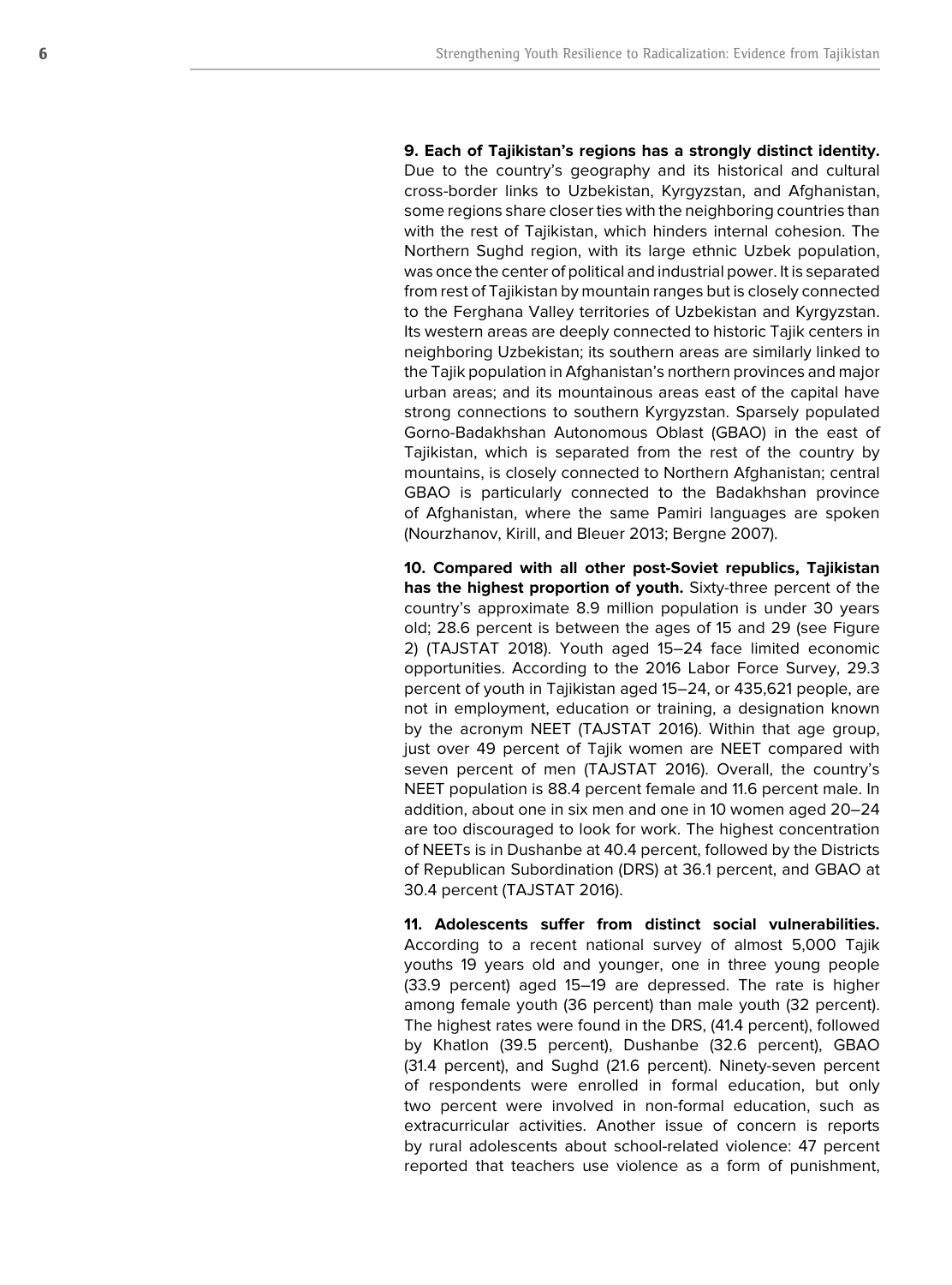**9. Each of Tajikistan's regions has a strongly distinct identity.** Due to the country's geography and its historical and cultural cross-border links to Uzbekistan, Kyrgyzstan, and Afghanistan, some regions share closer ties with the neighboring countries than with the rest of Tajikistan, which hinders internal cohesion. The Northern Sughd region, with its large ethnic Uzbek population, was once the center of political and industrial power. It is separated from rest of Tajikistan by mountain ranges but is closely connected to the Ferghana Valley territories of Uzbekistan and Kyrgyzstan. Its western areas are deeply connected to historic Tajik centers in neighboring Uzbekistan; its southern areas are similarly linked to the Tajik population in Afghanistan's northern provinces and major urban areas; and its mountainous areas east of the capital have strong connections to southern Kyrgyzstan. Sparsely populated Gorno-Badakhshan Autonomous Oblast (GBAO) in the east of Tajikistan, which is separated from the rest of the country by mountains, is closely connected to Northern Afghanistan; central GBAO is particularly connected to the Badakhshan province of Afghanistan, where the same Pamiri languages are spoken (Nourzhanov, Kirill, and Bleuer 2013; Bergne 2007).

**10. Compared with all other post-Soviet republics, Tajikistan has the highest proportion of youth.** Sixty-three percent of the country's approximate 8.9 million population is under 30 years old; 28.6 percent is between the ages of 15 and 29 (see Figure 2) (TAJSTAT 2018). Youth aged 15–24 face limited economic opportunities. According to the 2016 Labor Force Survey, 29.3 percent of youth in Tajikistan aged 15–24, or 435,621 people, are not in employment, education or training, a designation known by the acronym NEET (TAJSTAT 2016). Within that age group, just over 49 percent of Tajik women are NEET compared with seven percent of men (TAJSTAT 2016). Overall, the country's NEET population is 88.4 percent female and 11.6 percent male. In addition, about one in six men and one in 10 women aged 20–24 are too discouraged to look for work. The highest concentration of NEETs is in Dushanbe at 40.4 percent, followed by the Districts of Republican Subordination (DRS) at 36.1 percent, and GBAO at 30.4 percent (TAJSTAT 2016).

**11. Adolescents suffer from distinct social vulnerabilities.** According to a recent national survey of almost 5,000 Tajik youths 19 years old and younger, one in three young people (33.9 percent) aged 15–19 are depressed. The rate is higher among female youth (36 percent) than male youth (32 percent). The highest rates were found in the DRS, (41.4 percent), followed by Khatlon (39.5 percent), Dushanbe (32.6 percent), GBAO (31.4 percent), and Sughd (21.6 percent). Ninety-seven percent of respondents were enrolled in formal education, but only two percent were involved in non-formal education, such as extracurricular activities. Another issue of concern is reports by rural adolescents about school-related violence: 47 percent reported that teachers use violence as a form of punishment,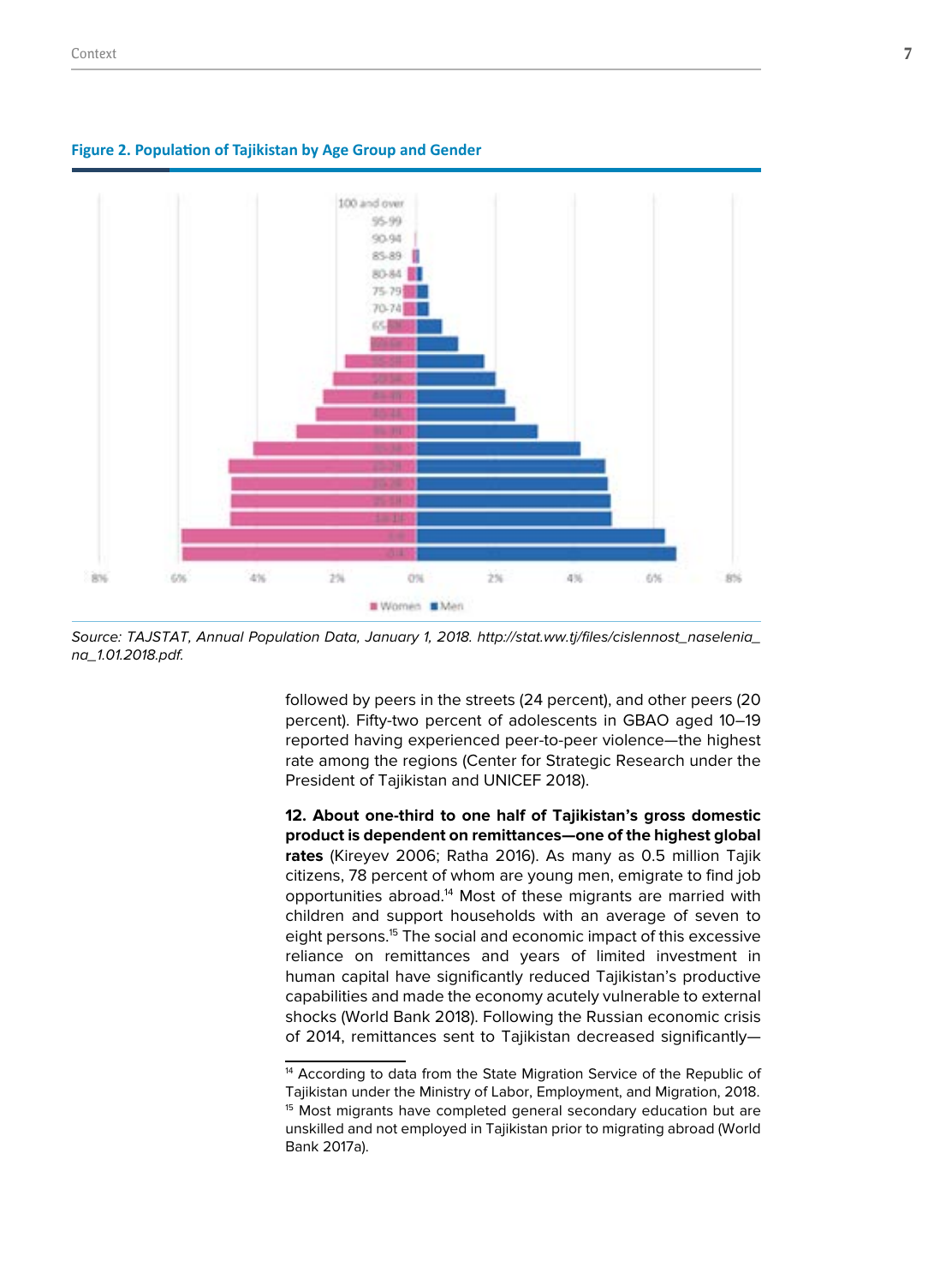**Figure 2. Population of Tajikistan by Age Group and Gender**

*Source: TAJSTAT, Annual Population Data, January 1, 2018. http://stat.ww.tj/files/cislennost_naselenia_na_1.01.2018.pdf.*

followed by peers in the streets (24 percent), and other peers (20 percent). Fifty-two percent of adolescents in GBAO aged 10–19 reported having experienced peer-to-peer violence—the highest rate among the regions (Center for Strategic Research under the President of Tajikistan and UNICEF 2018).

**12. About one-third to one half of Tajikistan's gross domestic product is dependent on remittances—one of the highest global rates** (Kireyev 2006; Ratha 2016). As many as 0.5 million Tajik citizens, 78 percent of whom are young men, emigrate to find job opportunities abroad.[14] Most of these migrants are married with children and support households with an average of seven to eight persons.[15] The social and economic impact of this excessive reliance on remittances and years of limited investment in human capital have significantly reduced Tajikistan's productive capabilities and made the economy acutely vulnerable to external shocks (World Bank 2018). Following the Russian economic crisis of 2014, remittances sent to Tajikistan decreased significantly—

[14] According to data from the State Migration Service of the Republic of Tajikistan under the Ministry of Labor, Employment, and Migration, 2018.

[15] Most migrants have completed general secondary education but are unskilled and not employed in Tajikistan prior to migrating abroad (World Bank 2017a).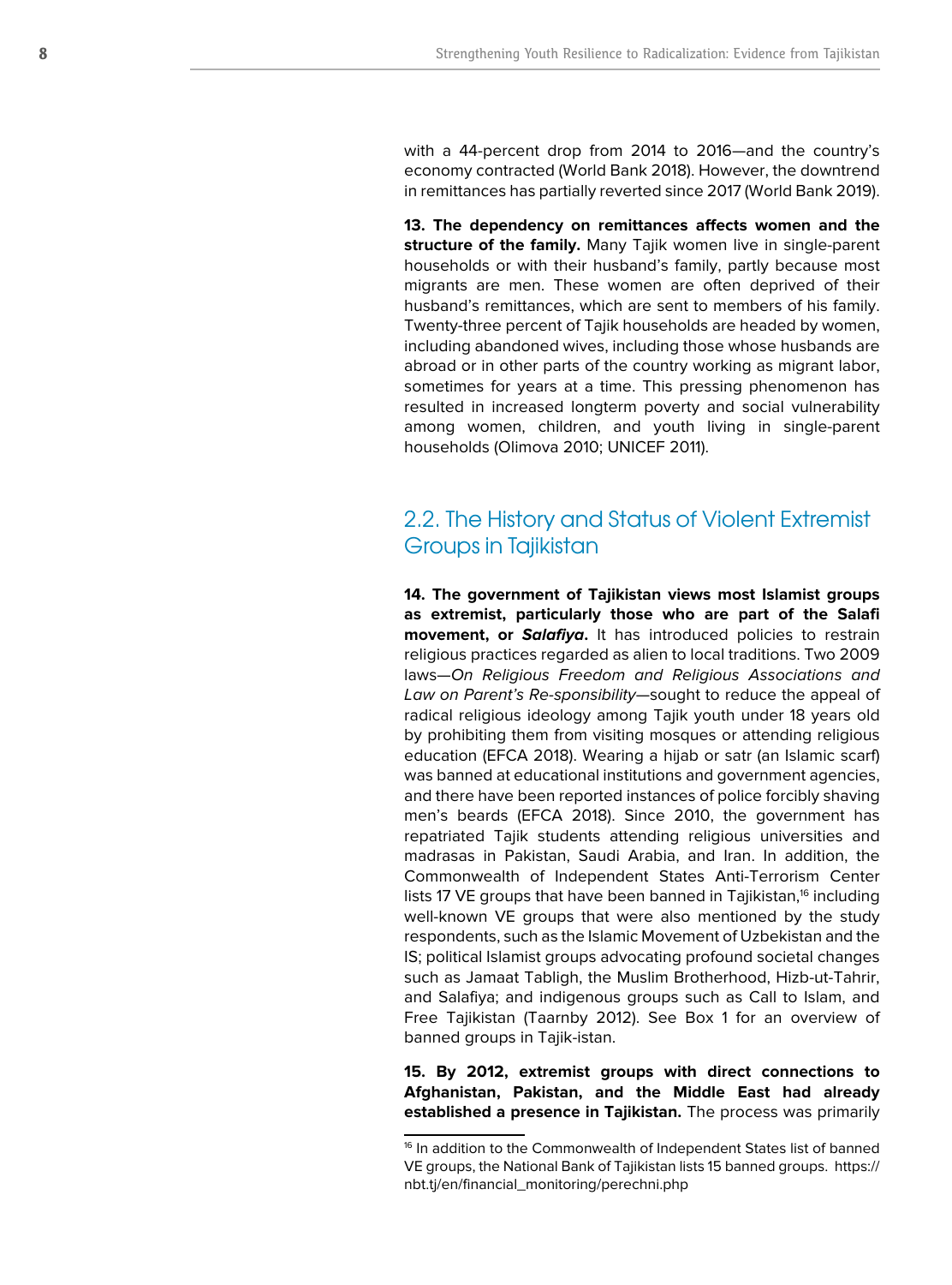with a 44-percent drop from 2014 to 2016—and the country's economy contracted (World Bank 2018). However, the downtrend in remittances has partially reverted since 2017 (World Bank 2019).

**13. The dependency on remittances affects women and the structure of the family.** Many Tajik women live in single-parent households or with their husband's family, partly because most migrants are men. These women are often deprived of their husband's remittances, which are sent to members of his family. Twenty-three percent of Tajik households are headed by women, including abandoned wives, including those whose husbands are abroad or in other parts of the country working as migrant labor, sometimes for years at a time. This pressing phenomenon has resulted in increased longterm poverty and social vulnerability among women, children, and youth living in single-parent households (Olimova 2010; UNICEF 2011).

## 2.2. The History and Status of Violent Extremist Groups in Tajikistan

**14. The government of Tajikistan views most Islamist groups as extremist, particularly those who are part of the Salafi movement, or *Salafiya*.** It has introduced policies to restrain religious practices regarded as alien to local traditions. Two 2009 laws—*On Religious Freedom and Religious Associations and Law on Parent's Re-sponsibility*—sought to reduce the appeal of radical religious ideology among Tajik youth under 18 years old by prohibiting them from visiting mosques or attending religious education (EFCA 2018). Wearing a hijab or satr (an Islamic scarf) was banned at educational institutions and government agencies, and there have been reported instances of police forcibly shaving men's beards (EFCA 2018). Since 2010, the government has repatriated Tajik students attending religious universities and madrasas in Pakistan, Saudi Arabia, and Iran. In addition, the Commonwealth of Independent States Anti-Terrorism Center lists 17 VE groups that have been banned in Tajikistan,[16] including well-known VE groups that were also mentioned by the study respondents, such as the Islamic Movement of Uzbekistan and the IS; political Islamist groups advocating profound societal changes such as Jamaat Tabligh, the Muslim Brotherhood, Hizb-ut-Tahrir, and Salafiya; and indigenous groups such as Call to Islam, and Free Tajikistan (Taarnby 2012). See Box 1 for an overview of banned groups in Tajik-istan.

**15. By 2012, extremist groups with direct connections to Afghanistan, Pakistan, and the Middle East had already established a presence in Tajikistan.** The process was primarily

[16] In addition to the Commonwealth of Independent States list of banned VE groups, the National Bank of Tajikistan lists 15 banned groups. https://nbt.tj/en/financial_monitoring/perechni.php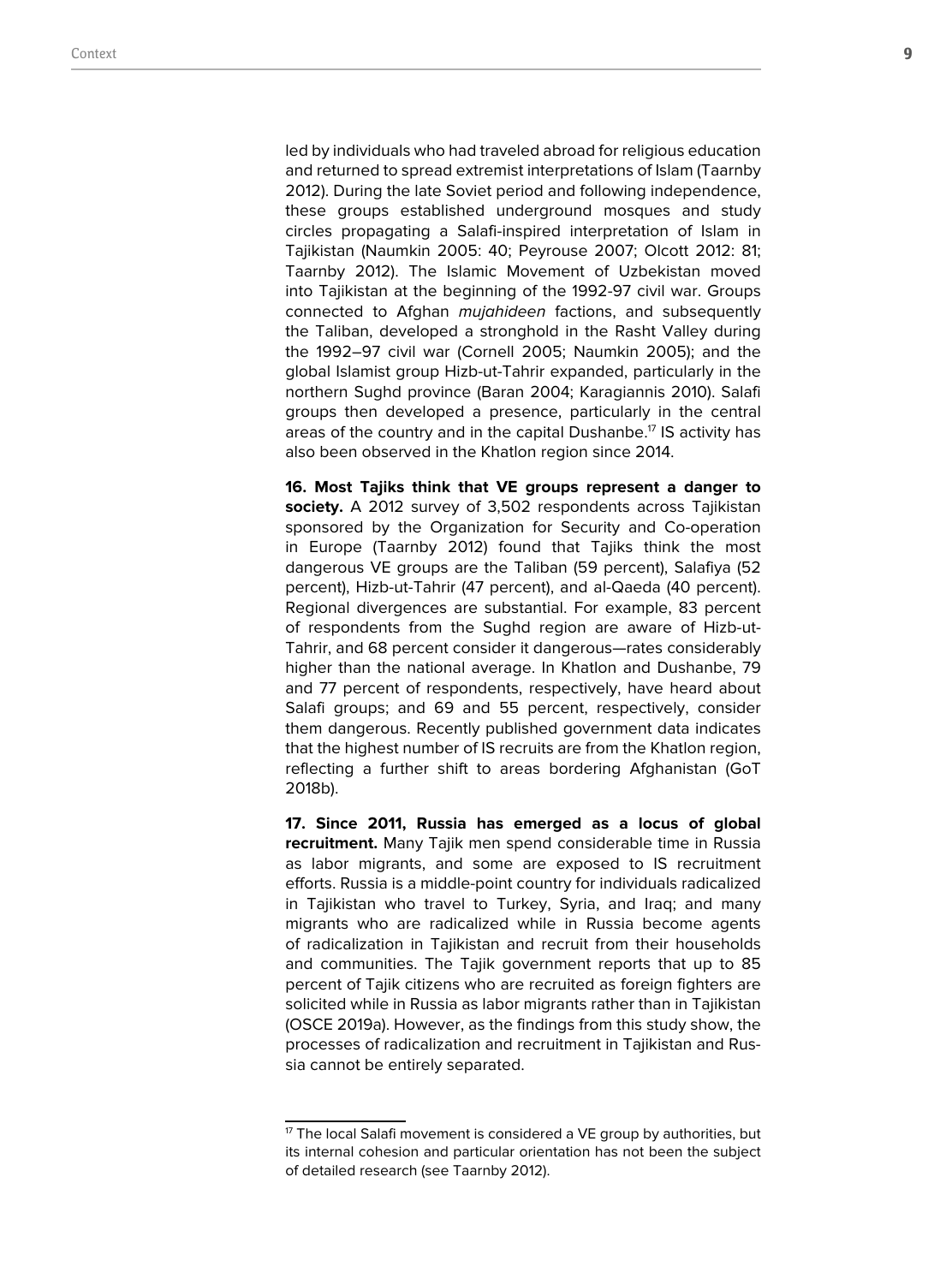led by individuals who had traveled abroad for religious education and returned to spread extremist interpretations of Islam (Taarnby 2012). During the late Soviet period and following independence, these groups established underground mosques and study circles propagating a Salafi-inspired interpretation of Islam in Tajikistan (Naumkin 2005: 40; Peyrouse 2007; Olcott 2012: 81; Taarnby 2012). The Islamic Movement of Uzbekistan moved into Tajikistan at the beginning of the 1992-97 civil war. Groups connected to Afghan *mujahideen* factions, and subsequently the Taliban, developed a stronghold in the Rasht Valley during the 1992–97 civil war (Cornell 2005; Naumkin 2005); and the global Islamist group Hizb-ut-Tahrir expanded, particularly in the northern Sughd province (Baran 2004; Karagiannis 2010). Salafi groups then developed a presence, particularly in the central areas of the country and in the capital Dushanbe.[17] IS activity has also been observed in the Khatlon region since 2014.

**16. Most Tajiks think that VE groups represent a danger to society.** A 2012 survey of 3,502 respondents across Tajikistan sponsored by the Organization for Security and Co-operation in Europe (Taarnby 2012) found that Tajiks think the most dangerous VE groups are the Taliban (59 percent), Salafiya (52 percent), Hizb-ut-Tahrir (47 percent), and al-Qaeda (40 percent). Regional divergences are substantial. For example, 83 percent of respondents from the Sughd region are aware of Hizb-ut-Tahrir, and 68 percent consider it dangerous—rates considerably higher than the national average. In Khatlon and Dushanbe, 79 and 77 percent of respondents, respectively, have heard about Salafi groups; and 69 and 55 percent, respectively, consider them dangerous. Recently published government data indicates that the highest number of IS recruits are from the Khatlon region, reflecting a further shift to areas bordering Afghanistan (GoT 2018b).

**17. Since 2011, Russia has emerged as a locus of global recruitment.** Many Tajik men spend considerable time in Russia as labor migrants, and some are exposed to IS recruitment efforts. Russia is a middle-point country for individuals radicalized in Tajikistan who travel to Turkey, Syria, and Iraq; and many migrants who are radicalized while in Russia become agents of radicalization in Tajikistan and recruit from their households and communities. The Tajik government reports that up to 85 percent of Tajik citizens who are recruited as foreign fighters are solicited while in Russia as labor migrants rather than in Tajikistan (OSCE 2019a). However, as the findings from this study show, the processes of radicalization and recruitment in Tajikistan and Russia cannot be entirely separated.

[17] The local Salafi movement is considered a VE group by authorities, but its internal cohesion and particular orientation has not been the subject of detailed research (see Taarnby 2012).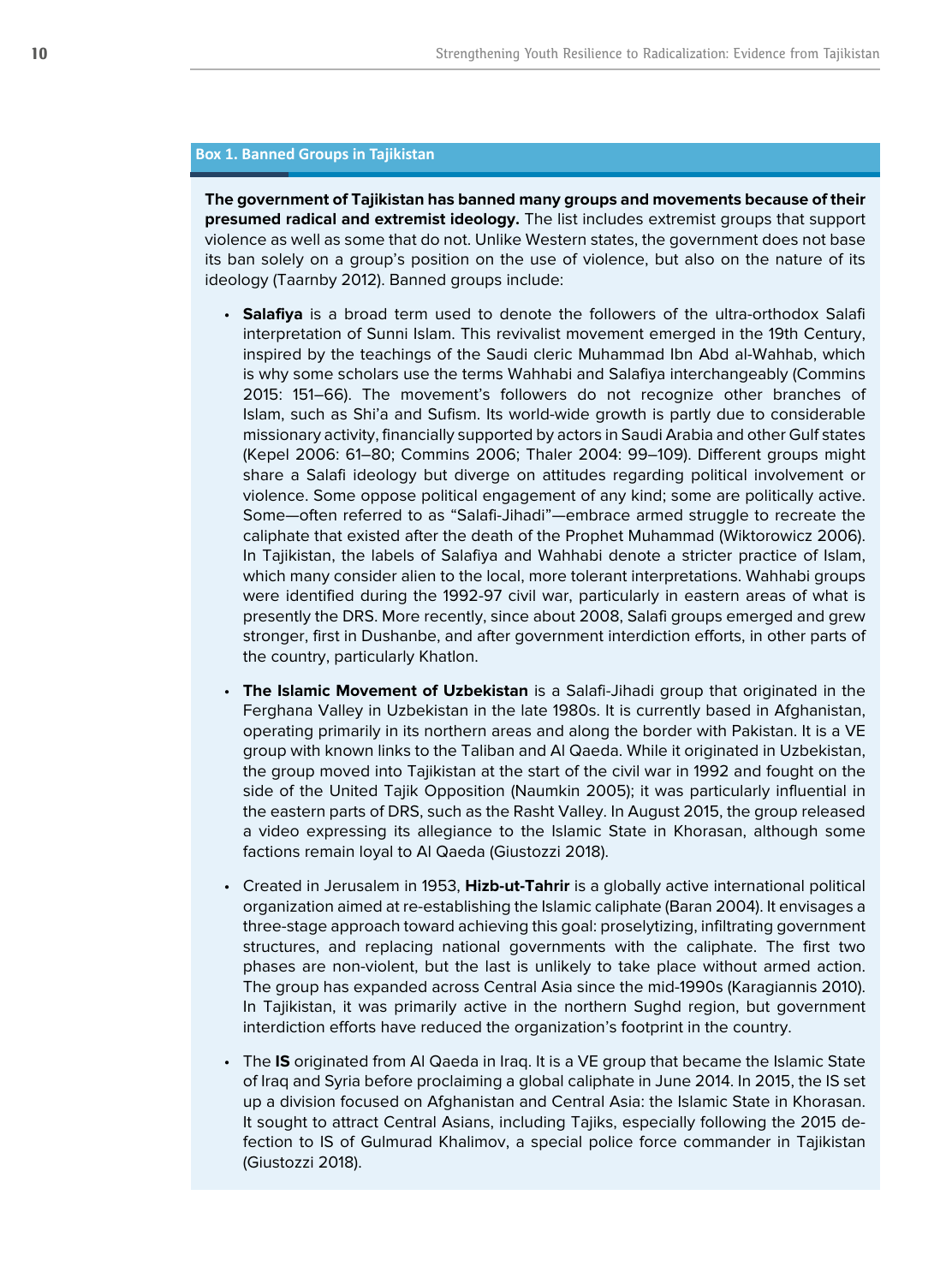### Box 1. Banned Groups in Tajikistan

**The government of Tajikistan has banned many groups and movements because of their presumed radical and extremist ideology.** The list includes extremist groups that support violence as well as some that do not. Unlike Western states, the government does not base its ban solely on a group's position on the use of violence, but also on the nature of its ideology (Taarnby 2012). Banned groups include:

- **Salafiya** is a broad term used to denote the followers of the ultra-orthodox Salafi interpretation of Sunni Islam. This revivalist movement emerged in the 19th Century, inspired by the teachings of the Saudi cleric Muhammad Ibn Abd al-Wahhab, which is why some scholars use the terms Wahhabi and Salafiya interchangeably (Commins 2015: 151–66). The movement's followers do not recognize other branches of Islam, such as Shi'a and Sufism. Its world-wide growth is partly due to considerable missionary activity, financially supported by actors in Saudi Arabia and other Gulf states (Kepel 2006: 61–80; Commins 2006; Thaler 2004: 99–109). Different groups might share a Salafi ideology but diverge on attitudes regarding political involvement or violence. Some oppose political engagement of any kind; some are politically active. Some—often referred to as "Salafi-Jihadi"—embrace armed struggle to recreate the caliphate that existed after the death of the Prophet Muhammad (Wiktorowicz 2006). In Tajikistan, the labels of Salafiya and Wahhabi denote a stricter practice of Islam, which many consider alien to the local, more tolerant interpretations. Wahhabi groups were identified during the 1992-97 civil war, particularly in eastern areas of what is presently the DRS. More recently, since about 2008, Salafi groups emerged and grew stronger, first in Dushanbe, and after government interdiction efforts, in other parts of the country, particularly Khatlon.

- **The Islamic Movement of Uzbekistan** is a Salafi-Jihadi group that originated in the Ferghana Valley in Uzbekistan in the late 1980s. It is currently based in Afghanistan, operating primarily in its northern areas and along the border with Pakistan. It is a VE group with known links to the Taliban and Al Qaeda. While it originated in Uzbekistan, the group moved into Tajikistan at the start of the civil war in 1992 and fought on the side of the United Tajik Opposition (Naumkin 2005); it was particularly influential in the eastern parts of DRS, such as the Rasht Valley. In August 2015, the group released a video expressing its allegiance to the Islamic State in Khorasan, although some factions remain loyal to Al Qaeda (Giustozzi 2018).

- Created in Jerusalem in 1953, **Hizb-ut-Tahrir** is a globally active international political organization aimed at re-establishing the Islamic caliphate (Baran 2004). It envisages a three-stage approach toward achieving this goal: proselytizing, infiltrating government structures, and replacing national governments with the caliphate. The first two phases are non-violent, but the last is unlikely to take place without armed action. The group has expanded across Central Asia since the mid-1990s (Karagiannis 2010). In Tajikistan, it was primarily active in the northern Sughd region, but government interdiction efforts have reduced the organization's footprint in the country.

- The **IS** originated from Al Qaeda in Iraq. It is a VE group that became the Islamic State of Iraq and Syria before proclaiming a global caliphate in June 2014. In 2015, the IS set up a division focused on Afghanistan and Central Asia: the Islamic State in Khorasan. It sought to attract Central Asians, including Tajiks, especially following the 2015 defection to IS of Gulmurad Khalimov, a special police force commander in Tajikistan (Giustozzi 2018).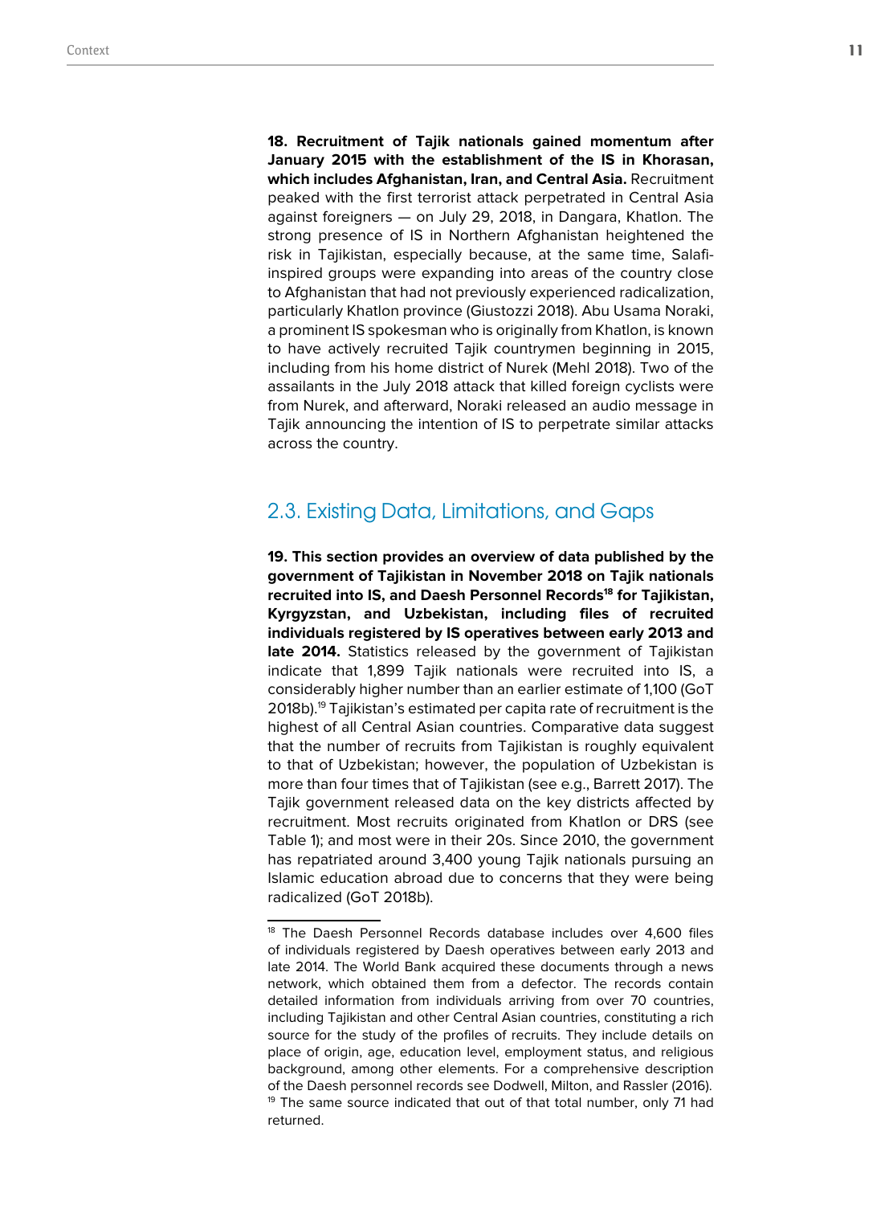**18. Recruitment of Tajik nationals gained momentum after January 2015 with the establishment of the IS in Khorasan, which includes Afghanistan, Iran, and Central Asia.** Recruitment peaked with the first terrorist attack perpetrated in Central Asia against foreigners — on July 29, 2018, in Dangara, Khatlon. The strong presence of IS in Northern Afghanistan heightened the risk in Tajikistan, especially because, at the same time, Salafi-inspired groups were expanding into areas of the country close to Afghanistan that had not previously experienced radicalization, particularly Khatlon province (Giustozzi 2018). Abu Usama Noraki, a prominent IS spokesman who is originally from Khatlon, is known to have actively recruited Tajik countrymen beginning in 2015, including from his home district of Nurek (Mehl 2018). Two of the assailants in the July 2018 attack that killed foreign cyclists were from Nurek, and afterward, Noraki released an audio message in Tajik announcing the intention of IS to perpetrate similar attacks across the country.

## 2.3. Existing Data, Limitations, and Gaps

**19. This section provides an overview of data published by the government of Tajikistan in November 2018 on Tajik nationals recruited into IS, and Daesh Personnel Records[18] for Tajikistan, Kyrgyzstan, and Uzbekistan, including files of recruited individuals registered by IS operatives between early 2013 and late 2014.** Statistics released by the government of Tajikistan indicate that 1,899 Tajik nationals were recruited into IS, a considerably higher number than an earlier estimate of 1,100 (GoT 2018b).[19] Tajikistan's estimated per capita rate of recruitment is the highest of all Central Asian countries. Comparative data suggest that the number of recruits from Tajikistan is roughly equivalent to that of Uzbekistan; however, the population of Uzbekistan is more than four times that of Tajikistan (see e.g., Barrett 2017). The Tajik government released data on the key districts affected by recruitment. Most recruits originated from Khatlon or DRS (see Table 1); and most were in their 20s. Since 2010, the government has repatriated around 3,400 young Tajik nationals pursuing an Islamic education abroad due to concerns that they were being radicalized (GoT 2018b).

---

[18] The Daesh Personnel Records database includes over 4,600 files of individuals registered by Daesh operatives between early 2013 and late 2014. The World Bank acquired these documents through a news network, which obtained them from a defector. The records contain detailed information from individuals arriving from over 70 countries, including Tajikistan and other Central Asian countries, constituting a rich source for the study of the profiles of recruits. They include details on place of origin, age, education level, employment status, and religious background, among other elements. For a comprehensive description of the Daesh personnel records see Dodwell, Milton, and Rassler (2016).

[19] The same source indicated that out of that total number, only 71 had returned.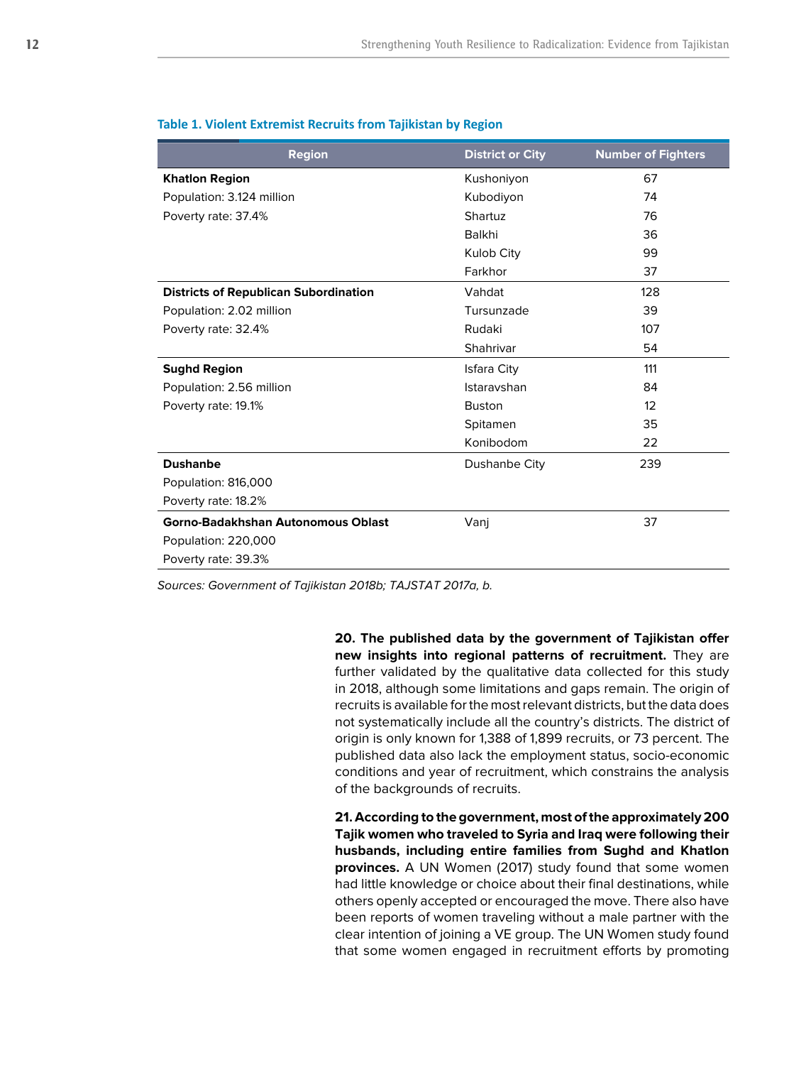**Table 1. Violent Extremist Recruits from Tajikistan by Region**

| Region | District or City | Number of Fighters |
|---|---|---|
| **Khatlon Region** | Kushoniyon | 67 |
| Population: 3.124 million | Kubodiyon | 74 |
| Poverty rate: 37.4% | Shartuz | 76 |
| | Balkhi | 36 |
| | Kulob City | 99 |
| | Farkhor | 37 |
| **Districts of Republican Subordination** | Vahdat | 128 |
| Population: 2.02 million | Tursunzade | 39 |
| Poverty rate: 32.4% | Rudaki | 107 |
| | Shahrivar | 54 |
| **Sughd Region** | Isfara City | 111 |
| Population: 2.56 million | Istaravshan | 84 |
| Poverty rate: 19.1% | Buston | 12 |
| | Spitamen | 35 |
| | Konibodom | 22 |
| **Dushanbe** | Dushanbe City | 239 |
| Population: 816,000 | | |
| Poverty rate: 18.2% | | |
| **Gorno-Badakhshan Autonomous Oblast** | Vanj | 37 |
| Population: 220,000 | | |
| Poverty rate: 39.3% | | |

*Sources: Government of Tajikistan 2018b; TAJSTAT 2017a, b.*

**20. The published data by the government of Tajikistan offer new insights into regional patterns of recruitment.** They are further validated by the qualitative data collected for this study in 2018, although some limitations and gaps remain. The origin of recruits is available for the most relevant districts, but the data does not systematically include all the country's districts. The district of origin is only known for 1,388 of 1,899 recruits, or 73 percent. The published data also lack the employment status, socio-economic conditions and year of recruitment, which constrains the analysis of the backgrounds of recruits.

**21. According to the government, most of the approximately 200 Tajik women who traveled to Syria and Iraq were following their husbands, including entire families from Sughd and Khatlon provinces.** A UN Women (2017) study found that some women had little knowledge or choice about their final destinations, while others openly accepted or encouraged the move. There also have been reports of women traveling without a male partner with the clear intention of joining a VE group. The UN Women study found that some women engaged in recruitment efforts by promoting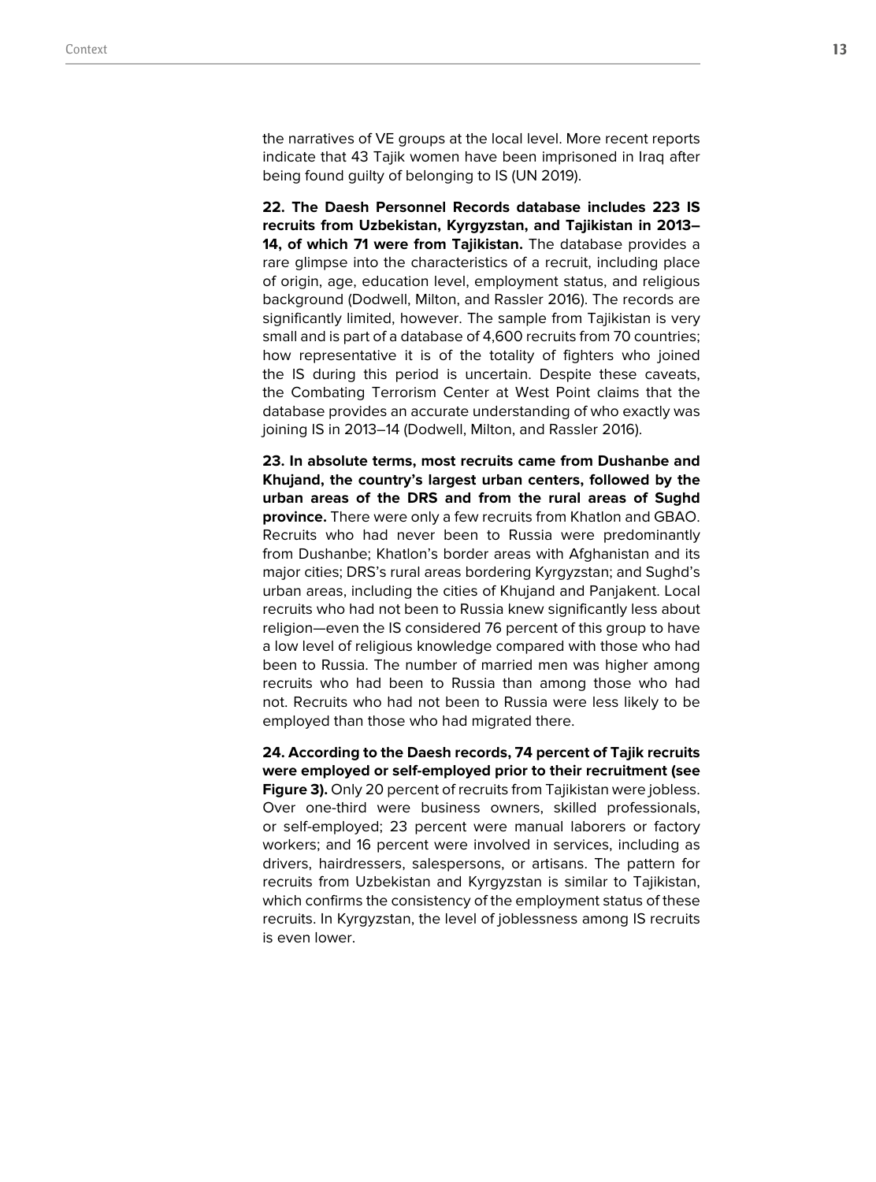the narratives of VE groups at the local level. More recent reports indicate that 43 Tajik women have been imprisoned in Iraq after being found guilty of belonging to IS (UN 2019).

**22. The Daesh Personnel Records database includes 223 IS recruits from Uzbekistan, Kyrgyzstan, and Tajikistan in 2013–14, of which 71 were from Tajikistan.** The database provides a rare glimpse into the characteristics of a recruit, including place of origin, age, education level, employment status, and religious background (Dodwell, Milton, and Rassler 2016). The records are significantly limited, however. The sample from Tajikistan is very small and is part of a database of 4,600 recruits from 70 countries; how representative it is of the totality of fighters who joined the IS during this period is uncertain. Despite these caveats, the Combating Terrorism Center at West Point claims that the database provides an accurate understanding of who exactly was joining IS in 2013–14 (Dodwell, Milton, and Rassler 2016).

**23. In absolute terms, most recruits came from Dushanbe and Khujand, the country's largest urban centers, followed by the urban areas of the DRS and from the rural areas of Sughd province.** There were only a few recruits from Khatlon and GBAO. Recruits who had never been to Russia were predominantly from Dushanbe; Khatlon's border areas with Afghanistan and its major cities; DRS's rural areas bordering Kyrgyzstan; and Sughd's urban areas, including the cities of Khujand and Panjakent. Local recruits who had not been to Russia knew significantly less about religion—even the IS considered 76 percent of this group to have a low level of religious knowledge compared with those who had been to Russia. The number of married men was higher among recruits who had been to Russia than among those who had not. Recruits who had not been to Russia were less likely to be employed than those who had migrated there.

**24. According to the Daesh records, 74 percent of Tajik recruits were employed or self-employed prior to their recruitment (see Figure 3).** Only 20 percent of recruits from Tajikistan were jobless. Over one-third were business owners, skilled professionals, or self-employed; 23 percent were manual laborers or factory workers; and 16 percent were involved in services, including as drivers, hairdressers, salespersons, or artisans. The pattern for recruits from Uzbekistan and Kyrgyzstan is similar to Tajikistan, which confirms the consistency of the employment status of these recruits. In Kyrgyzstan, the level of joblessness among IS recruits is even lower.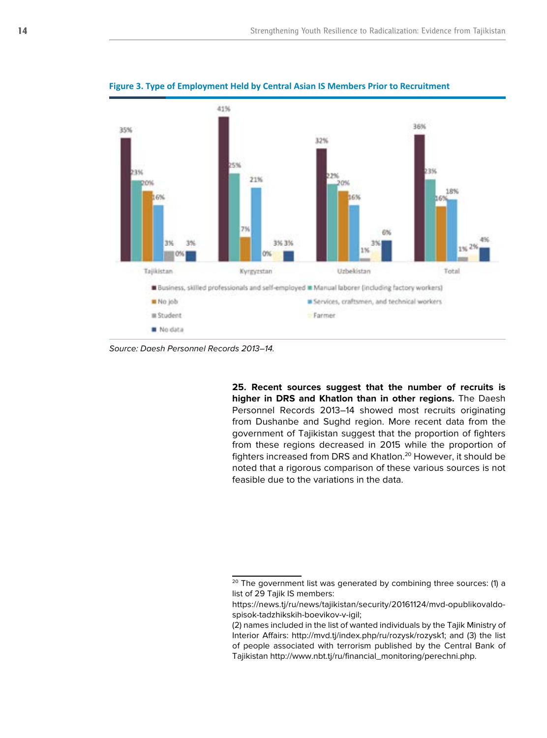**Figure 3. Type of Employment Held by Central Asian IS Members Prior to Recruitment**

| | Tajikistan | Kyrgyzstan | Uzbekistan | Total |
|---|---|---|---|---|
| Business, skilled professionals and self-employed | 35% | 41% | 32% | 36% |
| Manual laborer (including factory workers) | 23% | 25% | 22% | 23% |
| No job | 20% | 7% | 20% | 16% |
| Services, craftsmen, and technical workers | 16% | 21% | 16% | 18% |
| Student | 3% | 0% | 1% | 1% |
| Farmer | 0% | 3% | 3% | 2% |
| No data | 3% | 3% | 6% | 4% |

*Source: Daesh Personnel Records 2013–14.*

**25. Recent sources suggest that the number of recruits is higher in DRS and Khatlon than in other regions.** The Daesh Personnel Records 2013–14 showed most recruits originating from Dushanbe and Sughd region. More recent data from the government of Tajikistan suggest that the proportion of fighters from these regions decreased in 2015 while the proportion of fighters increased from DRS and Khatlon.[20] However, it should be noted that a rigorous comparison of these various sources is not feasible due to the variations in the data.

[20] The government list was generated by combining three sources: (1) a list of 29 Tajik IS members: https://news.tj/ru/news/tajikistan/security/20161124/mvd-opublikovaldo-spisok-tadzhikskih-boevikov-v-igil; (2) names included in the list of wanted individuals by the Tajik Ministry of Interior Affairs: http://mvd.tj/index.php/ru/rozysk/rozysk1; and (3) the list of people associated with terrorism published by the Central Bank of Tajikistan http://www.nbt.tj/ru/financial_monitoring/perechni.php.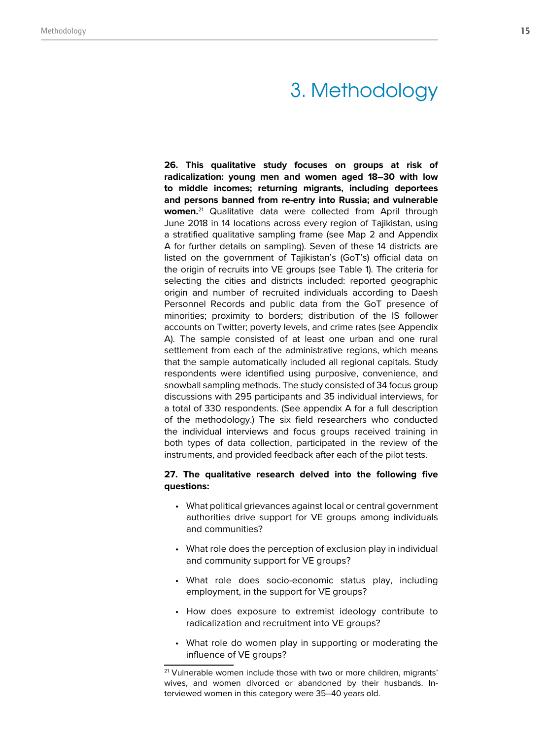# 3. Methodology

**26. This qualitative study focuses on groups at risk of radicalization: young men and women aged 18–30 with low to middle incomes; returning migrants, including deportees and persons banned from re-entry into Russia; and vulnerable women.**[21] Qualitative data were collected from April through June 2018 in 14 locations across every region of Tajikistan, using a stratified qualitative sampling frame (see Map 2 and Appendix A for further details on sampling). Seven of these 14 districts are listed on the government of Tajikistan's (GoT's) official data on the origin of recruits into VE groups (see Table 1). The criteria for selecting the cities and districts included: reported geographic origin and number of recruited individuals according to Daesh Personnel Records and public data from the GoT presence of minorities; proximity to borders; distribution of the IS follower accounts on Twitter; poverty levels, and crime rates (see Appendix A). The sample consisted of at least one urban and one rural settlement from each of the administrative regions, which means that the sample automatically included all regional capitals. Study respondents were identified using purposive, convenience, and snowball sampling methods. The study consisted of 34 focus group discussions with 295 participants and 35 individual interviews, for a total of 330 respondents. (See appendix A for a full description of the methodology.) The six field researchers who conducted the individual interviews and focus groups received training in both types of data collection, participated in the review of the instruments, and provided feedback after each of the pilot tests.

**27. The qualitative research delved into the following five questions:**

- What political grievances against local or central government authorities drive support for VE groups among individuals and communities?
- What role does the perception of exclusion play in individual and community support for VE groups?
- What role does socio-economic status play, including employment, in the support for VE groups?
- How does exposure to extremist ideology contribute to radicalization and recruitment into VE groups?
- What role do women play in supporting or moderating the influence of VE groups?

[21] Vulnerable women include those with two or more children, migrants' wives, and women divorced or abandoned by their husbands. Interviewed women in this category were 35–40 years old.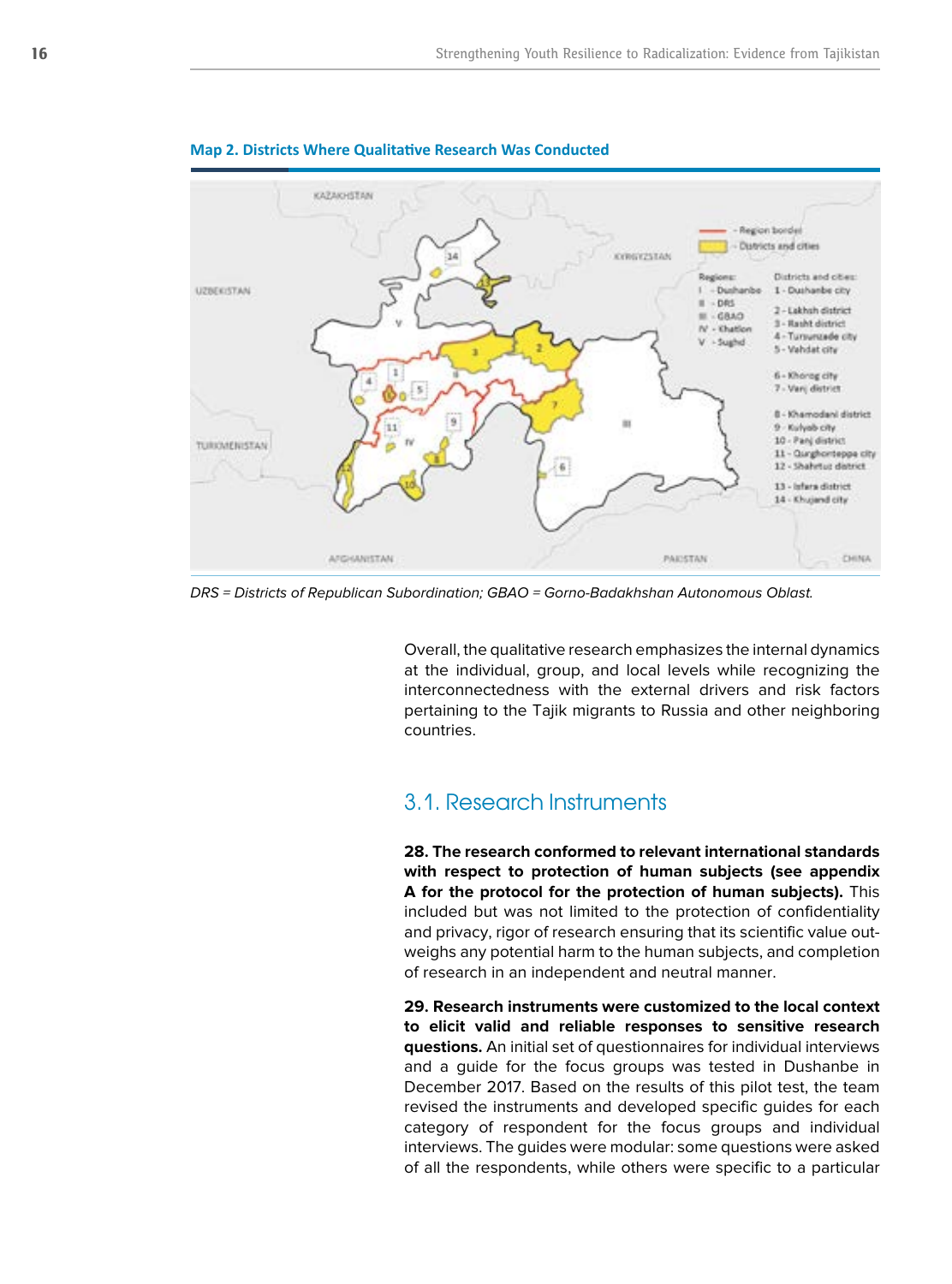**Map 2. Districts Where Qualitative Research Was Conducted**

KAZAKHSTAN

KYRGYZSTAN

UZBEKISTAN

TURKMENISTAN

AFGHANISTAN

PAKISTAN

CHINA

- Region border
- Districts and cities

Regions:
I - Dushanbe
II - DRS
III - GBAO
IV - Khatlon
V - Sughd

Districts and cities:
1 - Dushanbe city
2 - Lakhsh district
3 - Rasht district
4 - Tursunzade city
5 - Vahdat city
6 - Khorog city
7 - Vanj district
8 - Khamadani district
9 - Kulyab city
10 - Panj district
11 - Qurghonteppa city
12 - Shahrtuz district
13 - Isfara district
14 - Khujand city

*DRS = Districts of Republican Subordination; GBAO = Gorno-Badakhshan Autonomous Oblast.*

Overall, the qualitative research emphasizes the internal dynamics at the individual, group, and local levels while recognizing the interconnectedness with the external drivers and risk factors pertaining to the Tajik migrants to Russia and other neighboring countries.

## 3.1. Research Instruments

**28. The research conformed to relevant international standards with respect to protection of human subjects (see appendix A for the protocol for the protection of human subjects).** This included but was not limited to the protection of confidentiality and privacy, rigor of research ensuring that its scientific value outweighs any potential harm to the human subjects, and completion of research in an independent and neutral manner.

**29. Research instruments were customized to the local context to elicit valid and reliable responses to sensitive research questions.** An initial set of questionnaires for individual interviews and a guide for the focus groups was tested in Dushanbe in December 2017. Based on the results of this pilot test, the team revised the instruments and developed specific guides for each category of respondent for the focus groups and individual interviews. The guides were modular: some questions were asked of all the respondents, while others were specific to a particular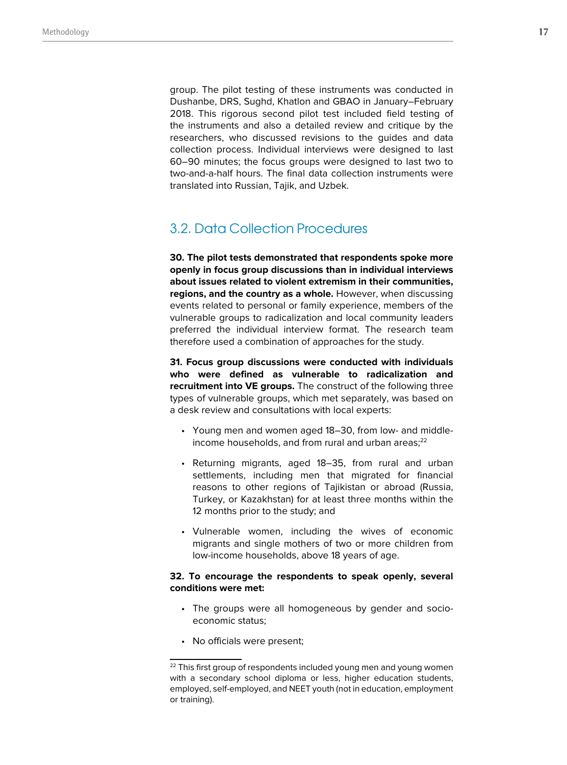group. The pilot testing of these instruments was conducted in Dushanbe, DRS, Sughd, Khatlon and GBAO in January–February 2018. This rigorous second pilot test included field testing of the instruments and also a detailed review and critique by the researchers, who discussed revisions to the guides and data collection process. Individual interviews were designed to last 60–90 minutes; the focus groups were designed to last two to two-and-a-half hours. The final data collection instruments were translated into Russian, Tajik, and Uzbek.

## 3.2. Data Collection Procedures

**30. The pilot tests demonstrated that respondents spoke more openly in focus group discussions than in individual interviews about issues related to violent extremism in their communities, regions, and the country as a whole.** However, when discussing events related to personal or family experience, members of the vulnerable groups to radicalization and local community leaders preferred the individual interview format. The research team therefore used a combination of approaches for the study.

**31. Focus group discussions were conducted with individuals who were defined as vulnerable to radicalization and recruitment into VE groups.** The construct of the following three types of vulnerable groups, which met separately, was based on a desk review and consultations with local experts:

- Young men and women aged 18–30, from low- and middle-income households, and from rural and urban areas;[22]
- Returning migrants, aged 18–35, from rural and urban settlements, including men that migrated for financial reasons to other regions of Tajikistan or abroad (Russia, Turkey, or Kazakhstan) for at least three months within the 12 months prior to the study; and
- Vulnerable women, including the wives of economic migrants and single mothers of two or more children from low-income households, above 18 years of age.

**32. To encourage the respondents to speak openly, several conditions were met:**

- The groups were all homogeneous by gender and socio-economic status;
- No officials were present;

[22] This first group of respondents included young men and young women with a secondary school diploma or less, higher education students, employed, self-employed, and NEET youth (not in education, employment or training).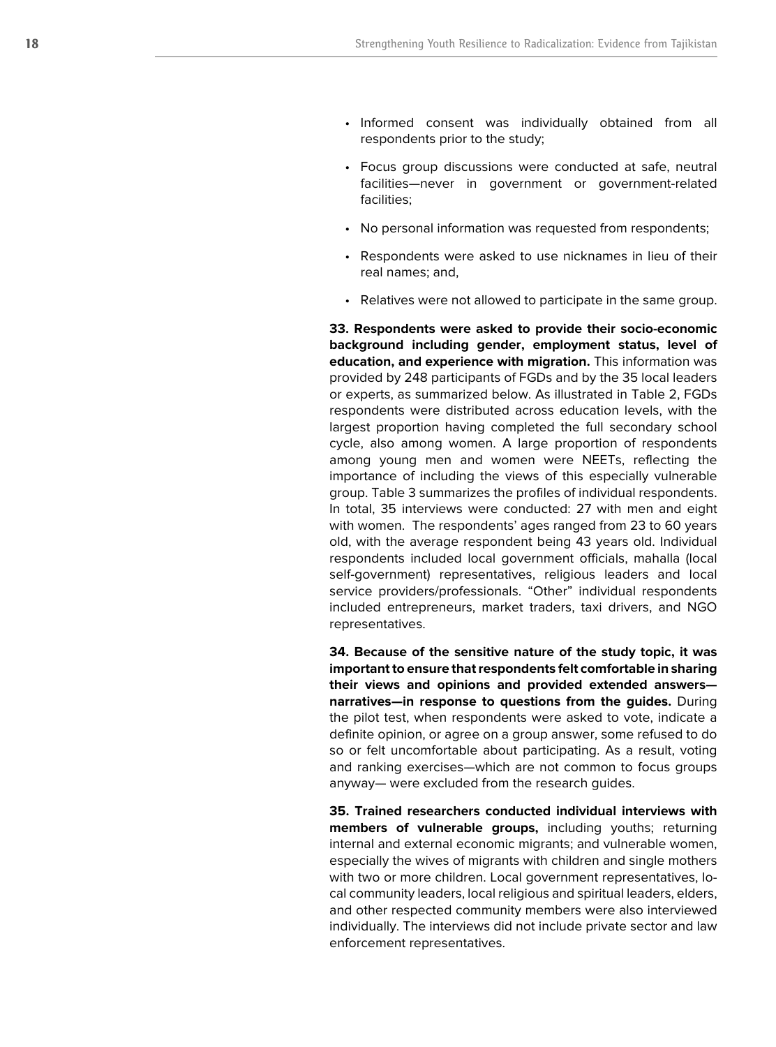- Informed consent was individually obtained from all respondents prior to the study;
- Focus group discussions were conducted at safe, neutral facilities—never in government or government-related facilities;
- No personal information was requested from respondents;
- Respondents were asked to use nicknames in lieu of their real names; and,
- Relatives were not allowed to participate in the same group.

**33. Respondents were asked to provide their socio-economic background including gender, employment status, level of education, and experience with migration.** This information was provided by 248 participants of FGDs and by the 35 local leaders or experts, as summarized below. As illustrated in Table 2, FGDs respondents were distributed across education levels, with the largest proportion having completed the full secondary school cycle, also among women. A large proportion of respondents among young men and women were NEETs, reflecting the importance of including the views of this especially vulnerable group. Table 3 summarizes the profiles of individual respondents. In total, 35 interviews were conducted: 27 with men and eight with women. The respondents' ages ranged from 23 to 60 years old, with the average respondent being 43 years old. Individual respondents included local government officials, mahalla (local self-government) representatives, religious leaders and local service providers/professionals. "Other" individual respondents included entrepreneurs, market traders, taxi drivers, and NGO representatives.

**34. Because of the sensitive nature of the study topic, it was important to ensure that respondents felt comfortable in sharing their views and opinions and provided extended answers—narratives—in response to questions from the guides.** During the pilot test, when respondents were asked to vote, indicate a definite opinion, or agree on a group answer, some refused to do so or felt uncomfortable about participating. As a result, voting and ranking exercises—which are not common to focus groups anyway— were excluded from the research guides.

**35. Trained researchers conducted individual interviews with members of vulnerable groups,** including youths; returning internal and external economic migrants; and vulnerable women, especially the wives of migrants with children and single mothers with two or more children. Local government representatives, local community leaders, local religious and spiritual leaders, elders, and other respected community members were also interviewed individually. The interviews did not include private sector and law enforcement representatives.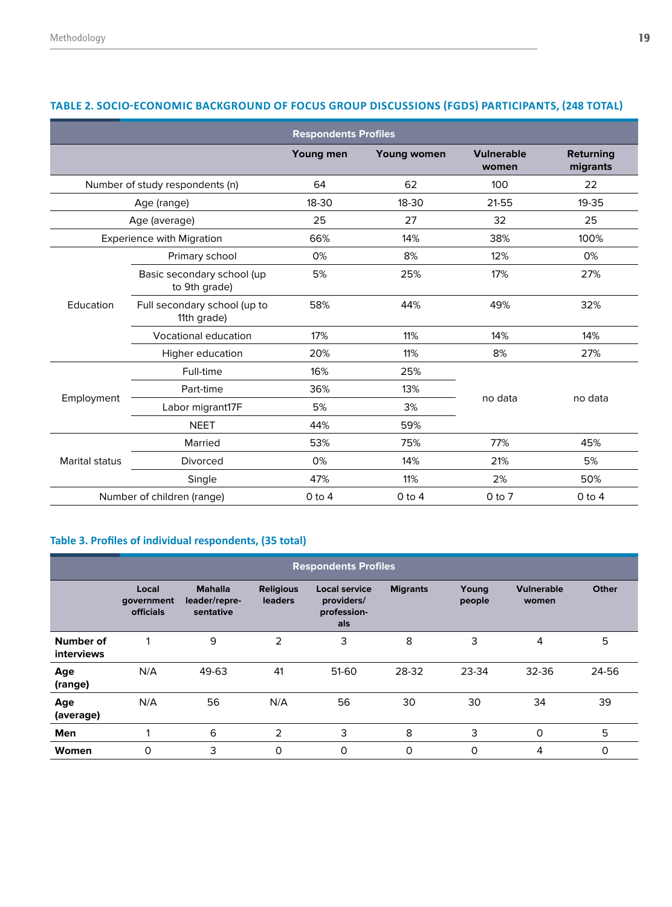### TABLE 2. SOCIO-ECONOMIC BACKGROUND OF FOCUS GROUP DISCUSSIONS (FGDS) PARTICIPANTS, (248 TOTAL)

| Respondents Profiles | | Young men | Young women | Vulnerable women | Returning migrants |
|---|---|---|---|---|---|
| Number of study respondents (n) | | 64 | 62 | 100 | 22 |
| Age (range) | | 18-30 | 18-30 | 21-55 | 19-35 |
| Age (average) | | 25 | 27 | 32 | 25 |
| Experience with Migration | | 66% | 14% | 38% | 100% |
| Education | Primary school | 0% | 8% | 12% | 0% |
| | Basic secondary school (up to 9th grade) | 5% | 25% | 17% | 27% |
| | Full secondary school (up to 11th grade) | 58% | 44% | 49% | 32% |
| | Vocational education | 17% | 11% | 14% | 14% |
| | Higher education | 20% | 11% | 8% | 27% |
| Employment | Full-time | 16% | 25% | no data | no data |
| | Part-time | 36% | 13% | | |
| | Labor migrant[17] | 5% | 3% | | |
| | NEET | 44% | 59% | | |
| Marital status | Married | 53% | 75% | 77% | 45% |
| | Divorced | 0% | 14% | 21% | 5% |
| | Single | 47% | 11% | 2% | 50% |
| Number of children (range) | | 0 to 4 | 0 to 4 | 0 to 7 | 0 to 4 |

### Table 3. Profiles of individual respondents, (35 total)

| Respondents Profiles | Local government officials | Mahalla leader/representative | Religious leaders | Local service providers/professionals | Migrants | Young people | Vulnerable women | Other |
|---|---|---|---|---|---|---|---|---|
| **Number of interviews** | 1 | 9 | 2 | 3 | 8 | 3 | 4 | 5 |
| **Age (range)** | N/A | 49-63 | 41 | 51-60 | 28-32 | 23-34 | 32-36 | 24-56 |
| **Age (average)** | N/A | 56 | N/A | 56 | 30 | 30 | 34 | 39 |
| **Men** | 1 | 6 | 2 | 3 | 8 | 3 | 0 | 5 |
| **Women** | 0 | 3 | 0 | 0 | 0 | 0 | 4 | 0 |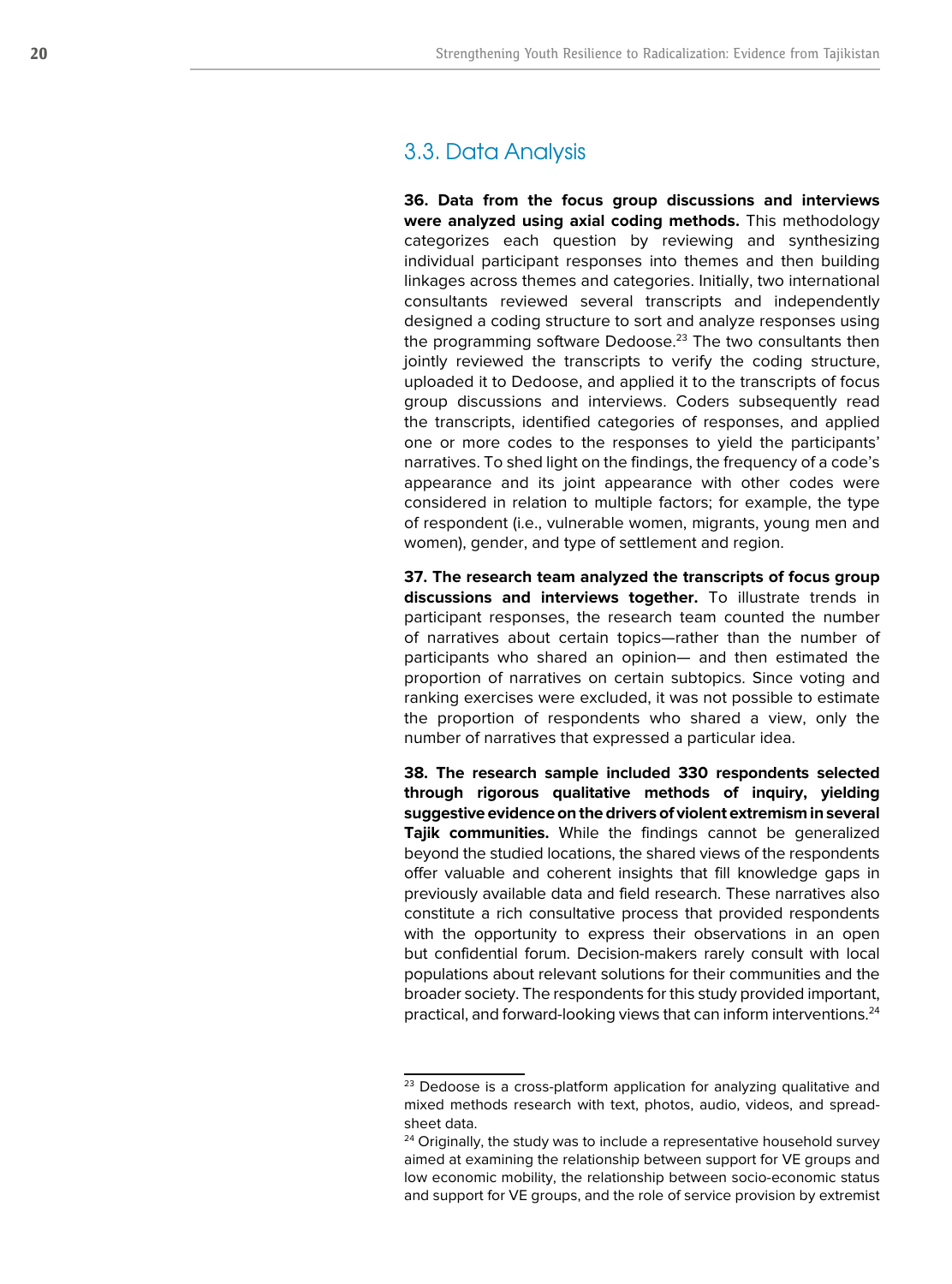## 3.3. Data Analysis

**36. Data from the focus group discussions and interviews were analyzed using axial coding methods.** This methodology categorizes each question by reviewing and synthesizing individual participant responses into themes and then building linkages across themes and categories. Initially, two international consultants reviewed several transcripts and independently designed a coding structure to sort and analyze responses using the programming software Dedoose.[23] The two consultants then jointly reviewed the transcripts to verify the coding structure, uploaded it to Dedoose, and applied it to the transcripts of focus group discussions and interviews. Coders subsequently read the transcripts, identified categories of responses, and applied one or more codes to the responses to yield the participants' narratives. To shed light on the findings, the frequency of a code's appearance and its joint appearance with other codes were considered in relation to multiple factors; for example, the type of respondent (i.e., vulnerable women, migrants, young men and women), gender, and type of settlement and region.

**37. The research team analyzed the transcripts of focus group discussions and interviews together.** To illustrate trends in participant responses, the research team counted the number of narratives about certain topics—rather than the number of participants who shared an opinion— and then estimated the proportion of narratives on certain subtopics. Since voting and ranking exercises were excluded, it was not possible to estimate the proportion of respondents who shared a view, only the number of narratives that expressed a particular idea.

**38. The research sample included 330 respondents selected through rigorous qualitative methods of inquiry, yielding suggestive evidence on the drivers of violent extremism in several Tajik communities.** While the findings cannot be generalized beyond the studied locations, the shared views of the respondents offer valuable and coherent insights that fill knowledge gaps in previously available data and field research. These narratives also constitute a rich consultative process that provided respondents with the opportunity to express their observations in an open but confidential forum. Decision-makers rarely consult with local populations about relevant solutions for their communities and the broader society. The respondents for this study provided important, practical, and forward-looking views that can inform interventions.[24]

---

[23] Dedoose is a cross-platform application for analyzing qualitative and mixed methods research with text, photos, audio, videos, and spreadsheet data.

[24] Originally, the study was to include a representative household survey aimed at examining the relationship between support for VE groups and low economic mobility, the relationship between socio-economic status and support for VE groups, and the role of service provision by extremist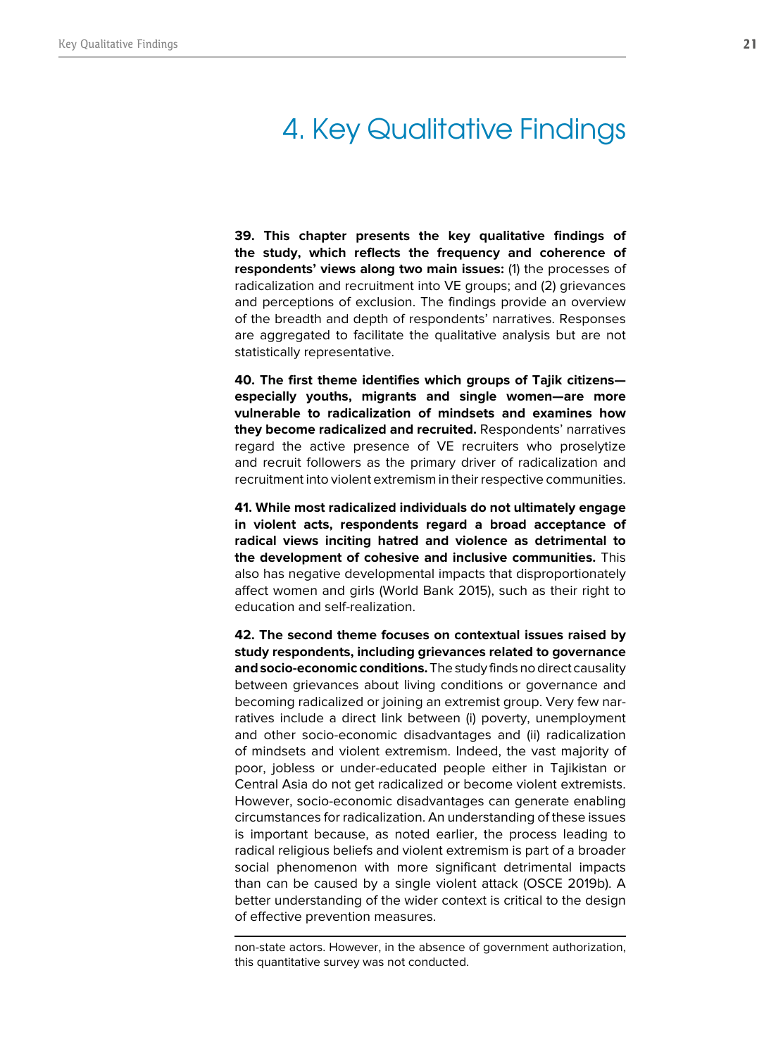# 4. Key Qualitative Findings

**39. This chapter presents the key qualitative findings of the study, which reflects the frequency and coherence of respondents' views along two main issues:** (1) the processes of radicalization and recruitment into VE groups; and (2) grievances and perceptions of exclusion. The findings provide an overview of the breadth and depth of respondents' narratives. Responses are aggregated to facilitate the qualitative analysis but are not statistically representative.

**40. The first theme identifies which groups of Tajik citizens—especially youths, migrants and single women—are more vulnerable to radicalization of mindsets and examines how they become radicalized and recruited.** Respondents' narratives regard the active presence of VE recruiters who proselytize and recruit followers as the primary driver of radicalization and recruitment into violent extremism in their respective communities.

**41. While most radicalized individuals do not ultimately engage in violent acts, respondents regard a broad acceptance of radical views inciting hatred and violence as detrimental to the development of cohesive and inclusive communities.** This also has negative developmental impacts that disproportionately affect women and girls (World Bank 2015), such as their right to education and self-realization.

**42. The second theme focuses on contextual issues raised by study respondents, including grievances related to governance and socio-economic conditions.** The study finds no direct causality between grievances about living conditions or governance and becoming radicalized or joining an extremist group. Very few narratives include a direct link between (i) poverty, unemployment and other socio-economic disadvantages and (ii) radicalization of mindsets and violent extremism. Indeed, the vast majority of poor, jobless or under-educated people either in Tajikistan or Central Asia do not get radicalized or become violent extremists. However, socio-economic disadvantages can generate enabling circumstances for radicalization. An understanding of these issues is important because, as noted earlier, the process leading to radical religious beliefs and violent extremism is part of a broader social phenomenon with more significant detrimental impacts than can be caused by a single violent attack (OSCE 2019b). A better understanding of the wider context is critical to the design of effective prevention measures.

---

non-state actors. However, in the absence of government authorization, this quantitative survey was not conducted.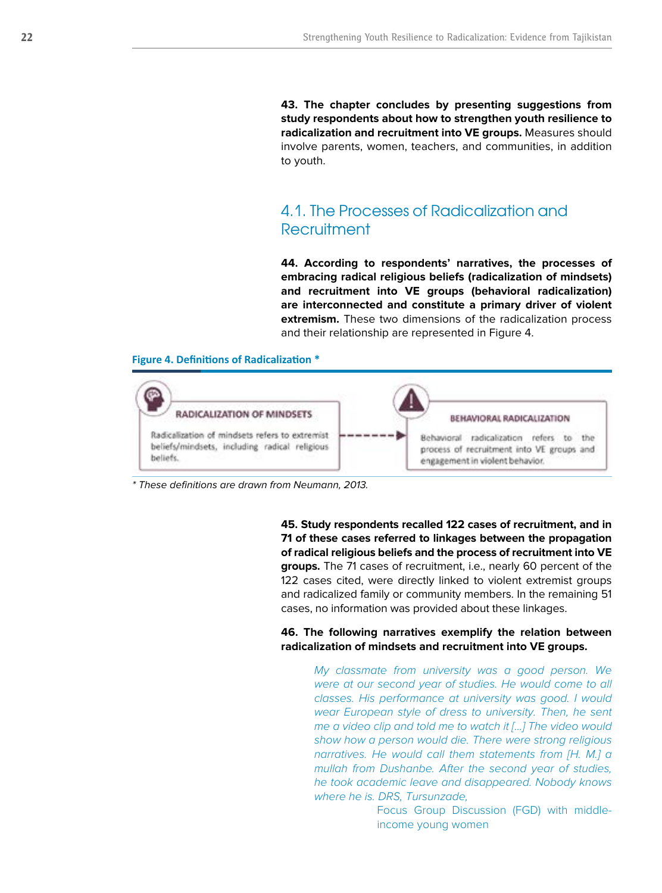**43. The chapter concludes by presenting suggestions from study respondents about how to strengthen youth resilience to radicalization and recruitment into VE groups.** Measures should involve parents, women, teachers, and communities, in addition to youth.

## 4.1. The Processes of Radicalization and Recruitment

**44. According to respondents' narratives, the processes of embracing radical religious beliefs (radicalization of mindsets) and recruitment into VE groups (behavioral radicalization) are interconnected and constitute a primary driver of violent extremism.** These two dimensions of the radicalization process and their relationship are represented in Figure 4.

**Figure 4. Definitions of Radicalization \***

**RADICALIZATION OF MINDSETS**

Radicalization of mindsets refers to extremist beliefs/mindsets, including radical religious beliefs.

**BEHAVIORAL RADICALIZATION**

Behavioral radicalization refers to the process of recruitment into VE groups and engagement in violent behavior.

*\* These definitions are drawn from Neumann, 2013.*

**45. Study respondents recalled 122 cases of recruitment, and in 71 of these cases referred to linkages between the propagation of radical religious beliefs and the process of recruitment into VE groups.** The 71 cases of recruitment, i.e., nearly 60 percent of the 122 cases cited, were directly linked to violent extremist groups and radicalized family or community members. In the remaining 51 cases, no information was provided about these linkages.

**46. The following narratives exemplify the relation between radicalization of mindsets and recruitment into VE groups.**

> *My classmate from university was a good person. We were at our second year of studies. He would come to all classes. His performance at university was good. I would wear European style of dress to university. Then, he sent me a video clip and told me to watch it [...] The video would show how a person would die. There were strong religious narratives. He would call them statements from [H. M.] a mullah from Dushanbe. After the second year of studies, he took academic leave and disappeared. Nobody knows where he is. DRS, Tursunzade,*
>
> Focus Group Discussion (FGD) with middle-income young women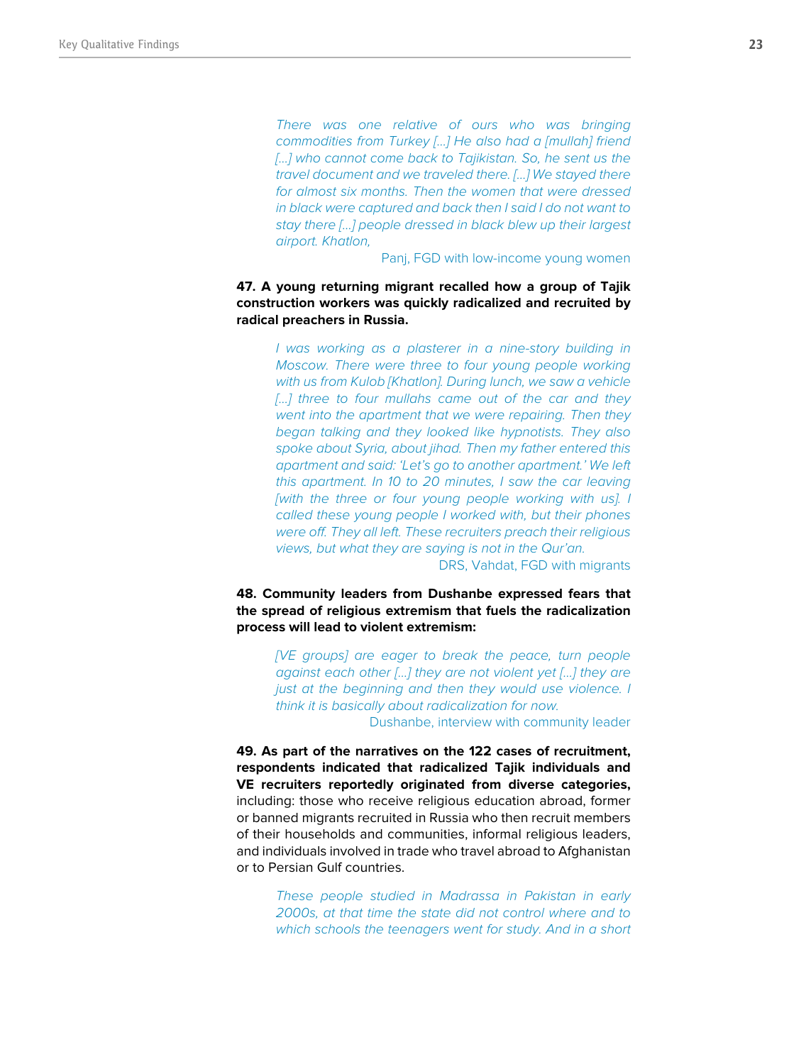> *There was one relative of ours who was bringing commodities from Turkey [...] He also had a [mullah] friend [...] who cannot come back to Tajikistan. So, he sent us the travel document and we traveled there. [...] We stayed there for almost six months. Then the women that were dressed in black were captured and back then I said I do not want to stay there [...] people dressed in black blew up their largest airport. Khatlon,*
>
> Panj, FGD with low-income young women

**47. A young returning migrant recalled how a group of Tajik construction workers was quickly radicalized and recruited by radical preachers in Russia.**

> *I was working as a plasterer in a nine-story building in Moscow. There were three to four young people working with us from Kulob [Khatlon]. During lunch, we saw a vehicle [...] three to four mullahs came out of the car and they went into the apartment that we were repairing. Then they began talking and they looked like hypnotists. They also spoke about Syria, about jihad. Then my father entered this apartment and said: 'Let's go to another apartment.' We left this apartment. In 10 to 20 minutes, I saw the car leaving [with the three or four young people working with us]. I called these young people I worked with, but their phones were off. They all left. These recruiters preach their religious views, but what they are saying is not in the Qur'an.*
>
> DRS, Vahdat, FGD with migrants

**48. Community leaders from Dushanbe expressed fears that the spread of religious extremism that fuels the radicalization process will lead to violent extremism:**

> *[VE groups] are eager to break the peace, turn people against each other [...] they are not violent yet [...] they are just at the beginning and then they would use violence. I think it is basically about radicalization for now.*
>
> Dushanbe, interview with community leader

**49. As part of the narratives on the 122 cases of recruitment, respondents indicated that radicalized Tajik individuals and VE recruiters reportedly originated from diverse categories,** including: those who receive religious education abroad, former or banned migrants recruited in Russia who then recruit members of their households and communities, informal religious leaders, and individuals involved in trade who travel abroad to Afghanistan or to Persian Gulf countries.

> *These people studied in Madrassa in Pakistan in early 2000s, at that time the state did not control where and to which schools the teenagers went for study. And in a short*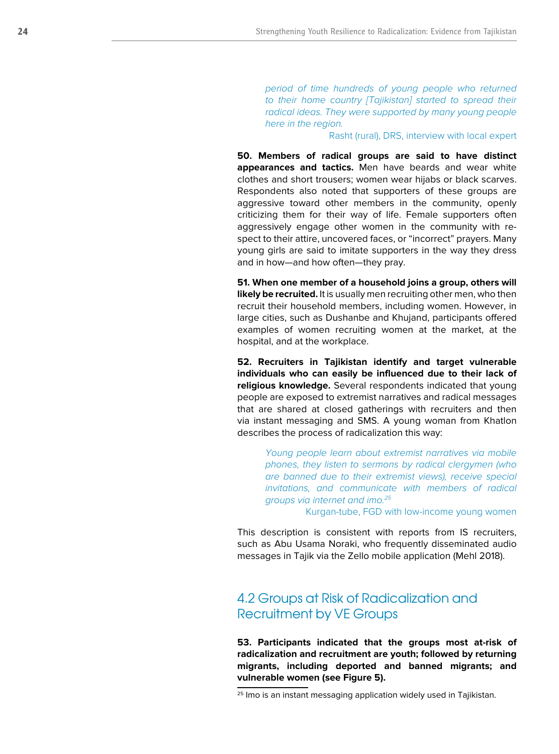> *period of time hundreds of young people who returned to their home country [Tajikistan] started to spread their radical ideas. They were supported by many young people here in the region.*
>
> Rasht (rural), DRS, interview with local expert

**50. Members of radical groups are said to have distinct appearances and tactics.** Men have beards and wear white clothes and short trousers; women wear hijabs or black scarves. Respondents also noted that supporters of these groups are aggressive toward other members in the community, openly criticizing them for their way of life. Female supporters often aggressively engage other women in the community with respect to their attire, uncovered faces, or "incorrect" prayers. Many young girls are said to imitate supporters in the way they dress and in how—and how often—they pray.

**51. When one member of a household joins a group, others will likely be recruited.** It is usually men recruiting other men, who then recruit their household members, including women. However, in large cities, such as Dushanbe and Khujand, participants offered examples of women recruiting women at the market, at the hospital, and at the workplace.

**52. Recruiters in Tajikistan identify and target vulnerable individuals who can easily be influenced due to their lack of religious knowledge.** Several respondents indicated that young people are exposed to extremist narratives and radical messages that are shared at closed gatherings with recruiters and then via instant messaging and SMS. A young woman from Khatlon describes the process of radicalization this way:

> *Young people learn about extremist narratives via mobile phones, they listen to sermons by radical clergymen (who are banned due to their extremist views), receive special invitations, and communicate with members of radical groups via internet and imo.*[25]
>
> Kurgan-tube, FGD with low-income young women

This description is consistent with reports from IS recruiters, such as Abu Usama Noraki, who frequently disseminated audio messages in Tajik via the Zello mobile application (Mehl 2018).

## 4.2 Groups at Risk of Radicalization and Recruitment by VE Groups

**53. Participants indicated that the groups most at-risk of radicalization and recruitment are youth; followed by returning migrants, including deported and banned migrants; and vulnerable women (see Figure 5).**

[25] Imo is an instant messaging application widely used in Tajikistan.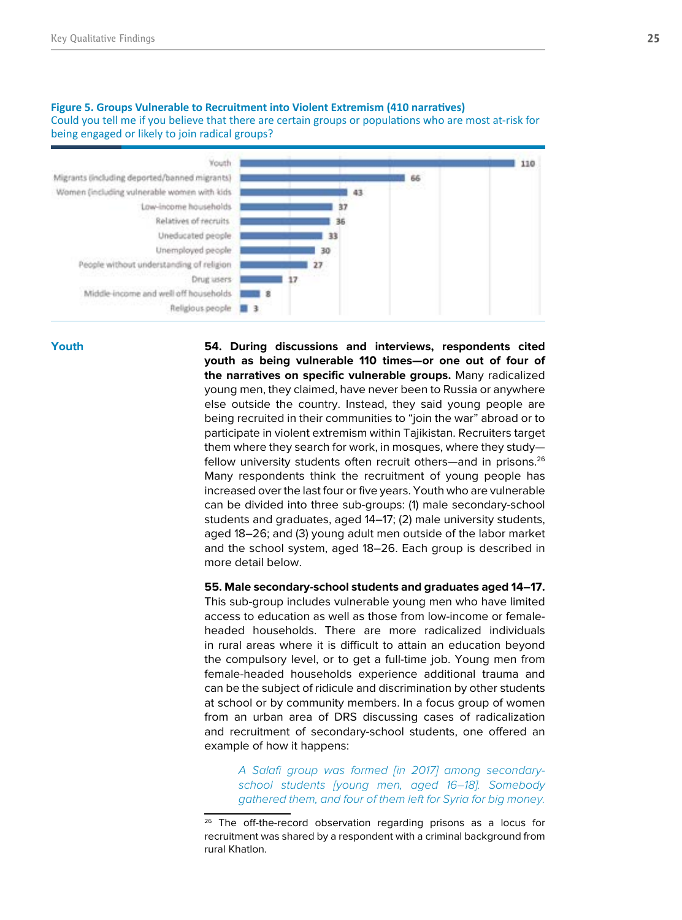**Figure 5. Groups Vulnerable to Recruitment into Violent Extremism (410 narratives)**
Could you tell me if you believe that there are certain groups or populations who are most at-risk for being engaged or likely to join radical groups?

| Group | Number |
|---|---|
| Youth | 110 |
| Migrants (including deported/banned migrants) | 66 |
| Women (including vulnerable women with kids | 43 |
| Low-income households | 37 |
| Relatives of recruits | 36 |
| Uneducated people | 33 |
| Unemployed people | 30 |
| People without understanding of religion | 27 |
| Drug users | 17 |
| Middle-income and well off households | 8 |
| Religious people | 3 |

## Youth

**54. During discussions and interviews, respondents cited youth as being vulnerable 110 times—or one out of four of the narratives on specific vulnerable groups.** Many radicalized young men, they claimed, have never been to Russia or anywhere else outside the country. Instead, they said young people are being recruited in their communities to "join the war" abroad or to participate in violent extremism within Tajikistan. Recruiters target them where they search for work, in mosques, where they study—fellow university students often recruit others—and in prisons.[26] Many respondents think the recruitment of young people has increased over the last four or five years. Youth who are vulnerable can be divided into three sub-groups: (1) male secondary-school students and graduates, aged 14–17; (2) male university students, aged 18–26; and (3) young adult men outside of the labor market and the school system, aged 18–26. Each group is described in more detail below.

**55. Male secondary-school students and graduates aged 14–17.** This sub-group includes vulnerable young men who have limited access to education as well as those from low-income or female-headed households. There are more radicalized individuals in rural areas where it is difficult to attain an education beyond the compulsory level, or to get a full-time job. Young men from female-headed households experience additional trauma and can be the subject of ridicule and discrimination by other students at school or by community members. In a focus group of women from an urban area of DRS discussing cases of radicalization and recruitment of secondary-school students, one offered an example of how it happens:

> *A Salafi group was formed [in 2017] among secondary-school students [young men, aged 16–18]. Somebody gathered them, and four of them left for Syria for big money.*

[26] The off-the-record observation regarding prisons as a locus for recruitment was shared by a respondent with a criminal background from rural Khatlon.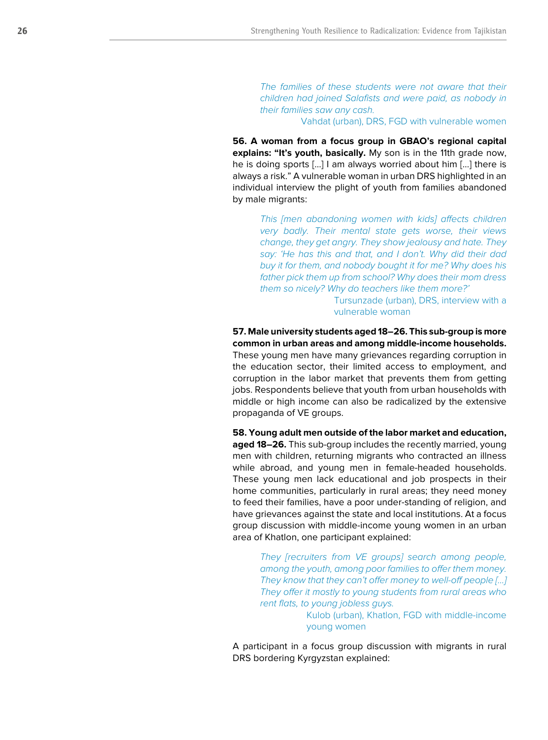> *The families of these students were not aware that their children had joined Salafists and were paid, as nobody in their families saw any cash.*
>
> Vahdat (urban), DRS, FGD with vulnerable women

**56. A woman from a focus group in GBAO's regional capital explains: "It's youth, basically.** My son is in the 11th grade now, he is doing sports [...] I am always worried about him [...] there is always a risk." A vulnerable woman in urban DRS highlighted in an individual interview the plight of youth from families abandoned by male migrants:

> *This [men abandoning women with kids] affects children very badly. Their mental state gets worse, their views change, they get angry. They show jealousy and hate. They say: 'He has this and that, and I don't. Why did their dad buy it for them, and nobody bought it for me? Why does his father pick them up from school? Why does their mom dress them so nicely? Why do teachers like them more?'*
>
> Tursunzade (urban), DRS, interview with a vulnerable woman

**57. Male university students aged 18–26. This sub-group is more common in urban areas and among middle-income households.** These young men have many grievances regarding corruption in the education sector, their limited access to employment, and corruption in the labor market that prevents them from getting jobs. Respondents believe that youth from urban households with middle or high income can also be radicalized by the extensive propaganda of VE groups.

**58. Young adult men outside of the labor market and education, aged 18–26.** This sub-group includes the recently married, young men with children, returning migrants who contracted an illness while abroad, and young men in female-headed households. These young men lack educational and job prospects in their home communities, particularly in rural areas; they need money to feed their families, have a poor under-standing of religion, and have grievances against the state and local institutions. At a focus group discussion with middle-income young women in an urban area of Khatlon, one participant explained:

> *They [recruiters from VE groups] search among people, among the youth, among poor families to offer them money. They know that they can't offer money to well-off people [...] They offer it mostly to young students from rural areas who rent flats, to young jobless guys.*
>
> Kulob (urban), Khatlon, FGD with middle-income young women

A participant in a focus group discussion with migrants in rural DRS bordering Kyrgyzstan explained: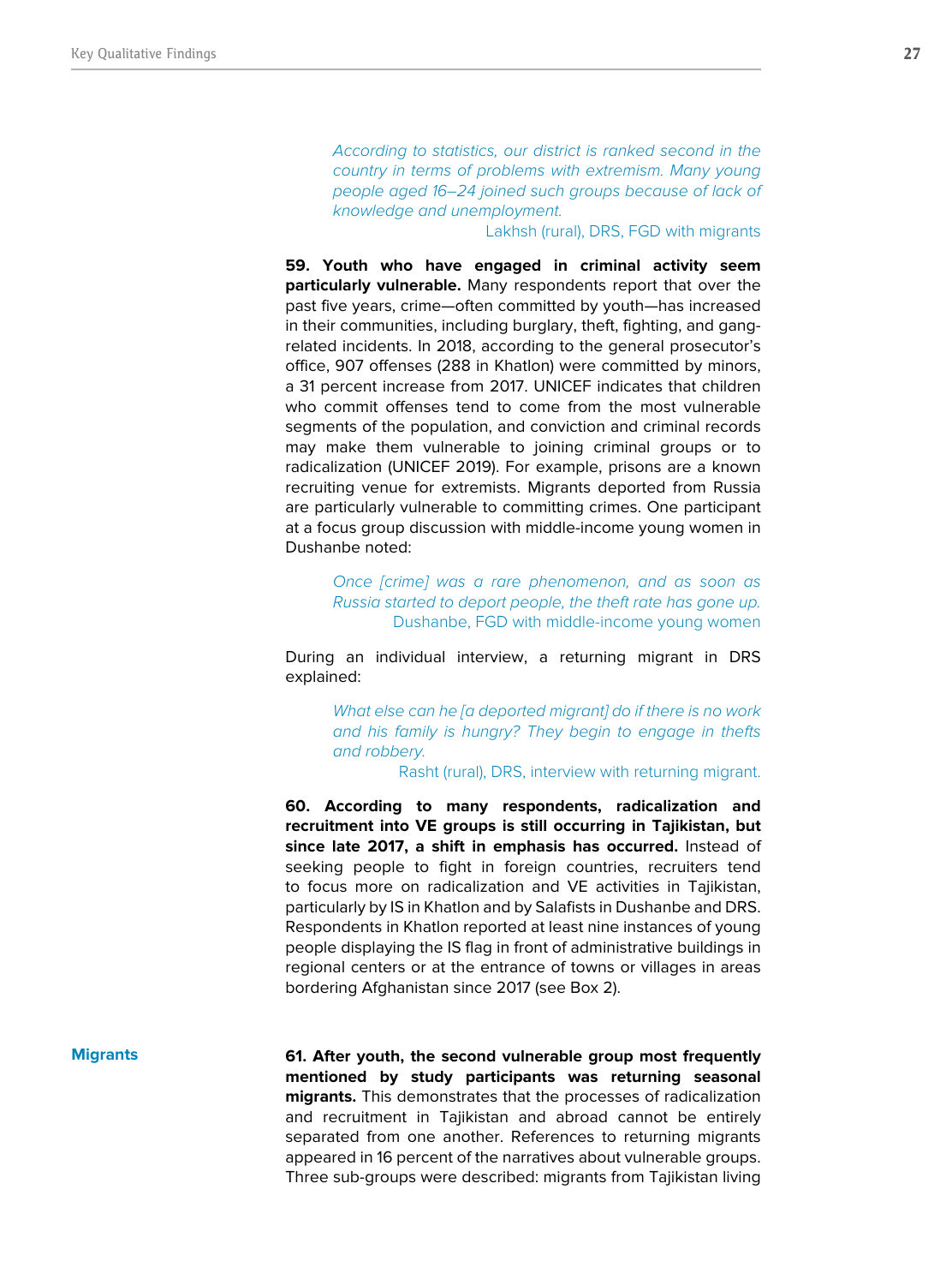> *According to statistics, our district is ranked second in the country in terms of problems with extremism. Many young people aged 16–24 joined such groups because of lack of knowledge and unemployment.*
>
> Lakhsh (rural), DRS, FGD with migrants

**59. Youth who have engaged in criminal activity seem particularly vulnerable.** Many respondents report that over the past five years, crime—often committed by youth—has increased in their communities, including burglary, theft, fighting, and gang-related incidents. In 2018, according to the general prosecutor's office, 907 offenses (288 in Khatlon) were committed by minors, a 31 percent increase from 2017. UNICEF indicates that children who commit offenses tend to come from the most vulnerable segments of the population, and conviction and criminal records may make them vulnerable to joining criminal groups or to radicalization (UNICEF 2019). For example, prisons are a known recruiting venue for extremists. Migrants deported from Russia are particularly vulnerable to committing crimes. One participant at a focus group discussion with middle-income young women in Dushanbe noted:

> *Once [crime] was a rare phenomenon, and as soon as Russia started to deport people, the theft rate has gone up.*
>
> Dushanbe, FGD with middle-income young women

During an individual interview, a returning migrant in DRS explained:

> *What else can he [a deported migrant] do if there is no work and his family is hungry? They begin to engage in thefts and robbery.*
>
> Rasht (rural), DRS, interview with returning migrant.

**60. According to many respondents, radicalization and recruitment into VE groups is still occurring in Tajikistan, but since late 2017, a shift in emphasis has occurred.** Instead of seeking people to fight in foreign countries, recruiters tend to focus more on radicalization and VE activities in Tajikistan, particularly by IS in Khatlon and by Salafists in Dushanbe and DRS. Respondents in Khatlon reported at least nine instances of young people displaying the IS flag in front of administrative buildings in regional centers or at the entrance of towns or villages in areas bordering Afghanistan since 2017 (see Box 2).

### Migrants

**61. After youth, the second vulnerable group most frequently mentioned by study participants was returning seasonal migrants.** This demonstrates that the processes of radicalization and recruitment in Tajikistan and abroad cannot be entirely separated from one another. References to returning migrants appeared in 16 percent of the narratives about vulnerable groups. Three sub-groups were described: migrants from Tajikistan living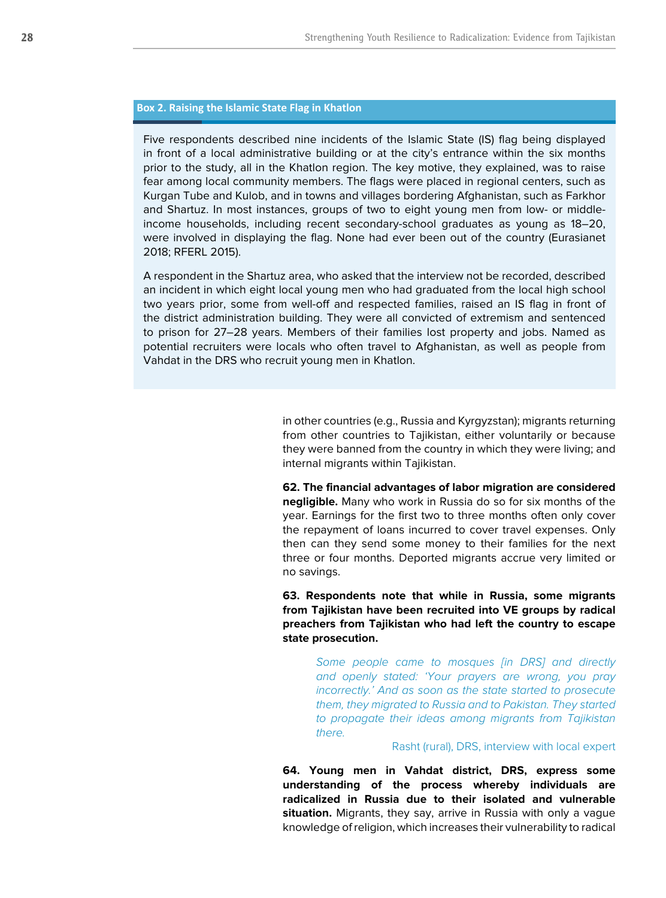**Box 2. Raising the Islamic State Flag in Khatlon**

Five respondents described nine incidents of the Islamic State (IS) flag being displayed in front of a local administrative building or at the city's entrance within the six months prior to the study, all in the Khatlon region. The key motive, they explained, was to raise fear among local community members. The flags were placed in regional centers, such as Kurgan Tube and Kulob, and in towns and villages bordering Afghanistan, such as Farkhor and Shartuz. In most instances, groups of two to eight young men from low- or middle-income households, including recent secondary-school graduates as young as 18–20, were involved in displaying the flag. None had ever been out of the country (Eurasianet 2018; RFERL 2015).

A respondent in the Shartuz area, who asked that the interview not be recorded, described an incident in which eight local young men who had graduated from the local high school two years prior, some from well-off and respected families, raised an IS flag in front of the district administration building. They were all convicted of extremism and sentenced to prison for 27–28 years. Members of their families lost property and jobs. Named as potential recruiters were locals who often travel to Afghanistan, as well as people from Vahdat in the DRS who recruit young men in Khatlon.

in other countries (e.g., Russia and Kyrgyzstan); migrants returning from other countries to Tajikistan, either voluntarily or because they were banned from the country in which they were living; and internal migrants within Tajikistan.

**62. The financial advantages of labor migration are considered negligible.** Many who work in Russia do so for six months of the year. Earnings for the first two to three months often only cover the repayment of loans incurred to cover travel expenses. Only then can they send some money to their families for the next three or four months. Deported migrants accrue very limited or no savings.

**63. Respondents note that while in Russia, some migrants from Tajikistan have been recruited into VE groups by radical preachers from Tajikistan who had left the country to escape state prosecution.**

> *Some people came to mosques [in DRS] and directly and openly stated: 'Your prayers are wrong, you pray incorrectly.' And as soon as the state started to prosecute them, they migrated to Russia and to Pakistan. They started to propagate their ideas among migrants from Tajikistan there.*
>
> Rasht (rural), DRS, interview with local expert

**64. Young men in Vahdat district, DRS, express some understanding of the process whereby individuals are radicalized in Russia due to their isolated and vulnerable situation.** Migrants, they say, arrive in Russia with only a vague knowledge of religion, which increases their vulnerability to radical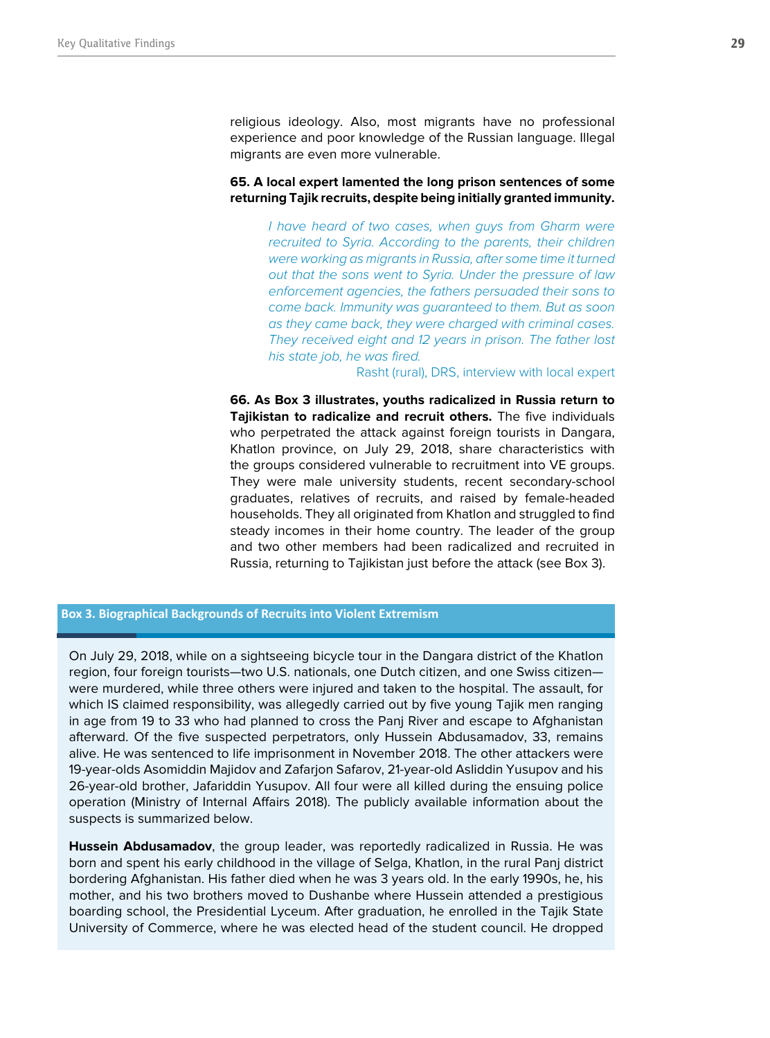religious ideology. Also, most migrants have no professional experience and poor knowledge of the Russian language. Illegal migrants are even more vulnerable.

**65. A local expert lamented the long prison sentences of some returning Tajik recruits, despite being initially granted immunity.**

> *I have heard of two cases, when guys from Gharm were recruited to Syria. According to the parents, their children were working as migrants in Russia, after some time it turned out that the sons went to Syria. Under the pressure of law enforcement agencies, the fathers persuaded their sons to come back. Immunity was guaranteed to them. But as soon as they came back, they were charged with criminal cases. They received eight and 12 years in prison. The father lost his state job, he was fired.*
>
> Rasht (rural), DRS, interview with local expert

**66. As Box 3 illustrates, youths radicalized in Russia return to Tajikistan to radicalize and recruit others.** The five individuals who perpetrated the attack against foreign tourists in Dangara, Khatlon province, on July 29, 2018, share characteristics with the groups considered vulnerable to recruitment into VE groups. They were male university students, recent secondary-school graduates, relatives of recruits, and raised by female-headed households. They all originated from Khatlon and struggled to find steady incomes in their home country. The leader of the group and two other members had been radicalized and recruited in Russia, returning to Tajikistan just before the attack (see Box 3).

### Box 3. Biographical Backgrounds of Recruits into Violent Extremism

On July 29, 2018, while on a sightseeing bicycle tour in the Dangara district of the Khatlon region, four foreign tourists—two U.S. nationals, one Dutch citizen, and one Swiss citizen—were murdered, while three others were injured and taken to the hospital. The assault, for which IS claimed responsibility, was allegedly carried out by five young Tajik men ranging in age from 19 to 33 who had planned to cross the Panj River and escape to Afghanistan afterward. Of the five suspected perpetrators, only Hussein Abdusamadov, 33, remains alive. He was sentenced to life imprisonment in November 2018. The other attackers were 19-year-olds Asomiddin Majidov and Zafarjon Safarov, 21-year-old Asliddin Yusupov and his 26-year-old brother, Jafariddin Yusupov. All four were all killed during the ensuing police operation (Ministry of Internal Affairs 2018). The publicly available information about the suspects is summarized below.

**Hussein Abdusamadov**, the group leader, was reportedly radicalized in Russia. He was born and spent his early childhood in the village of Selga, Khatlon, in the rural Panj district bordering Afghanistan. His father died when he was 3 years old. In the early 1990s, he, his mother, and his two brothers moved to Dushanbe where Hussein attended a prestigious boarding school, the Presidential Lyceum. After graduation, he enrolled in the Tajik State University of Commerce, where he was elected head of the student council. He dropped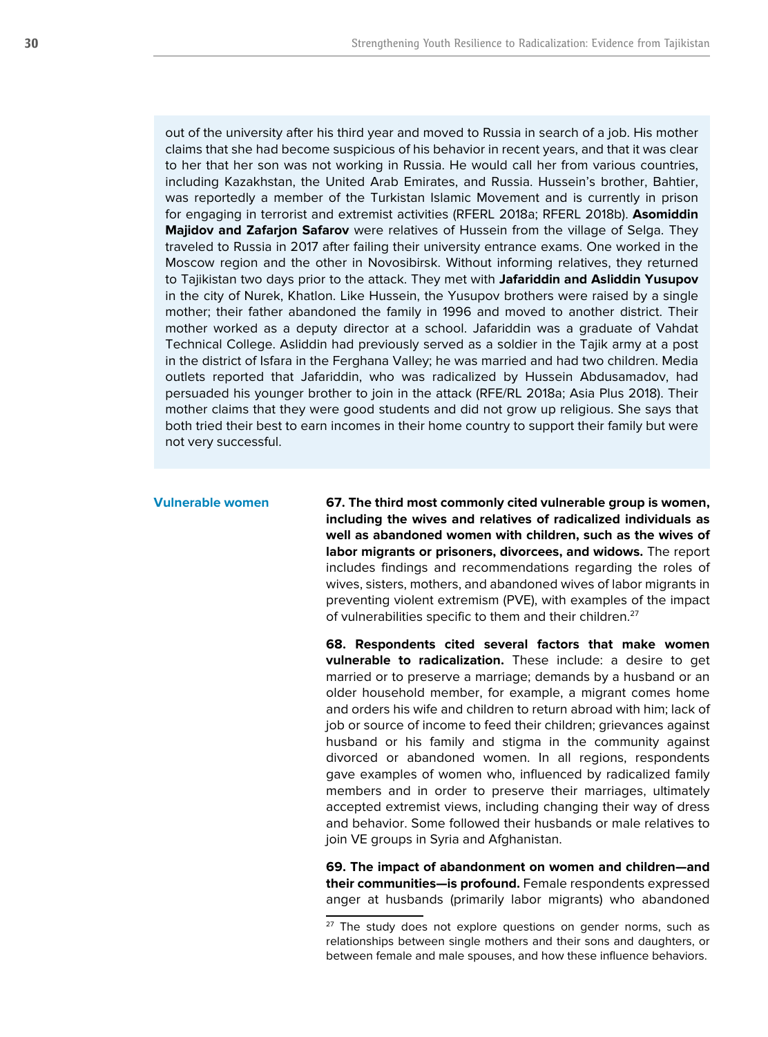out of the university after his third year and moved to Russia in search of a job. His mother claims that she had become suspicious of his behavior in recent years, and that it was clear to her that her son was not working in Russia. He would call her from various countries, including Kazakhstan, the United Arab Emirates, and Russia. Hussein's brother, Bahtier, was reportedly a member of the Turkistan Islamic Movement and is currently in prison for engaging in terrorist and extremist activities (RFERL 2018a; RFERL 2018b). **Asomiddin Majidov and Zafarjon Safarov** were relatives of Hussein from the village of Selga. They traveled to Russia in 2017 after failing their university entrance exams. One worked in the Moscow region and the other in Novosibirsk. Without informing relatives, they returned to Tajikistan two days prior to the attack. They met with **Jafariddin and Asliddin Yusupov** in the city of Nurek, Khatlon. Like Hussein, the Yusupov brothers were raised by a single mother; their father abandoned the family in 1996 and moved to another district. Their mother worked as a deputy director at a school. Jafariddin was a graduate of Vahdat Technical College. Asliddin had previously served as a soldier in the Tajik army at a post in the district of Isfara in the Ferghana Valley; he was married and had two children. Media outlets reported that Jafariddin, who was radicalized by Hussein Abdusamadov, had persuaded his younger brother to join in the attack (RFE/RL 2018a; Asia Plus 2018). Their mother claims that they were good students and did not grow up religious. She says that both tried their best to earn incomes in their home country to support their family but were not very successful.

### Vulnerable women

**67. The third most commonly cited vulnerable group is women, including the wives and relatives of radicalized individuals as well as abandoned women with children, such as the wives of labor migrants or prisoners, divorcees, and widows.** The report includes findings and recommendations regarding the roles of wives, sisters, mothers, and abandoned wives of labor migrants in preventing violent extremism (PVE), with examples of the impact of vulnerabilities specific to them and their children.[27]

**68. Respondents cited several factors that make women vulnerable to radicalization.** These include: a desire to get married or to preserve a marriage; demands by a husband or an older household member, for example, a migrant comes home and orders his wife and children to return abroad with him; lack of job or source of income to feed their children; grievances against husband or his family and stigma in the community against divorced or abandoned women. In all regions, respondents gave examples of women who, influenced by radicalized family members and in order to preserve their marriages, ultimately accepted extremist views, including changing their way of dress and behavior. Some followed their husbands or male relatives to join VE groups in Syria and Afghanistan.

**69. The impact of abandonment on women and children—and their communities—is profound.** Female respondents expressed anger at husbands (primarily labor migrants) who abandoned

[27] The study does not explore questions on gender norms, such as relationships between single mothers and their sons and daughters, or between female and male spouses, and how these influence behaviors.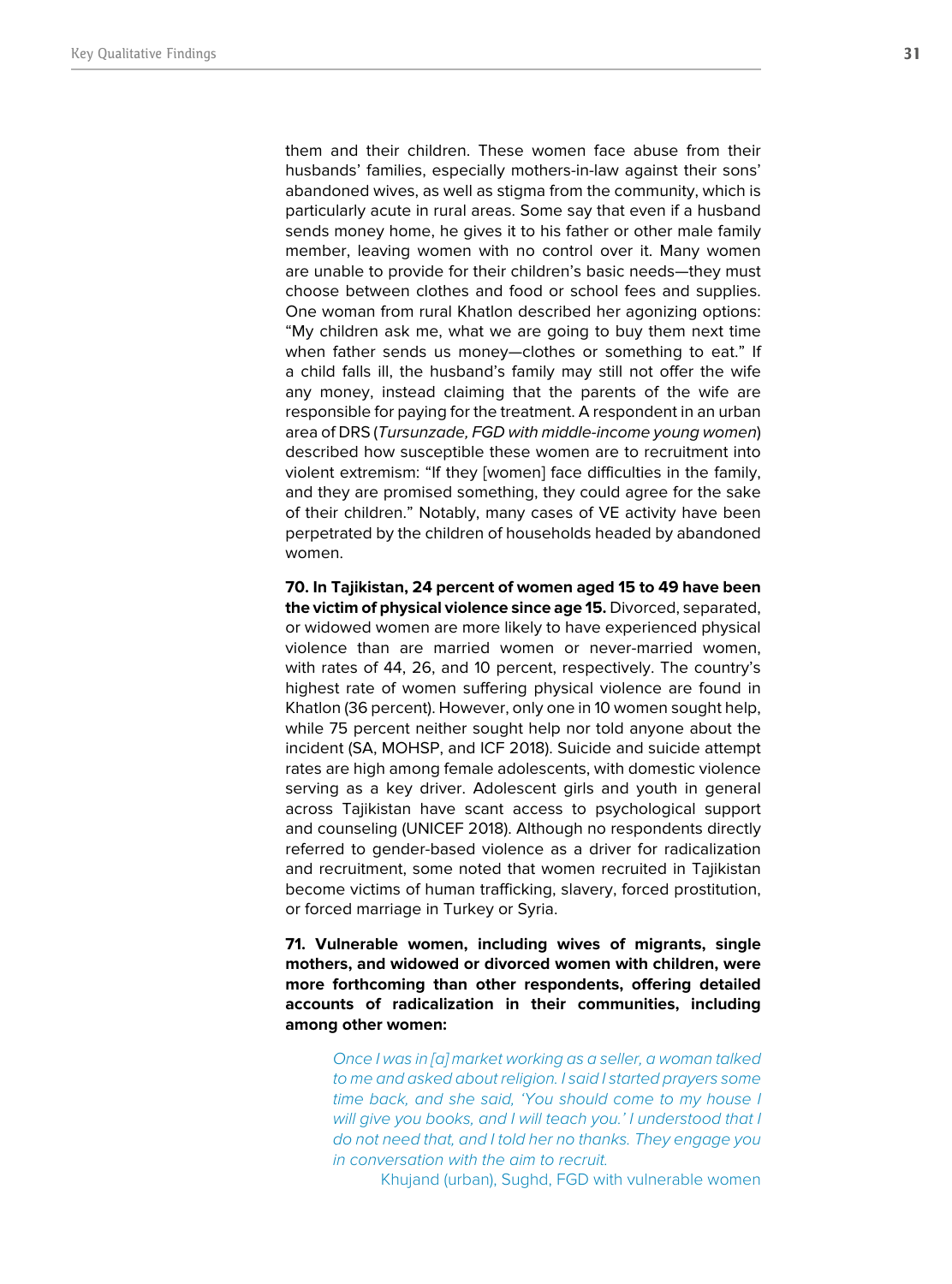them and their children. These women face abuse from their husbands' families, especially mothers-in-law against their sons' abandoned wives, as well as stigma from the community, which is particularly acute in rural areas. Some say that even if a husband sends money home, he gives it to his father or other male family member, leaving women with no control over it. Many women are unable to provide for their children's basic needs—they must choose between clothes and food or school fees and supplies. One woman from rural Khatlon described her agonizing options: "My children ask me, what we are going to buy them next time when father sends us money—clothes or something to eat." If a child falls ill, the husband's family may still not offer the wife any money, instead claiming that the parents of the wife are responsible for paying for the treatment. A respondent in an urban area of DRS (*Tursunzade, FGD with middle-income young women*) described how susceptible these women are to recruitment into violent extremism: "If they [women] face difficulties in the family, and they are promised something, they could agree for the sake of their children." Notably, many cases of VE activity have been perpetrated by the children of households headed by abandoned women.

**70. In Tajikistan, 24 percent of women aged 15 to 49 have been the victim of physical violence since age 15.** Divorced, separated, or widowed women are more likely to have experienced physical violence than are married women or never-married women, with rates of 44, 26, and 10 percent, respectively. The country's highest rate of women suffering physical violence are found in Khatlon (36 percent). However, only one in 10 women sought help, while 75 percent neither sought help nor told anyone about the incident (SA, MOHSP, and ICF 2018). Suicide and suicide attempt rates are high among female adolescents, with domestic violence serving as a key driver. Adolescent girls and youth in general across Tajikistan have scant access to psychological support and counseling (UNICEF 2018). Although no respondents directly referred to gender-based violence as a driver for radicalization and recruitment, some noted that women recruited in Tajikistan become victims of human trafficking, slavery, forced prostitution, or forced marriage in Turkey or Syria.

**71. Vulnerable women, including wives of migrants, single mothers, and widowed or divorced women with children, were more forthcoming than other respondents, offering detailed accounts of radicalization in their communities, including among other women:**

> *Once I was in [a] market working as a seller, a woman talked to me and asked about religion. I said I started prayers some time back, and she said, 'You should come to my house I will give you books, and I will teach you.' I understood that I do not need that, and I told her no thanks. They engage you in conversation with the aim to recruit.*
>
> Khujand (urban), Sughd, FGD with vulnerable women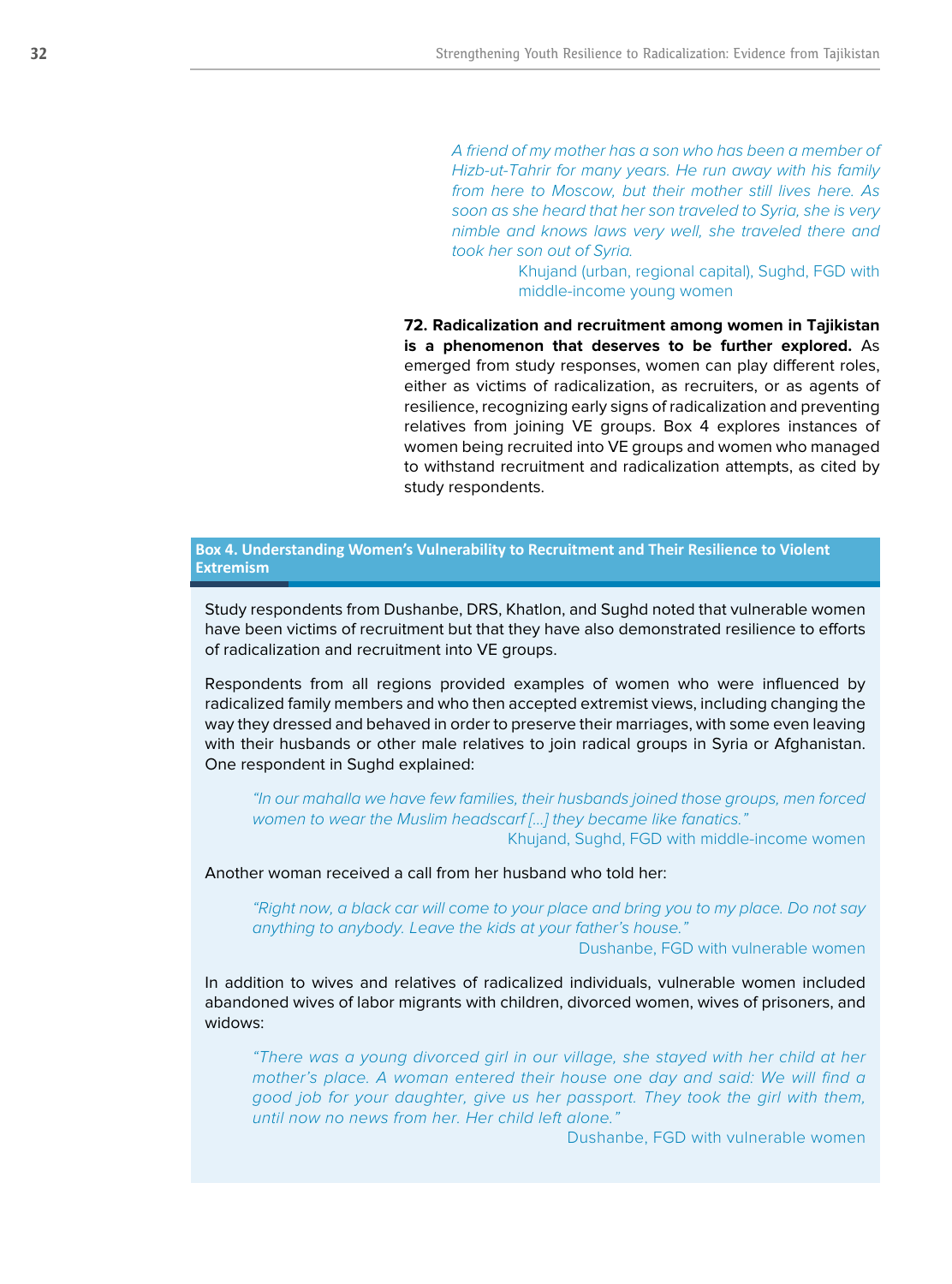*A friend of my mother has a son who has been a member of Hizb-ut-Tahrir for many years. He run away with his family from here to Moscow, but their mother still lives here. As soon as she heard that her son traveled to Syria, she is very nimble and knows laws very well, she traveled there and took her son out of Syria.*

Khujand (urban, regional capital), Sughd, FGD with middle-income young women

**72. Radicalization and recruitment among women in Tajikistan is a phenomenon that deserves to be further explored.** As emerged from study responses, women can play different roles, either as victims of radicalization, as recruiters, or as agents of resilience, recognizing early signs of radicalization and preventing relatives from joining VE groups. Box 4 explores instances of women being recruited into VE groups and women who managed to withstand recruitment and radicalization attempts, as cited by study respondents.

**Box 4. Understanding Women's Vulnerability to Recruitment and Their Resilience to Violent Extremism**

Study respondents from Dushanbe, DRS, Khatlon, and Sughd noted that vulnerable women have been victims of recruitment but that they have also demonstrated resilience to efforts of radicalization and recruitment into VE groups.

Respondents from all regions provided examples of women who were influenced by radicalized family members and who then accepted extremist views, including changing the way they dressed and behaved in order to preserve their marriages, with some even leaving with their husbands or other male relatives to join radical groups in Syria or Afghanistan. One respondent in Sughd explained:

*"In our mahalla we have few families, their husbands joined those groups, men forced women to wear the Muslim headscarf [...] they became like fanatics."*

Khujand, Sughd, FGD with middle-income women

Another woman received a call from her husband who told her:

*"Right now, a black car will come to your place and bring you to my place. Do not say anything to anybody. Leave the kids at your father's house."*

Dushanbe, FGD with vulnerable women

In addition to wives and relatives of radicalized individuals, vulnerable women included abandoned wives of labor migrants with children, divorced women, wives of prisoners, and widows:

*"There was a young divorced girl in our village, she stayed with her child at her mother's place. A woman entered their house one day and said: We will find a good job for your daughter, give us her passport. They took the girl with them, until now no news from her. Her child left alone."*

Dushanbe, FGD with vulnerable women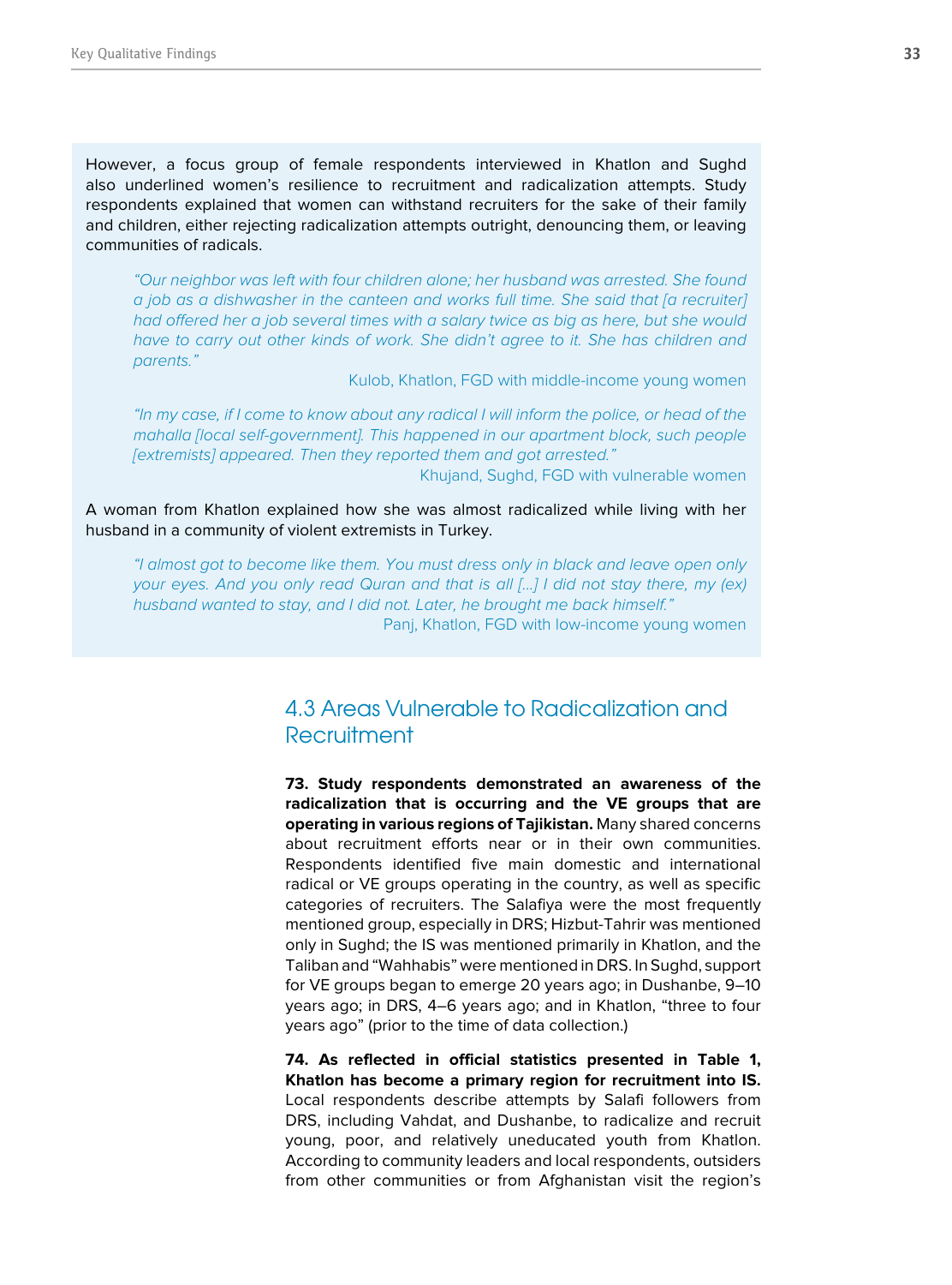However, a focus group of female respondents interviewed in Khatlon and Sughd also underlined women's resilience to recruitment and radicalization attempts. Study respondents explained that women can withstand recruiters for the sake of their family and children, either rejecting radicalization attempts outright, denouncing them, or leaving communities of radicals.

> *"Our neighbor was left with four children alone; her husband was arrested. She found a job as a dishwasher in the canteen and works full time. She said that [a recruiter] had offered her a job several times with a salary twice as big as here, but she would have to carry out other kinds of work. She didn't agree to it. She has children and parents."*
>
> Kulob, Khatlon, FGD with middle-income young women

> *"In my case, if I come to know about any radical I will inform the police, or head of the mahalla [local self-government]. This happened in our apartment block, such people [extremists] appeared. Then they reported them and got arrested."*
>
> Khujand, Sughd, FGD with vulnerable women

A woman from Khatlon explained how she was almost radicalized while living with her husband in a community of violent extremists in Turkey.

> *"I almost got to become like them. You must dress only in black and leave open only your eyes. And you only read Quran and that is all [...] I did not stay there, my (ex) husband wanted to stay, and I did not. Later, he brought me back himself."*
>
> Panj, Khatlon, FGD with low-income young women

## 4.3 Areas Vulnerable to Radicalization and Recruitment

**73. Study respondents demonstrated an awareness of the radicalization that is occurring and the VE groups that are operating in various regions of Tajikistan.** Many shared concerns about recruitment efforts near or in their own communities. Respondents identified five main domestic and international radical or VE groups operating in the country, as well as specific categories of recruiters. The Salafiya were the most frequently mentioned group, especially in DRS; Hizbut-Tahrir was mentioned only in Sughd; the IS was mentioned primarily in Khatlon, and the Taliban and "Wahhabis" were mentioned in DRS. In Sughd, support for VE groups began to emerge 20 years ago; in Dushanbe, 9–10 years ago; in DRS, 4–6 years ago; and in Khatlon, "three to four years ago" (prior to the time of data collection.)

**74. As reflected in official statistics presented in Table 1, Khatlon has become a primary region for recruitment into IS.** Local respondents describe attempts by Salafi followers from DRS, including Vahdat, and Dushanbe, to radicalize and recruit young, poor, and relatively uneducated youth from Khatlon. According to community leaders and local respondents, outsiders from other communities or from Afghanistan visit the region's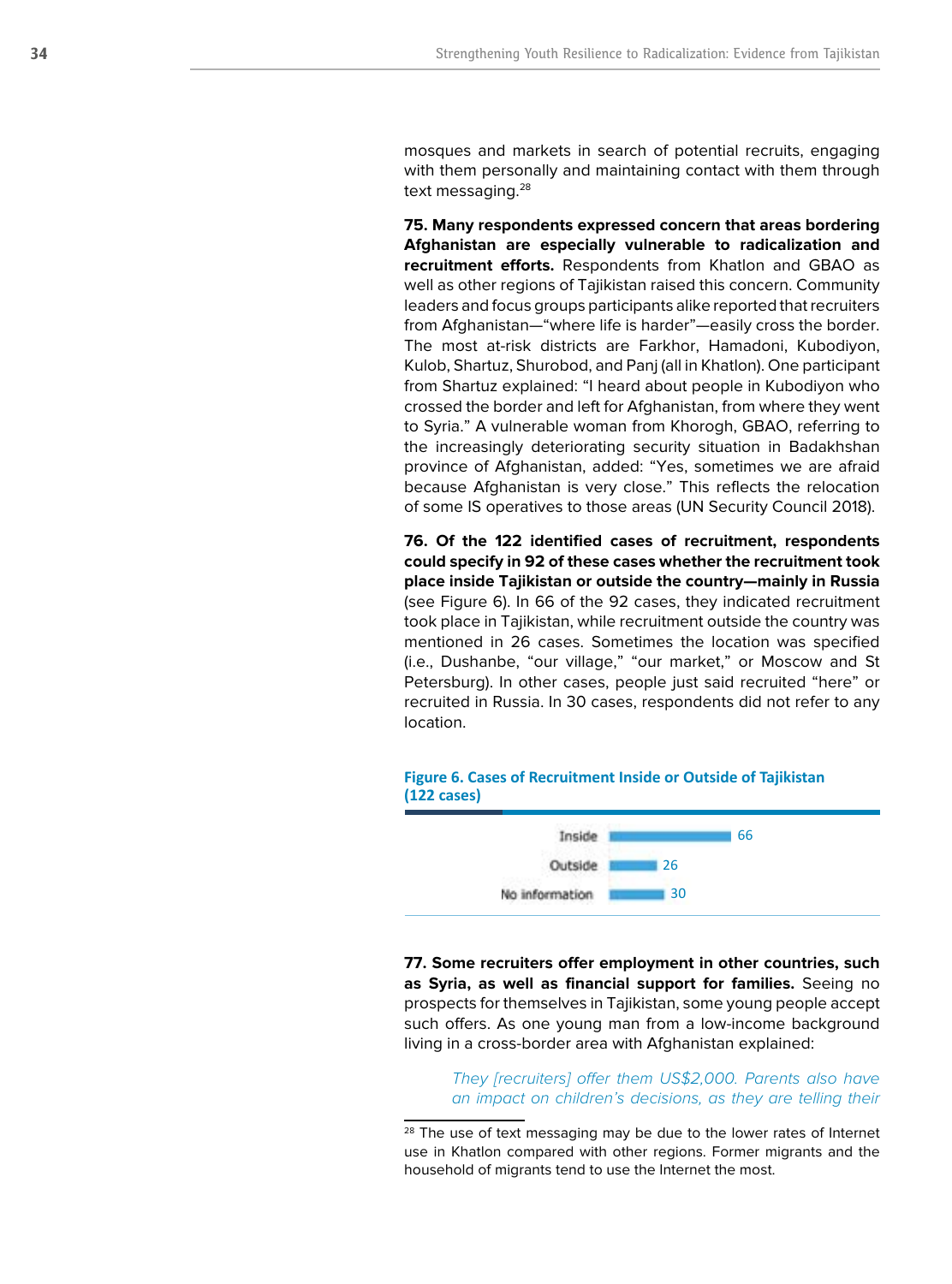mosques and markets in search of potential recruits, engaging with them personally and maintaining contact with them through text messaging.[28]

**75. Many respondents expressed concern that areas bordering Afghanistan are especially vulnerable to radicalization and recruitment efforts.** Respondents from Khatlon and GBAO as well as other regions of Tajikistan raised this concern. Community leaders and focus groups participants alike reported that recruiters from Afghanistan—"where life is harder"—easily cross the border. The most at-risk districts are Farkhor, Hamadoni, Kubodiyon, Kulob, Shartuz, Shurobod, and Panj (all in Khatlon). One participant from Shartuz explained: "I heard about people in Kubodiyon who crossed the border and left for Afghanistan, from where they went to Syria." A vulnerable woman from Khorogh, GBAO, referring to the increasingly deteriorating security situation in Badakhshan province of Afghanistan, added: "Yes, sometimes we are afraid because Afghanistan is very close." This reflects the relocation of some IS operatives to those areas (UN Security Council 2018).

**76. Of the 122 identified cases of recruitment, respondents could specify in 92 of these cases whether the recruitment took place inside Tajikistan or outside the country—mainly in Russia** (see Figure 6). In 66 of the 92 cases, they indicated recruitment took place in Tajikistan, while recruitment outside the country was mentioned in 26 cases. Sometimes the location was specified (i.e., Dushanbe, "our village," "our market," or Moscow and St Petersburg). In other cases, people just said recruited "here" or recruited in Russia. In 30 cases, respondents did not refer to any location.

**Figure 6. Cases of Recruitment Inside or Outside of Tajikistan (122 cases)**

| Location | Cases |
|---|---|
| Inside | 66 |
| Outside | 26 |
| No information | 30 |

**77. Some recruiters offer employment in other countries, such as Syria, as well as financial support for families.** Seeing no prospects for themselves in Tajikistan, some young people accept such offers. As one young man from a low-income background living in a cross-border area with Afghanistan explained:

> *They [recruiters] offer them US$2,000. Parents also have an impact on children's decisions, as they are telling their*

[28] The use of text messaging may be due to the lower rates of Internet use in Khatlon compared with other regions. Former migrants and the household of migrants tend to use the Internet the most.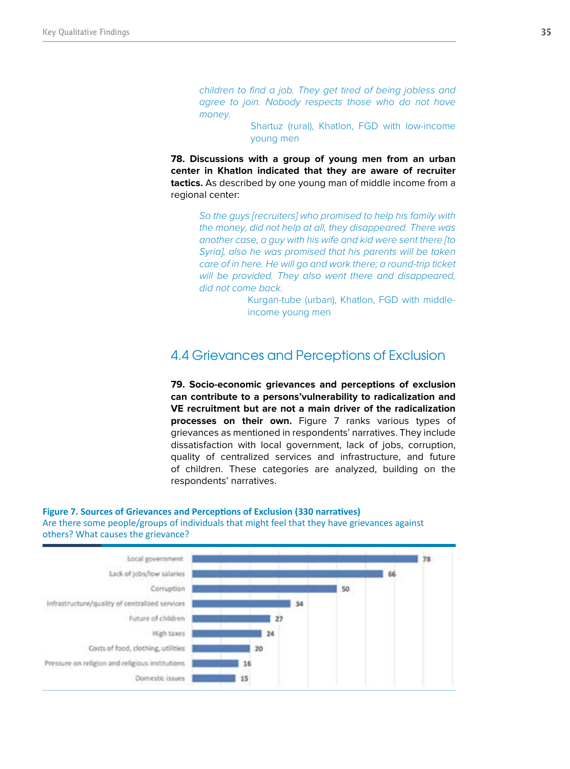*children to find a job. They get tired of being jobless and agree to join. Nobody respects those who do not have money.*

Shartuz (rural), Khatlon, FGD with low-income young men

**78. Discussions with a group of young men from an urban center in Khatlon indicated that they are aware of recruiter tactics.** As described by one young man of middle income from a regional center:

*So the guys [recruiters] who promised to help his family with the money, did not help at all, they disappeared. There was another case, a guy with his wife and kid were sent there [to Syria], also he was promised that his parents will be taken care of in here. He will go and work there; a round-trip ticket will be provided. They also went there and disappeared, did not come back.*

Kurgan-tube (urban), Khatlon, FGD with middle-income young men

## 4.4 Grievances and Perceptions of Exclusion

**79. Socio-economic grievances and perceptions of exclusion can contribute to a persons'vulnerability to radicalization and VE recruitment but are not a main driver of the radicalization processes on their own.** Figure 7 ranks various types of grievances as mentioned in respondents' narratives. They include dissatisfaction with local government, lack of jobs, corruption, quality of centralized services and infrastructure, and future of children. These categories are analyzed, building on the respondents' narratives.

**Figure 7. Sources of Grievances and Perceptions of Exclusion (330 narratives)**
Are there some people/groups of individuals that might feel that they have grievances against others? What causes the grievance?

| Source of grievance | Narratives |
|---|---|
| Local government | 78 |
| Lack of jobs/low salaries | 66 |
| Corruption | 50 |
| Infrastructure/quality of centralized services | 34 |
| Future of children | 27 |
| High taxes | 24 |
| Costs of food, clothing, utilities | 20 |
| Pressure on religion and religious institutions | 16 |
| Domestic issues | 15 |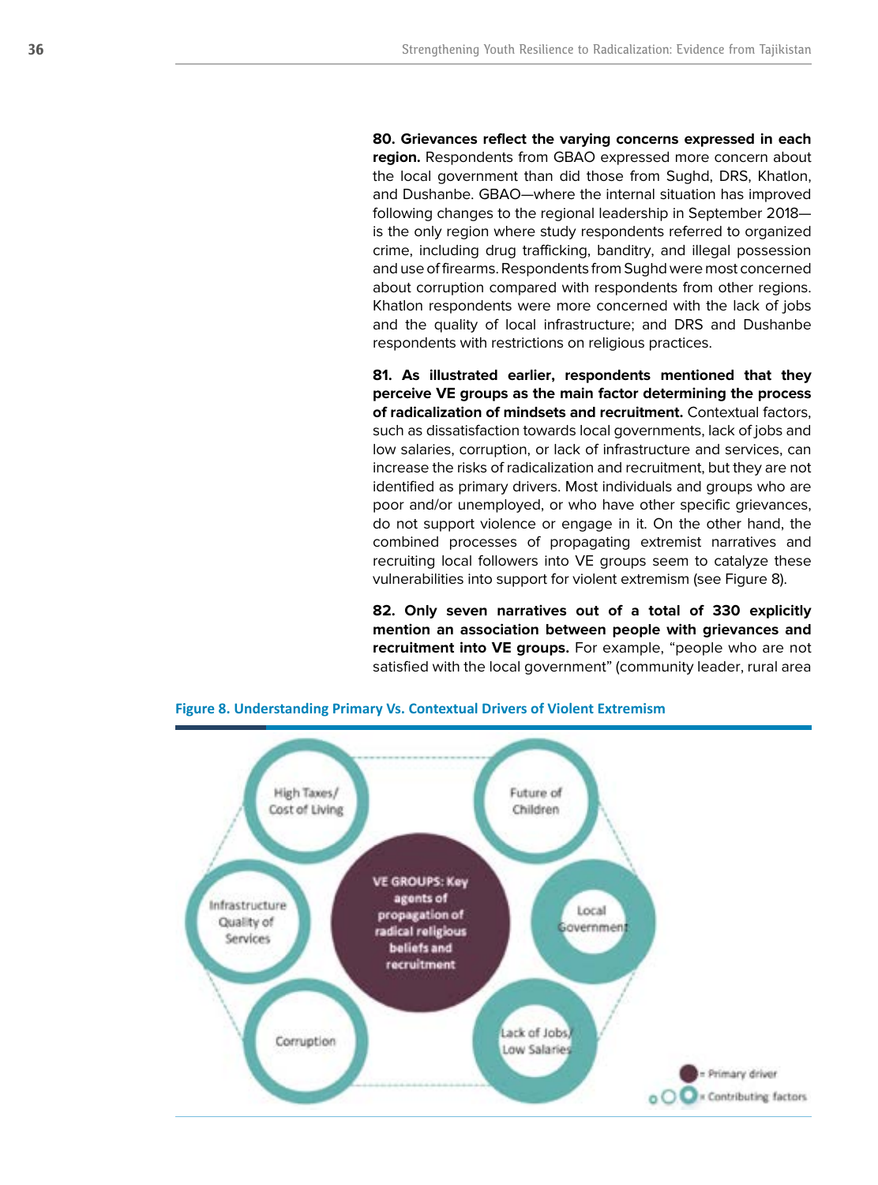**80. Grievances reflect the varying concerns expressed in each region.** Respondents from GBAO expressed more concern about the local government than did those from Sughd, DRS, Khatlon, and Dushanbe. GBAO—where the internal situation has improved following changes to the regional leadership in September 2018—is the only region where study respondents referred to organized crime, including drug trafficking, banditry, and illegal possession and use of firearms. Respondents from Sughd were most concerned about corruption compared with respondents from other regions. Khatlon respondents were more concerned with the lack of jobs and the quality of local infrastructure; and DRS and Dushanbe respondents with restrictions on religious practices.

**81. As illustrated earlier, respondents mentioned that they perceive VE groups as the main factor determining the process of radicalization of mindsets and recruitment.** Contextual factors, such as dissatisfaction towards local governments, lack of jobs and low salaries, corruption, or lack of infrastructure and services, can increase the risks of radicalization and recruitment, but they are not identified as primary drivers. Most individuals and groups who are poor and/or unemployed, or who have other specific grievances, do not support violence or engage in it. On the other hand, the combined processes of propagating extremist narratives and recruiting local followers into VE groups seem to catalyze these vulnerabilities into support for violent extremism (see Figure 8).

**82. Only seven narratives out of a total of 330 explicitly mention an association between people with grievances and recruitment into VE groups.** For example, "people who are not satisfied with the local government" (community leader, rural area

**Figure 8. Understanding Primary Vs. Contextual Drivers of Violent Extremism**

VE GROUPS: Key agents of propagation of radical religious beliefs and recruitment

High Taxes/ Cost of Living

Future of Children

Infrastructure Quality of Services

Local Government

Corruption

Lack of Jobs/ Low Salaries

= Primary driver

= Contributing factors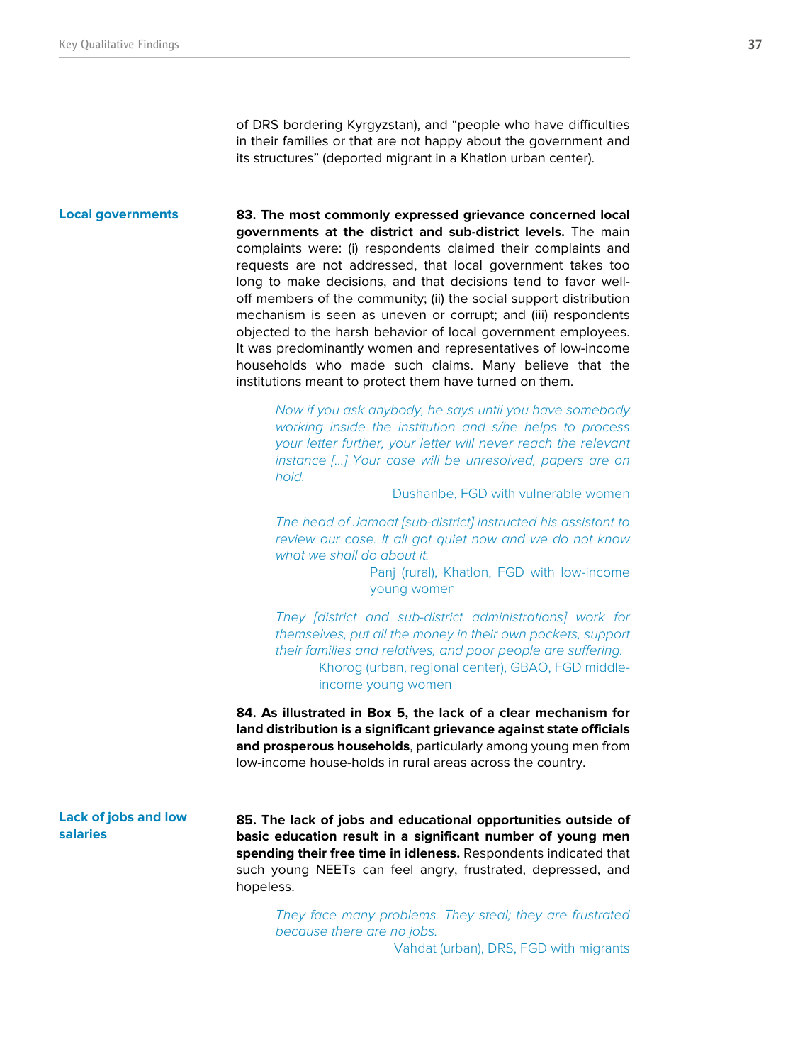of DRS bordering Kyrgyzstan), and "people who have difficulties in their families or that are not happy about the government and its structures" (deported migrant in a Khatlon urban center).

### Local governments

**83. The most commonly expressed grievance concerned local governments at the district and sub-district levels.** The main complaints were: (i) respondents claimed their complaints and requests are not addressed, that local government takes too long to make decisions, and that decisions tend to favor well-off members of the community; (ii) the social support distribution mechanism is seen as uneven or corrupt; and (iii) respondents objected to the harsh behavior of local government employees. It was predominantly women and representatives of low-income households who made such claims. Many believe that the institutions meant to protect them have turned on them.

> *Now if you ask anybody, he says until you have somebody working inside the institution and s/he helps to process your letter further, your letter will never reach the relevant instance […] Your case will be unresolved, papers are on hold.*
>
> Dushanbe, FGD with vulnerable women

> *The head of Jamoat [sub-district] instructed his assistant to review our case. It all got quiet now and we do not know what we shall do about it.*
>
> Panj (rural), Khatlon, FGD with low-income young women

> *They [district and sub-district administrations] work for themselves, put all the money in their own pockets, support their families and relatives, and poor people are suffering.*
>
> Khorog (urban, regional center), GBAO, FGD middle-income young women

**84. As illustrated in Box 5, the lack of a clear mechanism for land distribution is a significant grievance against state officials and prosperous households**, particularly among young men from low-income house-holds in rural areas across the country.

### Lack of jobs and low salaries

**85. The lack of jobs and educational opportunities outside of basic education result in a significant number of young men spending their free time in idleness.** Respondents indicated that such young NEETs can feel angry, frustrated, depressed, and hopeless.

> *They face many problems. They steal; they are frustrated because there are no jobs.*
>
> Vahdat (urban), DRS, FGD with migrants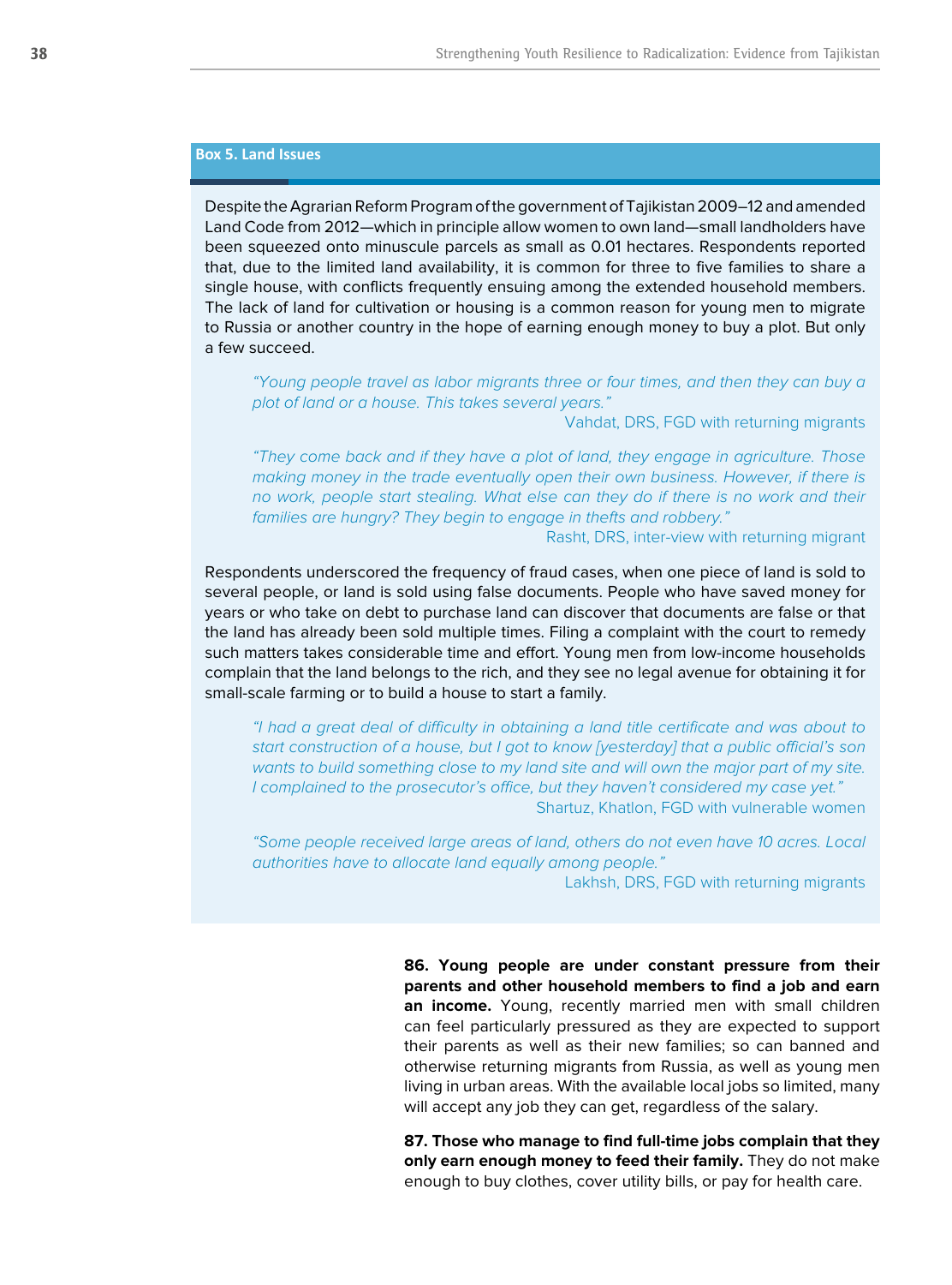### Box 5. Land Issues

Despite the Agrarian Reform Program of the government of Tajikistan 2009–12 and amended Land Code from 2012—which in principle allow women to own land—small landholders have been squeezed onto minuscule parcels as small as 0.01 hectares. Respondents reported that, due to the limited land availability, it is common for three to five families to share a single house, with conflicts frequently ensuing among the extended household members. The lack of land for cultivation or housing is a common reason for young men to migrate to Russia or another country in the hope of earning enough money to buy a plot. But only a few succeed.

> *"Young people travel as labor migrants three or four times, and then they can buy a plot of land or a house. This takes several years."*
>
> Vahdat, DRS, FGD with returning migrants

> *"They come back and if they have a plot of land, they engage in agriculture. Those making money in the trade eventually open their own business. However, if there is no work, people start stealing. What else can they do if there is no work and their families are hungry? They begin to engage in thefts and robbery."*
>
> Rasht, DRS, inter-view with returning migrant

Respondents underscored the frequency of fraud cases, when one piece of land is sold to several people, or land is sold using false documents. People who have saved money for years or who take on debt to purchase land can discover that documents are false or that the land has already been sold multiple times. Filing a complaint with the court to remedy such matters takes considerable time and effort. Young men from low-income households complain that the land belongs to the rich, and they see no legal avenue for obtaining it for small-scale farming or to build a house to start a family.

> *"I had a great deal of difficulty in obtaining a land title certificate and was about to start construction of a house, but I got to know [yesterday] that a public official's son wants to build something close to my land site and will own the major part of my site. I complained to the prosecutor's office, but they haven't considered my case yet."*
>
> Shartuz, Khatlon, FGD with vulnerable women

> *"Some people received large areas of land, others do not even have 10 acres. Local authorities have to allocate land equally among people."*
>
> Lakhsh, DRS, FGD with returning migrants

**86. Young people are under constant pressure from their parents and other household members to find a job and earn an income.** Young, recently married men with small children can feel particularly pressured as they are expected to support their parents as well as their new families; so can banned and otherwise returning migrants from Russia, as well as young men living in urban areas. With the available local jobs so limited, many will accept any job they can get, regardless of the salary.

**87. Those who manage to find full-time jobs complain that they only earn enough money to feed their family.** They do not make enough to buy clothes, cover utility bills, or pay for health care.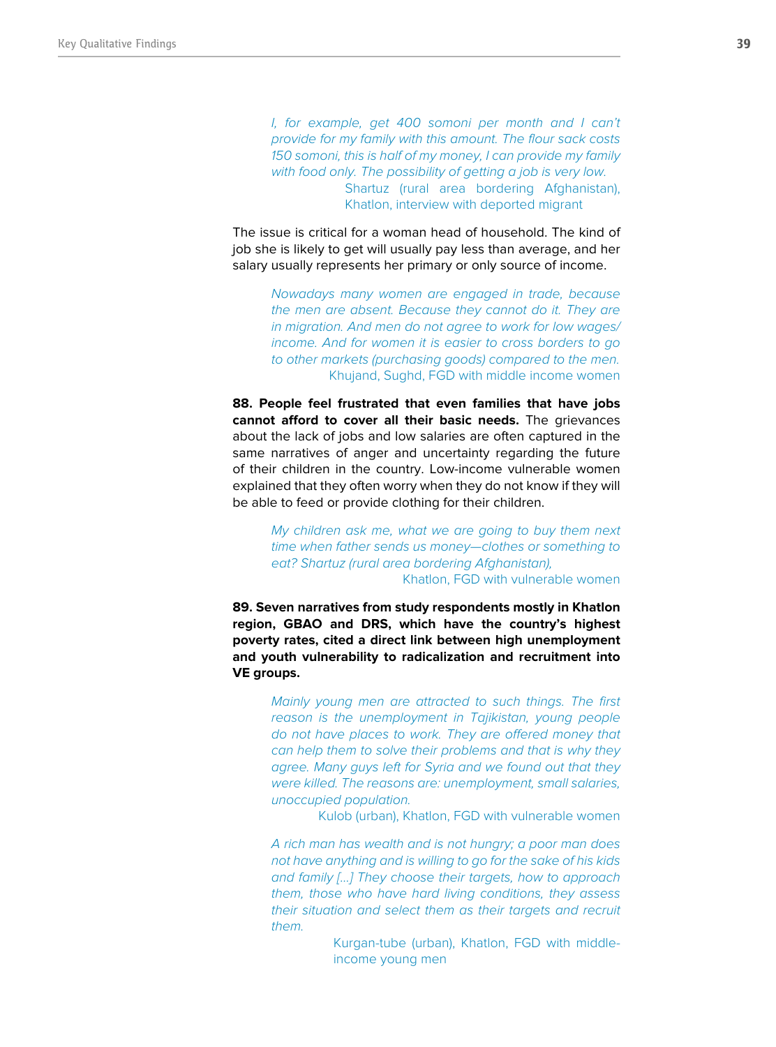> *I, for example, get 400 somoni per month and I can't provide for my family with this amount. The flour sack costs 150 somoni, this is half of my money, I can provide my family with food only. The possibility of getting a job is very low.*
>
> Shartuz (rural area bordering Afghanistan), Khatlon, interview with deported migrant

The issue is critical for a woman head of household. The kind of job she is likely to get will usually pay less than average, and her salary usually represents her primary or only source of income.

> *Nowadays many women are engaged in trade, because the men are absent. Because they cannot do it. They are in migration. And men do not agree to work for low wages/income. And for women it is easier to cross borders to go to other markets (purchasing goods) compared to the men.*
>
> Khujand, Sughd, FGD with middle income women

**88. People feel frustrated that even families that have jobs cannot afford to cover all their basic needs.** The grievances about the lack of jobs and low salaries are often captured in the same narratives of anger and uncertainty regarding the future of their children in the country. Low-income vulnerable women explained that they often worry when they do not know if they will be able to feed or provide clothing for their children.

> *My children ask me, what we are going to buy them next time when father sends us money—clothes or something to eat? Shartuz (rural area bordering Afghanistan),*
>
> Khatlon, FGD with vulnerable women

**89. Seven narratives from study respondents mostly in Khatlon region, GBAO and DRS, which have the country's highest poverty rates, cited a direct link between high unemployment and youth vulnerability to radicalization and recruitment into VE groups.**

> *Mainly young men are attracted to such things. The first reason is the unemployment in Tajikistan, young people do not have places to work. They are offered money that can help them to solve their problems and that is why they agree. Many guys left for Syria and we found out that they were killed. The reasons are: unemployment, small salaries, unoccupied population.*
>
> Kulob (urban), Khatlon, FGD with vulnerable women

> *A rich man has wealth and is not hungry; a poor man does not have anything and is willing to go for the sake of his kids and family [...] They choose their targets, how to approach them, those who have hard living conditions, they assess their situation and select them as their targets and recruit them.*
>
> Kurgan-tube (urban), Khatlon, FGD with middle-income young men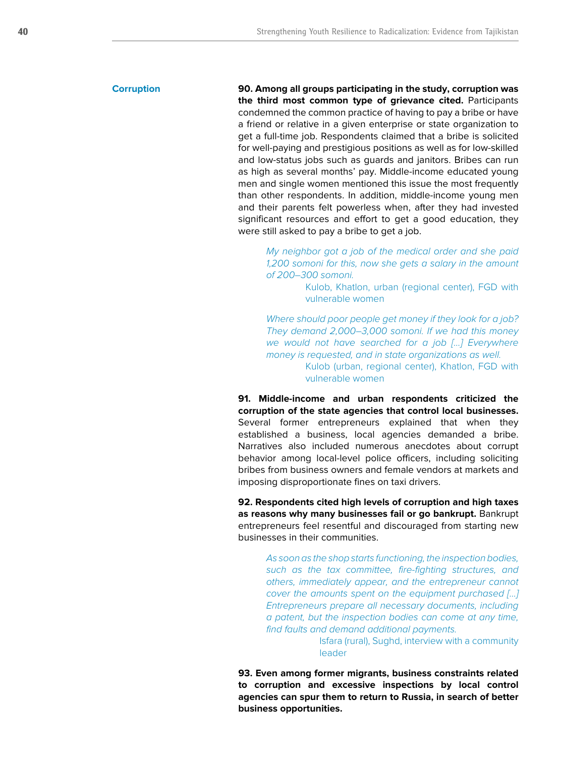## Corruption

**90. Among all groups participating in the study, corruption was the third most common type of grievance cited.** Participants condemned the common practice of having to pay a bribe or have a friend or relative in a given enterprise or state organization to get a full-time job. Respondents claimed that a bribe is solicited for well-paying and prestigious positions as well as for low-skilled and low-status jobs such as guards and janitors. Bribes can run as high as several months' pay. Middle-income educated young men and single women mentioned this issue the most frequently than other respondents. In addition, middle-income young men and their parents felt powerless when, after they had invested significant resources and effort to get a good education, they were still asked to pay a bribe to get a job.

> *My neighbor got a job of the medical order and she paid 1,200 somoni for this, now she gets a salary in the amount of 200–300 somoni.*
>
> Kulob, Khatlon, urban (regional center), FGD with vulnerable women

> *Where should poor people get money if they look for a job? They demand 2,000–3,000 somoni. If we had this money we would not have searched for a job [...] Everywhere money is requested, and in state organizations as well.*
>
> Kulob (urban, regional center), Khatlon, FGD with vulnerable women

**91. Middle-income and urban respondents criticized the corruption of the state agencies that control local businesses.** Several former entrepreneurs explained that when they established a business, local agencies demanded a bribe. Narratives also included numerous anecdotes about corrupt behavior among local-level police officers, including soliciting bribes from business owners and female vendors at markets and imposing disproportionate fines on taxi drivers.

**92. Respondents cited high levels of corruption and high taxes as reasons why many businesses fail or go bankrupt.** Bankrupt entrepreneurs feel resentful and discouraged from starting new businesses in their communities.

> *As soon as the shop starts functioning, the inspection bodies, such as the tax committee, fire-fighting structures, and others, immediately appear, and the entrepreneur cannot cover the amounts spent on the equipment purchased [...] Entrepreneurs prepare all necessary documents, including a patent, but the inspection bodies can come at any time, find faults and demand additional payments.*
>
> Isfara (rural), Sughd, interview with a community leader

**93. Even among former migrants, business constraints related to corruption and excessive inspections by local control agencies can spur them to return to Russia, in search of better business opportunities.**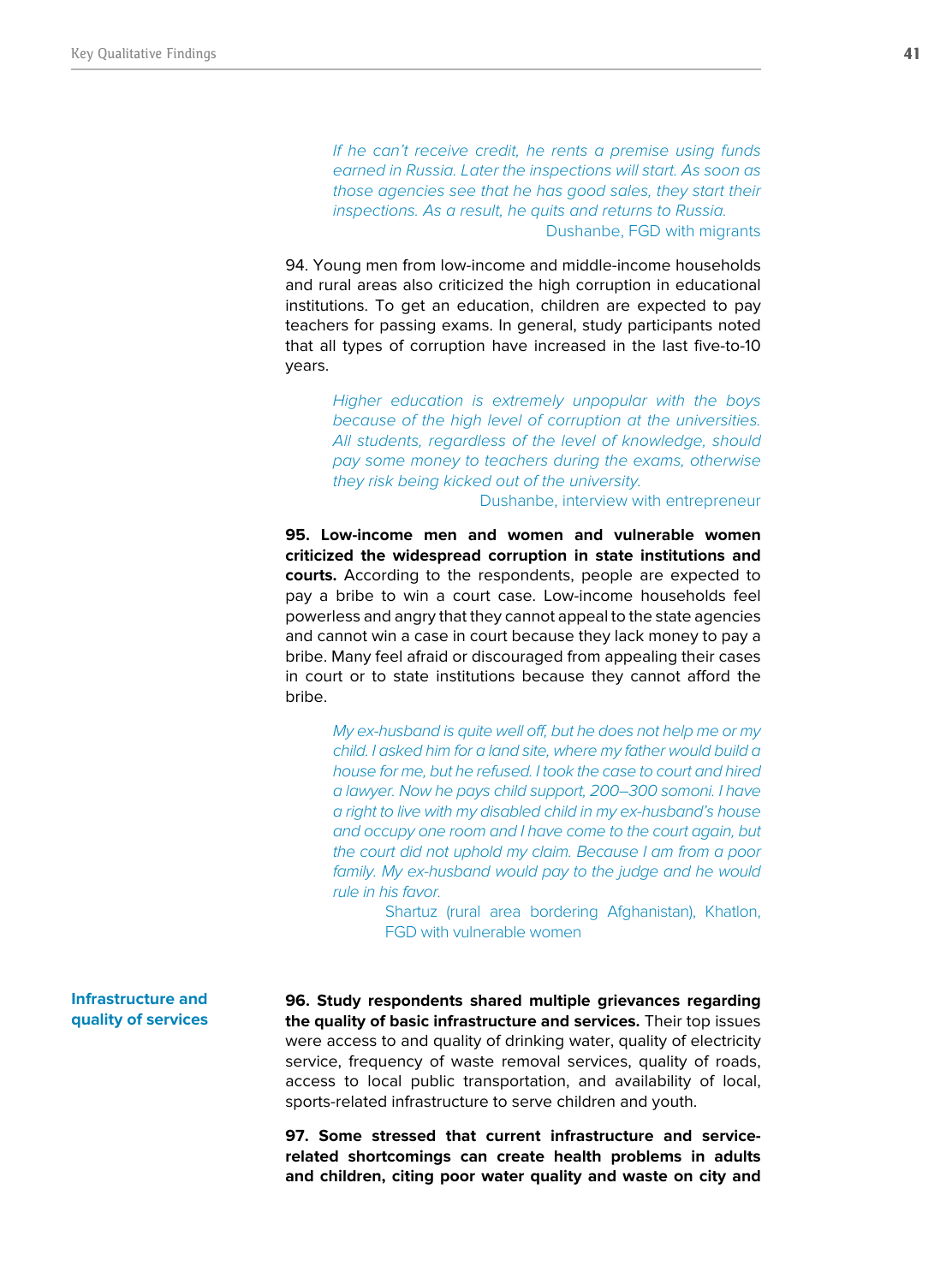> *If he can't receive credit, he rents a premise using funds earned in Russia. Later the inspections will start. As soon as those agencies see that he has good sales, they start their inspections. As a result, he quits and returns to Russia.*
>
> Dushanbe, FGD with migrants

94. Young men from low-income and middle-income households and rural areas also criticized the high corruption in educational institutions. To get an education, children are expected to pay teachers for passing exams. In general, study participants noted that all types of corruption have increased in the last five-to-10 years.

> *Higher education is extremely unpopular with the boys because of the high level of corruption at the universities. All students, regardless of the level of knowledge, should pay some money to teachers during the exams, otherwise they risk being kicked out of the university.*
>
> Dushanbe, interview with entrepreneur

**95. Low-income men and women and vulnerable women criticized the widespread corruption in state institutions and courts.** According to the respondents, people are expected to pay a bribe to win a court case. Low-income households feel powerless and angry that they cannot appeal to the state agencies and cannot win a case in court because they lack money to pay a bribe. Many feel afraid or discouraged from appealing their cases in court or to state institutions because they cannot afford the bribe.

> *My ex-husband is quite well off, but he does not help me or my child. I asked him for a land site, where my father would build a house for me, but he refused. I took the case to court and hired a lawyer. Now he pays child support, 200–300 somoni. I have a right to live with my disabled child in my ex-husband's house and occupy one room and I have come to the court again, but the court did not uphold my claim. Because I am from a poor family. My ex-husband would pay to the judge and he would rule in his favor.*
>
> Shartuz (rural area bordering Afghanistan), Khatlon, FGD with vulnerable women

### Infrastructure and quality of services

**96. Study respondents shared multiple grievances regarding the quality of basic infrastructure and services.** Their top issues were access to and quality of drinking water, quality of electricity service, frequency of waste removal services, quality of roads, access to local public transportation, and availability of local, sports-related infrastructure to serve children and youth.

**97. Some stressed that current infrastructure and service-related shortcomings can create health problems in adults and children, citing poor water quality and waste on city and**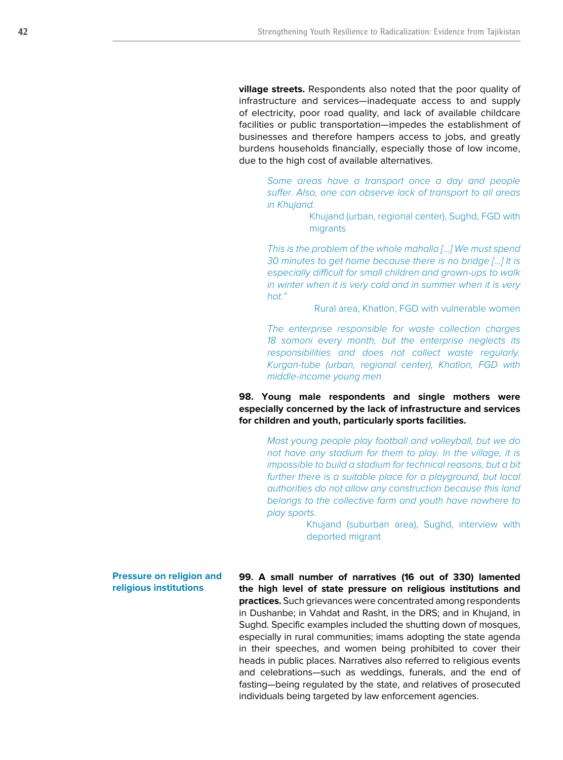**village streets.** Respondents also noted that the poor quality of infrastructure and services—inadequate access to and supply of electricity, poor road quality, and lack of available childcare facilities or public transportation—impedes the establishment of businesses and therefore hampers access to jobs, and greatly burdens households financially, especially those of low income, due to the high cost of available alternatives.

> *Some areas have a transport once a day and people suffer. Also, one can observe lack of transport to all areas in Khujand.*
>
> Khujand (urban, regional center), Sughd, FGD with migrants

> *This is the problem of the whole mahalla [...] We must spend 30 minutes to get home because there is no bridge [...] It is especially difficult for small children and grown-ups to walk in winter when it is very cold and in summer when it is very hot."*
>
> Rural area, Khatlon, FGD with vulnerable women

> *The enterprise responsible for waste collection charges 18 somoni every month, but the enterprise neglects its responsibilities and does not collect waste regularly. Kurgan-tube (urban, regional center), Khatlon, FGD with middle-income young men*

**98. Young male respondents and single mothers were especially concerned by the lack of infrastructure and services for children and youth, particularly sports facilities.**

> *Most young people play football and volleyball, but we do not have any stadium for them to play. In the village, it is impossible to build a stadium for technical reasons, but a bit further there is a suitable place for a playground, but local authorities do not allow any construction because this land belongs to the collective farm and youth have nowhere to play sports.*
>
> Khujand (suburban area), Sughd, interview with deported migrant

### Pressure on religion and religious institutions

**99. A small number of narratives (16 out of 330) lamented the high level of state pressure on religious institutions and practices.** Such grievances were concentrated among respondents in Dushanbe; in Vahdat and Rasht, in the DRS; and in Khujand, in Sughd. Specific examples included the shutting down of mosques, especially in rural communities; imams adopting the state agenda in their speeches, and women being prohibited to cover their heads in public places. Narratives also referred to religious events and celebrations—such as weddings, funerals, and the end of fasting—being regulated by the state, and relatives of prosecuted individuals being targeted by law enforcement agencies.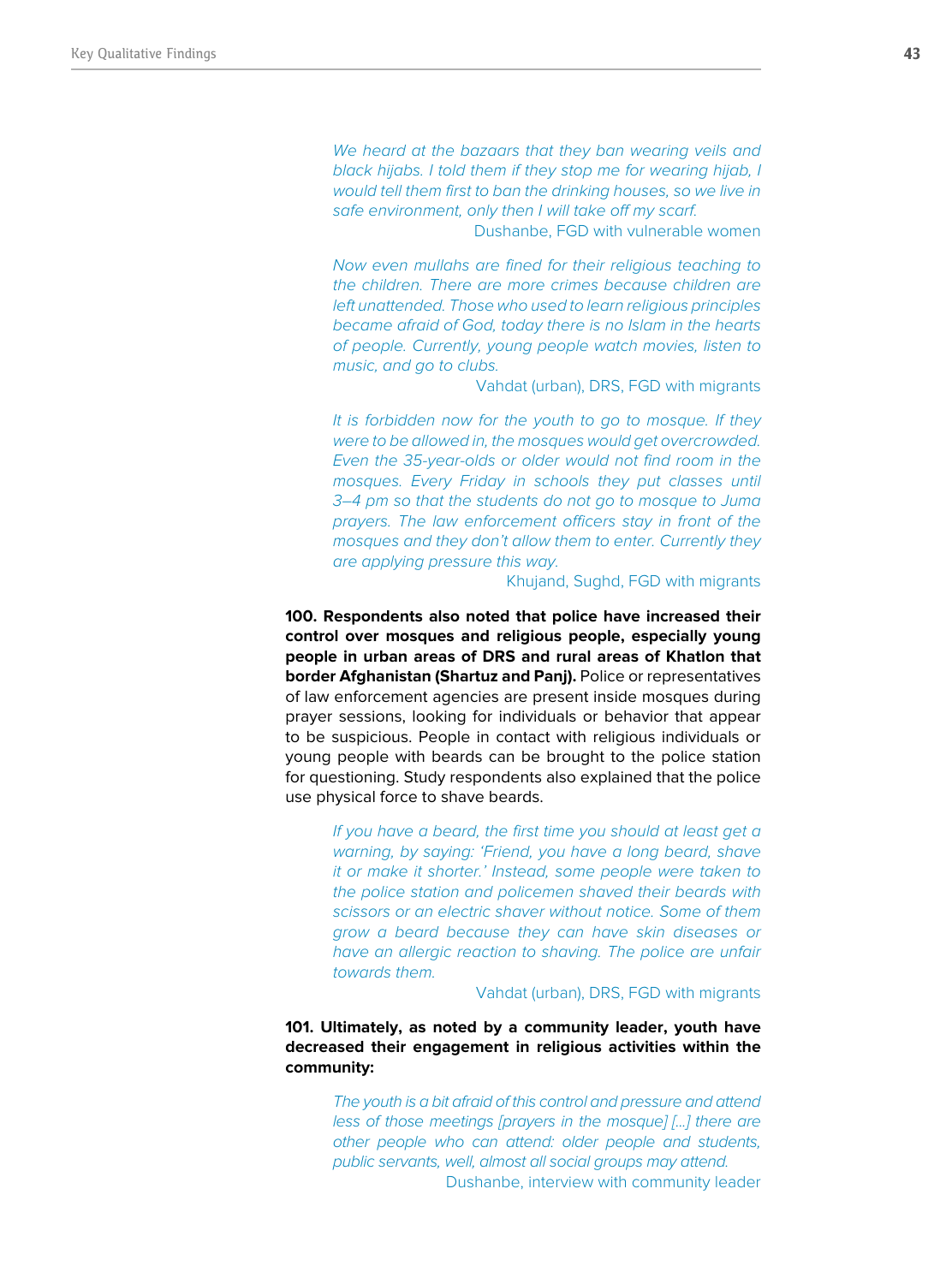*We heard at the bazaars that they ban wearing veils and black hijabs. I told them if they stop me for wearing hijab, I would tell them first to ban the drinking houses, so we live in safe environment, only then I will take off my scarf.*

Dushanbe, FGD with vulnerable women

*Now even mullahs are fined for their religious teaching to the children. There are more crimes because children are left unattended. Those who used to learn religious principles became afraid of God, today there is no Islam in the hearts of people. Currently, young people watch movies, listen to music, and go to clubs.*

Vahdat (urban), DRS, FGD with migrants

*It is forbidden now for the youth to go to mosque. If they were to be allowed in, the mosques would get overcrowded. Even the 35-year-olds or older would not find room in the mosques. Every Friday in schools they put classes until 3–4 pm so that the students do not go to mosque to Juma prayers. The law enforcement officers stay in front of the mosques and they don't allow them to enter. Currently they are applying pressure this way.*

Khujand, Sughd, FGD with migrants

**100. Respondents also noted that police have increased their control over mosques and religious people, especially young people in urban areas of DRS and rural areas of Khatlon that border Afghanistan (Shartuz and Panj).** Police or representatives of law enforcement agencies are present inside mosques during prayer sessions, looking for individuals or behavior that appear to be suspicious. People in contact with religious individuals or young people with beards can be brought to the police station for questioning. Study respondents also explained that the police use physical force to shave beards.

*If you have a beard, the first time you should at least get a warning, by saying: 'Friend, you have a long beard, shave it or make it shorter.' Instead, some people were taken to the police station and policemen shaved their beards with scissors or an electric shaver without notice. Some of them grow a beard because they can have skin diseases or have an allergic reaction to shaving. The police are unfair towards them.*

Vahdat (urban), DRS, FGD with migrants

**101. Ultimately, as noted by a community leader, youth have decreased their engagement in religious activities within the community:**

*The youth is a bit afraid of this control and pressure and attend less of those meetings [prayers in the mosque] [...] there are other people who can attend: older people and students, public servants, well, almost all social groups may attend.*

Dushanbe, interview with community leader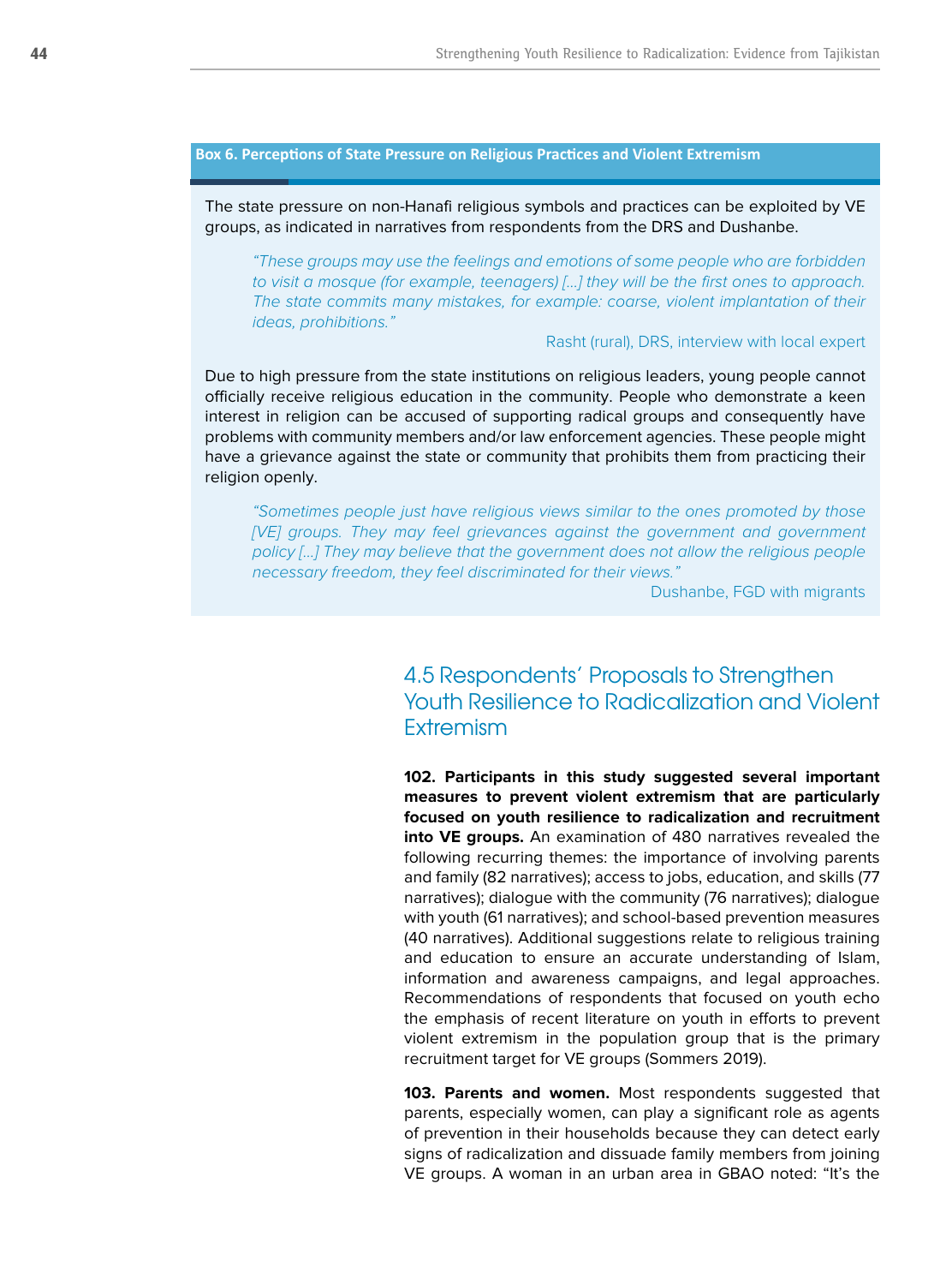**Box 6. Perceptions of State Pressure on Religious Practices and Violent Extremism**

The state pressure on non-Hanafi religious symbols and practices can be exploited by VE groups, as indicated in narratives from respondents from the DRS and Dushanbe.

> *"These groups may use the feelings and emotions of some people who are forbidden to visit a mosque (for example, teenagers) [...] they will be the first ones to approach. The state commits many mistakes, for example: coarse, violent implantation of their ideas, prohibitions."*
>
> Rasht (rural), DRS, interview with local expert

Due to high pressure from the state institutions on religious leaders, young people cannot officially receive religious education in the community. People who demonstrate a keen interest in religion can be accused of supporting radical groups and consequently have problems with community members and/or law enforcement agencies. These people might have a grievance against the state or community that prohibits them from practicing their religion openly.

> *"Sometimes people just have religious views similar to the ones promoted by those [VE] groups. They may feel grievances against the government and government policy [...] They may believe that the government does not allow the religious people necessary freedom, they feel discriminated for their views."*
>
> Dushanbe, FGD with migrants

## 4.5 Respondents' Proposals to Strengthen Youth Resilience to Radicalization and Violent Extremism

**102. Participants in this study suggested several important measures to prevent violent extremism that are particularly focused on youth resilience to radicalization and recruitment into VE groups.** An examination of 480 narratives revealed the following recurring themes: the importance of involving parents and family (82 narratives); access to jobs, education, and skills (77 narratives); dialogue with the community (76 narratives); dialogue with youth (61 narratives); and school-based prevention measures (40 narratives). Additional suggestions relate to religious training and education to ensure an accurate understanding of Islam, information and awareness campaigns, and legal approaches. Recommendations of respondents that focused on youth echo the emphasis of recent literature on youth in efforts to prevent violent extremism in the population group that is the primary recruitment target for VE groups (Sommers 2019).

**103. Parents and women.** Most respondents suggested that parents, especially women, can play a significant role as agents of prevention in their households because they can detect early signs of radicalization and dissuade family members from joining VE groups. A woman in an urban area in GBAO noted: "It's the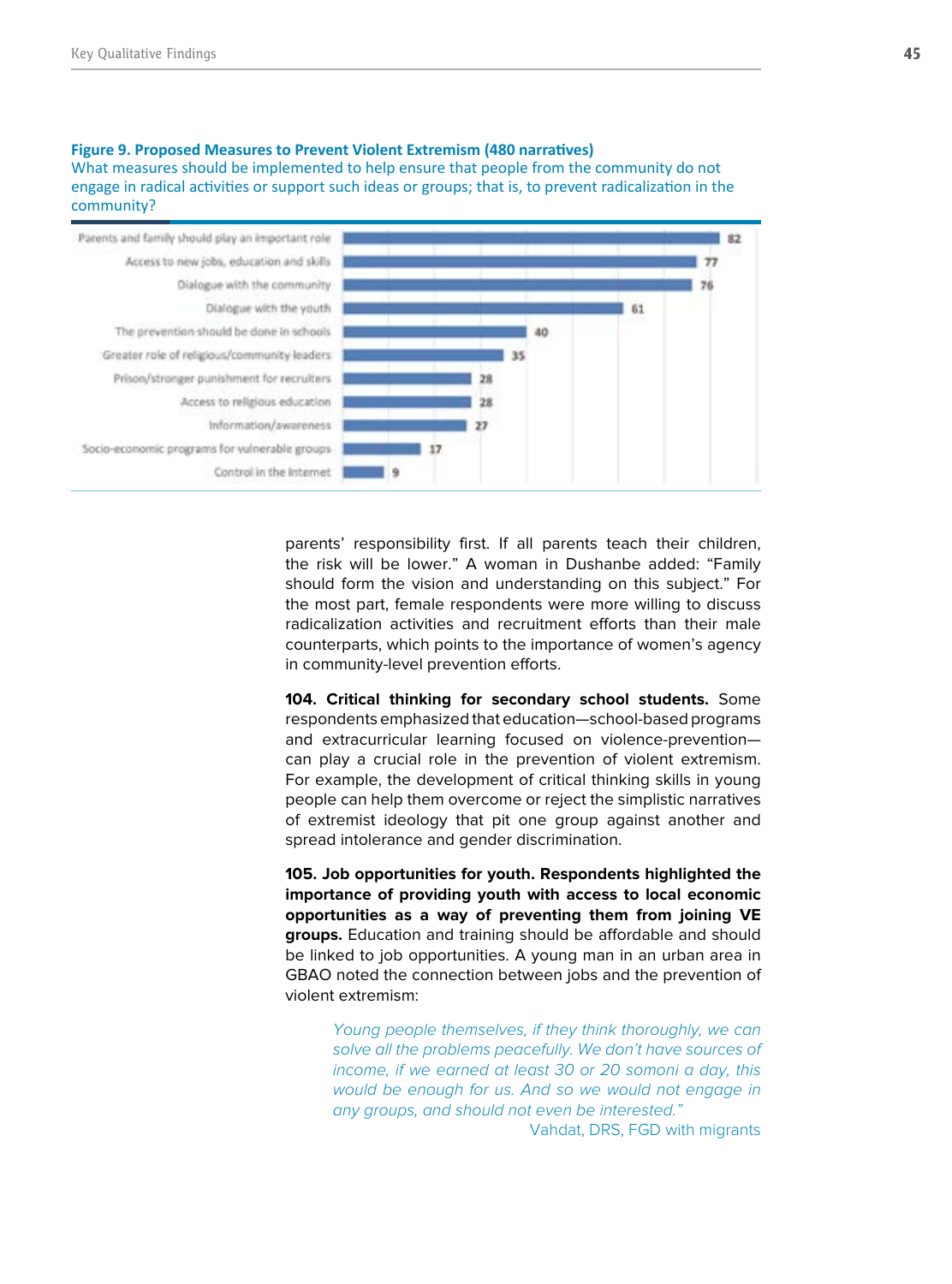**Figure 9. Proposed Measures to Prevent Violent Extremism (480 narratives)**

What measures should be implemented to help ensure that people from the community do not engage in radical activities or support such ideas or groups; that is, to prevent radicalization in the community?

| Measure | Narratives |
|---|---|
| Parents and family should play an important role | 82 |
| Access to new jobs, education and skills | 77 |
| Dialogue with the community | 76 |
| Dialogue with the youth | 61 |
| The prevention should be done in schools | 40 |
| Greater role of religious/community leaders | 35 |
| Prison/stronger punishment for recruiters | 28 |
| Access to religious education | 28 |
| Information/awareness | 27 |
| Socio-economic programs for vulnerable groups | 17 |
| Control in the Internet | 9 |

parents' responsibility first. If all parents teach their children, the risk will be lower." A woman in Dushanbe added: "Family should form the vision and understanding on this subject." For the most part, female respondents were more willing to discuss radicalization activities and recruitment efforts than their male counterparts, which points to the importance of women's agency in community-level prevention efforts.

**104. Critical thinking for secondary school students.** Some respondents emphasized that education—school-based programs and extracurricular learning focused on violence-prevention—can play a crucial role in the prevention of violent extremism. For example, the development of critical thinking skills in young people can help them overcome or reject the simplistic narratives of extremist ideology that pit one group against another and spread intolerance and gender discrimination.

**105. Job opportunities for youth. Respondents highlighted the importance of providing youth with access to local economic opportunities as a way of preventing them from joining VE groups.** Education and training should be affordable and should be linked to job opportunities. A young man in an urban area in GBAO noted the connection between jobs and the prevention of violent extremism:

> *Young people themselves, if they think thoroughly, we can solve all the problems peacefully. We don't have sources of income, if we earned at least 30 or 20 somoni a day, this would be enough for us. And so we would not engage in any groups, and should not even be interested."*
>
> Vahdat, DRS, FGD with migrants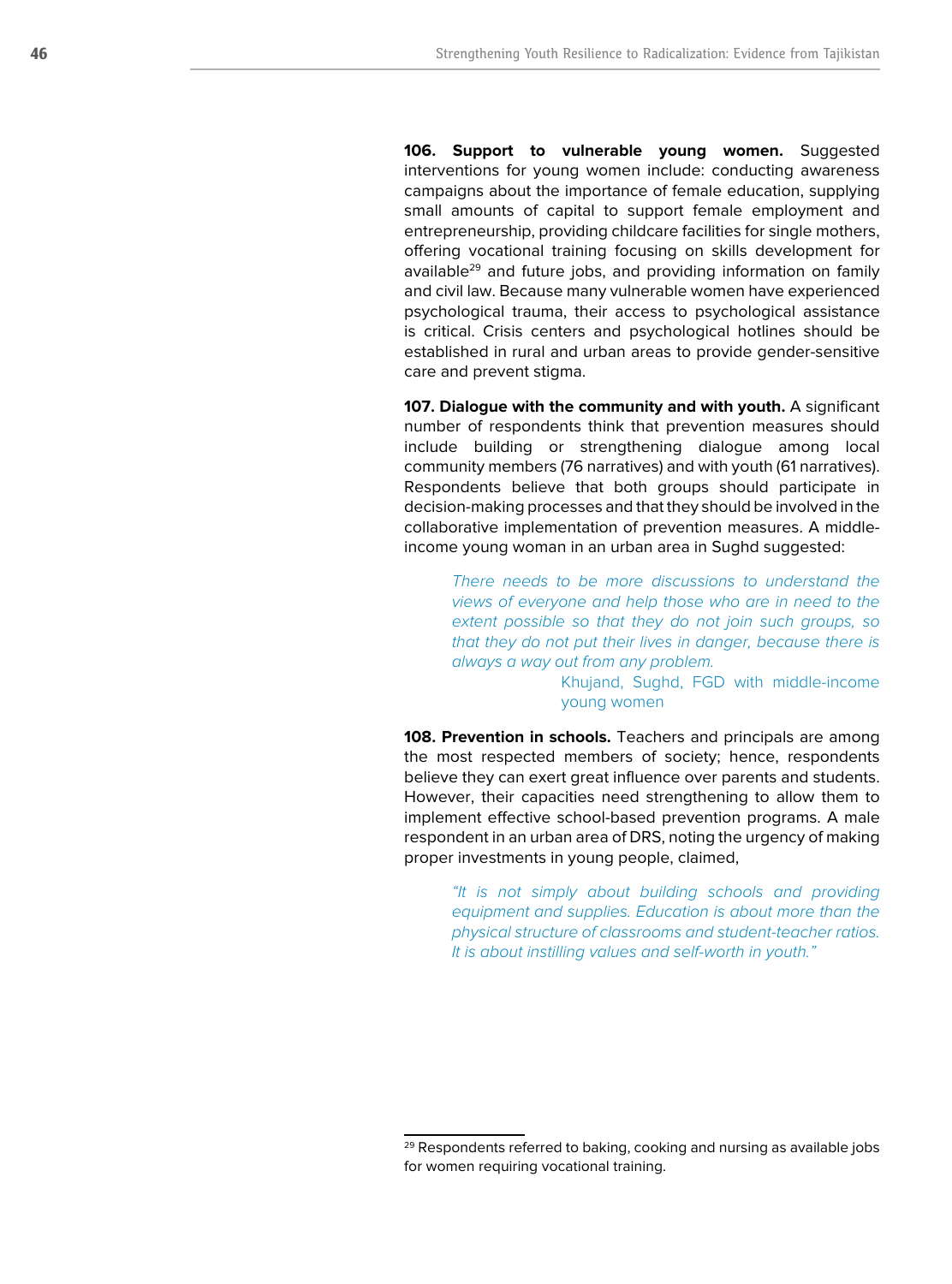**106. Support to vulnerable young women.** Suggested interventions for young women include: conducting awareness campaigns about the importance of female education, supplying small amounts of capital to support female employment and entrepreneurship, providing childcare facilities for single mothers, offering vocational training focusing on skills development for available[29] and future jobs, and providing information on family and civil law. Because many vulnerable women have experienced psychological trauma, their access to psychological assistance is critical. Crisis centers and psychological hotlines should be established in rural and urban areas to provide gender-sensitive care and prevent stigma.

**107. Dialogue with the community and with youth.** A significant number of respondents think that prevention measures should include building or strengthening dialogue among local community members (76 narratives) and with youth (61 narratives). Respondents believe that both groups should participate in decision-making processes and that they should be involved in the collaborative implementation of prevention measures. A middle-income young woman in an urban area in Sughd suggested:

> *There needs to be more discussions to understand the views of everyone and help those who are in need to the extent possible so that they do not join such groups, so that they do not put their lives in danger, because there is always a way out from any problem.*
>
> Khujand, Sughd, FGD with middle-income young women

**108. Prevention in schools.** Teachers and principals are among the most respected members of society; hence, respondents believe they can exert great influence over parents and students. However, their capacities need strengthening to allow them to implement effective school-based prevention programs. A male respondent in an urban area of DRS, noting the urgency of making proper investments in young people, claimed,

> *"It is not simply about building schools and providing equipment and supplies. Education is about more than the physical structure of classrooms and student-teacher ratios. It is about instilling values and self-worth in youth."*

---

[29] Respondents referred to baking, cooking and nursing as available jobs for women requiring vocational training.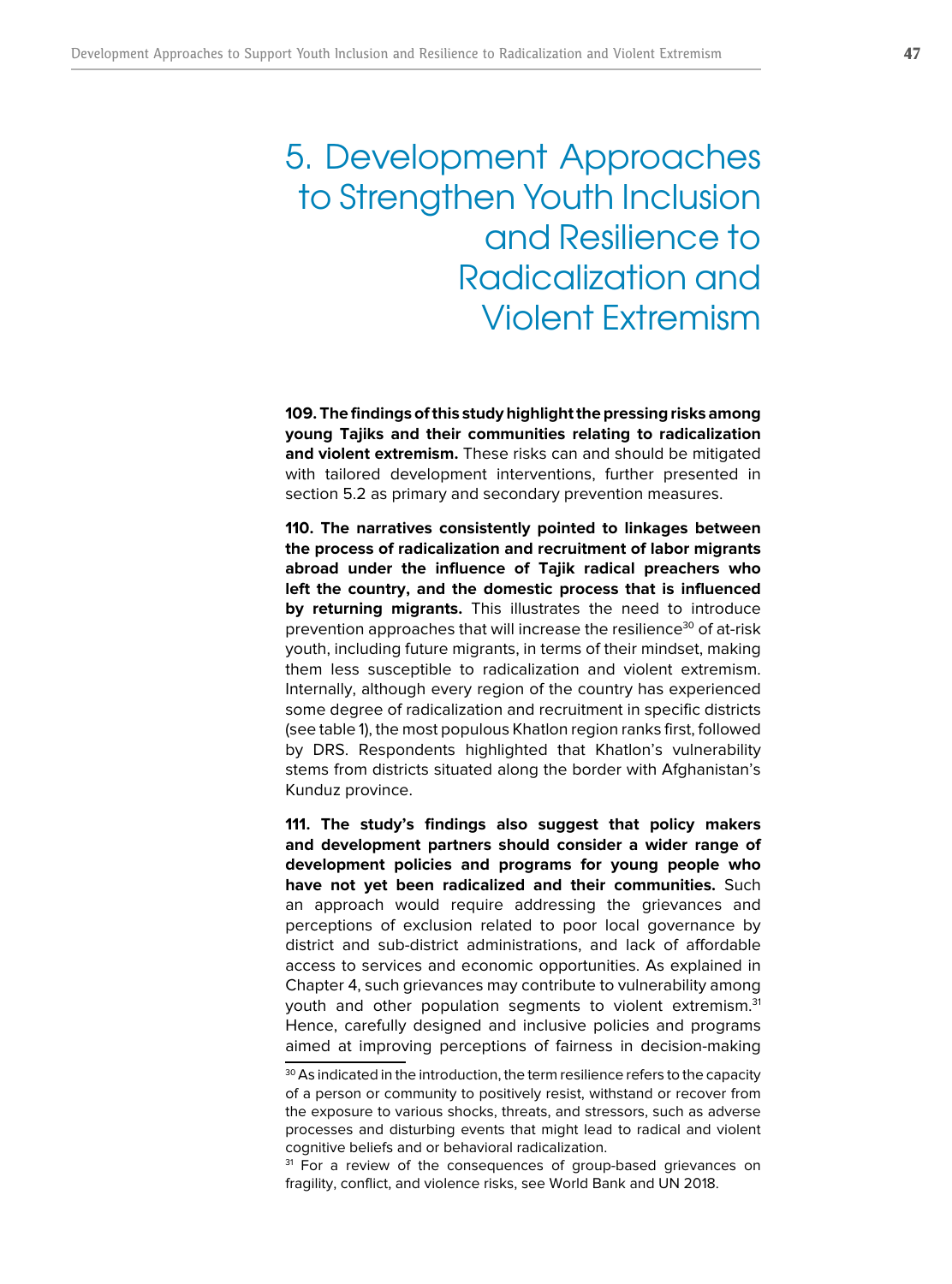# 5. Development Approaches to Strengthen Youth Inclusion and Resilience to Radicalization and Violent Extremism

**109. The findings of this study highlight the pressing risks among young Tajiks and their communities relating to radicalization and violent extremism.** These risks can and should be mitigated with tailored development interventions, further presented in section 5.2 as primary and secondary prevention measures.

**110. The narratives consistently pointed to linkages between the process of radicalization and recruitment of labor migrants abroad under the influence of Tajik radical preachers who left the country, and the domestic process that is influenced by returning migrants.** This illustrates the need to introduce prevention approaches that will increase the resilience[30] of at-risk youth, including future migrants, in terms of their mindset, making them less susceptible to radicalization and violent extremism. Internally, although every region of the country has experienced some degree of radicalization and recruitment in specific districts (see table 1), the most populous Khatlon region ranks first, followed by DRS. Respondents highlighted that Khatlon's vulnerability stems from districts situated along the border with Afghanistan's Kunduz province.

**111. The study's findings also suggest that policy makers and development partners should consider a wider range of development policies and programs for young people who have not yet been radicalized and their communities.** Such an approach would require addressing the grievances and perceptions of exclusion related to poor local governance by district and sub-district administrations, and lack of affordable access to services and economic opportunities. As explained in Chapter 4, such grievances may contribute to vulnerability among youth and other population segments to violent extremism.[31] Hence, carefully designed and inclusive policies and programs aimed at improving perceptions of fairness in decision-making

---

[30] As indicated in the introduction, the term resilience refers to the capacity of a person or community to positively resist, withstand or recover from the exposure to various shocks, threats, and stressors, such as adverse processes and disturbing events that might lead to radical and violent cognitive beliefs and or behavioral radicalization.

[31] For a review of the consequences of group-based grievances on fragility, conflict, and violence risks, see World Bank and UN 2018.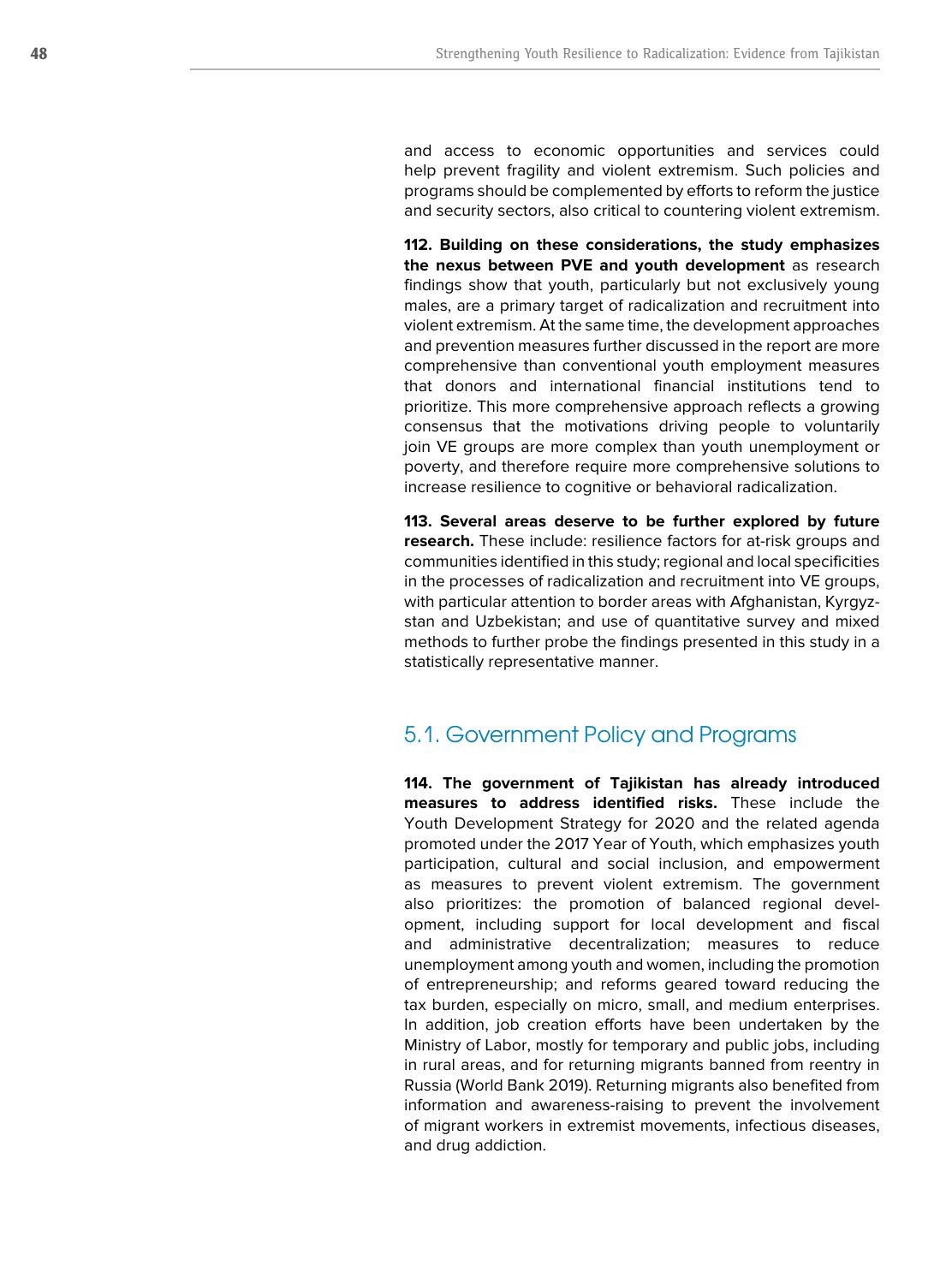and access to economic opportunities and services could help prevent fragility and violent extremism. Such policies and programs should be complemented by efforts to reform the justice and security sectors, also critical to countering violent extremism.

**112. Building on these considerations, the study emphasizes the nexus between PVE and youth development** as research findings show that youth, particularly but not exclusively young males, are a primary target of radicalization and recruitment into violent extremism. At the same time, the development approaches and prevention measures further discussed in the report are more comprehensive than conventional youth employment measures that donors and international financial institutions tend to prioritize. This more comprehensive approach reflects a growing consensus that the motivations driving people to voluntarily join VE groups are more complex than youth unemployment or poverty, and therefore require more comprehensive solutions to increase resilience to cognitive or behavioral radicalization.

**113. Several areas deserve to be further explored by future research.** These include: resilience factors for at-risk groups and communities identified in this study; regional and local specificities in the processes of radicalization and recruitment into VE groups, with particular attention to border areas with Afghanistan, Kyrgyzstan and Uzbekistan; and use of quantitative survey and mixed methods to further probe the findings presented in this study in a statistically representative manner.

## 5.1. Government Policy and Programs

**114. The government of Tajikistan has already introduced measures to address identified risks.** These include the Youth Development Strategy for 2020 and the related agenda promoted under the 2017 Year of Youth, which emphasizes youth participation, cultural and social inclusion, and empowerment as measures to prevent violent extremism. The government also prioritizes: the promotion of balanced regional development, including support for local development and fiscal and administrative decentralization; measures to reduce unemployment among youth and women, including the promotion of entrepreneurship; and reforms geared toward reducing the tax burden, especially on micro, small, and medium enterprises. In addition, job creation efforts have been undertaken by the Ministry of Labor, mostly for temporary and public jobs, including in rural areas, and for returning migrants banned from reentry in Russia (World Bank 2019). Returning migrants also benefited from information and awareness-raising to prevent the involvement of migrant workers in extremist movements, infectious diseases, and drug addiction.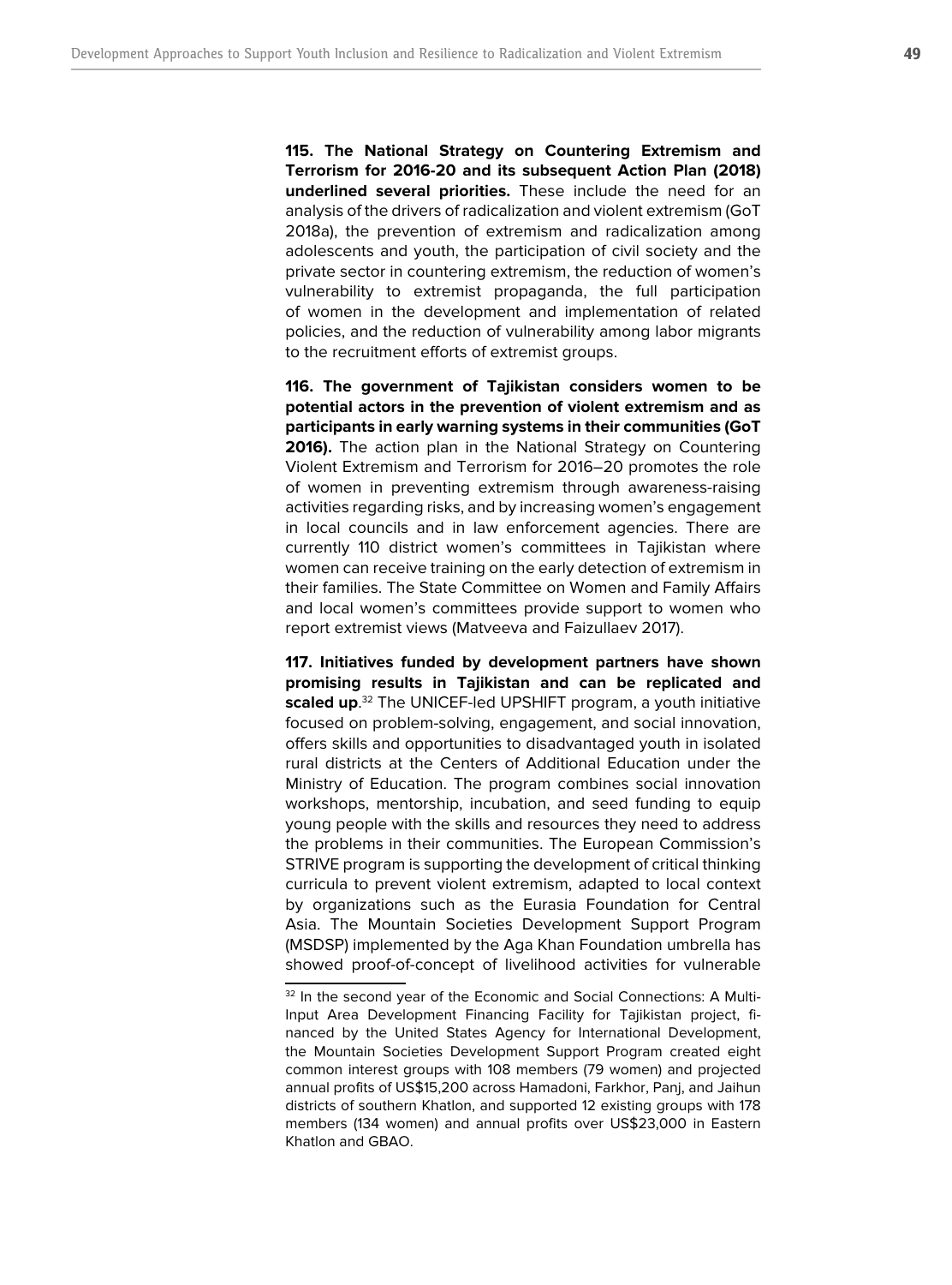**115. The National Strategy on Countering Extremism and Terrorism for 2016-20 and its subsequent Action Plan (2018) underlined several priorities.** These include the need for an analysis of the drivers of radicalization and violent extremism (GoT 2018a), the prevention of extremism and radicalization among adolescents and youth, the participation of civil society and the private sector in countering extremism, the reduction of women's vulnerability to extremist propaganda, the full participation of women in the development and implementation of related policies, and the reduction of vulnerability among labor migrants to the recruitment efforts of extremist groups.

**116. The government of Tajikistan considers women to be potential actors in the prevention of violent extremism and as participants in early warning systems in their communities (GoT 2016).** The action plan in the National Strategy on Countering Violent Extremism and Terrorism for 2016–20 promotes the role of women in preventing extremism through awareness-raising activities regarding risks, and by increasing women's engagement in local councils and in law enforcement agencies. There are currently 110 district women's committees in Tajikistan where women can receive training on the early detection of extremism in their families. The State Committee on Women and Family Affairs and local women's committees provide support to women who report extremist views (Matveeva and Faizullaev 2017).

**117. Initiatives funded by development partners have shown promising results in Tajikistan and can be replicated and scaled up**.[32] The UNICEF-led UPSHIFT program, a youth initiative focused on problem-solving, engagement, and social innovation, offers skills and opportunities to disadvantaged youth in isolated rural districts at the Centers of Additional Education under the Ministry of Education. The program combines social innovation workshops, mentorship, incubation, and seed funding to equip young people with the skills and resources they need to address the problems in their communities. The European Commission's STRIVE program is supporting the development of critical thinking curricula to prevent violent extremism, adapted to local context by organizations such as the Eurasia Foundation for Central Asia. The Mountain Societies Development Support Program (MSDSP) implemented by the Aga Khan Foundation umbrella has showed proof-of-concept of livelihood activities for vulnerable

[32] In the second year of the Economic and Social Connections: A Multi-Input Area Development Financing Facility for Tajikistan project, financed by the United States Agency for International Development, the Mountain Societies Development Support Program created eight common interest groups with 108 members (79 women) and projected annual profits of US$15,200 across Hamadoni, Farkhor, Panj, and Jaihun districts of southern Khatlon, and supported 12 existing groups with 178 members (134 women) and annual profits over US$23,000 in Eastern Khatlon and GBAO.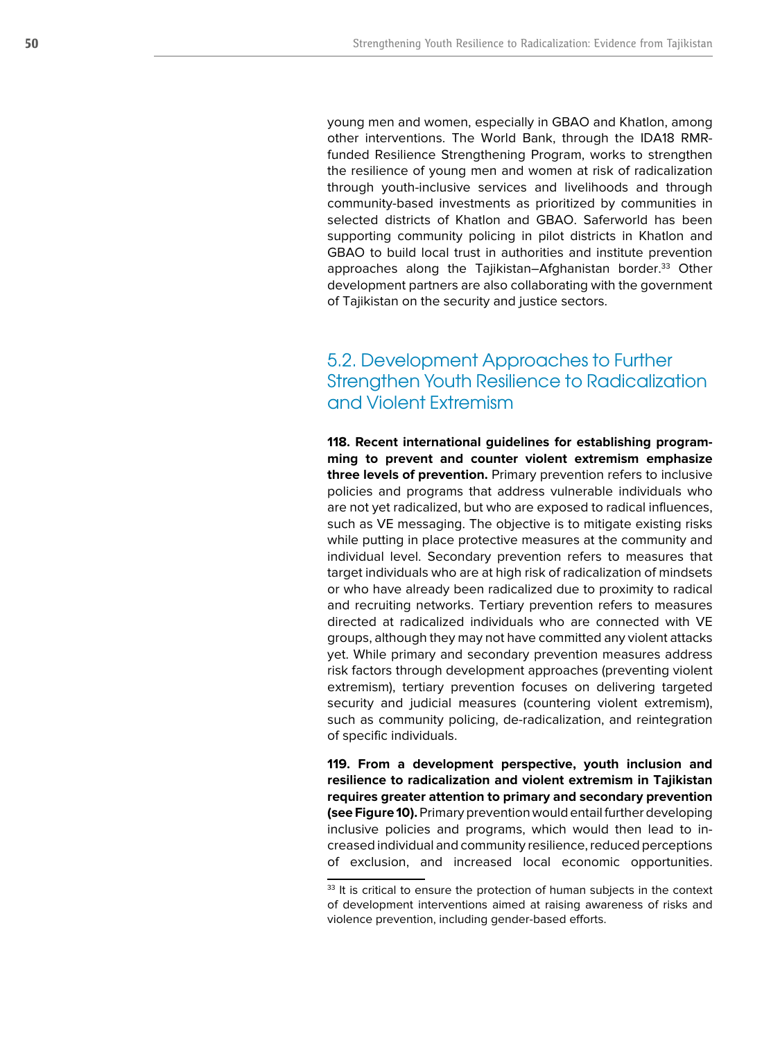young men and women, especially in GBAO and Khatlon, among other interventions. The World Bank, through the IDA18 RMR-funded Resilience Strengthening Program, works to strengthen the resilience of young men and women at risk of radicalization through youth-inclusive services and livelihoods and through community-based investments as prioritized by communities in selected districts of Khatlon and GBAO. Saferworld has been supporting community policing in pilot districts in Khatlon and GBAO to build local trust in authorities and institute prevention approaches along the Tajikistan–Afghanistan border.[33] Other development partners are also collaborating with the government of Tajikistan on the security and justice sectors.

## 5.2. Development Approaches to Further Strengthen Youth Resilience to Radicalization and Violent Extremism

**118. Recent international guidelines for establishing programming to prevent and counter violent extremism emphasize three levels of prevention.** Primary prevention refers to inclusive policies and programs that address vulnerable individuals who are not yet radicalized, but who are exposed to radical influences, such as VE messaging. The objective is to mitigate existing risks while putting in place protective measures at the community and individual level. Secondary prevention refers to measures that target individuals who are at high risk of radicalization of mindsets or who have already been radicalized due to proximity to radical and recruiting networks. Tertiary prevention refers to measures directed at radicalized individuals who are connected with VE groups, although they may not have committed any violent attacks yet. While primary and secondary prevention measures address risk factors through development approaches (preventing violent extremism), tertiary prevention focuses on delivering targeted security and judicial measures (countering violent extremism), such as community policing, de-radicalization, and reintegration of specific individuals.

**119. From a development perspective, youth inclusion and resilience to radicalization and violent extremism in Tajikistan requires greater attention to primary and secondary prevention (see Figure 10).** Primary prevention would entail further developing inclusive policies and programs, which would then lead to increased individual and community resilience, reduced perceptions of exclusion, and increased local economic opportunities.

[33] It is critical to ensure the protection of human subjects in the context of development interventions aimed at raising awareness of risks and violence prevention, including gender-based efforts.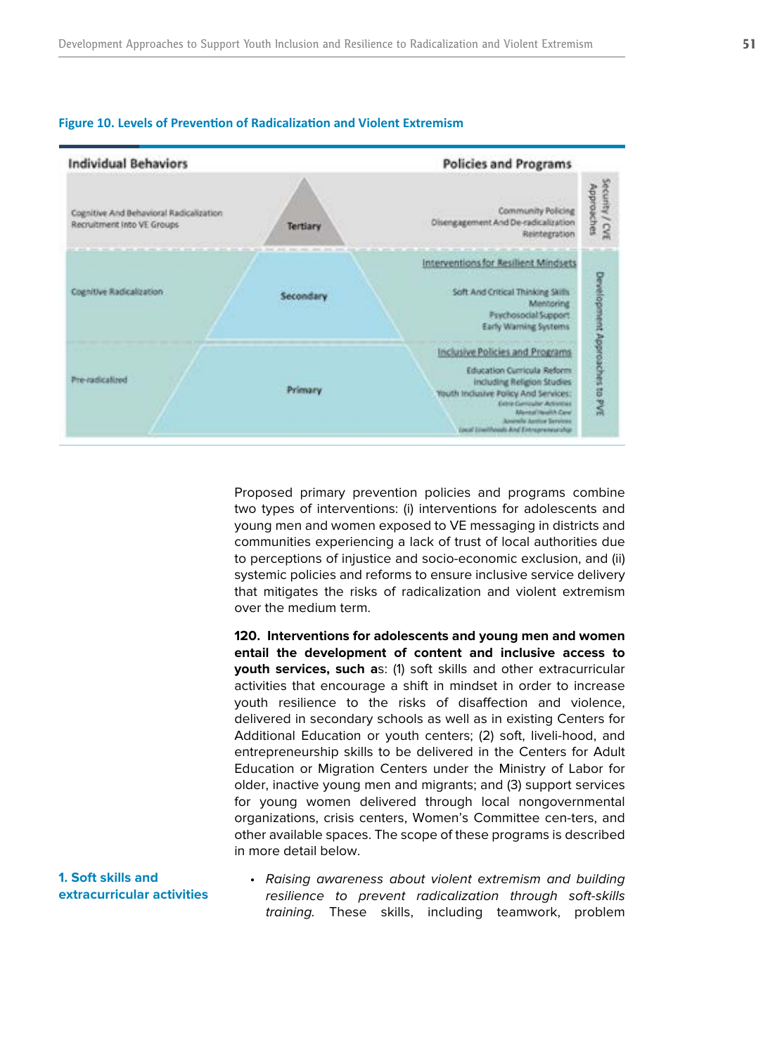**Figure 10. Levels of Prevention of Radicalization and Violent Extremism**

| Individual Behaviors | | Policies and Programs | |
|---|---|---|---|
| Cognitive And Behavioral Radicalization<br>Recruitment Into VE Groups | Tertiary | Community Policing<br>Disengagement And De-radicalization<br>Reintegration | Security / CVE Approaches |
| Cognitive Radicalization | Secondary | Interventions for Resilient Mindsets<br>Soft And Critical Thinking Skills<br>Mentoring<br>Psychosocial Support<br>Early Warning Systems | Development Approaches to PVE |
| Pre-radicalized | Primary | Inclusive Policies and Programs<br>Education Curricula Reform<br>Including Religion Studies<br>Youth Inclusive Policy And Services:<br>Extra Curricular Activities<br>Mental Health Care<br>Juvenile Justice Services<br>Local Livelihoods And Entrepreneurship | |

Proposed primary prevention policies and programs combine two types of interventions: (i) interventions for adolescents and young men and women exposed to VE messaging in districts and communities experiencing a lack of trust of local authorities due to perceptions of injustice and socio-economic exclusion, and (ii) systemic policies and reforms to ensure inclusive service delivery that mitigates the risks of radicalization and violent extremism over the medium term.

**120. Interventions for adolescents and young men and women entail the development of content and inclusive access to youth services, such a**s: (1) soft skills and other extracurricular activities that encourage a shift in mindset in order to increase youth resilience to the risks of disaffection and violence, delivered in secondary schools as well as in existing Centers for Additional Education or youth centers; (2) soft, liveli-hood, and entrepreneurship skills to be delivered in the Centers for Adult Education or Migration Centers under the Ministry of Labor for older, inactive young men and migrants; and (3) support services for young women delivered through local nongovernmental organizations, crisis centers, Women's Committee cen-ters, and other available spaces. The scope of these programs is described in more detail below.

### 1. Soft skills and extracurricular activities

- *Raising awareness about violent extremism and building resilience to prevent radicalization through soft-skills training.* These skills, including teamwork, problem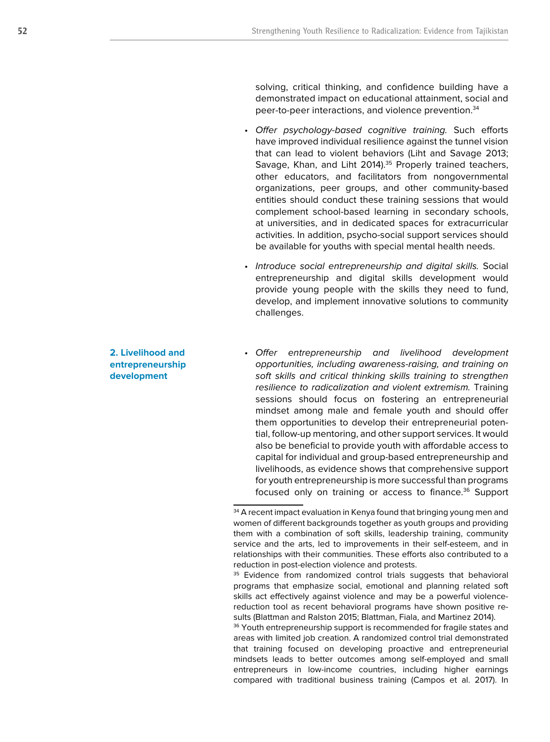solving, critical thinking, and confidence building have a demonstrated impact on educational attainment, social and peer-to-peer interactions, and violence prevention.[34]

- *Offer psychology-based cognitive training.* Such efforts have improved individual resilience against the tunnel vision that can lead to violent behaviors (Liht and Savage 2013; Savage, Khan, and Liht 2014).[35] Properly trained teachers, other educators, and facilitators from nongovernmental organizations, peer groups, and other community-based entities should conduct these training sessions that would complement school-based learning in secondary schools, at universities, and in dedicated spaces for extracurricular activities. In addition, psycho-social support services should be available for youths with special mental health needs.
- *Introduce social entrepreneurship and digital skills.* Social entrepreneurship and digital skills development would provide young people with the skills they need to fund, develop, and implement innovative solutions to community challenges.

**2. Livelihood and entrepreneurship development**

- *Offer entrepreneurship and livelihood development opportunities, including awareness-raising, and training on soft skills and critical thinking skills training to strengthen resilience to radicalization and violent extremism.* Training sessions should focus on fostering an entrepreneurial mindset among male and female youth and should offer them opportunities to develop their entrepreneurial potential, follow-up mentoring, and other support services. It would also be beneficial to provide youth with affordable access to capital for individual and group-based entrepreneurship and livelihoods, as evidence shows that comprehensive support for youth entrepreneurship is more successful than programs focused only on training or access to finance.[36] Support

---

[34] A recent impact evaluation in Kenya found that bringing young men and women of different backgrounds together as youth groups and providing them with a combination of soft skills, leadership training, community service and the arts, led to improvements in their self-esteem, and in their relationships with their communities. These efforts also contributed to a reduction in post-election violence and protests.

[35] Evidence from randomized control trials suggests that behavioral programs that emphasize social, emotional and planning related soft skills act effectively against violence and may be a powerful violence-reduction tool as recent behavioral programs have shown positive results (Blattman and Ralston 2015; Blattman, Fiala, and Martinez 2014).

[36] Youth entrepreneurship support is recommended for fragile states and areas with limited job creation. A randomized control trial demonstrated that training focused on developing proactive and entrepreneurial mindsets leads to better outcomes among self-employed and small entrepreneurs in low-income countries, including higher earnings compared with traditional business training (Campos et al. 2017). In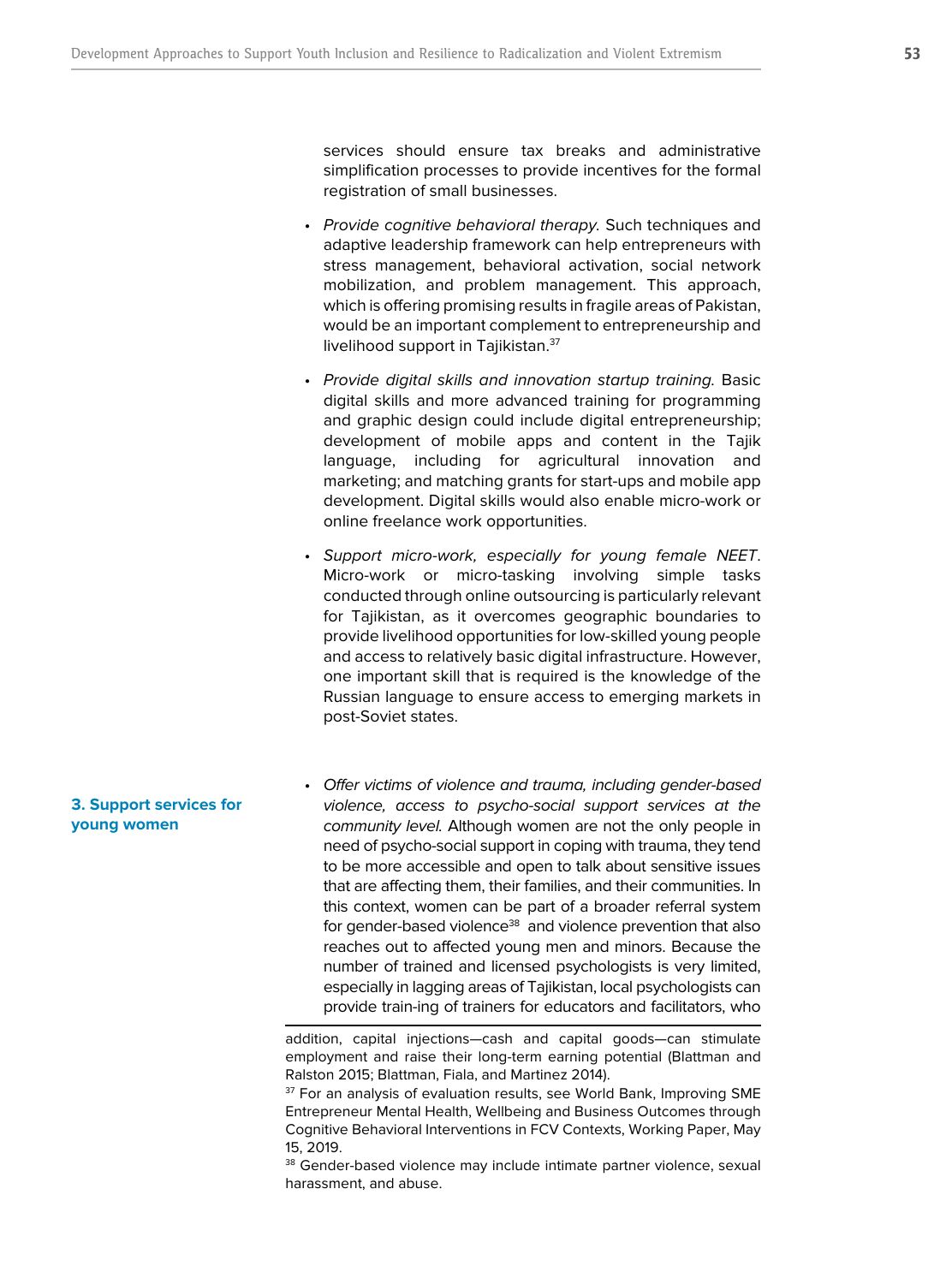services should ensure tax breaks and administrative simplification processes to provide incentives for the formal registration of small businesses.

- *Provide cognitive behavioral therapy.* Such techniques and adaptive leadership framework can help entrepreneurs with stress management, behavioral activation, social network mobilization, and problem management. This approach, which is offering promising results in fragile areas of Pakistan, would be an important complement to entrepreneurship and livelihood support in Tajikistan.[37]
- *Provide digital skills and innovation startup training.* Basic digital skills and more advanced training for programming and graphic design could include digital entrepreneurship; development of mobile apps and content in the Tajik language, including for agricultural innovation and marketing; and matching grants for start-ups and mobile app development. Digital skills would also enable micro-work or online freelance work opportunities.
- *Support micro-work, especially for young female NEET*. Micro-work or micro-tasking involving simple tasks conducted through online outsourcing is particularly relevant for Tajikistan, as it overcomes geographic boundaries to provide livelihood opportunities for low-skilled young people and access to relatively basic digital infrastructure. However, one important skill that is required is the knowledge of the Russian language to ensure access to emerging markets in post-Soviet states.

**3. Support services for young women**

- *Offer victims of violence and trauma, including gender-based violence, access to psycho-social support services at the community level.* Although women are not the only people in need of psycho-social support in coping with trauma, they tend to be more accessible and open to talk about sensitive issues that are affecting them, their families, and their communities. In this context, women can be part of a broader referral system for gender-based violence[38] and violence prevention that also reaches out to affected young men and minors. Because the number of trained and licensed psychologists is very limited, especially in lagging areas of Tajikistan, local psychologists can provide train-ing of trainers for educators and facilitators, who

---

addition, capital injections—cash and capital goods—can stimulate employment and raise their long-term earning potential (Blattman and Ralston 2015; Blattman, Fiala, and Martinez 2014).

[37] For an analysis of evaluation results, see World Bank, Improving SME Entrepreneur Mental Health, Wellbeing and Business Outcomes through Cognitive Behavioral Interventions in FCV Contexts, Working Paper, May 15, 2019.

[38] Gender-based violence may include intimate partner violence, sexual harassment, and abuse.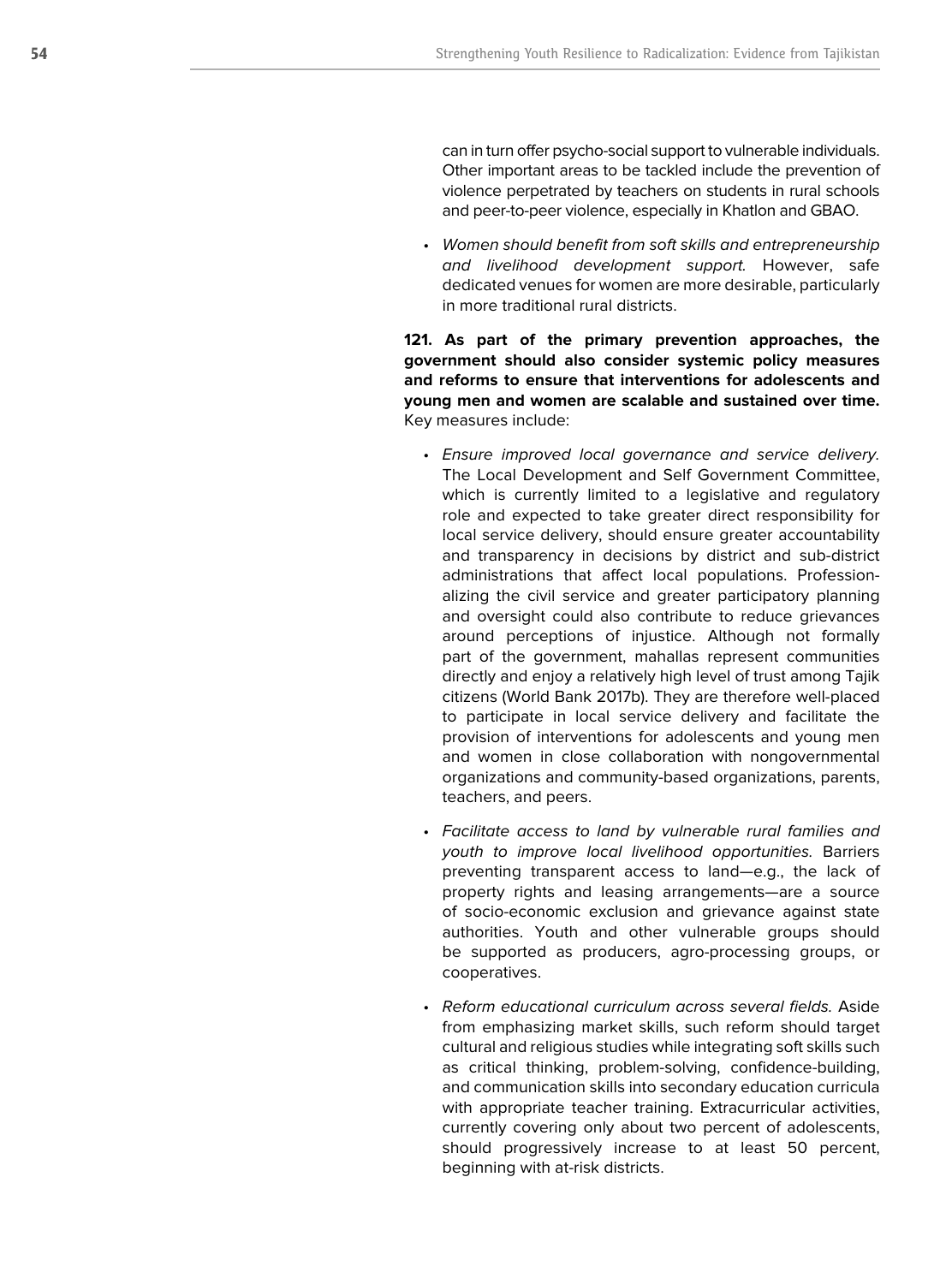can in turn offer psycho-social support to vulnerable individuals. Other important areas to be tackled include the prevention of violence perpetrated by teachers on students in rural schools and peer-to-peer violence, especially in Khatlon and GBAO.

- *Women should benefit from soft skills and entrepreneurship and livelihood development support.* However, safe dedicated venues for women are more desirable, particularly in more traditional rural districts.

**121. As part of the primary prevention approaches, the government should also consider systemic policy measures and reforms to ensure that interventions for adolescents and young men and women are scalable and sustained over time.** Key measures include:

- *Ensure improved local governance and service delivery.* The Local Development and Self Government Committee, which is currently limited to a legislative and regulatory role and expected to take greater direct responsibility for local service delivery, should ensure greater accountability and transparency in decisions by district and sub-district administrations that affect local populations. Professionalizing the civil service and greater participatory planning and oversight could also contribute to reduce grievances around perceptions of injustice. Although not formally part of the government, mahallas represent communities directly and enjoy a relatively high level of trust among Tajik citizens (World Bank 2017b). They are therefore well-placed to participate in local service delivery and facilitate the provision of interventions for adolescents and young men and women in close collaboration with nongovernmental organizations and community-based organizations, parents, teachers, and peers.

- *Facilitate access to land by vulnerable rural families and youth to improve local livelihood opportunities.* Barriers preventing transparent access to land—e.g., the lack of property rights and leasing arrangements—are a source of socio-economic exclusion and grievance against state authorities. Youth and other vulnerable groups should be supported as producers, agro-processing groups, or cooperatives.

- *Reform educational curriculum across several fields.* Aside from emphasizing market skills, such reform should target cultural and religious studies while integrating soft skills such as critical thinking, problem-solving, confidence-building, and communication skills into secondary education curricula with appropriate teacher training. Extracurricular activities, currently covering only about two percent of adolescents, should progressively increase to at least 50 percent, beginning with at-risk districts.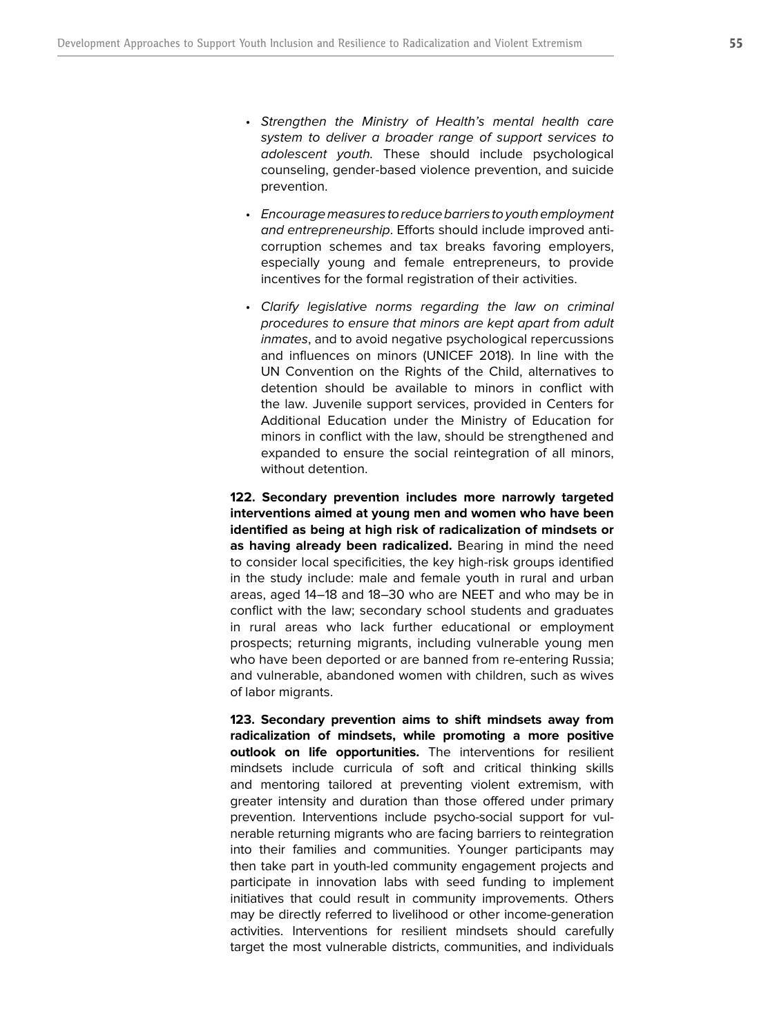- *Strengthen the Ministry of Health's mental health care system to deliver a broader range of support services to adolescent youth.* These should include psychological counseling, gender-based violence prevention, and suicide prevention.

- *Encourage measures to reduce barriers to youth employment and entrepreneurship*. Efforts should include improved anti-corruption schemes and tax breaks favoring employers, especially young and female entrepreneurs, to provide incentives for the formal registration of their activities.

- *Clarify legislative norms regarding the law on criminal procedures to ensure that minors are kept apart from adult inmates*, and to avoid negative psychological repercussions and influences on minors (UNICEF 2018). In line with the UN Convention on the Rights of the Child, alternatives to detention should be available to minors in conflict with the law. Juvenile support services, provided in Centers for Additional Education under the Ministry of Education for minors in conflict with the law, should be strengthened and expanded to ensure the social reintegration of all minors, without detention.

**122. Secondary prevention includes more narrowly targeted interventions aimed at young men and women who have been identified as being at high risk of radicalization of mindsets or as having already been radicalized.** Bearing in mind the need to consider local specificities, the key high-risk groups identified in the study include: male and female youth in rural and urban areas, aged 14–18 and 18–30 who are NEET and who may be in conflict with the law; secondary school students and graduates in rural areas who lack further educational or employment prospects; returning migrants, including vulnerable young men who have been deported or are banned from re-entering Russia; and vulnerable, abandoned women with children, such as wives of labor migrants.

**123. Secondary prevention aims to shift mindsets away from radicalization of mindsets, while promoting a more positive outlook on life opportunities.** The interventions for resilient mindsets include curricula of soft and critical thinking skills and mentoring tailored at preventing violent extremism, with greater intensity and duration than those offered under primary prevention. Interventions include psycho-social support for vulnerable returning migrants who are facing barriers to reintegration into their families and communities. Younger participants may then take part in youth-led community engagement projects and participate in innovation labs with seed funding to implement initiatives that could result in community improvements. Others may be directly referred to livelihood or other income-generation activities. Interventions for resilient mindsets should carefully target the most vulnerable districts, communities, and individuals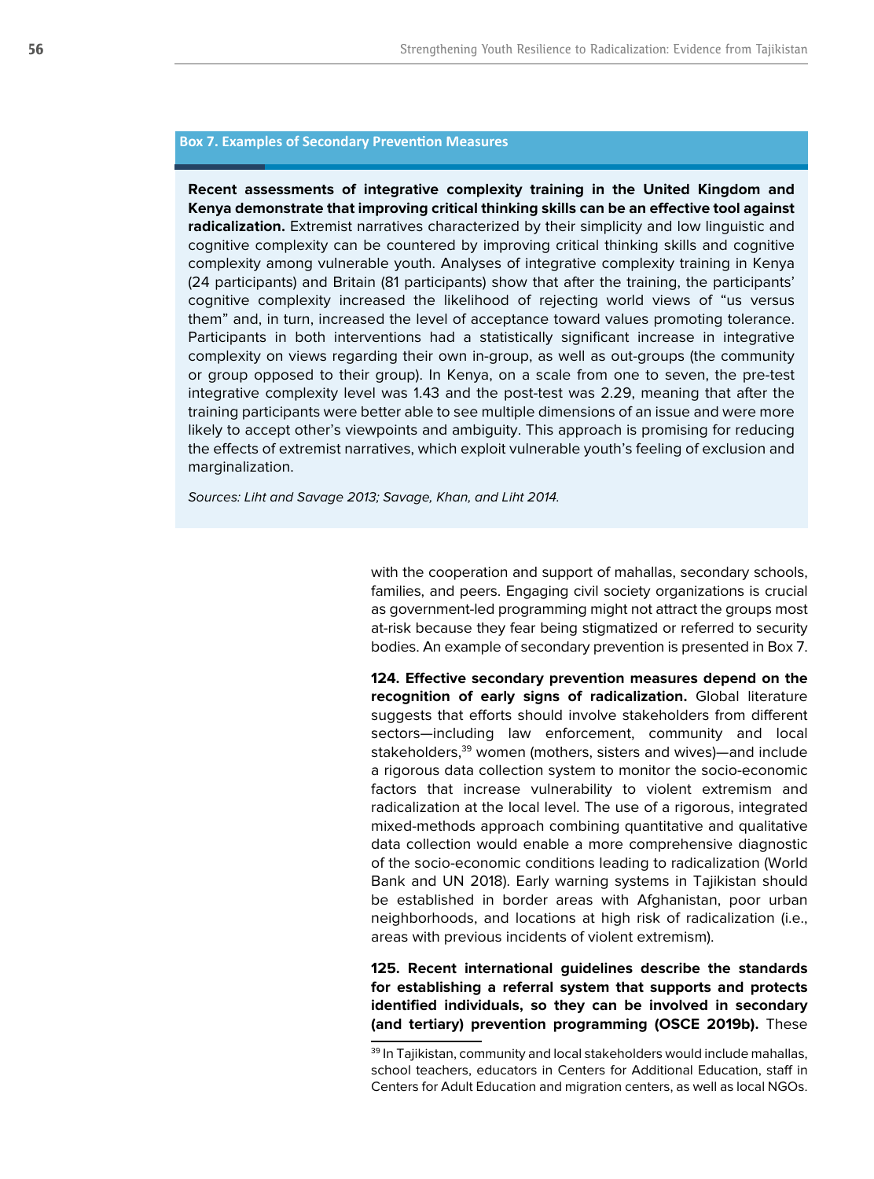**Box 7. Examples of Secondary Prevention Measures**

**Recent assessments of integrative complexity training in the United Kingdom and Kenya demonstrate that improving critical thinking skills can be an effective tool against radicalization.** Extremist narratives characterized by their simplicity and low linguistic and cognitive complexity can be countered by improving critical thinking skills and cognitive complexity among vulnerable youth. Analyses of integrative complexity training in Kenya (24 participants) and Britain (81 participants) show that after the training, the participants' cognitive complexity increased the likelihood of rejecting world views of "us versus them" and, in turn, increased the level of acceptance toward values promoting tolerance. Participants in both interventions had a statistically significant increase in integrative complexity on views regarding their own in-group, as well as out-groups (the community or group opposed to their group). In Kenya, on a scale from one to seven, the pre-test integrative complexity level was 1.43 and the post-test was 2.29, meaning that after the training participants were better able to see multiple dimensions of an issue and were more likely to accept other's viewpoints and ambiguity. This approach is promising for reducing the effects of extremist narratives, which exploit vulnerable youth's feeling of exclusion and marginalization.

*Sources: Liht and Savage 2013; Savage, Khan, and Liht 2014.*

with the cooperation and support of mahallas, secondary schools, families, and peers. Engaging civil society organizations is crucial as government-led programming might not attract the groups most at-risk because they fear being stigmatized or referred to security bodies. An example of secondary prevention is presented in Box 7.

**124. Effective secondary prevention measures depend on the recognition of early signs of radicalization.** Global literature suggests that efforts should involve stakeholders from different sectors—including law enforcement, community and local stakeholders,[39] women (mothers, sisters and wives)—and include a rigorous data collection system to monitor the socio-economic factors that increase vulnerability to violent extremism and radicalization at the local level. The use of a rigorous, integrated mixed-methods approach combining quantitative and qualitative data collection would enable a more comprehensive diagnostic of the socio-economic conditions leading to radicalization (World Bank and UN 2018). Early warning systems in Tajikistan should be established in border areas with Afghanistan, poor urban neighborhoods, and locations at high risk of radicalization (i.e., areas with previous incidents of violent extremism).

**125. Recent international guidelines describe the standards for establishing a referral system that supports and protects identified individuals, so they can be involved in secondary (and tertiary) prevention programming (OSCE 2019b).** These

[39] In Tajikistan, community and local stakeholders would include mahallas, school teachers, educators in Centers for Additional Education, staff in Centers for Adult Education and migration centers, as well as local NGOs.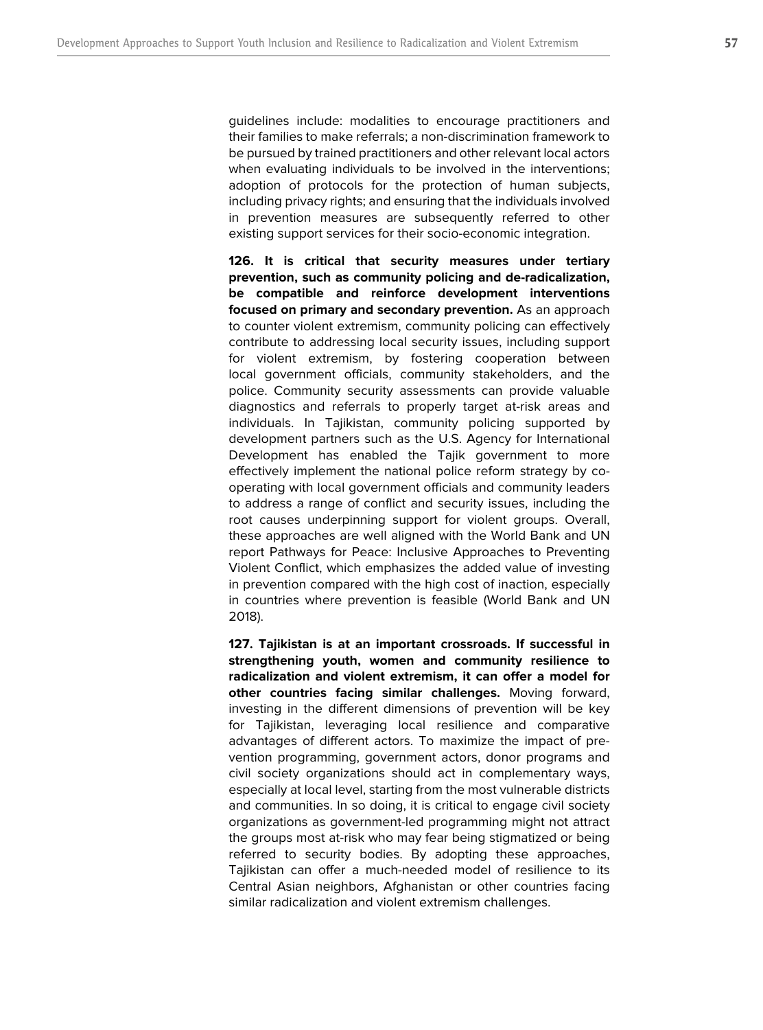guidelines include: modalities to encourage practitioners and their families to make referrals; a non-discrimination framework to be pursued by trained practitioners and other relevant local actors when evaluating individuals to be involved in the interventions; adoption of protocols for the protection of human subjects, including privacy rights; and ensuring that the individuals involved in prevention measures are subsequently referred to other existing support services for their socio-economic integration.

**126. It is critical that security measures under tertiary prevention, such as community policing and de-radicalization, be compatible and reinforce development interventions focused on primary and secondary prevention.** As an approach to counter violent extremism, community policing can effectively contribute to addressing local security issues, including support for violent extremism, by fostering cooperation between local government officials, community stakeholders, and the police. Community security assessments can provide valuable diagnostics and referrals to properly target at-risk areas and individuals. In Tajikistan, community policing supported by development partners such as the U.S. Agency for International Development has enabled the Tajik government to more effectively implement the national police reform strategy by co-operating with local government officials and community leaders to address a range of conflict and security issues, including the root causes underpinning support for violent groups. Overall, these approaches are well aligned with the World Bank and UN report Pathways for Peace: Inclusive Approaches to Preventing Violent Conflict, which emphasizes the added value of investing in prevention compared with the high cost of inaction, especially in countries where prevention is feasible (World Bank and UN 2018).

**127. Tajikistan is at an important crossroads. If successful in strengthening youth, women and community resilience to radicalization and violent extremism, it can offer a model for other countries facing similar challenges.** Moving forward, investing in the different dimensions of prevention will be key for Tajikistan, leveraging local resilience and comparative advantages of different actors. To maximize the impact of pre-vention programming, government actors, donor programs and civil society organizations should act in complementary ways, especially at local level, starting from the most vulnerable districts and communities. In so doing, it is critical to engage civil society organizations as government-led programming might not attract the groups most at-risk who may fear being stigmatized or being referred to security bodies. By adopting these approaches, Tajikistan can offer a much-needed model of resilience to its Central Asian neighbors, Afghanistan or other countries facing similar radicalization and violent extremism challenges.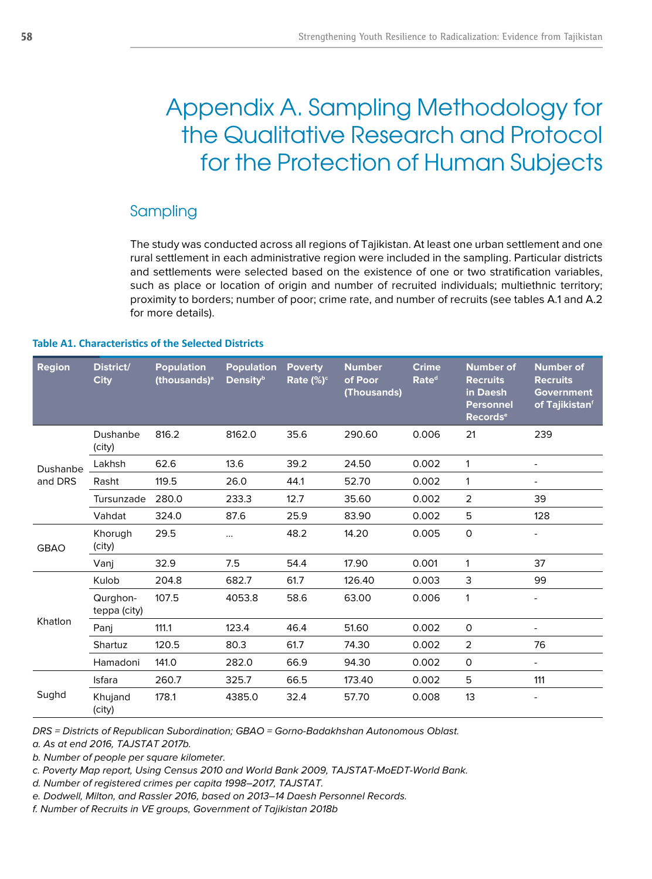# Appendix A. Sampling Methodology for the Qualitative Research and Protocol for the Protection of Human Subjects

## Sampling

The study was conducted across all regions of Tajikistan. At least one urban settlement and one rural settlement in each administrative region were included in the sampling. Particular districts and settlements were selected based on the existence of one or two stratification variables, such as place or location of origin and number of recruited individuals; multiethnic territory; proximity to borders; number of poor; crime rate, and number of recruits (see tables A.1 and A.2 for more details).

**Table A1. Characteristics of the Selected Districts**

| Region | District/ City | Population (thousands)[a] | Population Density[b] | Poverty Rate (%)[c] | Number of Poor (Thousands) | Crime Rate[d] | Number of Recruits in Daesh Personnel Records[e] | Number of Recruits Government of Tajikistan[f] |
|---|---|---|---|---|---|---|---|---|
| Dushanbe and DRS | Dushanbe (city) | 816.2 | 8162.0 | 35.6 | 290.60 | 0.006 | 21 | 239 |
| | Lakhsh | 62.6 | 13.6 | 39.2 | 24.50 | 0.002 | 1 | - |
| | Rasht | 119.5 | 26.0 | 44.1 | 52.70 | 0.002 | 1 | - |
| | Tursunzade | 280.0 | 233.3 | 12.7 | 35.60 | 0.002 | 2 | 39 |
| | Vahdat | 324.0 | 87.6 | 25.9 | 83.90 | 0.002 | 5 | 128 |
| GBAO | Khorugh (city) | 29.5 | … | 48.2 | 14.20 | 0.005 | 0 | - |
| | Vanj | 32.9 | 7.5 | 54.4 | 17.90 | 0.001 | 1 | 37 |
| Khatlon | Kulob | 204.8 | 682.7 | 61.7 | 126.40 | 0.003 | 3 | 99 |
| | Qurghon-teppa (city) | 107.5 | 4053.8 | 58.6 | 63.00 | 0.006 | 1 | - |
| | Panj | 111.1 | 123.4 | 46.4 | 51.60 | 0.002 | 0 | - |
| | Shartuz | 120.5 | 80.3 | 61.7 | 74.30 | 0.002 | 2 | 76 |
| | Hamadoni | 141.0 | 282.0 | 66.9 | 94.30 | 0.002 | 0 | - |
| Sughd | Isfara | 260.7 | 325.7 | 66.5 | 173.40 | 0.002 | 5 | 111 |
| | Khujand (city) | 178.1 | 4385.0 | 32.4 | 57.70 | 0.008 | 13 | - |

*DRS = Districts of Republican Subordination; GBAO = Gorno-Badakhshan Autonomous Oblast.*

*a. As at end 2016, TAJSTAT 2017b.*

*b. Number of people per square kilometer.*

*c. Poverty Map report, Using Census 2010 and World Bank 2009, TAJSTAT-MoEDT-World Bank.*

*d. Number of registered crimes per capita 1998–2017, TAJSTAT.*

*e. Dodwell, Milton, and Rassler 2016, based on 2013–14 Daesh Personnel Records.*

*f. Number of Recruits in VE groups, Government of Tajikistan 2018b*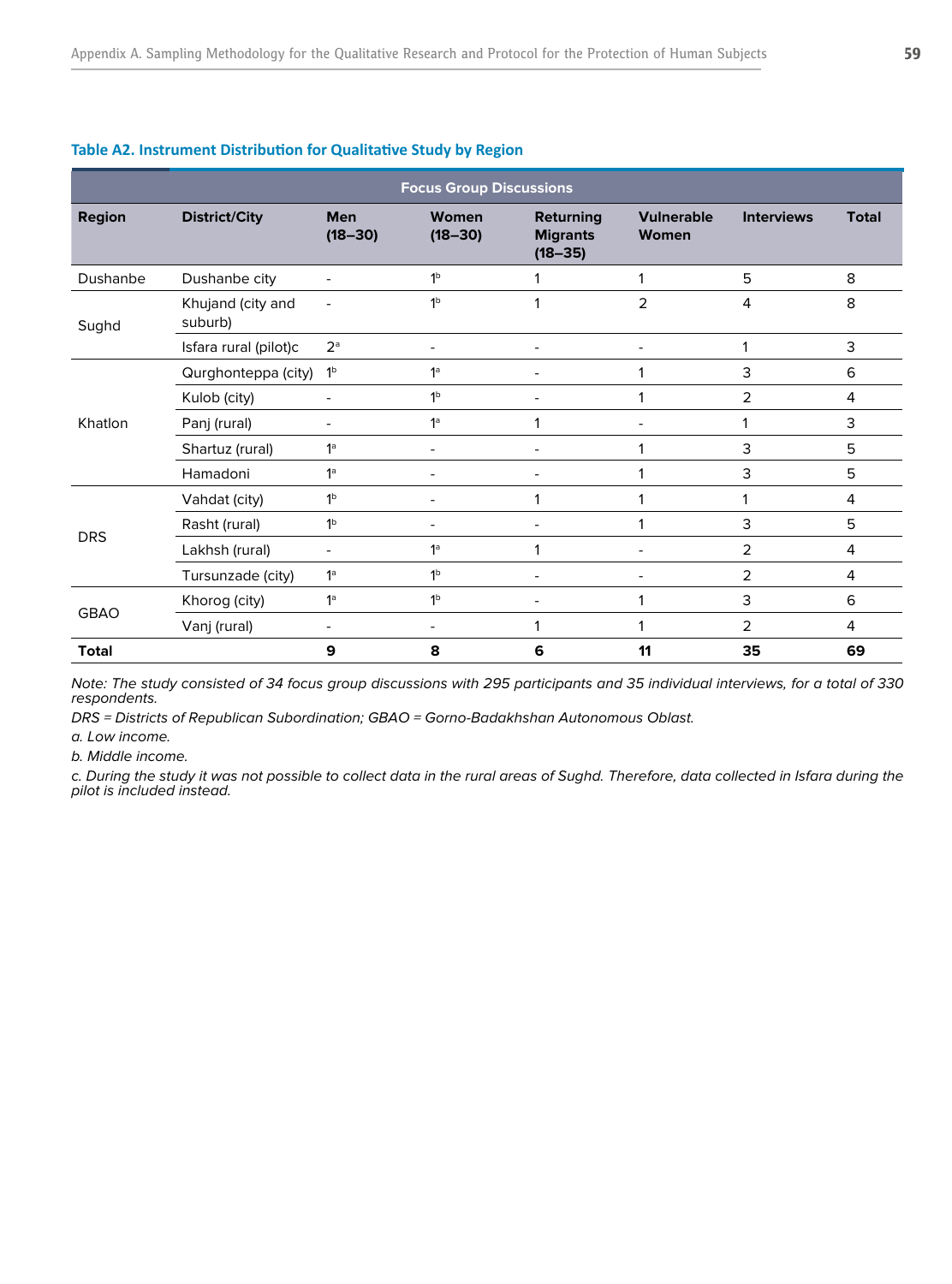**Table A2. Instrument Distribution for Qualitative Study by Region**

| | | Focus Group Discussions | | | | | |
|---|---|---|---|---|---|---|---|
| **Region** | **District/City** | **Men (18–30)** | **Women (18–30)** | **Returning Migrants (18–35)** | **Vulnerable Women** | **Interviews** | **Total** |
| Dushanbe | Dushanbe city | - | 1[b] | 1 | 1 | 5 | 8 |
| Sughd | Khujand (city and suburb) | - | 1[b] | 1 | 2 | 4 | 8 |
| | Isfara rural (pilot)c | 2[a] | - | - | - | 1 | 3 |
| Khatlon | Qurghonteppa (city) | 1[b] | 1[a] | - | 1 | 3 | 6 |
| | Kulob (city) | - | 1[b] | - | 1 | 2 | 4 |
| | Panj (rural) | - | 1[a] | 1 | - | 1 | 3 |
| | Shartuz (rural) | 1[a] | - | - | 1 | 3 | 5 |
| | Hamadoni | 1[a] | - | - | 1 | 3 | 5 |
| DRS | Vahdat (city) | 1[b] | - | 1 | 1 | 1 | 4 |
| | Rasht (rural) | 1[b] | - | - | 1 | 3 | 5 |
| | Lakhsh (rural) | - | 1[a] | 1 | - | 2 | 4 |
| | Tursunzade (city) | 1[a] | 1[b] | - | - | 2 | 4 |
| GBAO | Khorog (city) | 1[a] | 1[b] | - | 1 | 3 | 6 |
| | Vanj (rural) | - | - | 1 | 1 | 2 | 4 |
| **Total** | | **9** | **8** | **6** | **11** | **35** | **69** |

*Note: The study consisted of 34 focus group discussions with 295 participants and 35 individual interviews, for a total of 330 respondents.*

*DRS = Districts of Republican Subordination; GBAO = Gorno-Badakhshan Autonomous Oblast.*

*a. Low income.*

*b. Middle income.*

*c. During the study it was not possible to collect data in the rural areas of Sughd. Therefore, data collected in Isfara during the pilot is included instead.*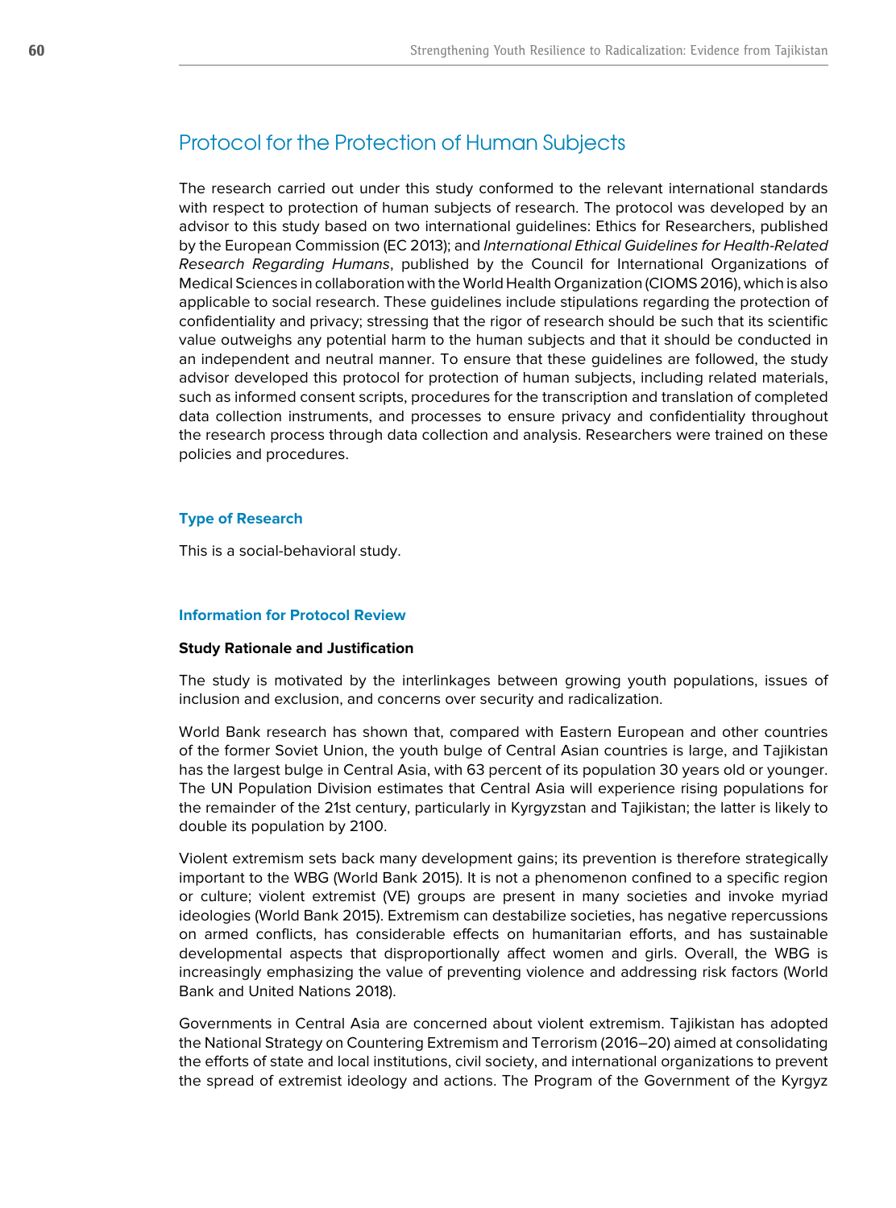## Protocol for the Protection of Human Subjects

The research carried out under this study conformed to the relevant international standards with respect to protection of human subjects of research. The protocol was developed by an advisor to this study based on two international guidelines: Ethics for Researchers, published by the European Commission (EC 2013); and *International Ethical Guidelines for Health-Related Research Regarding Humans*, published by the Council for International Organizations of Medical Sciences in collaboration with the World Health Organization (CIOMS 2016), which is also applicable to social research. These guidelines include stipulations regarding the protection of confidentiality and privacy; stressing that the rigor of research should be such that its scientific value outweighs any potential harm to the human subjects and that it should be conducted in an independent and neutral manner. To ensure that these guidelines are followed, the study advisor developed this protocol for protection of human subjects, including related materials, such as informed consent scripts, procedures for the transcription and translation of completed data collection instruments, and processes to ensure privacy and confidentiality throughout the research process through data collection and analysis. Researchers were trained on these policies and procedures.

### Type of Research

This is a social-behavioral study.

### Information for Protocol Review

**Study Rationale and Justification**

The study is motivated by the interlinkages between growing youth populations, issues of inclusion and exclusion, and concerns over security and radicalization.

World Bank research has shown that, compared with Eastern European and other countries of the former Soviet Union, the youth bulge of Central Asian countries is large, and Tajikistan has the largest bulge in Central Asia, with 63 percent of its population 30 years old or younger. The UN Population Division estimates that Central Asia will experience rising populations for the remainder of the 21st century, particularly in Kyrgyzstan and Tajikistan; the latter is likely to double its population by 2100.

Violent extremism sets back many development gains; its prevention is therefore strategically important to the WBG (World Bank 2015). It is not a phenomenon confined to a specific region or culture; violent extremist (VE) groups are present in many societies and invoke myriad ideologies (World Bank 2015). Extremism can destabilize societies, has negative repercussions on armed conflicts, has considerable effects on humanitarian efforts, and has sustainable developmental aspects that disproportionally affect women and girls. Overall, the WBG is increasingly emphasizing the value of preventing violence and addressing risk factors (World Bank and United Nations 2018).

Governments in Central Asia are concerned about violent extremism. Tajikistan has adopted the National Strategy on Countering Extremism and Terrorism (2016–20) aimed at consolidating the efforts of state and local institutions, civil society, and international organizations to prevent the spread of extremist ideology and actions. The Program of the Government of the Kyrgyz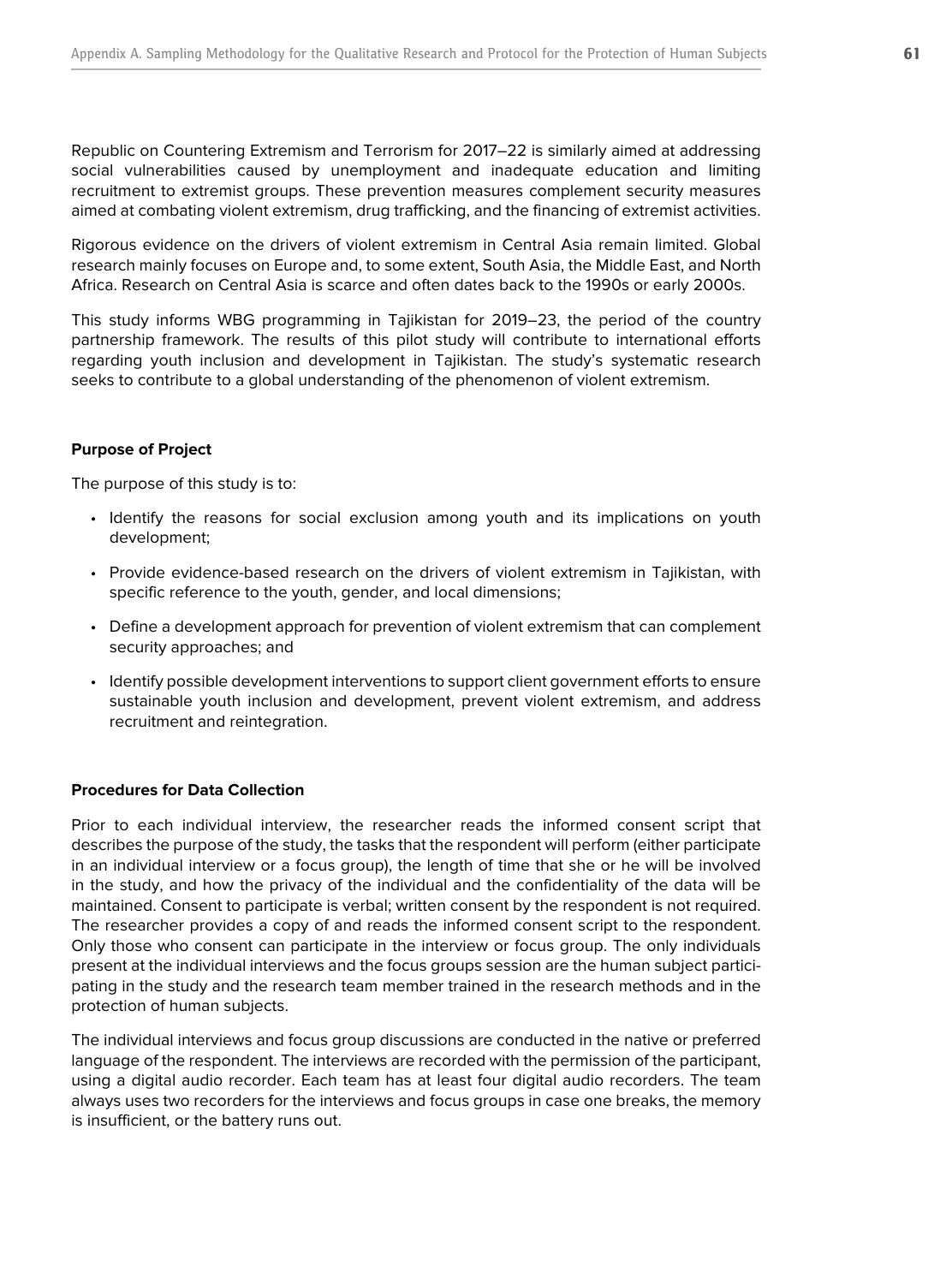Republic on Countering Extremism and Terrorism for 2017–22 is similarly aimed at addressing social vulnerabilities caused by unemployment and inadequate education and limiting recruitment to extremist groups. These prevention measures complement security measures aimed at combating violent extremism, drug trafficking, and the financing of extremist activities.

Rigorous evidence on the drivers of violent extremism in Central Asia remain limited. Global research mainly focuses on Europe and, to some extent, South Asia, the Middle East, and North Africa. Research on Central Asia is scarce and often dates back to the 1990s or early 2000s.

This study informs WBG programming in Tajikistan for 2019–23, the period of the country partnership framework. The results of this pilot study will contribute to international efforts regarding youth inclusion and development in Tajikistan. The study's systematic research seeks to contribute to a global understanding of the phenomenon of violent extremism.

**Purpose of Project**

The purpose of this study is to:

- Identify the reasons for social exclusion among youth and its implications on youth development;
- Provide evidence-based research on the drivers of violent extremism in Tajikistan, with specific reference to the youth, gender, and local dimensions;
- Define a development approach for prevention of violent extremism that can complement security approaches; and
- Identify possible development interventions to support client government efforts to ensure sustainable youth inclusion and development, prevent violent extremism, and address recruitment and reintegration.

**Procedures for Data Collection**

Prior to each individual interview, the researcher reads the informed consent script that describes the purpose of the study, the tasks that the respondent will perform (either participate in an individual interview or a focus group), the length of time that she or he will be involved in the study, and how the privacy of the individual and the confidentiality of the data will be maintained. Consent to participate is verbal; written consent by the respondent is not required. The researcher provides a copy of and reads the informed consent script to the respondent. Only those who consent can participate in the interview or focus group. The only individuals present at the individual interviews and the focus groups session are the human subject participating in the study and the research team member trained in the research methods and in the protection of human subjects.

The individual interviews and focus group discussions are conducted in the native or preferred language of the respondent. The interviews are recorded with the permission of the participant, using a digital audio recorder. Each team has at least four digital audio recorders. The team always uses two recorders for the interviews and focus groups in case one breaks, the memory is insufficient, or the battery runs out.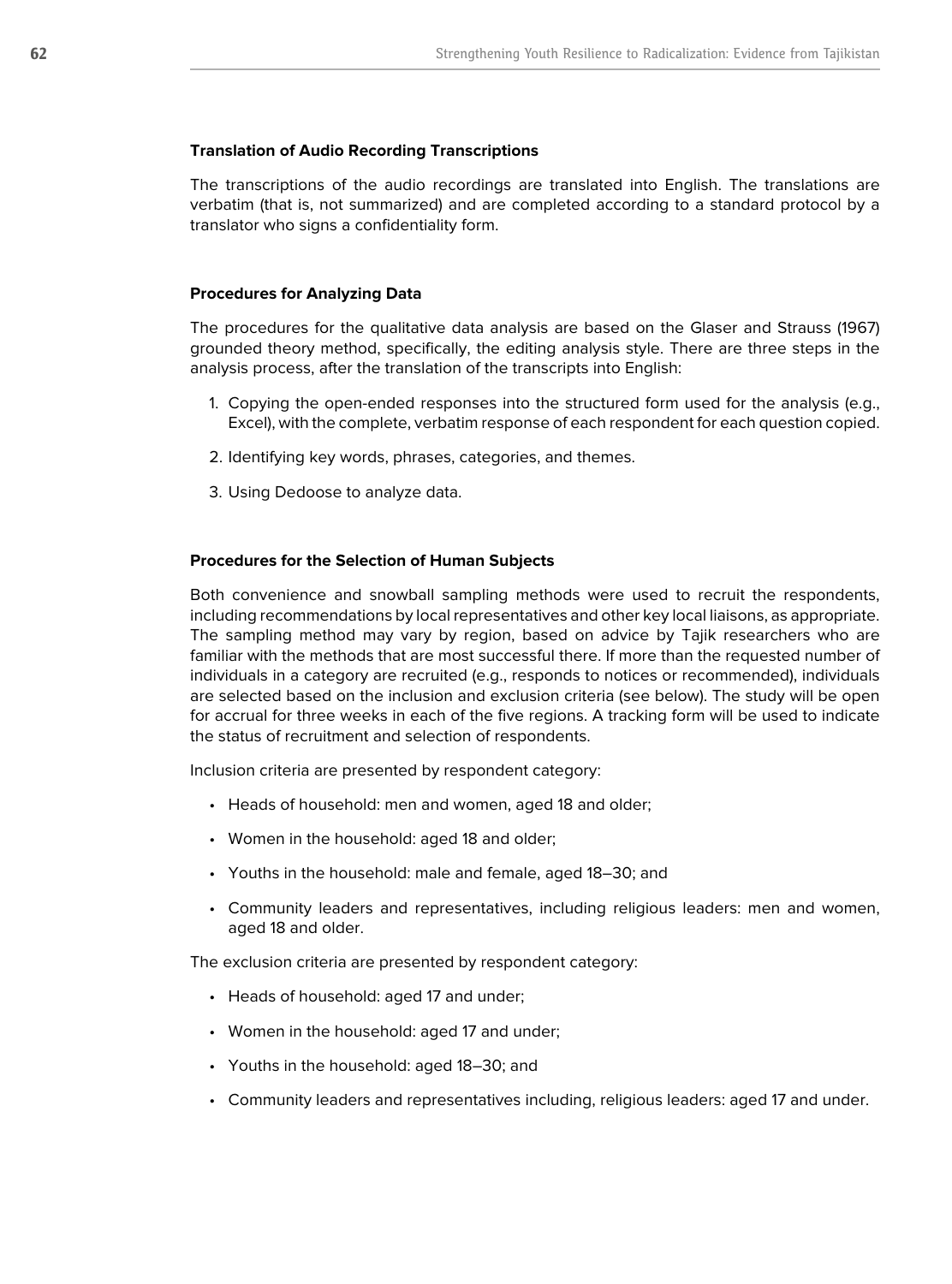### Translation of Audio Recording Transcriptions

The transcriptions of the audio recordings are translated into English. The translations are verbatim (that is, not summarized) and are completed according to a standard protocol by a translator who signs a confidentiality form.

### Procedures for Analyzing Data

The procedures for the qualitative data analysis are based on the Glaser and Strauss (1967) grounded theory method, specifically, the editing analysis style. There are three steps in the analysis process, after the translation of the transcripts into English:

1. Copying the open-ended responses into the structured form used for the analysis (e.g., Excel), with the complete, verbatim response of each respondent for each question copied.
2. Identifying key words, phrases, categories, and themes.
3. Using Dedoose to analyze data.

### Procedures for the Selection of Human Subjects

Both convenience and snowball sampling methods were used to recruit the respondents, including recommendations by local representatives and other key local liaisons, as appropriate. The sampling method may vary by region, based on advice by Tajik researchers who are familiar with the methods that are most successful there. If more than the requested number of individuals in a category are recruited (e.g., responds to notices or recommended), individuals are selected based on the inclusion and exclusion criteria (see below). The study will be open for accrual for three weeks in each of the five regions. A tracking form will be used to indicate the status of recruitment and selection of respondents.

Inclusion criteria are presented by respondent category:

- Heads of household: men and women, aged 18 and older;
- Women in the household: aged 18 and older;
- Youths in the household: male and female, aged 18–30; and
- Community leaders and representatives, including religious leaders: men and women, aged 18 and older.

The exclusion criteria are presented by respondent category:

- Heads of household: aged 17 and under;
- Women in the household: aged 17 and under;
- Youths in the household: aged 18–30; and
- Community leaders and representatives including, religious leaders: aged 17 and under.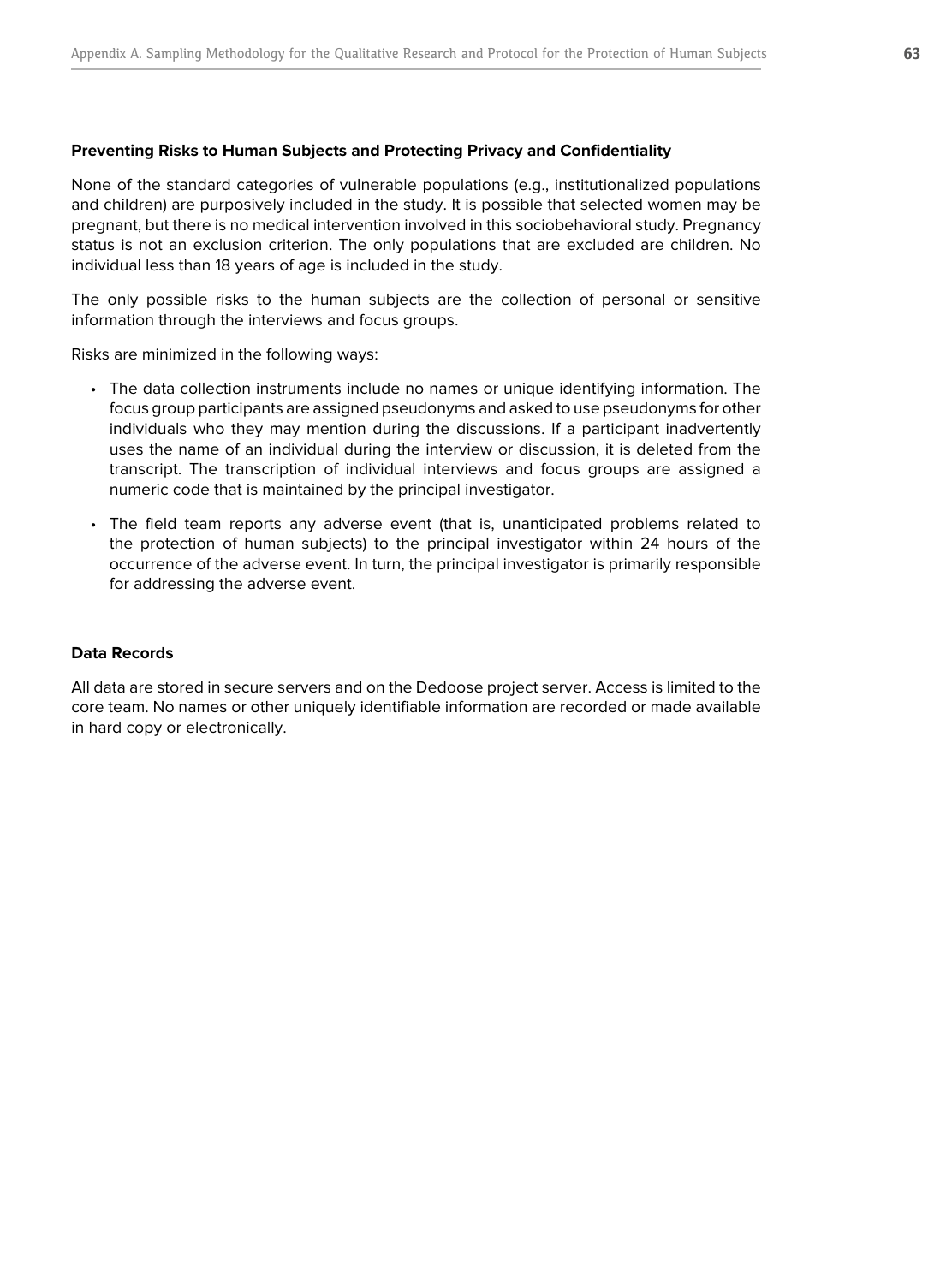### Preventing Risks to Human Subjects and Protecting Privacy and Confidentiality

None of the standard categories of vulnerable populations (e.g., institutionalized populations and children) are purposively included in the study. It is possible that selected women may be pregnant, but there is no medical intervention involved in this sociobehavioral study. Pregnancy status is not an exclusion criterion. The only populations that are excluded are children. No individual less than 18 years of age is included in the study.

The only possible risks to the human subjects are the collection of personal or sensitive information through the interviews and focus groups.

Risks are minimized in the following ways:

- The data collection instruments include no names or unique identifying information. The focus group participants are assigned pseudonyms and asked to use pseudonyms for other individuals who they may mention during the discussions. If a participant inadvertently uses the name of an individual during the interview or discussion, it is deleted from the transcript. The transcription of individual interviews and focus groups are assigned a numeric code that is maintained by the principal investigator.
- The field team reports any adverse event (that is, unanticipated problems related to the protection of human subjects) to the principal investigator within 24 hours of the occurrence of the adverse event. In turn, the principal investigator is primarily responsible for addressing the adverse event.

### Data Records

All data are stored in secure servers and on the Dedoose project server. Access is limited to the core team. No names or other uniquely identifiable information are recorded or made available in hard copy or electronically.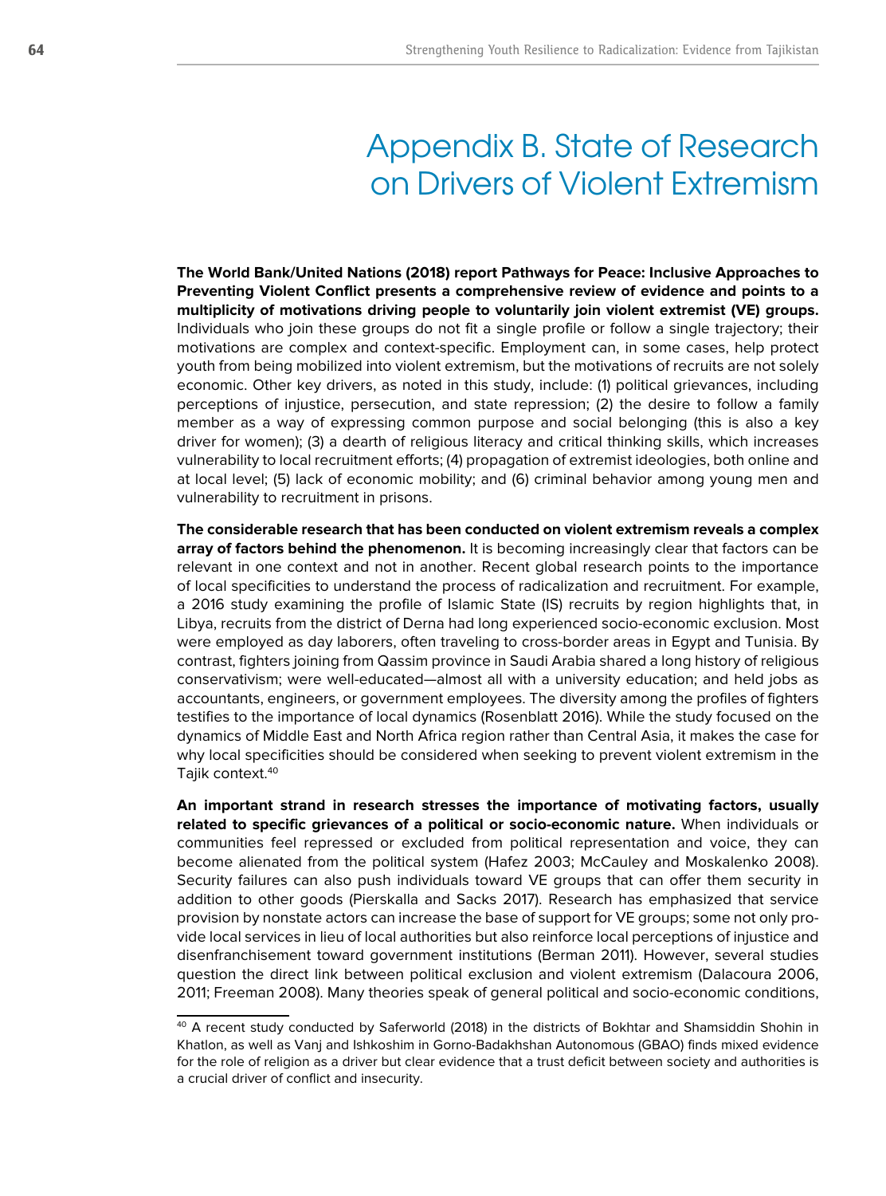# Appendix B. State of Research on Drivers of Violent Extremism

**The World Bank/United Nations (2018) report Pathways for Peace: Inclusive Approaches to Preventing Violent Conflict presents a comprehensive review of evidence and points to a multiplicity of motivations driving people to voluntarily join violent extremist (VE) groups.** Individuals who join these groups do not fit a single profile or follow a single trajectory; their motivations are complex and context-specific. Employment can, in some cases, help protect youth from being mobilized into violent extremism, but the motivations of recruits are not solely economic. Other key drivers, as noted in this study, include: (1) political grievances, including perceptions of injustice, persecution, and state repression; (2) the desire to follow a family member as a way of expressing common purpose and social belonging (this is also a key driver for women); (3) a dearth of religious literacy and critical thinking skills, which increases vulnerability to local recruitment efforts; (4) propagation of extremist ideologies, both online and at local level; (5) lack of economic mobility; and (6) criminal behavior among young men and vulnerability to recruitment in prisons.

**The considerable research that has been conducted on violent extremism reveals a complex array of factors behind the phenomenon.** It is becoming increasingly clear that factors can be relevant in one context and not in another. Recent global research points to the importance of local specificities to understand the process of radicalization and recruitment. For example, a 2016 study examining the profile of Islamic State (IS) recruits by region highlights that, in Libya, recruits from the district of Derna had long experienced socio-economic exclusion. Most were employed as day laborers, often traveling to cross-border areas in Egypt and Tunisia. By contrast, fighters joining from Qassim province in Saudi Arabia shared a long history of religious conservativism; were well-educated—almost all with a university education; and held jobs as accountants, engineers, or government employees. The diversity among the profiles of fighters testifies to the importance of local dynamics (Rosenblatt 2016). While the study focused on the dynamics of Middle East and North Africa region rather than Central Asia, it makes the case for why local specificities should be considered when seeking to prevent violent extremism in the Tajik context.[40]

**An important strand in research stresses the importance of motivating factors, usually related to specific grievances of a political or socio-economic nature.** When individuals or communities feel repressed or excluded from political representation and voice, they can become alienated from the political system (Hafez 2003; McCauley and Moskalenko 2008). Security failures can also push individuals toward VE groups that can offer them security in addition to other goods (Pierskalla and Sacks 2017). Research has emphasized that service provision by nonstate actors can increase the base of support for VE groups; some not only provide local services in lieu of local authorities but also reinforce local perceptions of injustice and disenfranchisement toward government institutions (Berman 2011). However, several studies question the direct link between political exclusion and violent extremism (Dalacoura 2006, 2011; Freeman 2008). Many theories speak of general political and socio-economic conditions,

[40] A recent study conducted by Saferworld (2018) in the districts of Bokhtar and Shamsiddin Shohin in Khatlon, as well as Vanj and Ishkoshim in Gorno-Badakhshan Autonomous (GBAO) finds mixed evidence for the role of religion as a driver but clear evidence that a trust deficit between society and authorities is a crucial driver of conflict and insecurity.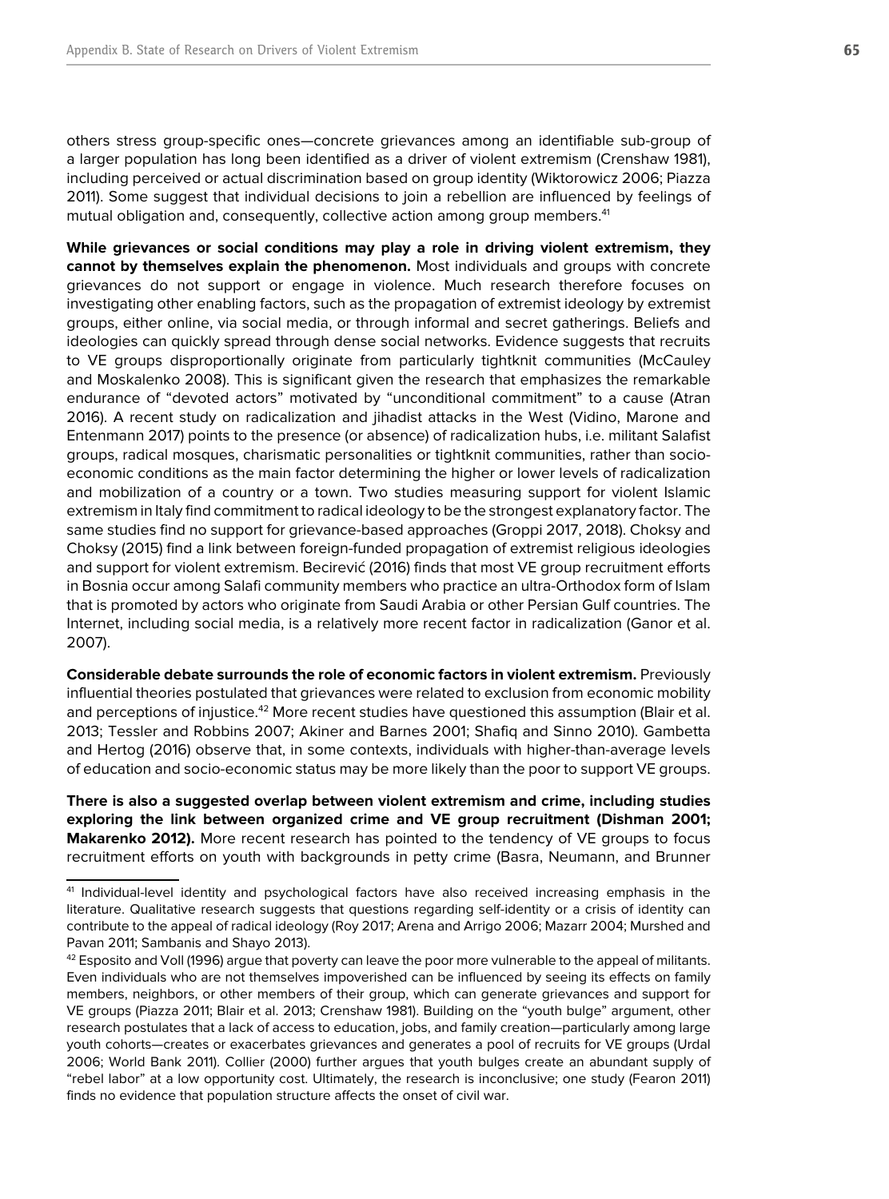others stress group-specific ones—concrete grievances among an identifiable sub-group of a larger population has long been identified as a driver of violent extremism (Crenshaw 1981), including perceived or actual discrimination based on group identity (Wiktorowicz 2006; Piazza 2011). Some suggest that individual decisions to join a rebellion are influenced by feelings of mutual obligation and, consequently, collective action among group members.[41]

**While grievances or social conditions may play a role in driving violent extremism, they cannot by themselves explain the phenomenon.** Most individuals and groups with concrete grievances do not support or engage in violence. Much research therefore focuses on investigating other enabling factors, such as the propagation of extremist ideology by extremist groups, either online, via social media, or through informal and secret gatherings. Beliefs and ideologies can quickly spread through dense social networks. Evidence suggests that recruits to VE groups disproportionally originate from particularly tightknit communities (McCauley and Moskalenko 2008). This is significant given the research that emphasizes the remarkable endurance of "devoted actors" motivated by "unconditional commitment" to a cause (Atran 2016). A recent study on radicalization and jihadist attacks in the West (Vidino, Marone and Entenmann 2017) points to the presence (or absence) of radicalization hubs, i.e. militant Salafist groups, radical mosques, charismatic personalities or tightknit communities, rather than socio-economic conditions as the main factor determining the higher or lower levels of radicalization and mobilization of a country or a town. Two studies measuring support for violent Islamic extremism in Italy find commitment to radical ideology to be the strongest explanatory factor. The same studies find no support for grievance-based approaches (Groppi 2017, 2018). Choksy and Choksy (2015) find a link between foreign-funded propagation of extremist religious ideologies and support for violent extremism. Becirević (2016) finds that most VE group recruitment efforts in Bosnia occur among Salafi community members who practice an ultra-Orthodox form of Islam that is promoted by actors who originate from Saudi Arabia or other Persian Gulf countries. The Internet, including social media, is a relatively more recent factor in radicalization (Ganor et al. 2007).

**Considerable debate surrounds the role of economic factors in violent extremism.** Previously influential theories postulated that grievances were related to exclusion from economic mobility and perceptions of injustice.[42] More recent studies have questioned this assumption (Blair et al. 2013; Tessler and Robbins 2007; Akiner and Barnes 2001; Shafiq and Sinno 2010). Gambetta and Hertog (2016) observe that, in some contexts, individuals with higher-than-average levels of education and socio-economic status may be more likely than the poor to support VE groups.

**There is also a suggested overlap between violent extremism and crime, including studies exploring the link between organized crime and VE group recruitment (Dishman 2001; Makarenko 2012).** More recent research has pointed to the tendency of VE groups to focus recruitment efforts on youth with backgrounds in petty crime (Basra, Neumann, and Brunner

---

[41] Individual-level identity and psychological factors have also received increasing emphasis in the literature. Qualitative research suggests that questions regarding self-identity or a crisis of identity can contribute to the appeal of radical ideology (Roy 2017; Arena and Arrigo 2006; Mazarr 2004; Murshed and Pavan 2011; Sambanis and Shayo 2013).

[42] Esposito and Voll (1996) argue that poverty can leave the poor more vulnerable to the appeal of militants. Even individuals who are not themselves impoverished can be influenced by seeing its effects on family members, neighbors, or other members of their group, which can generate grievances and support for VE groups (Piazza 2011; Blair et al. 2013; Crenshaw 1981). Building on the "youth bulge" argument, other research postulates that a lack of access to education, jobs, and family creation—particularly among large youth cohorts—creates or exacerbates grievances and generates a pool of recruits for VE groups (Urdal 2006; World Bank 2011). Collier (2000) further argues that youth bulges create an abundant supply of "rebel labor" at a low opportunity cost. Ultimately, the research is inconclusive; one study (Fearon 2011) finds no evidence that population structure affects the onset of civil war.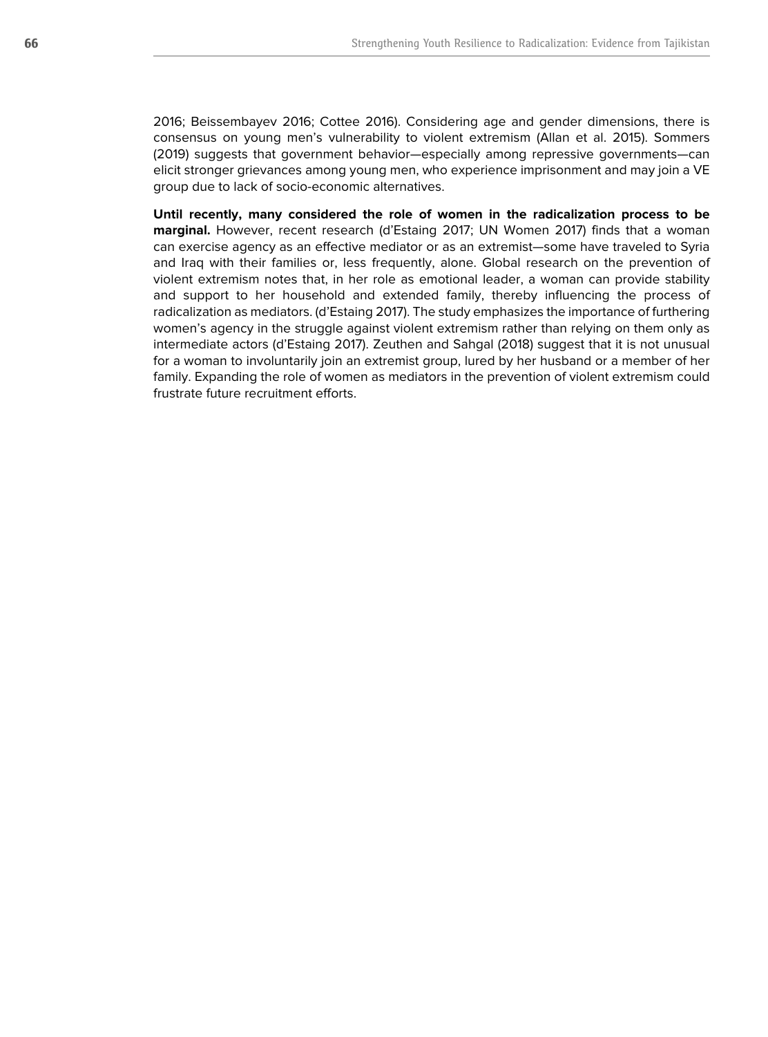2016; Beissembayev 2016; Cottee 2016). Considering age and gender dimensions, there is consensus on young men's vulnerability to violent extremism (Allan et al. 2015). Sommers (2019) suggests that government behavior—especially among repressive governments—can elicit stronger grievances among young men, who experience imprisonment and may join a VE group due to lack of socio-economic alternatives.

**Until recently, many considered the role of women in the radicalization process to be marginal.** However, recent research (d'Estaing 2017; UN Women 2017) finds that a woman can exercise agency as an effective mediator or as an extremist—some have traveled to Syria and Iraq with their families or, less frequently, alone. Global research on the prevention of violent extremism notes that, in her role as emotional leader, a woman can provide stability and support to her household and extended family, thereby influencing the process of radicalization as mediators. (d'Estaing 2017). The study emphasizes the importance of furthering women's agency in the struggle against violent extremism rather than relying on them only as intermediate actors (d'Estaing 2017). Zeuthen and Sahgal (2018) suggest that it is not unusual for a woman to involuntarily join an extremist group, lured by her husband or a member of her family. Expanding the role of women as mediators in the prevention of violent extremism could frustrate future recruitment efforts.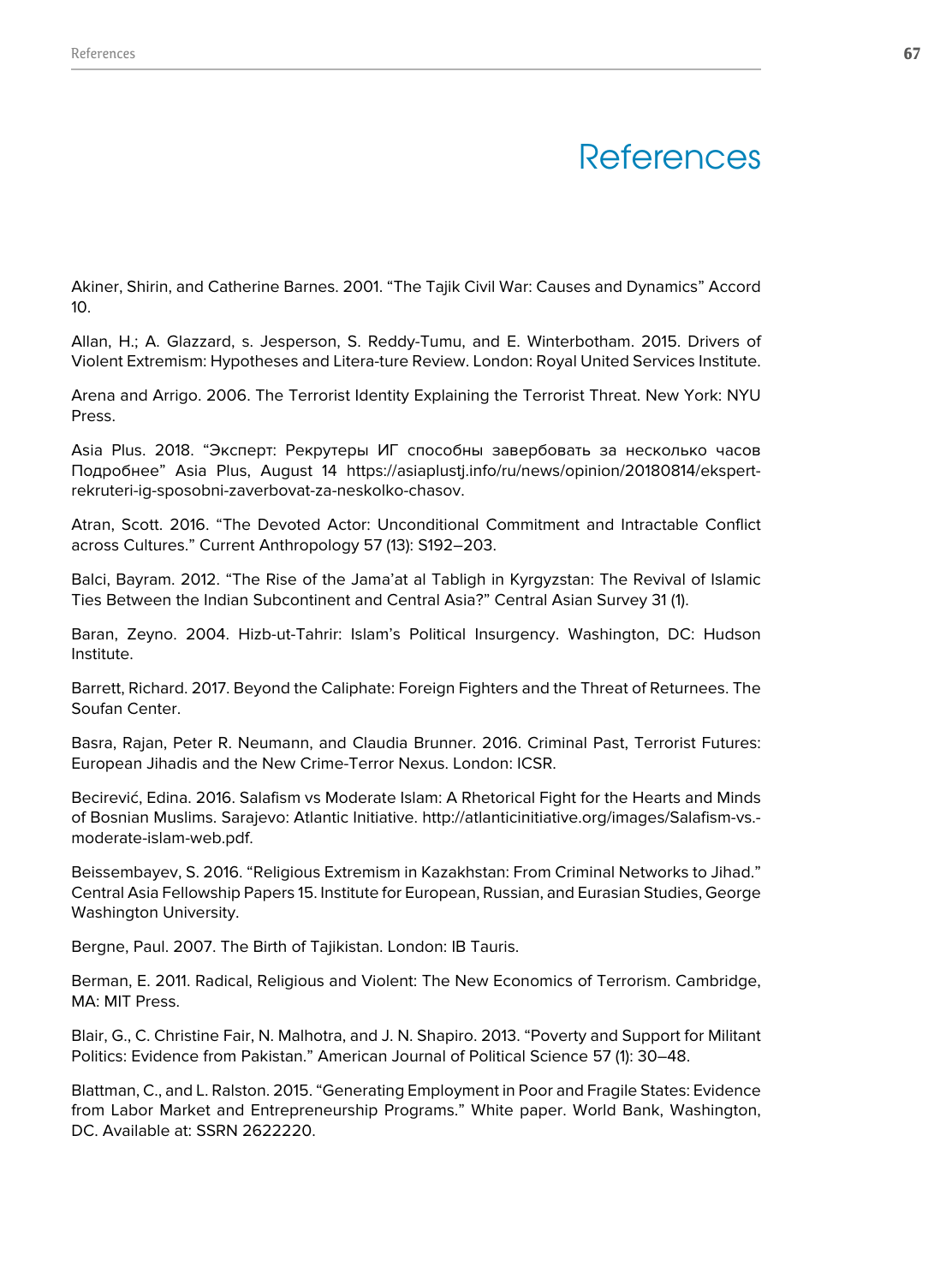# References

Akiner, Shirin, and Catherine Barnes. 2001. “The Tajik Civil War: Causes and Dynamics” Accord 10.

Allan, H.; A. Glazzard, s. Jesperson, S. Reddy-Tumu, and E. Winterbotham. 2015. Drivers of Violent Extremism: Hypotheses and Litera-ture Review. London: Royal United Services Institute.

Arena and Arrigo. 2006. The Terrorist Identity Explaining the Terrorist Threat. New York: NYU Press.

Asia Plus. 2018. “Эксперт: Рекрутеры ИГ способны завербовать за несколько часов Подробнее” Asia Plus, August 14 https://asiaplustj.info/ru/news/opinion/20180814/ekspert-rekruteri-ig-sposobni-zaverbovat-za-neskolko-chasov.

Atran, Scott. 2016. “The Devoted Actor: Unconditional Commitment and Intractable Conflict across Cultures.” Current Anthropology 57 (13): S192–203.

Balci, Bayram. 2012. “The Rise of the Jama’at al Tabligh in Kyrgyzstan: The Revival of Islamic Ties Between the Indian Subcontinent and Central Asia?” Central Asian Survey 31 (1).

Baran, Zeyno. 2004. Hizb-ut-Tahrir: Islam’s Political Insurgency. Washington, DC: Hudson Institute.

Barrett, Richard. 2017. Beyond the Caliphate: Foreign Fighters and the Threat of Returnees. The Soufan Center.

Basra, Rajan, Peter R. Neumann, and Claudia Brunner. 2016. Criminal Past, Terrorist Futures: European Jihadis and the New Crime-Terror Nexus. London: ICSR.

Becirević, Edina. 2016. Salafism vs Moderate Islam: A Rhetorical Fight for the Hearts and Minds of Bosnian Muslims. Sarajevo: Atlantic Initiative. http://atlanticinitiative.org/images/Salafism-vs.-moderate-islam-web.pdf.

Beissembayev, S. 2016. “Religious Extremism in Kazakhstan: From Criminal Networks to Jihad.” Central Asia Fellowship Papers 15. Institute for European, Russian, and Eurasian Studies, George Washington University.

Bergne, Paul. 2007. The Birth of Tajikistan. London: IB Tauris.

Berman, E. 2011. Radical, Religious and Violent: The New Economics of Terrorism. Cambridge, MA: MIT Press.

Blair, G., C. Christine Fair, N. Malhotra, and J. N. Shapiro. 2013. “Poverty and Support for Militant Politics: Evidence from Pakistan.” American Journal of Political Science 57 (1): 30–48.

Blattman, C., and L. Ralston. 2015. “Generating Employment in Poor and Fragile States: Evidence from Labor Market and Entrepreneurship Programs.” White paper. World Bank, Washington, DC. Available at: SSRN 2622220.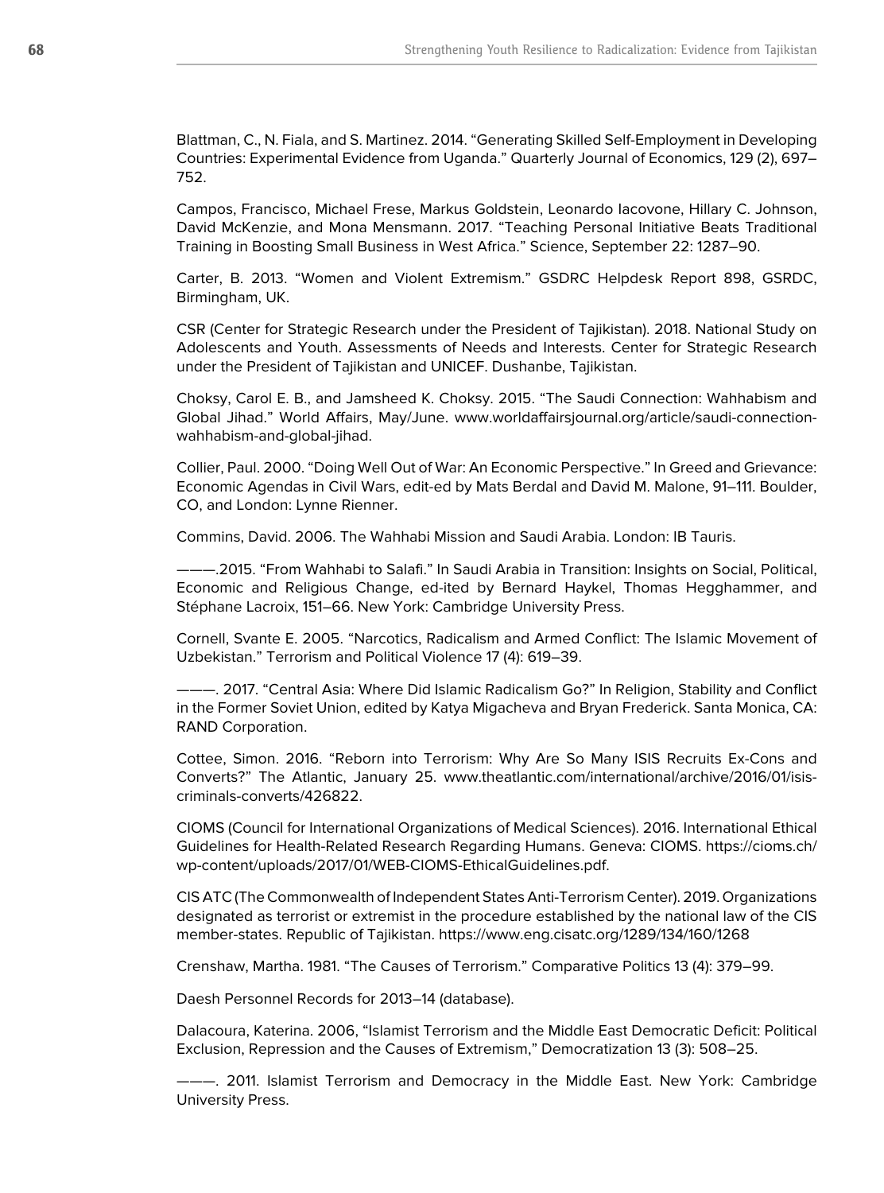Blattman, C., N. Fiala, and S. Martinez. 2014. "Generating Skilled Self-Employment in Developing Countries: Experimental Evidence from Uganda." Quarterly Journal of Economics, 129 (2), 697–752.

Campos, Francisco, Michael Frese, Markus Goldstein, Leonardo Iacovone, Hillary C. Johnson, David McKenzie, and Mona Mensmann. 2017. "Teaching Personal Initiative Beats Traditional Training in Boosting Small Business in West Africa." Science, September 22: 1287–90.

Carter, B. 2013. "Women and Violent Extremism." GSDRC Helpdesk Report 898, GSRDC, Birmingham, UK.

CSR (Center for Strategic Research under the President of Tajikistan). 2018. National Study on Adolescents and Youth. Assessments of Needs and Interests. Center for Strategic Research under the President of Tajikistan and UNICEF. Dushanbe, Tajikistan.

Choksy, Carol E. B., and Jamsheed K. Choksy. 2015. "The Saudi Connection: Wahhabism and Global Jihad." World Affairs, May/June. www.worldaffairsjournal.org/article/saudi-connection-wahhabism-and-global-jihad.

Collier, Paul. 2000. "Doing Well Out of War: An Economic Perspective." In Greed and Grievance: Economic Agendas in Civil Wars, edit-ed by Mats Berdal and David M. Malone, 91–111. Boulder, CO, and London: Lynne Rienner.

Commins, David. 2006. The Wahhabi Mission and Saudi Arabia. London: IB Tauris.

———.2015. "From Wahhabi to Salafi." In Saudi Arabia in Transition: Insights on Social, Political, Economic and Religious Change, ed-ited by Bernard Haykel, Thomas Hegghammer, and Stéphane Lacroix, 151–66. New York: Cambridge University Press.

Cornell, Svante E. 2005. "Narcotics, Radicalism and Armed Conflict: The Islamic Movement of Uzbekistan." Terrorism and Political Violence 17 (4): 619–39.

———. 2017. "Central Asia: Where Did Islamic Radicalism Go?" In Religion, Stability and Conflict in the Former Soviet Union, edited by Katya Migacheva and Bryan Frederick. Santa Monica, CA: RAND Corporation.

Cottee, Simon. 2016. "Reborn into Terrorism: Why Are So Many ISIS Recruits Ex-Cons and Converts?" The Atlantic, January 25. www.theatlantic.com/international/archive/2016/01/isis-criminals-converts/426822.

CIOMS (Council for International Organizations of Medical Sciences). 2016. International Ethical Guidelines for Health-Related Research Regarding Humans. Geneva: CIOMS. https://cioms.ch/wp-content/uploads/2017/01/WEB-CIOMS-EthicalGuidelines.pdf.

CIS ATC (The Commonwealth of Independent States Anti-Terrorism Center). 2019. Organizations designated as terrorist or extremist in the procedure established by the national law of the CIS member-states. Republic of Tajikistan. https://www.eng.cisatc.org/1289/134/160/1268

Crenshaw, Martha. 1981. "The Causes of Terrorism." Comparative Politics 13 (4): 379–99.

Daesh Personnel Records for 2013–14 (database).

Dalacoura, Katerina. 2006, "Islamist Terrorism and the Middle East Democratic Deficit: Political Exclusion, Repression and the Causes of Extremism," Democratization 13 (3): 508–25.

———. 2011. Islamist Terrorism and Democracy in the Middle East. New York: Cambridge University Press.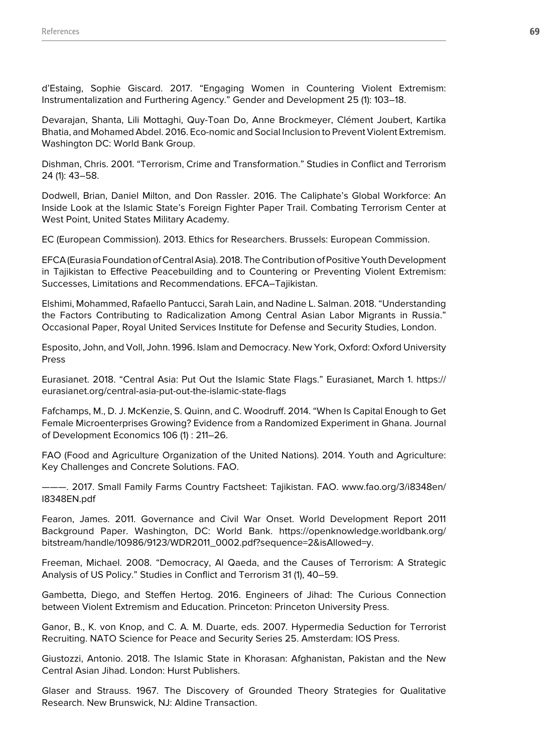d'Estaing, Sophie Giscard. 2017. "Engaging Women in Countering Violent Extremism: Instrumentalization and Furthering Agency." Gender and Development 25 (1): 103–18.

Devarajan, Shanta, Lili Mottaghi, Quy-Toan Do, Anne Brockmeyer, Clément Joubert, Kartika Bhatia, and Mohamed Abdel. 2016. Eco-nomic and Social Inclusion to Prevent Violent Extremism. Washington DC: World Bank Group.

Dishman, Chris. 2001. "Terrorism, Crime and Transformation." Studies in Conflict and Terrorism 24 (1): 43–58.

Dodwell, Brian, Daniel Milton, and Don Rassler. 2016. The Caliphate's Global Workforce: An Inside Look at the Islamic State's Foreign Fighter Paper Trail. Combating Terrorism Center at West Point, United States Military Academy.

EC (European Commission). 2013. Ethics for Researchers. Brussels: European Commission.

EFCA (Eurasia Foundation of Central Asia). 2018. The Contribution of Positive Youth Development in Tajikistan to Effective Peacebuilding and to Countering or Preventing Violent Extremism: Successes, Limitations and Recommendations. EFCA–Tajikistan.

Elshimi, Mohammed, Rafaello Pantucci, Sarah Lain, and Nadine L. Salman. 2018. "Understanding the Factors Contributing to Radicalization Among Central Asian Labor Migrants in Russia." Occasional Paper, Royal United Services Institute for Defense and Security Studies, London.

Esposito, John, and Voll, John. 1996. Islam and Democracy. New York, Oxford: Oxford University Press

Eurasianet. 2018. "Central Asia: Put Out the Islamic State Flags." Eurasianet, March 1. https://eurasianet.org/central-asia-put-out-the-islamic-state-flags

Fafchamps, M., D. J. McKenzie, S. Quinn, and C. Woodruff. 2014. "When Is Capital Enough to Get Female Microenterprises Growing? Evidence from a Randomized Experiment in Ghana. Journal of Development Economics 106 (1) : 211–26.

FAO (Food and Agriculture Organization of the United Nations). 2014. Youth and Agriculture: Key Challenges and Concrete Solutions. FAO.

———. 2017. Small Family Farms Country Factsheet: Tajikistan. FAO. www.fao.org/3/i8348en/I8348EN.pdf

Fearon, James. 2011. Governance and Civil War Onset. World Development Report 2011 Background Paper. Washington, DC: World Bank. https://openknowledge.worldbank.org/bitstream/handle/10986/9123/WDR2011_0002.pdf?sequence=2&isAllowed=y.

Freeman, Michael. 2008. "Democracy, Al Qaeda, and the Causes of Terrorism: A Strategic Analysis of US Policy." Studies in Conflict and Terrorism 31 (1), 40–59.

Gambetta, Diego, and Steffen Hertog. 2016. Engineers of Jihad: The Curious Connection between Violent Extremism and Education. Princeton: Princeton University Press.

Ganor, B., K. von Knop, and C. A. M. Duarte, eds. 2007. Hypermedia Seduction for Terrorist Recruiting. NATO Science for Peace and Security Series 25. Amsterdam: IOS Press.

Giustozzi, Antonio. 2018. The Islamic State in Khorasan: Afghanistan, Pakistan and the New Central Asian Jihad. London: Hurst Publishers.

Glaser and Strauss. 1967. The Discovery of Grounded Theory Strategies for Qualitative Research. New Brunswick, NJ: Aldine Transaction.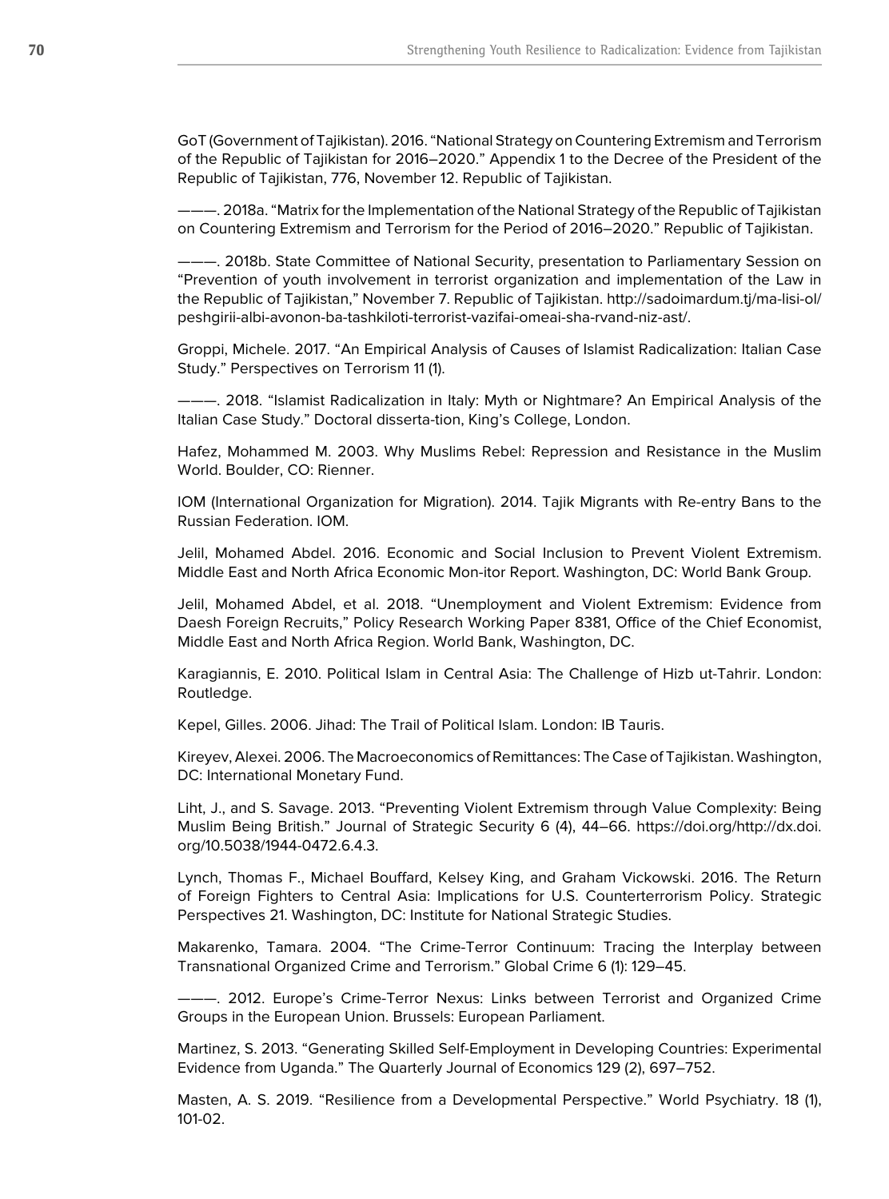GoT (Government of Tajikistan). 2016. “National Strategy on Countering Extremism and Terrorism of the Republic of Tajikistan for 2016–2020.” Appendix 1 to the Decree of the President of the Republic of Tajikistan, 776, November 12. Republic of Tajikistan.

———. 2018a. “Matrix for the Implementation of the National Strategy of the Republic of Tajikistan on Countering Extremism and Terrorism for the Period of 2016–2020.” Republic of Tajikistan.

———. 2018b. State Committee of National Security, presentation to Parliamentary Session on “Prevention of youth involvement in terrorist organization and implementation of the Law in the Republic of Tajikistan,” November 7. Republic of Tajikistan. http://sadoimardum.tj/ma-lisi-ol/peshgirii-albi-avonon-ba-tashkiloti-terrorist-vazifai-omeai-sha-rvand-niz-ast/.

Groppi, Michele. 2017. “An Empirical Analysis of Causes of Islamist Radicalization: Italian Case Study.” Perspectives on Terrorism 11 (1).

———. 2018. “Islamist Radicalization in Italy: Myth or Nightmare? An Empirical Analysis of the Italian Case Study.” Doctoral disserta-tion, King’s College, London.

Hafez, Mohammed M. 2003. Why Muslims Rebel: Repression and Resistance in the Muslim World. Boulder, CO: Rienner.

IOM (International Organization for Migration). 2014. Tajik Migrants with Re-entry Bans to the Russian Federation. IOM.

Jelil, Mohamed Abdel. 2016. Economic and Social Inclusion to Prevent Violent Extremism. Middle East and North Africa Economic Mon-itor Report. Washington, DC: World Bank Group.

Jelil, Mohamed Abdel, et al. 2018. “Unemployment and Violent Extremism: Evidence from Daesh Foreign Recruits,” Policy Research Working Paper 8381, Office of the Chief Economist, Middle East and North Africa Region. World Bank, Washington, DC.

Karagiannis, E. 2010. Political Islam in Central Asia: The Challenge of Hizb ut-Tahrir. London: Routledge.

Kepel, Gilles. 2006. Jihad: The Trail of Political Islam. London: IB Tauris.

Kireyev, Alexei. 2006. The Macroeconomics of Remittances: The Case of Tajikistan. Washington, DC: International Monetary Fund.

Liht, J., and S. Savage. 2013. “Preventing Violent Extremism through Value Complexity: Being Muslim Being British.” Journal of Strategic Security 6 (4), 44–66. https://doi.org/http://dx.doi.org/10.5038/1944-0472.6.4.3.

Lynch, Thomas F., Michael Bouffard, Kelsey King, and Graham Vickowski. 2016. The Return of Foreign Fighters to Central Asia: Implications for U.S. Counterterrorism Policy. Strategic Perspectives 21. Washington, DC: Institute for National Strategic Studies.

Makarenko, Tamara. 2004. “The Crime-Terror Continuum: Tracing the Interplay between Transnational Organized Crime and Terrorism.” Global Crime 6 (1): 129–45.

———. 2012. Europe’s Crime-Terror Nexus: Links between Terrorist and Organized Crime Groups in the European Union. Brussels: European Parliament.

Martinez, S. 2013. “Generating Skilled Self-Employment in Developing Countries: Experimental Evidence from Uganda.” The Quarterly Journal of Economics 129 (2), 697–752.

Masten, A. S. 2019. “Resilience from a Developmental Perspective.” World Psychiatry. 18 (1), 101-02.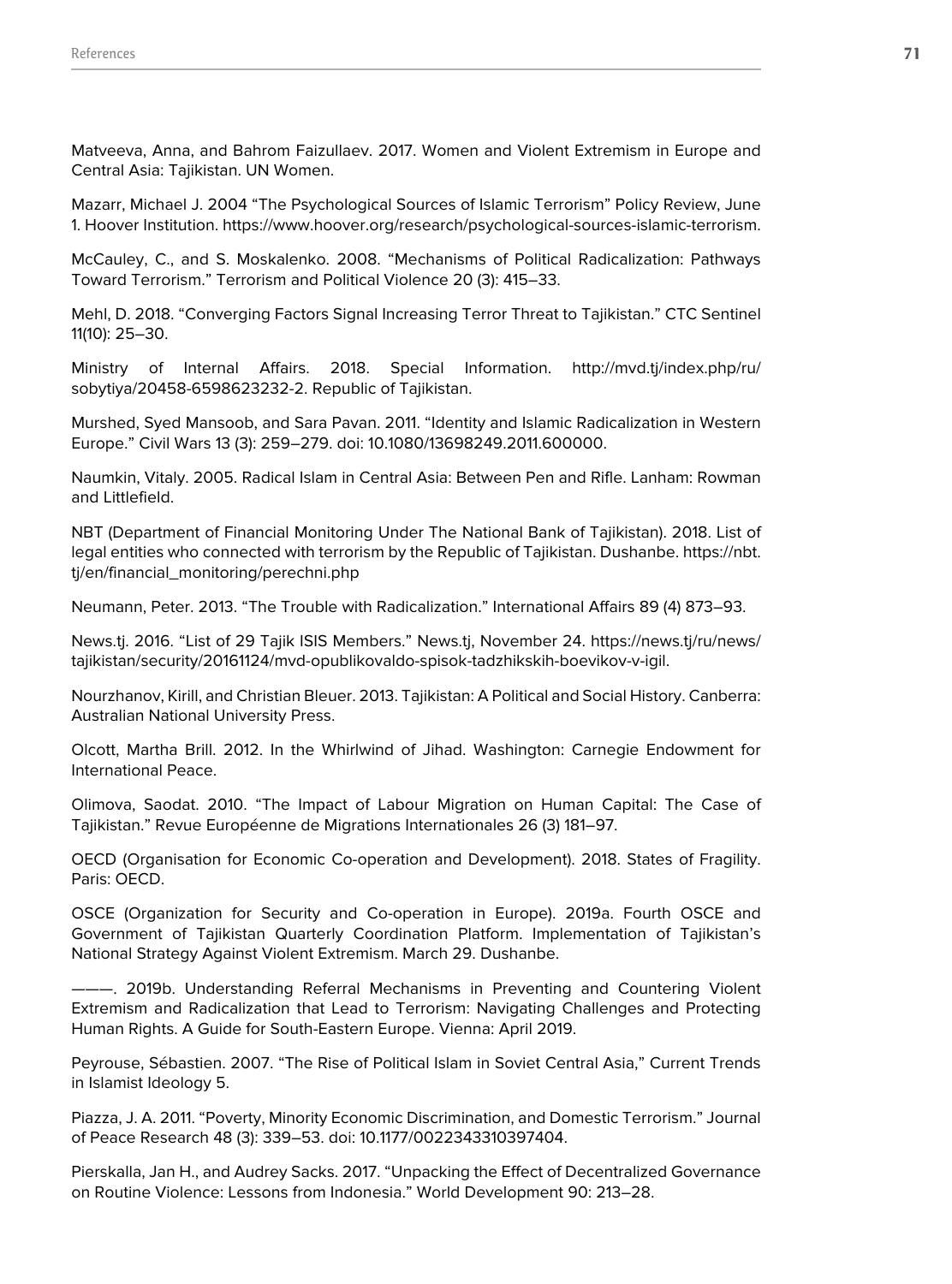Matveeva, Anna, and Bahrom Faizullaev. 2017. Women and Violent Extremism in Europe and Central Asia: Tajikistan. UN Women.

Mazarr, Michael J. 2004 "The Psychological Sources of Islamic Terrorism" Policy Review, June 1. Hoover Institution. https://www.hoover.org/research/psychological-sources-islamic-terrorism.

McCauley, C., and S. Moskalenko. 2008. "Mechanisms of Political Radicalization: Pathways Toward Terrorism." Terrorism and Political Violence 20 (3): 415–33.

Mehl, D. 2018. "Converging Factors Signal Increasing Terror Threat to Tajikistan." CTC Sentinel 11(10): 25–30.

Ministry of Internal Affairs. 2018. Special Information. http://mvd.tj/index.php/ru/sobytiya/20458-6598623232-2. Republic of Tajikistan.

Murshed, Syed Mansoob, and Sara Pavan. 2011. "Identity and Islamic Radicalization in Western Europe." Civil Wars 13 (3): 259–279. doi: 10.1080/13698249.2011.600000.

Naumkin, Vitaly. 2005. Radical Islam in Central Asia: Between Pen and Rifle. Lanham: Rowman and Littlefield.

NBT (Department of Financial Monitoring Under The National Bank of Tajikistan). 2018. List of legal entities who connected with terrorism by the Republic of Tajikistan. Dushanbe. https://nbt.tj/en/financial_monitoring/perechni.php

Neumann, Peter. 2013. "The Trouble with Radicalization." International Affairs 89 (4) 873–93.

News.tj. 2016. "List of 29 Tajik ISIS Members." News.tj, November 24. https://news.tj/ru/news/tajikistan/security/20161124/mvd-opublikovaldo-spisok-tadzhikskih-boevikov-v-igil.

Nourzhanov, Kirill, and Christian Bleuer. 2013. Tajikistan: A Political and Social History. Canberra: Australian National University Press.

Olcott, Martha Brill. 2012. In the Whirlwind of Jihad. Washington: Carnegie Endowment for International Peace.

Olimova, Saodat. 2010. "The Impact of Labour Migration on Human Capital: The Case of Tajikistan." Revue Européenne de Migrations Internationales 26 (3) 181–97.

OECD (Organisation for Economic Co-operation and Development). 2018. States of Fragility. Paris: OECD.

OSCE (Organization for Security and Co-operation in Europe). 2019a. Fourth OSCE and Government of Tajikistan Quarterly Coordination Platform. Implementation of Tajikistan's National Strategy Against Violent Extremism. March 29. Dushanbe.

———. 2019b. Understanding Referral Mechanisms in Preventing and Countering Violent Extremism and Radicalization that Lead to Terrorism: Navigating Challenges and Protecting Human Rights. A Guide for South-Eastern Europe. Vienna: April 2019.

Peyrouse, Sébastien. 2007. "The Rise of Political Islam in Soviet Central Asia," Current Trends in Islamist Ideology 5.

Piazza, J. A. 2011. "Poverty, Minority Economic Discrimination, and Domestic Terrorism." Journal of Peace Research 48 (3): 339–53. doi: 10.1177/0022343310397404.

Pierskalla, Jan H., and Audrey Sacks. 2017. "Unpacking the Effect of Decentralized Governance on Routine Violence: Lessons from Indonesia." World Development 90: 213–28.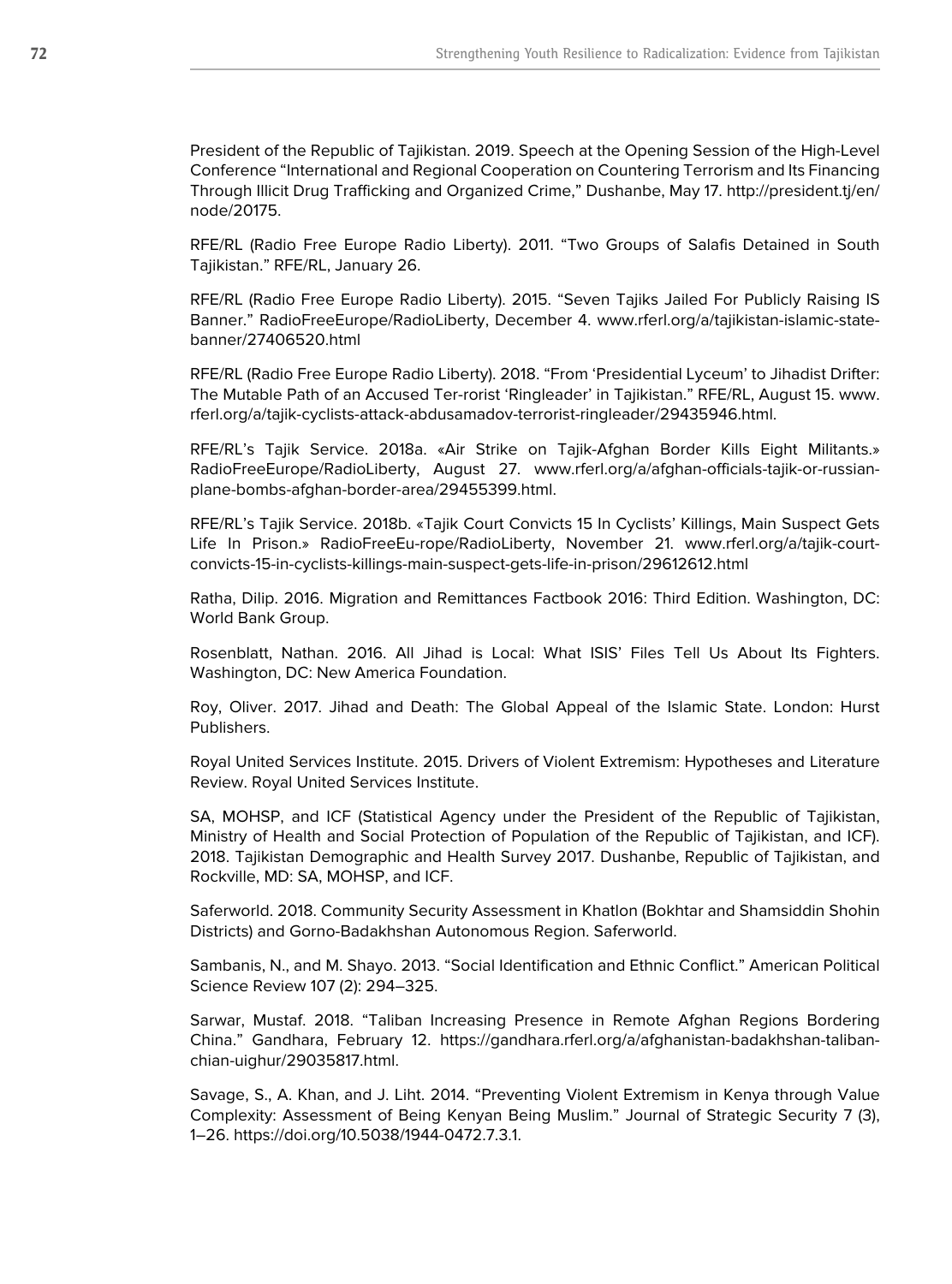President of the Republic of Tajikistan. 2019. Speech at the Opening Session of the High-Level Conference "International and Regional Cooperation on Countering Terrorism and Its Financing Through Illicit Drug Trafficking and Organized Crime," Dushanbe, May 17. http://president.tj/en/node/20175.

RFE/RL (Radio Free Europe Radio Liberty). 2011. "Two Groups of Salafis Detained in South Tajikistan." RFE/RL, January 26.

RFE/RL (Radio Free Europe Radio Liberty). 2015. "Seven Tajiks Jailed For Publicly Raising IS Banner." RadioFreeEurope/RadioLiberty, December 4. www.rferl.org/a/tajikistan-islamic-state-banner/27406520.html

RFE/RL (Radio Free Europe Radio Liberty). 2018. "From 'Presidential Lyceum' to Jihadist Drifter: The Mutable Path of an Accused Ter-rorist 'Ringleader' in Tajikistan." RFE/RL, August 15. www.rferl.org/a/tajik-cyclists-attack-abdusamadov-terrorist-ringleader/29435946.html.

RFE/RL's Tajik Service. 2018a. «Air Strike on Tajik-Afghan Border Kills Eight Militants.» RadioFreeEurope/RadioLiberty, August 27. www.rferl.org/a/afghan-officials-tajik-or-russian-plane-bombs-afghan-border-area/29455399.html.

RFE/RL's Tajik Service. 2018b. «Tajik Court Convicts 15 In Cyclists' Killings, Main Suspect Gets Life In Prison.» RadioFreeEu-rope/RadioLiberty, November 21. www.rferl.org/a/tajik-court-convicts-15-in-cyclists-killings-main-suspect-gets-life-in-prison/29612612.html

Ratha, Dilip. 2016. Migration and Remittances Factbook 2016: Third Edition. Washington, DC: World Bank Group.

Rosenblatt, Nathan. 2016. All Jihad is Local: What ISIS' Files Tell Us About Its Fighters. Washington, DC: New America Foundation.

Roy, Oliver. 2017. Jihad and Death: The Global Appeal of the Islamic State. London: Hurst Publishers.

Royal United Services Institute. 2015. Drivers of Violent Extremism: Hypotheses and Literature Review. Royal United Services Institute.

SA, MOHSP, and ICF (Statistical Agency under the President of the Republic of Tajikistan, Ministry of Health and Social Protection of Population of the Republic of Tajikistan, and ICF). 2018. Tajikistan Demographic and Health Survey 2017. Dushanbe, Republic of Tajikistan, and Rockville, MD: SA, MOHSP, and ICF.

Saferworld. 2018. Community Security Assessment in Khatlon (Bokhtar and Shamsiddin Shohin Districts) and Gorno-Badakhshan Autonomous Region. Saferworld.

Sambanis, N., and M. Shayo. 2013. "Social Identification and Ethnic Conflict." American Political Science Review 107 (2): 294–325.

Sarwar, Mustaf. 2018. "Taliban Increasing Presence in Remote Afghan Regions Bordering China." Gandhara, February 12. https://gandhara.rferl.org/a/afghanistan-badakhshan-taliban-chian-uighur/29035817.html.

Savage, S., A. Khan, and J. Liht. 2014. "Preventing Violent Extremism in Kenya through Value Complexity: Assessment of Being Kenyan Being Muslim." Journal of Strategic Security 7 (3), 1–26. https://doi.org/10.5038/1944-0472.7.3.1.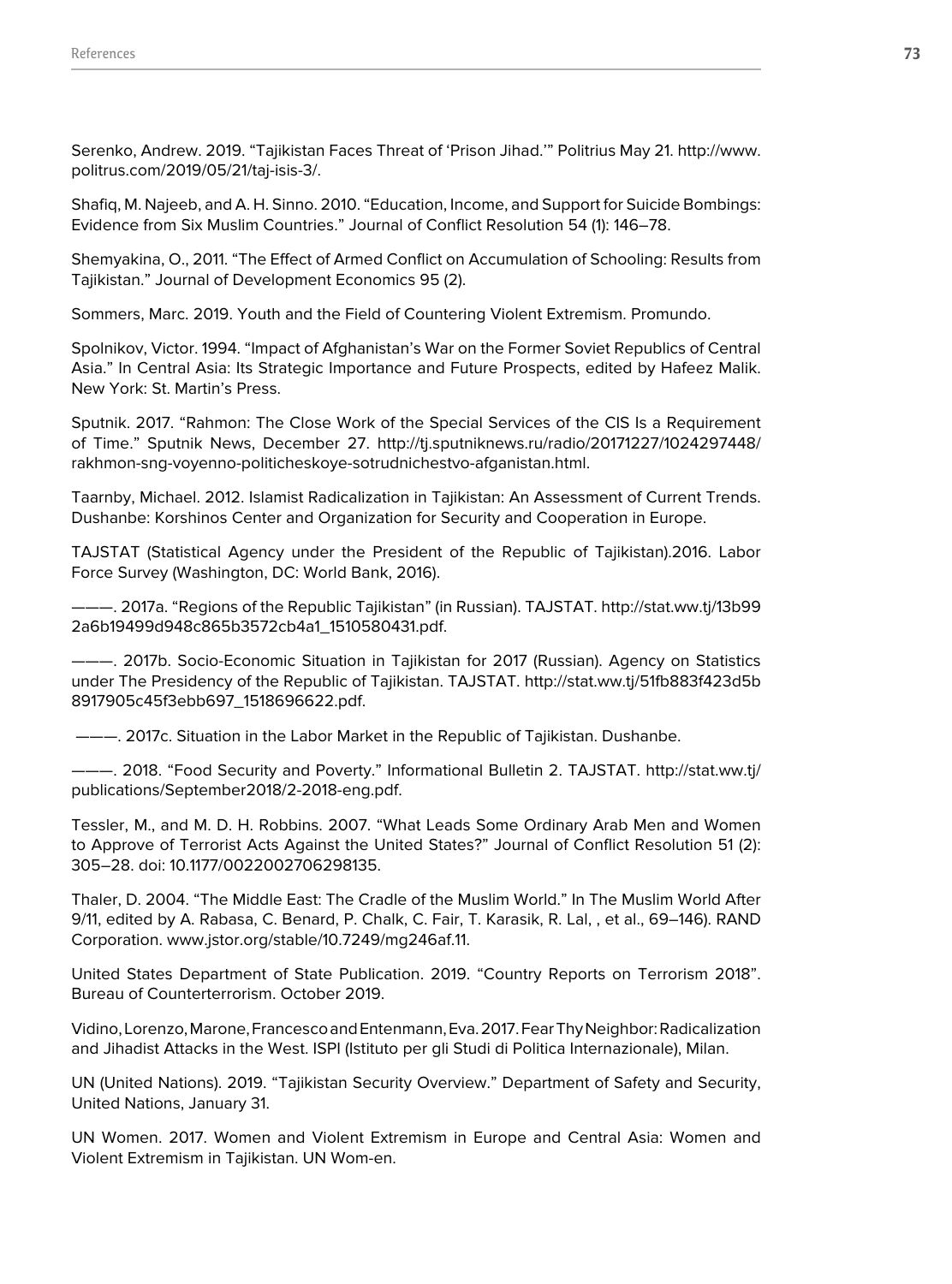Serenko, Andrew. 2019. “Tajikistan Faces Threat of ‘Prison Jihad.’” Politrius May 21. http://www.politrus.com/2019/05/21/taj-isis-3/.

Shafiq, M. Najeeb, and A. H. Sinno. 2010. “Education, Income, and Support for Suicide Bombings: Evidence from Six Muslim Countries.” Journal of Conflict Resolution 54 (1): 146–78.

Shemyakina, O., 2011. “The Effect of Armed Conflict on Accumulation of Schooling: Results from Tajikistan.” Journal of Development Economics 95 (2).

Sommers, Marc. 2019. Youth and the Field of Countering Violent Extremism. Promundo.

Spolnikov, Victor. 1994. “Impact of Afghanistan’s War on the Former Soviet Republics of Central Asia.” In Central Asia: Its Strategic Importance and Future Prospects, edited by Hafeez Malik. New York: St. Martin’s Press.

Sputnik. 2017. “Rahmon: The Close Work of the Special Services of the CIS Is a Requirement of Time.” Sputnik News, December 27. http://tj.sputniknews.ru/radio/20171227/1024297448/rakhmon-sng-voyenno-politicheskoye-sotrudnichestvo-afganistan.html.

Taarnby, Michael. 2012. Islamist Radicalization in Tajikistan: An Assessment of Current Trends. Dushanbe: Korshinos Center and Organization for Security and Cooperation in Europe.

TAJSTAT (Statistical Agency under the President of the Republic of Tajikistan).2016. Labor Force Survey (Washington, DC: World Bank, 2016).

———. 2017a. “Regions of the Republic Tajikistan” (in Russian). TAJSTAT. http://stat.ww.tj/13b992a6b19499d948c865b3572cb4a1_1510580431.pdf.

———. 2017b. Socio-Economic Situation in Tajikistan for 2017 (Russian). Agency on Statistics under The Presidency of the Republic of Tajikistan. TAJSTAT. http://stat.ww.tj/51fb883f423d5b8917905c45f3ebb697_1518696622.pdf.

———. 2017c. Situation in the Labor Market in the Republic of Tajikistan. Dushanbe.

———. 2018. “Food Security and Poverty.” Informational Bulletin 2. TAJSTAT. http://stat.ww.tj/publications/September2018/2-2018-eng.pdf.

Tessler, M., and M. D. H. Robbins. 2007. “What Leads Some Ordinary Arab Men and Women to Approve of Terrorist Acts Against the United States?” Journal of Conflict Resolution 51 (2): 305–28. doi: 10.1177/0022002706298135.

Thaler, D. 2004. “The Middle East: The Cradle of the Muslim World.” In The Muslim World After 9/11, edited by A. Rabasa, C. Benard, P. Chalk, C. Fair, T. Karasik, R. Lal, , et al., 69–146). RAND Corporation. www.jstor.org/stable/10.7249/mg246af.11.

United States Department of State Publication. 2019. “Country Reports on Terrorism 2018”. Bureau of Counterterrorism. October 2019.

Vidino, Lorenzo, Marone, Francesco and Entenmann, Eva. 2017. Fear Thy Neighbor: Radicalization and Jihadist Attacks in the West. ISPI (Istituto per gli Studi di Politica Internazionale), Milan.

UN (United Nations). 2019. “Tajikistan Security Overview.” Department of Safety and Security, United Nations, January 31.

UN Women. 2017. Women and Violent Extremism in Europe and Central Asia: Women and Violent Extremism in Tajikistan. UN Wom-en.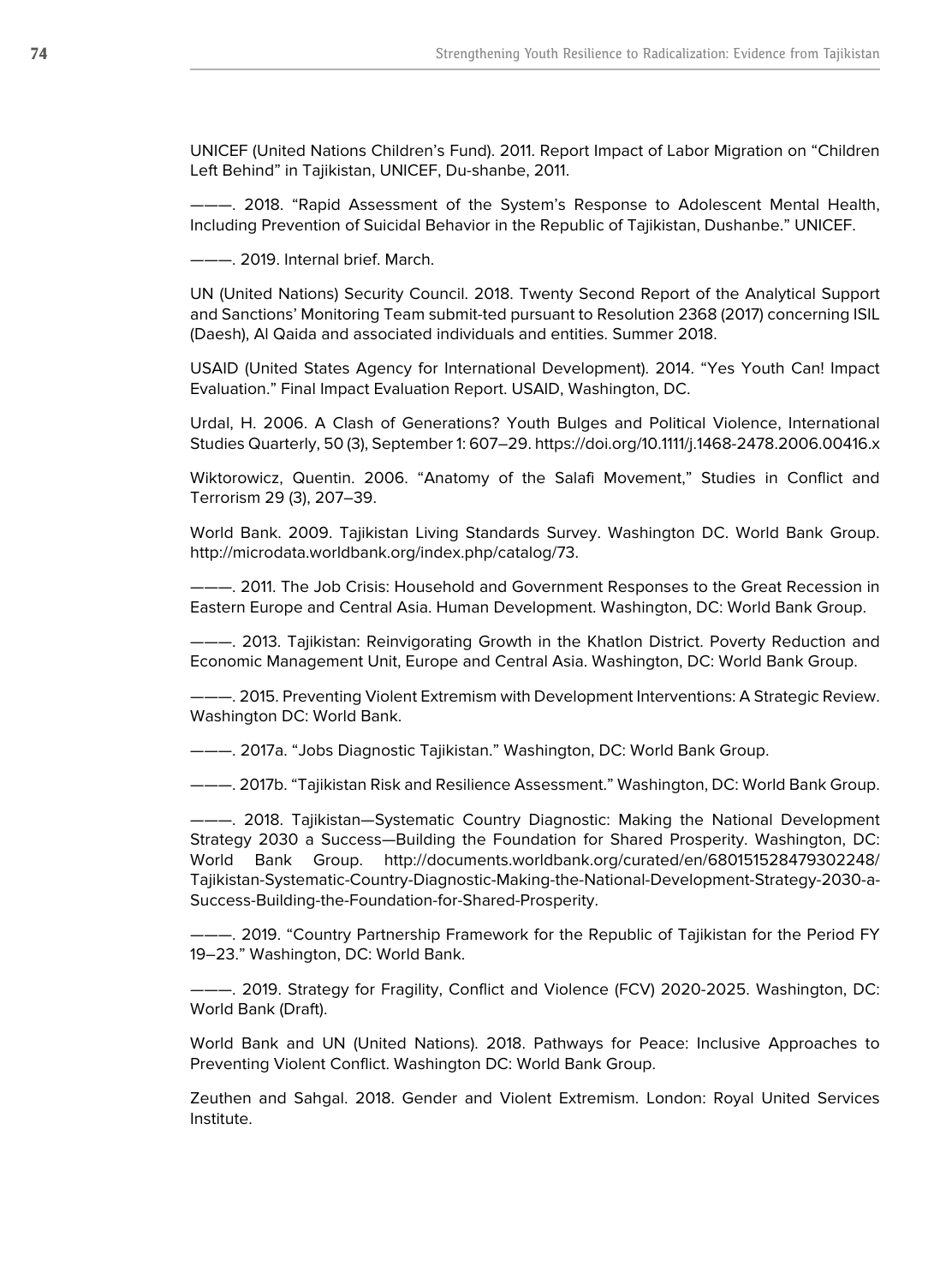UNICEF (United Nations Children's Fund). 2011. Report Impact of Labor Migration on "Children Left Behind" in Tajikistan, UNICEF, Du-shanbe, 2011.

———. 2018. "Rapid Assessment of the System's Response to Adolescent Mental Health, Including Prevention of Suicidal Behavior in the Republic of Tajikistan, Dushanbe." UNICEF.

———. 2019. Internal brief. March.

UN (United Nations) Security Council. 2018. Twenty Second Report of the Analytical Support and Sanctions' Monitoring Team submit-ted pursuant to Resolution 2368 (2017) concerning ISIL (Daesh), Al Qaida and associated individuals and entities. Summer 2018.

USAID (United States Agency for International Development). 2014. "Yes Youth Can! Impact Evaluation." Final Impact Evaluation Report. USAID, Washington, DC.

Urdal, H. 2006. A Clash of Generations? Youth Bulges and Political Violence, International Studies Quarterly, 50 (3), September 1: 607–29. https://doi.org/10.1111/j.1468-2478.2006.00416.x

Wiktorowicz, Quentin. 2006. "Anatomy of the Salafi Movement," Studies in Conflict and Terrorism 29 (3), 207–39.

World Bank. 2009. Tajikistan Living Standards Survey. Washington DC. World Bank Group. http://microdata.worldbank.org/index.php/catalog/73.

———. 2011. The Job Crisis: Household and Government Responses to the Great Recession in Eastern Europe and Central Asia. Human Development. Washington, DC: World Bank Group.

———. 2013. Tajikistan: Reinvigorating Growth in the Khatlon District. Poverty Reduction and Economic Management Unit, Europe and Central Asia. Washington, DC: World Bank Group.

———. 2015. Preventing Violent Extremism with Development Interventions: A Strategic Review. Washington DC: World Bank.

———. 2017a. "Jobs Diagnostic Tajikistan." Washington, DC: World Bank Group.

———. 2017b. "Tajikistan Risk and Resilience Assessment." Washington, DC: World Bank Group.

———. 2018. Tajikistan—Systematic Country Diagnostic: Making the National Development Strategy 2030 a Success—Building the Foundation for Shared Prosperity. Washington, DC: World Bank Group. http://documents.worldbank.org/curated/en/680151528479302248/Tajikistan-Systematic-Country-Diagnostic-Making-the-National-Development-Strategy-2030-a-Success-Building-the-Foundation-for-Shared-Prosperity.

———. 2019. "Country Partnership Framework for the Republic of Tajikistan for the Period FY 19–23." Washington, DC: World Bank.

———. 2019. Strategy for Fragility, Conflict and Violence (FCV) 2020-2025. Washington, DC: World Bank (Draft).

World Bank and UN (United Nations). 2018. Pathways for Peace: Inclusive Approaches to Preventing Violent Conflict. Washington DC: World Bank Group.

Zeuthen and Sahgal. 2018. Gender and Violent Extremism. London: Royal United Services Institute.